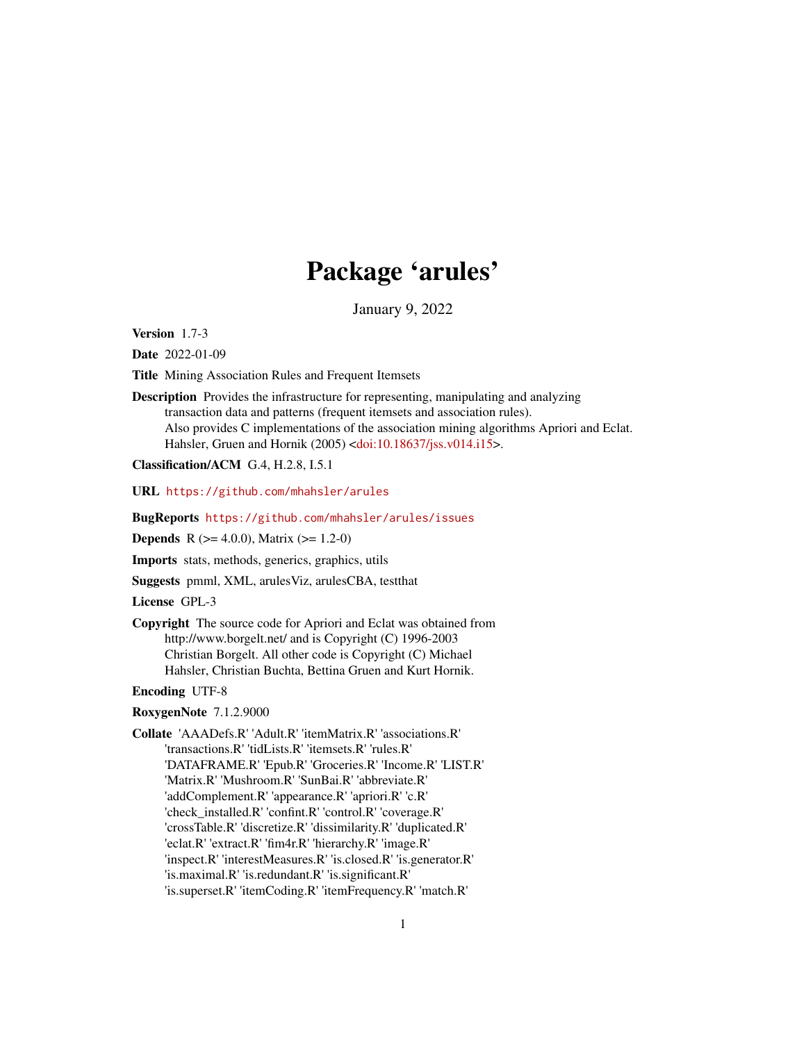# Package 'arules'

January 9, 2022

**Version** 1.7-3

**Date** 2022-01-09

**Title** Mining Association Rules and Frequent Itemsets

**Description** Provides the infrastructure for representing, manipulating and analyzing transaction data and patterns (frequent itemsets and association rules). Also provides C implementations of the association mining algorithms Apriori and Eclat. Hahsler, Gruen and Hornik (2005) <doi:10.18637/jss.v014.i15>.

**Classification/ACM** G.4, H.2.8, I.5.1

**URL** https://github.com/mhahsler/arules

**BugReports** https://github.com/mhahsler/arules/issues

**Depends** R (>= 4.0.0), Matrix (>= 1.2-0)

**Imports** stats, methods, generics, graphics, utils

**Suggests** pmml, XML, arulesViz, arulesCBA, testthat

**License** GPL-3

**Copyright** The source code for Apriori and Eclat was obtained from http://www.borgelt.net/ and is Copyright (C) 1996-2003 Christian Borgelt. All other code is Copyright (C) Michael Hahsler, Christian Buchta, Bettina Gruen and Kurt Hornik.

**Encoding** UTF-8

**RoxygenNote** 7.1.2.9000

**Collate** 'AAADefs.R' 'Adult.R' 'itemMatrix.R' 'associations.R' 'transactions.R' 'tidLists.R' 'itemsets.R' 'rules.R' 'DATAFRAME.R' 'Epub.R' 'Groceries.R' 'Income.R' 'LIST.R' 'Matrix.R' 'Mushroom.R' 'SunBai.R' 'abbreviate.R' 'addComplement.R' 'appearance.R' 'apriori.R' 'c.R' 'check_installed.R' 'confint.R' 'control.R' 'coverage.R' 'crossTable.R' 'discretize.R' 'dissimilarity.R' 'duplicated.R' 'eclat.R' 'extract.R' 'fim4r.R' 'hierarchy.R' 'image.R' 'inspect.R' 'interestMeasures.R' 'is.closed.R' 'is.generator.R' 'is.maximal.R' 'is.redundant.R' 'is.significant.R' 'is.superset.R' 'itemCoding.R' 'itemFrequency.R' 'match.R'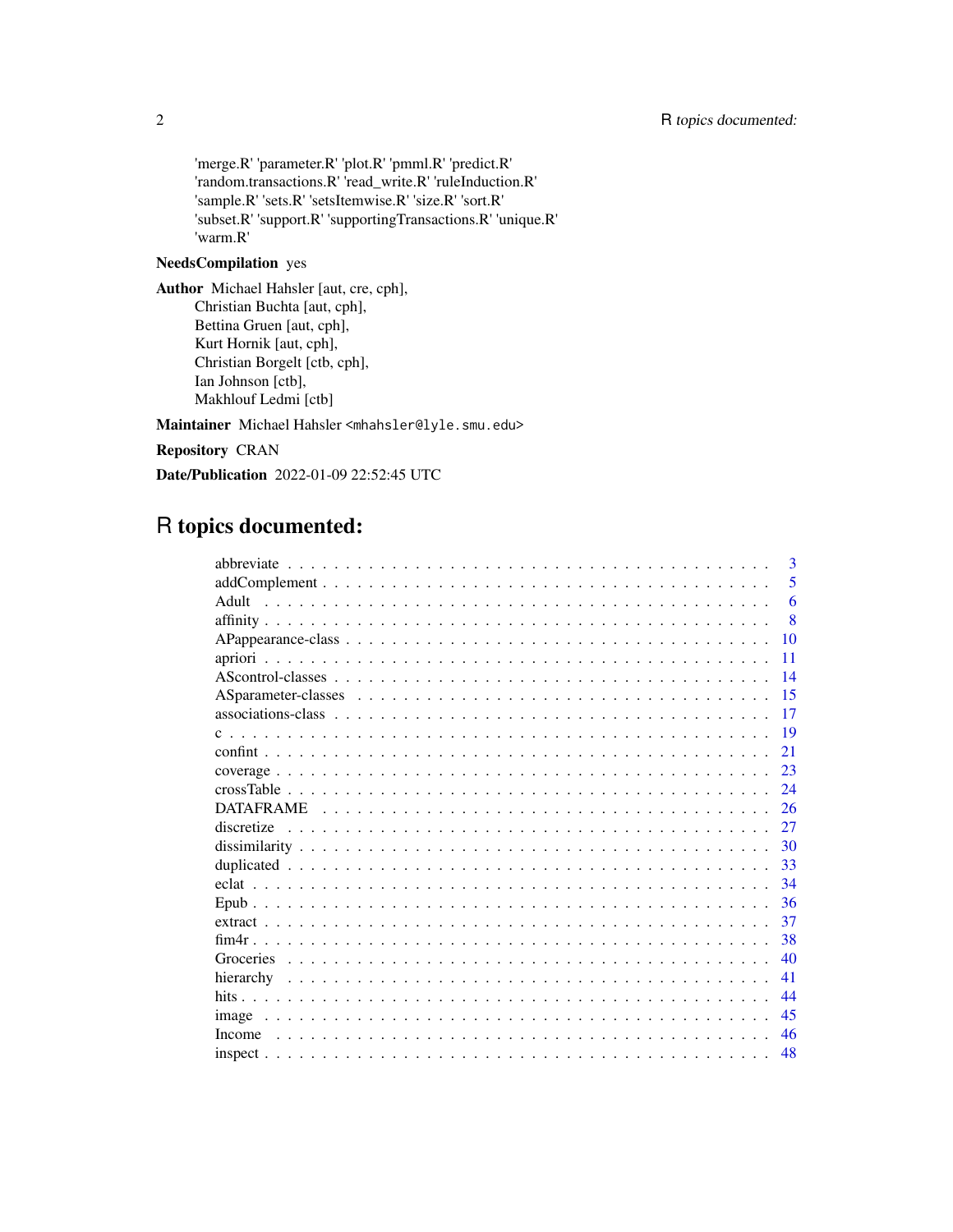'merge.R' 'parameter.R' 'plot.R' 'pmml.R' 'predict.R'
'random.transactions.R' 'read_write.R' 'ruleInduction.R'
'sample.R' 'sets.R' 'setsItemwise.R' 'size.R' 'sort.R'
'subset.R' 'support.R' 'supportingTransactions.R' 'unique.R'
'warm.R'

**NeedsCompilation** yes

**Author** Michael Hahsler [aut, cre, cph],
Christian Buchta [aut, cph],
Bettina Gruen [aut, cph],
Kurt Hornik [aut, cph],
Christian Borgelt [ctb, cph],
Ian Johnson [ctb],
Makhlouf Ledmi [ctb]

**Maintainer** Michael Hahsler <mhahsler@lyle.smu.edu>

**Repository** CRAN

**Date/Publication** 2022-01-09 22:52:45 UTC

# R topics documented:

| | |
|---|---|
| abbreviate | 3 |
| addComplement | 5 |
| Adult | 6 |
| affinity | 8 |
| APappearance-class | 10 |
| apriori | 11 |
| AScontrol-classes | 14 |
| ASparameter-classes | 15 |
| associations-class | 17 |
| c | 19 |
| confint | 21 |
| coverage | 23 |
| crossTable | 24 |
| DATAFRAME | 26 |
| discretize | 27 |
| dissimilarity | 30 |
| duplicated | 33 |
| eclat | 34 |
| Epub | 36 |
| extract | 37 |
| fim4r | 38 |
| Groceries | 40 |
| hierarchy | 41 |
| hits | 44 |
| image | 45 |
| Income | 46 |
| inspect | 48 |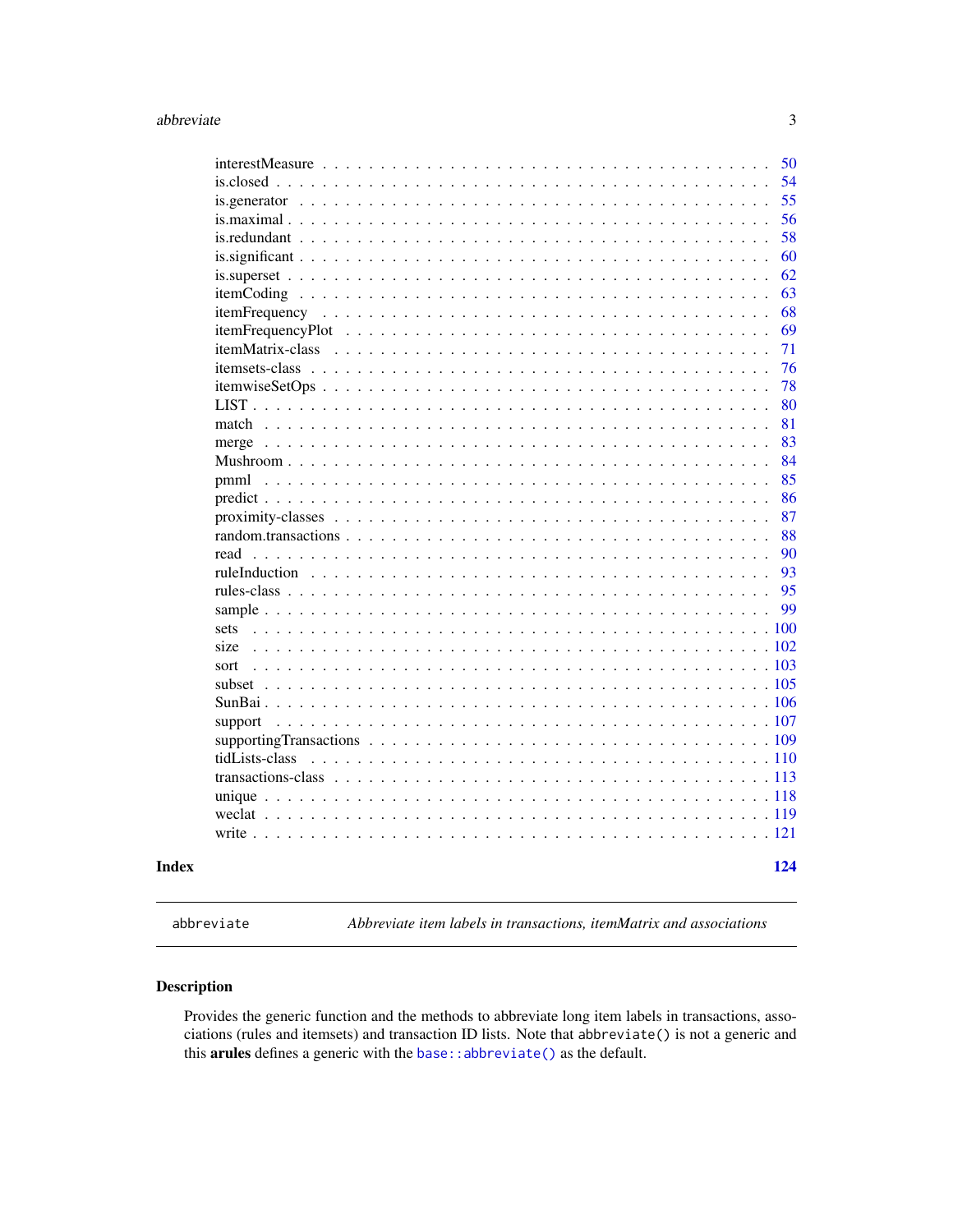| | |
|---|---|
| interestMeasure | 50 |
| is.closed | 54 |
| is.generator | 55 |
| is.maximal | 56 |
| is.redundant | 58 |
| is.significant | 60 |
| is.superset | 62 |
| itemCoding | 63 |
| itemFrequency | 68 |
| itemFrequencyPlot | 69 |
| itemMatrix-class | 71 |
| itemsets-class | 76 |
| itemwiseSetOps | 78 |
| LIST | 80 |
| match | 81 |
| merge | 83 |
| Mushroom | 84 |
| pmml | 85 |
| predict | 86 |
| proximity-classes | 87 |
| random.transactions | 88 |
| read | 90 |
| ruleInduction | 93 |
| rules-class | 95 |
| sample | 99 |
| sets | 100 |
| size | 102 |
| sort | 103 |
| subset | 105 |
| SunBai | 106 |
| support | 107 |
| supportingTransactions | 109 |
| tidLists-class | 110 |
| transactions-class | 113 |
| unique | 118 |
| weclat | 119 |
| write | 121 |

**Index** **124**

---

`abbreviate` *Abbreviate item labels in transactions, itemMatrix and associations*

---

## Description

Provides the generic function and the methods to abbreviate long item labels in transactions, associations (rules and itemsets) and transaction ID lists. Note that `abbreviate()` is not a generic and this **arules** defines a generic with the `base::abbreviate()` as the default.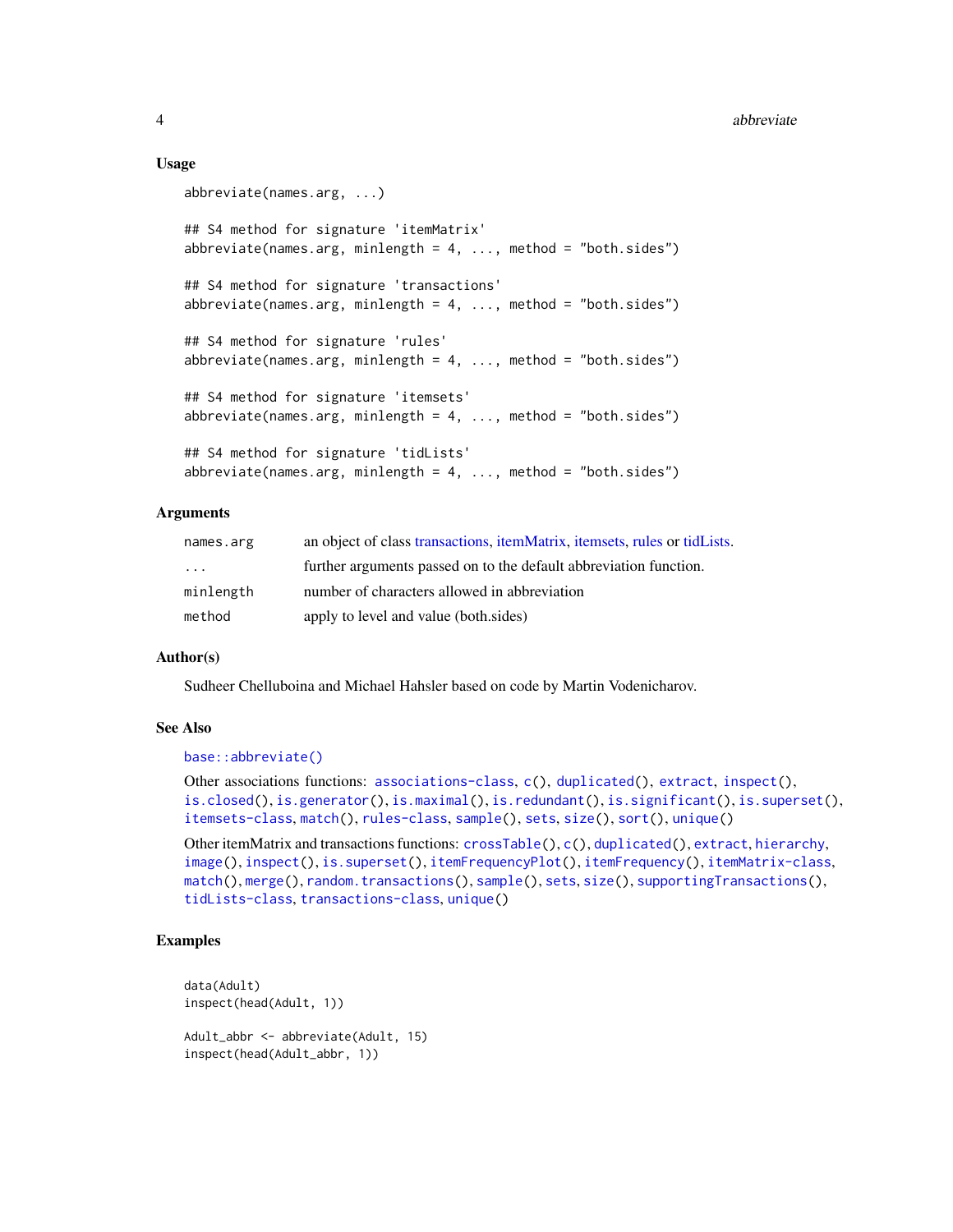### Usage

```
abbreviate(names.arg, ...)

## S4 method for signature 'itemMatrix'
abbreviate(names.arg, minlength = 4, ..., method = "both.sides")

## S4 method for signature 'transactions'
abbreviate(names.arg, minlength = 4, ..., method = "both.sides")

## S4 method for signature 'rules'
abbreviate(names.arg, minlength = 4, ..., method = "both.sides")

## S4 method for signature 'itemsets'
abbreviate(names.arg, minlength = 4, ..., method = "both.sides")

## S4 method for signature 'tidLists'
abbreviate(names.arg, minlength = 4, ..., method = "both.sides")
```

### Arguments

| | |
|---|---|
| `names.arg` | an object of class transactions, itemMatrix, itemsets, rules or tidLists. |
| `...` | further arguments passed on to the default abbreviation function. |
| `minlength` | number of characters allowed in abbreviation |
| `method` | apply to level and value (both.sides) |

### Author(s)

Sudheer Chelluboina and Michael Hahsler based on code by Martin Vodenicharov.

### See Also

`base::abbreviate()`

Other associations functions: `associations-class`, `c()`, `duplicated()`, `extract`, `inspect()`, `is.closed()`, `is.generator()`, `is.maximal()`, `is.redundant()`, `is.significant()`, `is.superset()`, `itemsets-class`, `match()`, `rules-class`, `sample()`, `sets`, `size()`, `sort()`, `unique()`

Other itemMatrix and transactions functions: `crossTable()`, `c()`, `duplicated()`, `extract`, `hierarchy`, `image()`, `inspect()`, `is.superset()`, `itemFrequencyPlot()`, `itemFrequency()`, `itemMatrix-class`, `match()`, `merge()`, `random.transactions()`, `sample()`, `sets`, `size()`, `supportingTransactions()`, `tidLists-class`, `transactions-class`, `unique()`

### Examples

```
data(Adult)
inspect(head(Adult, 1))

Adult_abbr <- abbreviate(Adult, 15)
inspect(head(Adult_abbr, 1))
```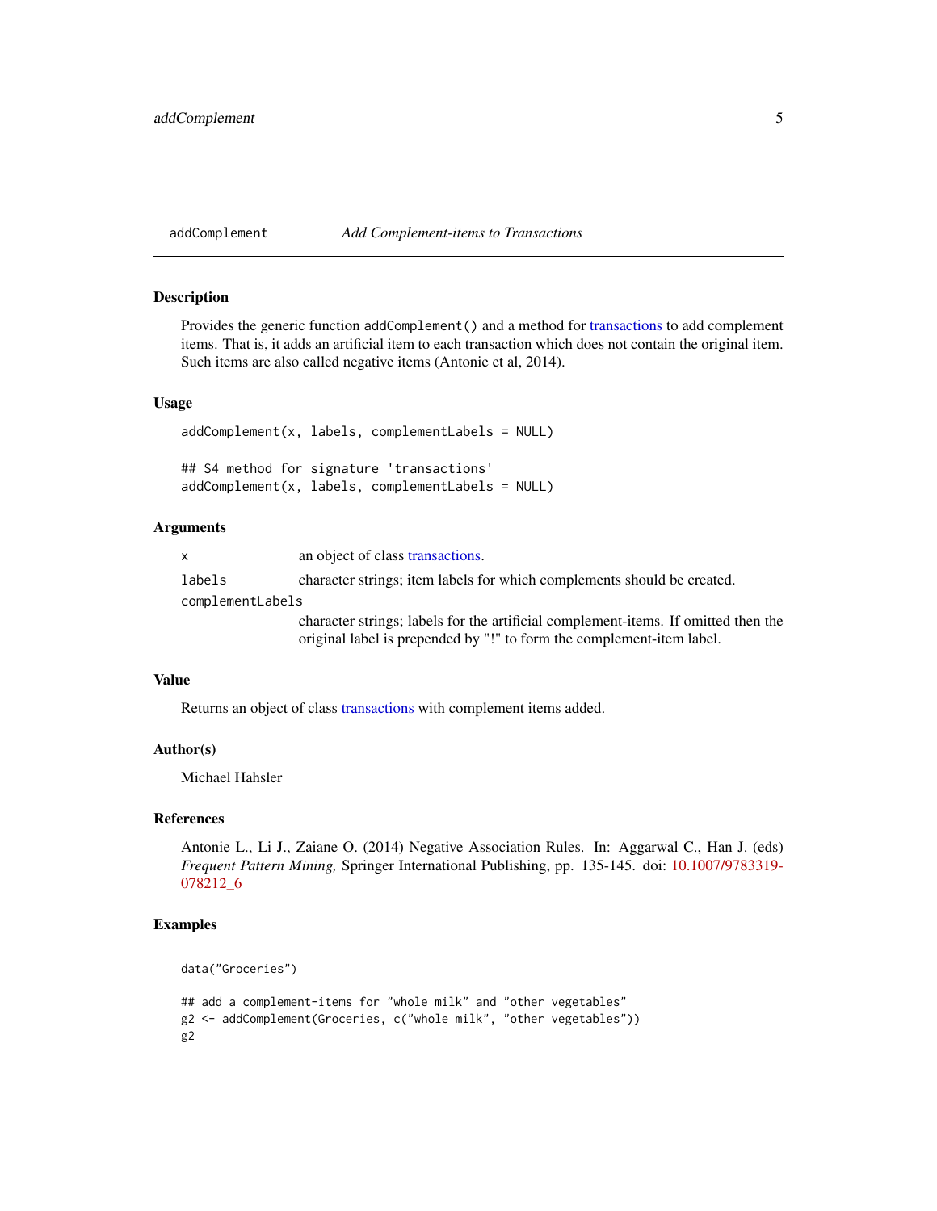## addComplement *Add Complement-items to Transactions*

### Description

Provides the generic function `addComplement()` and a method for transactions to add complement items. That is, it adds an artificial item to each transaction which does not contain the original item. Such items are also called negative items (Antonie et al, 2014).

### Usage

```
addComplement(x, labels, complementLabels = NULL)

## S4 method for signature 'transactions'
addComplement(x, labels, complementLabels = NULL)
```

### Arguments

| | |
|---|---|
| `x` | an object of class transactions. |
| `labels` | character strings; item labels for which complements should be created. |
| `complementLabels` | character strings; labels for the artificial complement-items. If omitted then the original label is prepended by "!" to form the complement-item label. |

### Value

Returns an object of class transactions with complement items added.

### Author(s)

Michael Hahsler

### References

Antonie L., Li J., Zaiane O. (2014) Negative Association Rules. In: Aggarwal C., Han J. (eds) *Frequent Pattern Mining,* Springer International Publishing, pp. 135-145. doi: 10.1007/9783319-078212_6

### Examples

```
data("Groceries")

## add a complement-items for "whole milk" and "other vegetables"
g2 <- addComplement(Groceries, c("whole milk", "other vegetables"))
g2
```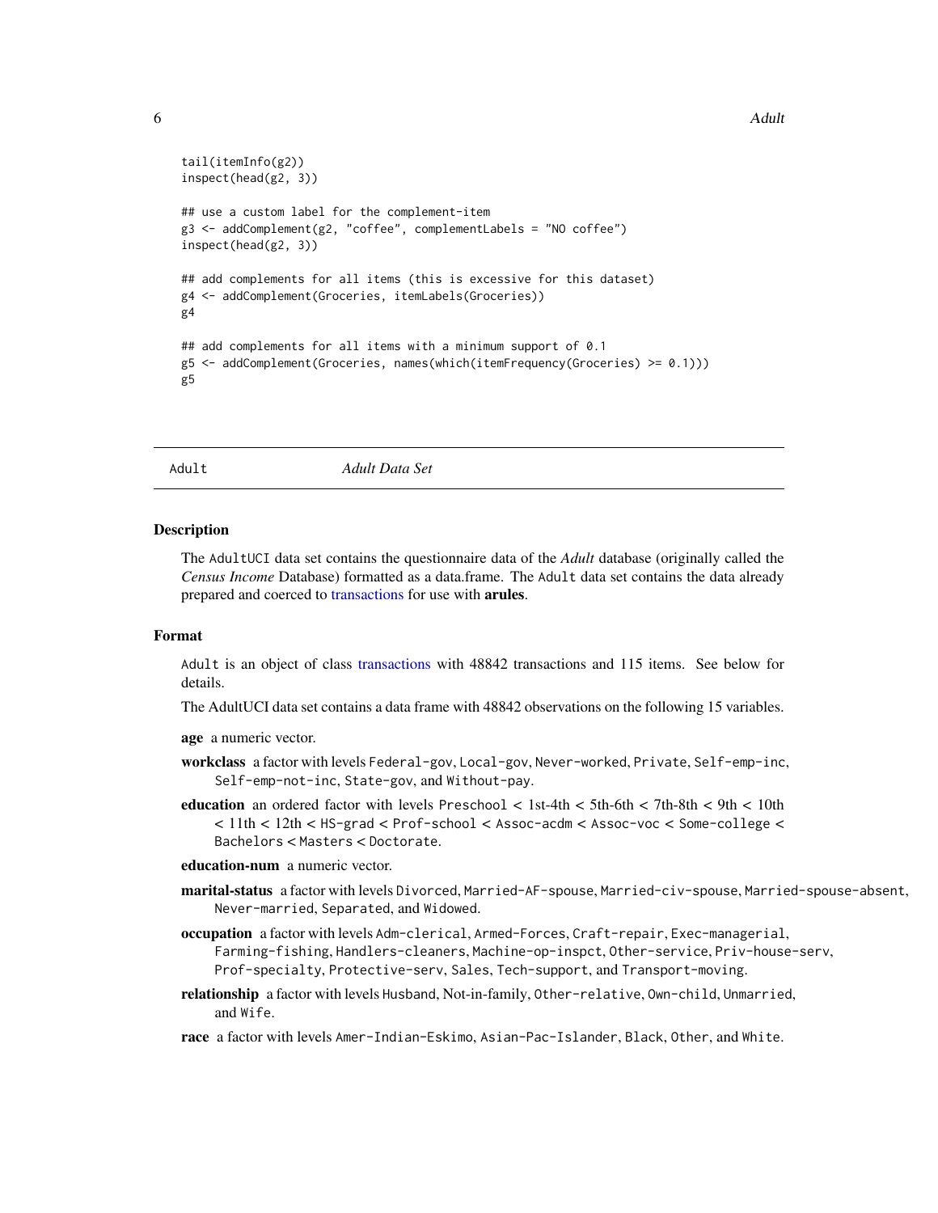```
tail(itemInfo(g2))
inspect(head(g2, 3))

## use a custom label for the complement-item
g3 <- addComplement(g2, "coffee", complementLabels = "NO coffee")
inspect(head(g2, 3))

## add complements for all items (this is excessive for this dataset)
g4 <- addComplement(Groceries, itemLabels(Groceries))
g4

## add complements for all items with a minimum support of 0.1
g5 <- addComplement(Groceries, names(which(itemFrequency(Groceries) >= 0.1)))
g5
```

---

Adult                    *Adult Data Set*

---

### Description

The AdultUCI data set contains the questionnaire data of the *Adult* database (originally called the *Census Income* Database) formatted as a data.frame. The Adult data set contains the data already prepared and coerced to transactions for use with **arules**.

### Format

Adult is an object of class transactions with 48842 transactions and 115 items. See below for details.

The AdultUCI data set contains a data frame with 48842 observations on the following 15 variables.

**age** a numeric vector.

**workclass** a factor with levels Federal-gov, Local-gov, Never-worked, Private, Self-emp-inc, Self-emp-not-inc, State-gov, and Without-pay.

**education** an ordered factor with levels Preschool < 1st-4th < 5th-6th < 7th-8th < 9th < 10th < 11th < 12th < HS-grad < Prof-school < Assoc-acdm < Assoc-voc < Some-college < Bachelors < Masters < Doctorate.

**education-num** a numeric vector.

**marital-status** a factor with levels Divorced, Married-AF-spouse, Married-civ-spouse, Married-spouse-absent, Never-married, Separated, and Widowed.

**occupation** a factor with levels Adm-clerical, Armed-Forces, Craft-repair, Exec-managerial, Farming-fishing, Handlers-cleaners, Machine-op-inspct, Other-service, Priv-house-serv, Prof-specialty, Protective-serv, Sales, Tech-support, and Transport-moving.

**relationship** a factor with levels Husband, Not-in-family, Other-relative, Own-child, Unmarried, and Wife.

**race** a factor with levels Amer-Indian-Eskimo, Asian-Pac-Islander, Black, Other, and White.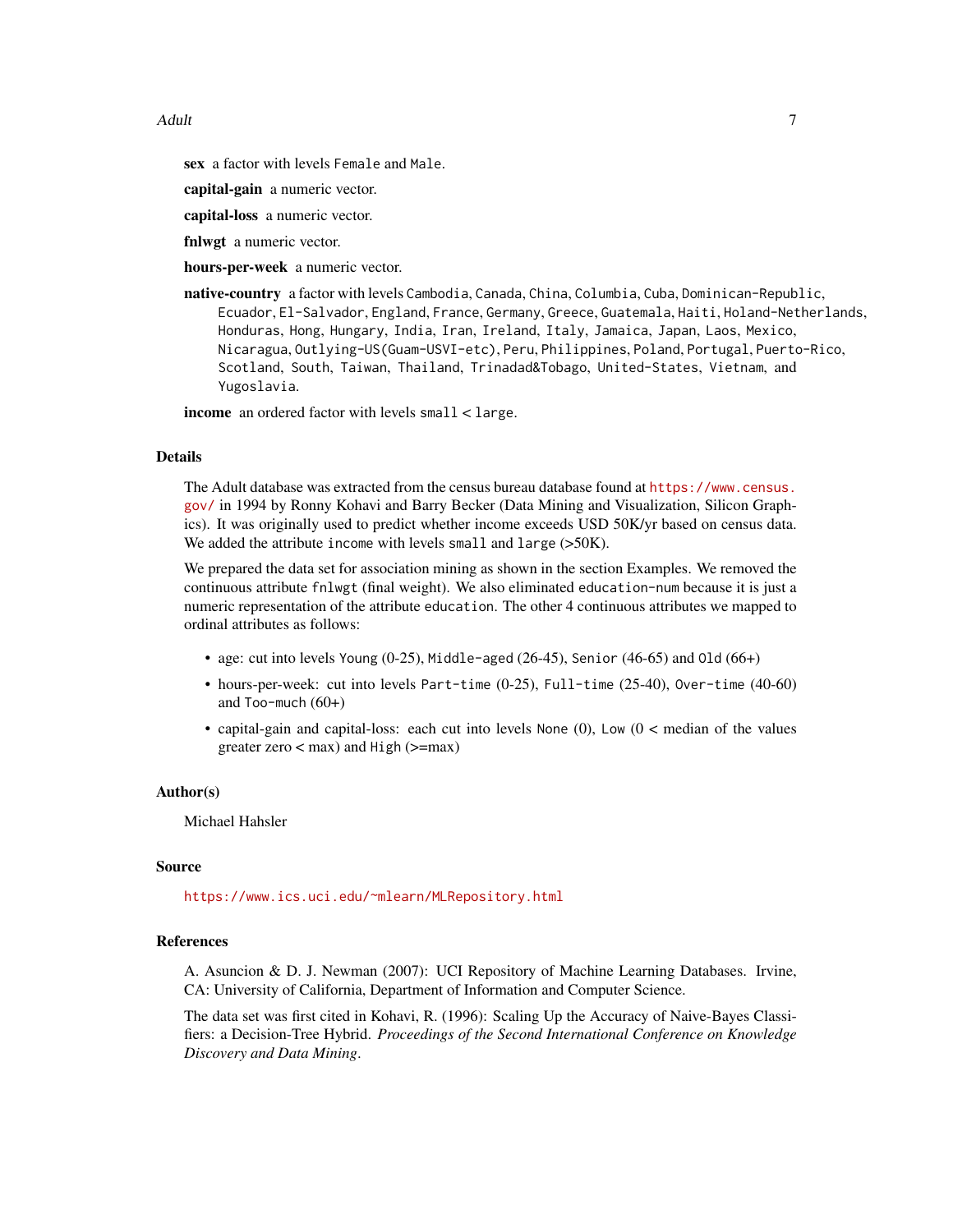**sex** a factor with levels `Female` and `Male`.

**capital-gain** a numeric vector.

**capital-loss** a numeric vector.

**fnlwgt** a numeric vector.

**hours-per-week** a numeric vector.

**native-country** a factor with levels `Cambodia`, `Canada`, `China`, `Columbia`, `Cuba`, `Dominican-Republic`, `Ecuador`, `El-Salvador`, `England`, `France`, `Germany`, `Greece`, `Guatemala`, `Haiti`, `Holand-Netherlands`, `Honduras`, `Hong`, `Hungary`, `India`, `Iran`, `Ireland`, `Italy`, `Jamaica`, `Japan`, `Laos`, `Mexico`, `Nicaragua`, `Outlying-US(Guam-USVI-etc)`, `Peru`, `Philippines`, `Poland`, `Portugal`, `Puerto-Rico`, `Scotland`, `South`, `Taiwan`, `Thailand`, `Trinadad&Tobago`, `United-States`, `Vietnam`, and `Yugoslavia`.

**income** an ordered factor with levels `small` < `large`.

## Details

The Adult database was extracted from the census bureau database found at https://www.census.gov/ in 1994 by Ronny Kohavi and Barry Becker (Data Mining and Visualization, Silicon Graphics). It was originally used to predict whether income exceeds USD 50K/yr based on census data. We added the attribute `income` with levels `small` and `large` (>50K).

We prepared the data set for association mining as shown in the section Examples. We removed the continuous attribute `fnlwgt` (final weight). We also eliminated `education-num` because it is just a numeric representation of the attribute `education`. The other 4 continuous attributes we mapped to ordinal attributes as follows:

- age: cut into levels `Young` (0-25), `Middle-aged` (26-45), `Senior` (46-65) and `Old` (66+)
- hours-per-week: cut into levels `Part-time` (0-25), `Full-time` (25-40), `Over-time` (40-60) and `Too-much` (60+)
- capital-gain and capital-loss: each cut into levels `None` (0), `Low` (0 < median of the values greater zero < max) and `High` (>=max)

## Author(s)

Michael Hahsler

## Source

https://www.ics.uci.edu/~mlearn/MLRepository.html

## References

A. Asuncion & D. J. Newman (2007): UCI Repository of Machine Learning Databases. Irvine, CA: University of California, Department of Information and Computer Science.

The data set was first cited in Kohavi, R. (1996): Scaling Up the Accuracy of Naive-Bayes Classifiers: a Decision-Tree Hybrid. *Proceedings of the Second International Conference on Knowledge Discovery and Data Mining*.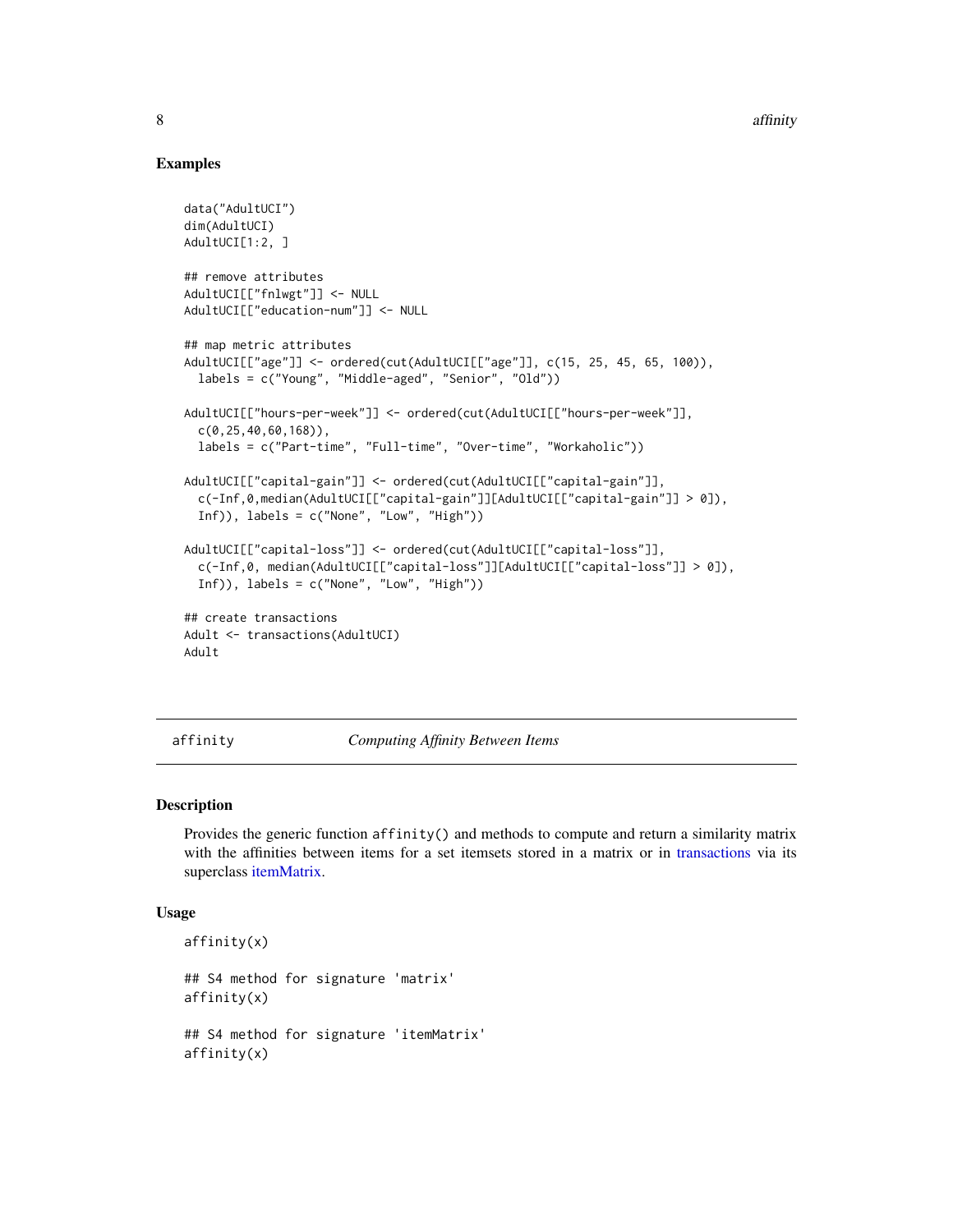## Examples

```
data("AdultUCI")
dim(AdultUCI)
AdultUCI[1:2, ]

## remove attributes
AdultUCI[["fnlwgt"]] <- NULL
AdultUCI[["education-num"]] <- NULL

## map metric attributes
AdultUCI[["age"]] <- ordered(cut(AdultUCI[["age"]], c(15, 25, 45, 65, 100)),
  labels = c("Young", "Middle-aged", "Senior", "Old"))

AdultUCI[["hours-per-week"]] <- ordered(cut(AdultUCI[["hours-per-week"]],
  c(0,25,40,60,168)),
  labels = c("Part-time", "Full-time", "Over-time", "Workaholic"))

AdultUCI[["capital-gain"]] <- ordered(cut(AdultUCI[["capital-gain"]],
  c(-Inf,0,median(AdultUCI[["capital-gain"]][AdultUCI[["capital-gain"]] > 0]),
  Inf)), labels = c("None", "Low", "High"))

AdultUCI[["capital-loss"]] <- ordered(cut(AdultUCI[["capital-loss"]],
  c(-Inf,0, median(AdultUCI[["capital-loss"]][AdultUCI[["capital-loss"]] > 0]),
  Inf)), labels = c("None", "Low", "High"))

## create transactions
Adult <- transactions(AdultUCI)
Adult
```

---

# affinity *Computing Affinity Between Items*

## Description

Provides the generic function `affinity()` and methods to compute and return a similarity matrix with the affinities between items for a set itemsets stored in a matrix or in transactions via its superclass itemMatrix.

## Usage

```
affinity(x)

## S4 method for signature 'matrix'
affinity(x)

## S4 method for signature 'itemMatrix'
affinity(x)
```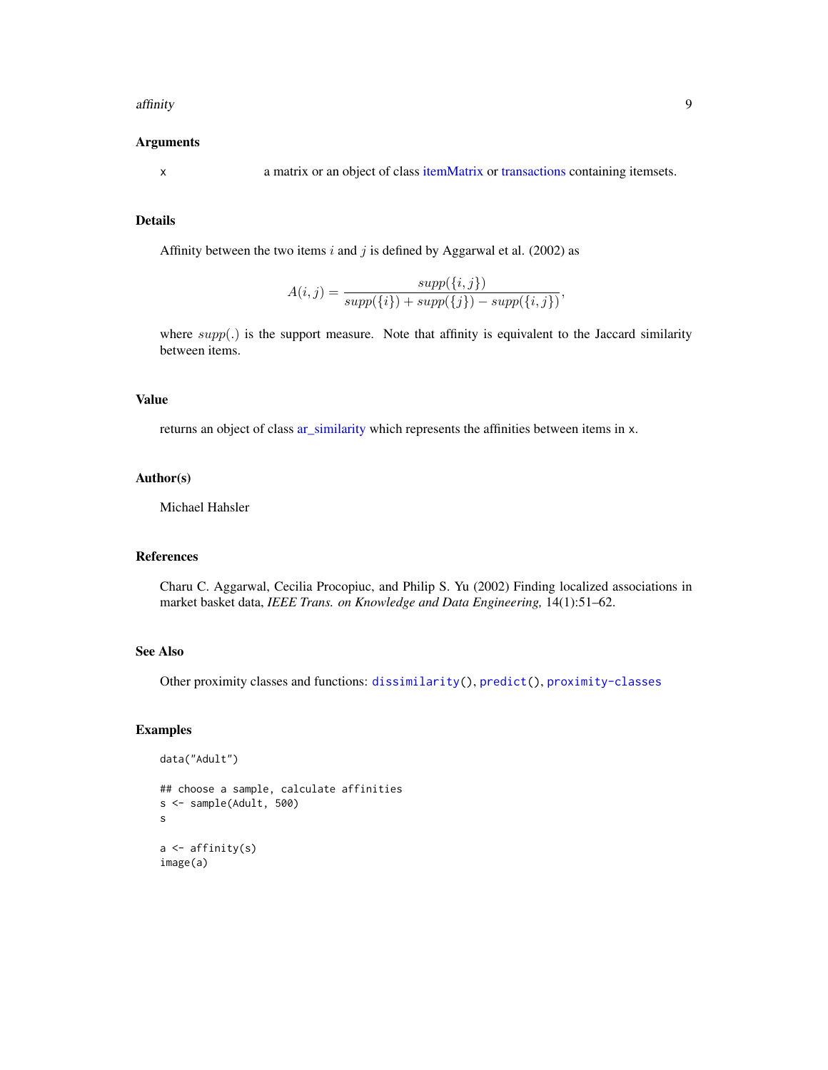## Arguments

x a matrix or an object of class itemMatrix or transactions containing itemsets.

## Details

Affinity between the two items $i$ and $j$ is defined by Aggarwal et al. (2002) as

$$A(i,j) = \frac{supp(\{i,j\})}{supp(\{i\}) + supp(\{j\}) - supp(\{i,j\})},$$

where $supp(.)$ is the support measure. Note that affinity is equivalent to the Jaccard similarity between items.

## Value

returns an object of class ar_similarity which represents the affinities between items in x.

## Author(s)

Michael Hahsler

## References

Charu C. Aggarwal, Cecilia Procopiuc, and Philip S. Yu (2002) Finding localized associations in market basket data, *IEEE Trans. on Knowledge and Data Engineering,* 14(1):51–62.

## See Also

Other proximity classes and functions: `dissimilarity()`, `predict()`, `proximity-classes`

## Examples

```
data("Adult")

## choose a sample, calculate affinities
s <- sample(Adult, 500)
s

a <- affinity(s)
image(a)
```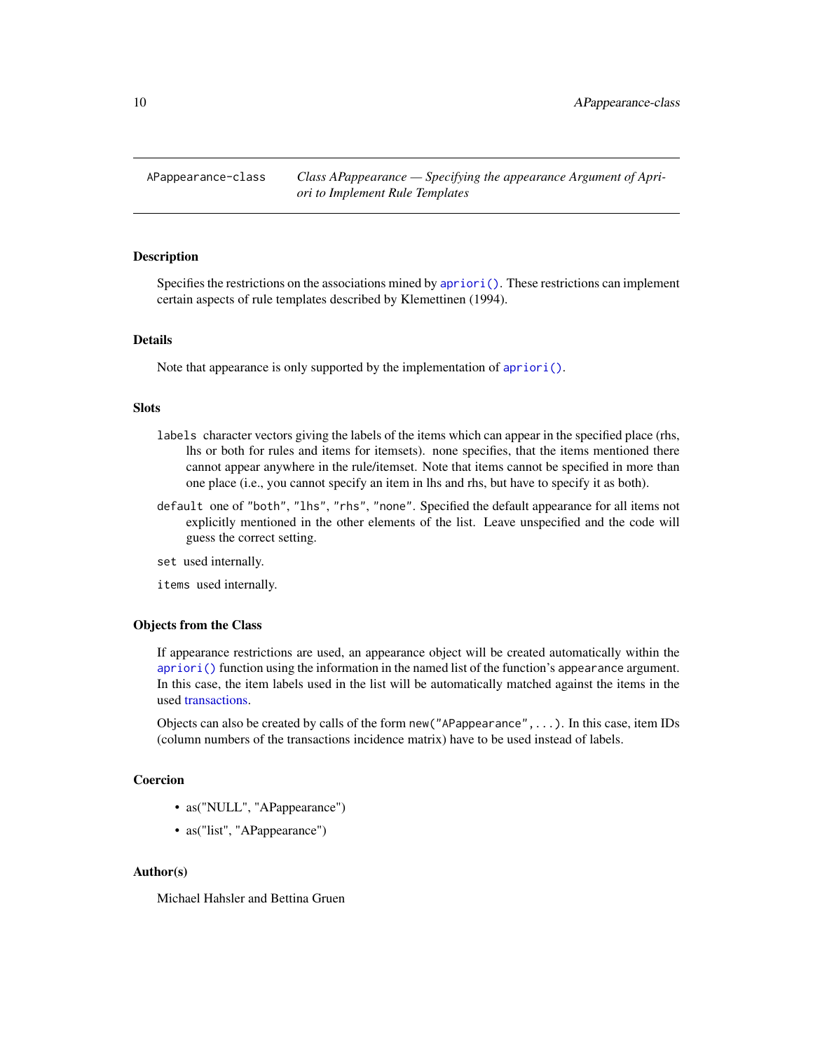# APappearance-class *Class APappearance — Specifying the appearance Argument of Apriori to Implement Rule Templates*

## Description

Specifies the restrictions on the associations mined by `apriori()`. These restrictions can implement certain aspects of rule templates described by Klemettinen (1994).

## Details

Note that appearance is only supported by the implementation of `apriori()`.

## Slots

`labels` character vectors giving the labels of the items which can appear in the specified place (rhs, lhs or both for rules and items for itemsets). none specifies, that the items mentioned there cannot appear anywhere in the rule/itemset. Note that items cannot be specified in more than one place (i.e., you cannot specify an item in lhs and rhs, but have to specify it as both).

`default` one of `"both"`, `"lhs"`, `"rhs"`, `"none"`. Specified the default appearance for all items not explicitly mentioned in the other elements of the list. Leave unspecified and the code will guess the correct setting.

`set` used internally.

`items` used internally.

## Objects from the Class

If appearance restrictions are used, an appearance object will be created automatically within the `apriori()` function using the information in the named list of the function's `appearance` argument. In this case, the item labels used in the list will be automatically matched against the items in the used transactions.

Objects can also be created by calls of the form `new("APappearance",...)`. In this case, item IDs (column numbers of the transactions incidence matrix) have to be used instead of labels.

## Coercion

- as("NULL", "APappearance")
- as("list", "APappearance")

## Author(s)

Michael Hahsler and Bettina Gruen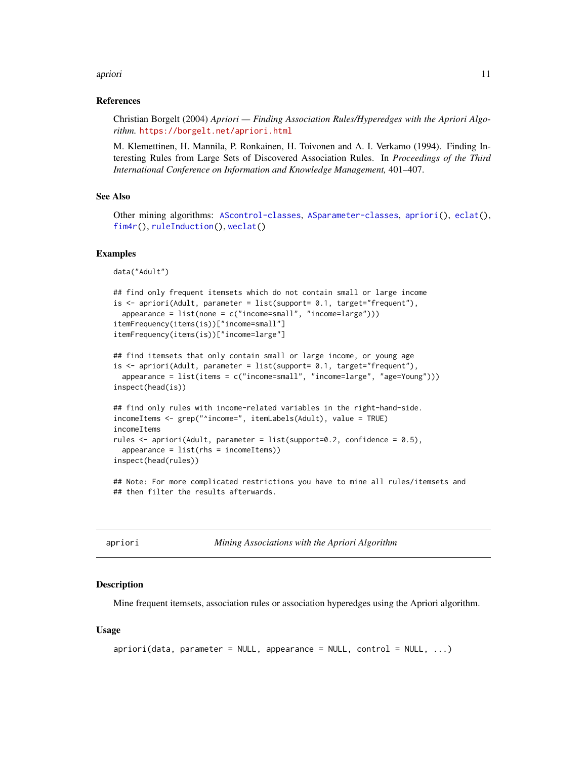### References

Christian Borgelt (2004) *Apriori — Finding Association Rules/Hyperedges with the Apriori Algorithm*. https://borgelt.net/apriori.html

M. Klemettinen, H. Mannila, P. Ronkainen, H. Toivonen and A. I. Verkamo (1994). Finding Interesting Rules from Large Sets of Discovered Association Rules. In *Proceedings of the Third International Conference on Information and Knowledge Management,* 401–407.

### See Also

Other mining algorithms: ASControl-classes, ASparameter-classes, apriori(), eclat(), fim4r(), ruleInduction(), weclat()

### Examples

```
data("Adult")

## find only frequent itemsets which do not contain small or large income
is <- apriori(Adult, parameter = list(support= 0.1, target="frequent"),
  appearance = list(none = c("income=small", "income=large")))
itemFrequency(items(is))["income=small"]
itemFrequency(items(is))["income=large"]

## find itemsets that only contain small or large income, or young age
is <- apriori(Adult, parameter = list(support= 0.1, target="frequent"),
  appearance = list(items = c("income=small", "income=large", "age=Young")))
inspect(head(is))

## find only rules with income-related variables in the right-hand-side.
incomeItems <- grep("^income=", itemLabels(Adult), value = TRUE)
incomeItems
rules <- apriori(Adult, parameter = list(support=0.2, confidence = 0.5),
  appearance = list(rhs = incomeItems))
inspect(head(rules))

## Note: For more complicated restrictions you have to mine all rules/itemsets and
## then filter the results afterwards.
```

---

## apriori — *Mining Associations with the Apriori Algorithm*

### Description

Mine frequent itemsets, association rules or association hyperedges using the Apriori algorithm.

### Usage

```
apriori(data, parameter = NULL, appearance = NULL, control = NULL, ...)
```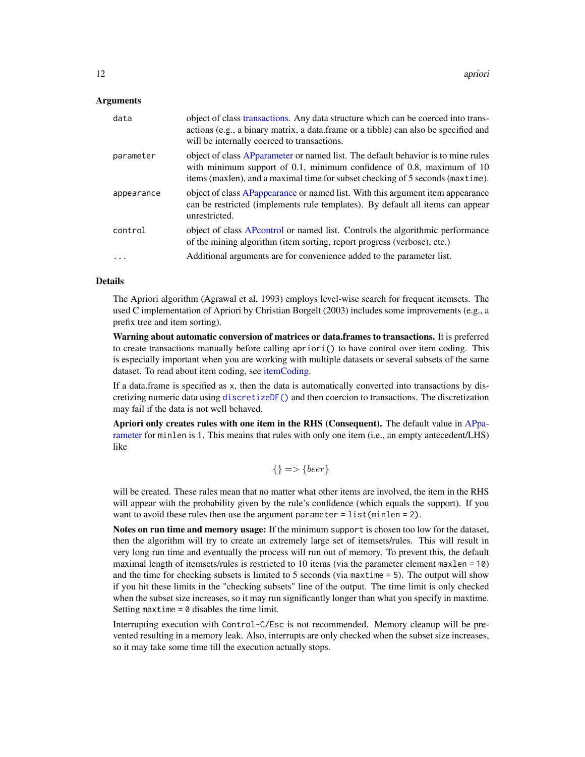## Arguments

| | |
|---|---|
| `data` | object of class transactions. Any data structure which can be coerced into transactions (e.g., a binary matrix, a data.frame or a tibble) can also be specified and will be internally coerced to transactions. |
| `parameter` | object of class APparameter or named list. The default behavior is to mine rules with minimum support of 0.1, minimum confidence of 0.8, maximum of 10 items (maxlen), and a maximal time for subset checking of 5 seconds (`maxtime`). |
| `appearance` | object of class APappearance or named list. With this argument item appearance can be restricted (implements rule templates). By default all items can appear unrestricted. |
| `control` | object of class APcontrol or named list. Controls the algorithmic performance of the mining algorithm (item sorting, report progress (verbose), etc.) |
| `...` | Additional arguments are for convenience added to the parameter list. |

## Details

The Apriori algorithm (Agrawal et al, 1993) employs level-wise search for frequent itemsets. The used C implementation of Apriori by Christian Borgelt (2003) includes some improvements (e.g., a prefix tree and item sorting).

**Warning about automatic conversion of matrices or data.frames to transactions.** It is preferred to create transactions manually before calling `apriori()` to have control over item coding. This is especially important when you are working with multiple datasets or several subsets of the same dataset. To read about item coding, see itemCoding.

If a data.frame is specified as `x`, then the data is automatically converted into transactions by discretizing numeric data using `discretizeDF()` and then coercion to transactions. The discretization may fail if the data is not well behaved.

**Apriori only creates rules with one item in the RHS (Consequent).** The default value in APparameter for `minlen` is 1. This meains that rules with only one item (i.e., an empty antecedent/LHS) like

$$\{\} => \{beer\}$$

will be created. These rules mean that no matter what other items are involved, the item in the RHS will appear with the probability given by the rule's confidence (which equals the support). If you want to avoid these rules then use the argument `parameter = list(minlen = 2)`.

**Notes on run time and memory usage:** If the minimum `support` is chosen too low for the dataset, then the algorithm will try to create an extremely large set of itemsets/rules. This will result in very long run time and eventually the process will run out of memory. To prevent this, the default maximal length of itemsets/rules is restricted to 10 items (via the parameter element `maxlen = 10`) and the time for checking subsets is limited to 5 seconds (via `maxtime = 5`). The output will show if you hit these limits in the "checking subsets" line of the output. The time limit is only checked when the subset size increases, so it may run significantly longer than what you specify in maxtime. Setting `maxtime = 0` disables the time limit.

Interrupting execution with `Control-C/Esc` is not recommended. Memory cleanup will be prevented resulting in a memory leak. Also, interrupts are only checked when the subset size increases, so it may take some time till the execution actually stops.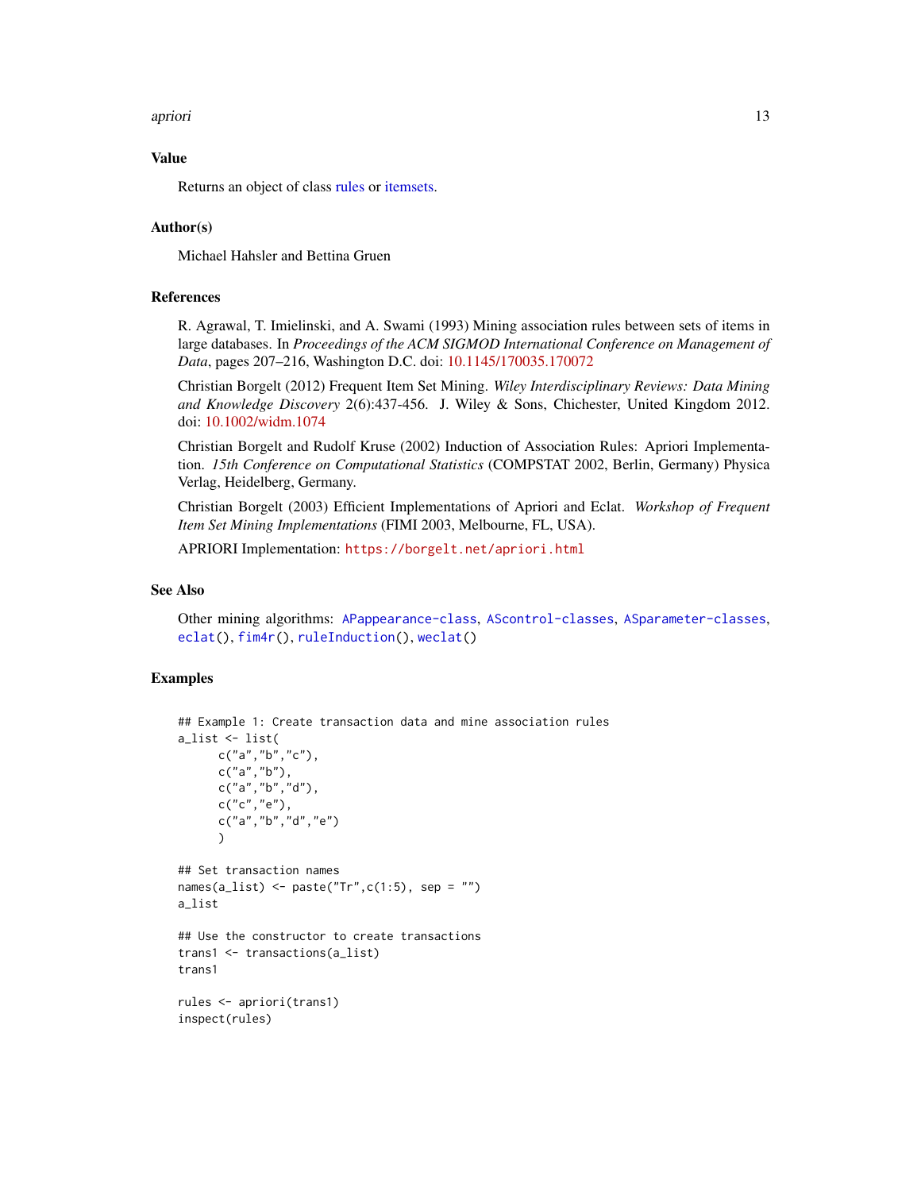## Value

Returns an object of class rules or itemsets.

## Author(s)

Michael Hahsler and Bettina Gruen

## References

R. Agrawal, T. Imielinski, and A. Swami (1993) Mining association rules between sets of items in large databases. In *Proceedings of the ACM SIGMOD International Conference on Management of Data*, pages 207–216, Washington D.C. doi: 10.1145/170035.170072

Christian Borgelt (2012) Frequent Item Set Mining. *Wiley Interdisciplinary Reviews: Data Mining and Knowledge Discovery* 2(6):437-456. J. Wiley & Sons, Chichester, United Kingdom 2012. doi: 10.1002/widm.1074

Christian Borgelt and Rudolf Kruse (2002) Induction of Association Rules: Apriori Implementation. *15th Conference on Computational Statistics* (COMPSTAT 2002, Berlin, Germany) Physica Verlag, Heidelberg, Germany.

Christian Borgelt (2003) Efficient Implementations of Apriori and Eclat. *Workshop of Frequent Item Set Mining Implementations* (FIMI 2003, Melbourne, FL, USA).

APRIORI Implementation: `https://borgelt.net/apriori.html`

## See Also

Other mining algorithms: `APappearance-class`, `AScontrol-classes`, `ASparameter-classes`, `eclat()`, `fim4r()`, `ruleInduction()`, `weclat()`

## Examples

```
## Example 1: Create transaction data and mine association rules
a_list <- list(
      c("a","b","c"),
      c("a","b"),
      c("a","b","d"),
      c("c","e"),
      c("a","b","d","e")
      )

## Set transaction names
names(a_list) <- paste("Tr",c(1:5), sep = "")
a_list

## Use the constructor to create transactions
trans1 <- transactions(a_list)
trans1

rules <- apriori(trans1)
inspect(rules)
```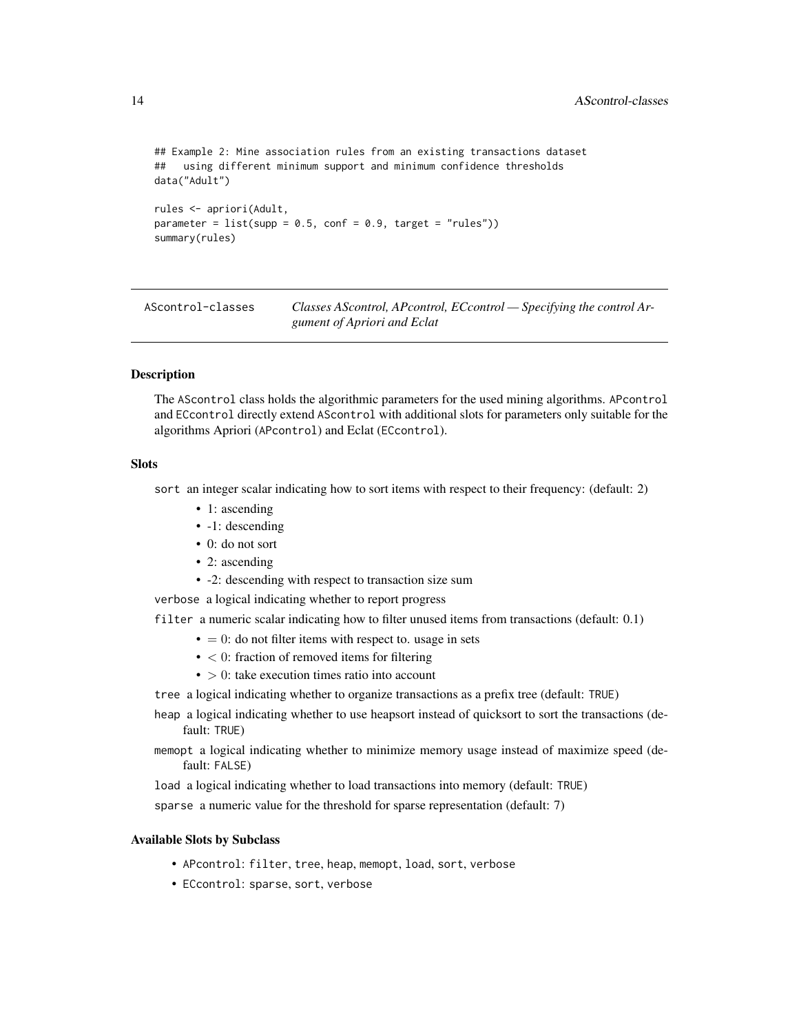```
## Example 2: Mine association rules from an existing transactions dataset
##   using different minimum support and minimum confidence thresholds
data("Adult")

rules <- apriori(Adult,
parameter = list(supp = 0.5, conf = 0.9, target = "rules"))
summary(rules)
```

---

AScontrol-classes    *Classes AScontrol, APcontrol, ECcontrol — Specifying the control Argument of Apriori and Eclat*

---

## Description

The `AScontrol` class holds the algorithmic parameters for the used mining algorithms. `APcontrol` and `ECcontrol` directly extend `AScontrol` with additional slots for parameters only suitable for the algorithms Apriori (`APcontrol`) and Eclat (`ECcontrol`).

## Slots

`sort` an integer scalar indicating how to sort items with respect to their frequency: (default: 2)

- 1: ascending
- -1: descending
- 0: do not sort
- 2: ascending
- -2: descending with respect to transaction size sum

`verbose` a logical indicating whether to report progress

`filter` a numeric scalar indicating how to filter unused items from transactions (default: 0.1)

- $= 0$: do not filter items with respect to. usage in sets
- $< 0$: fraction of removed items for filtering
- $> 0$: take execution times ratio into account

`tree` a logical indicating whether to organize transactions as a prefix tree (default: `TRUE`)

`heap` a logical indicating whether to use heapsort instead of quicksort to sort the transactions (default: `TRUE`)

`memopt` a logical indicating whether to minimize memory usage instead of maximize speed (default: `FALSE`)

`load` a logical indicating whether to load transactions into memory (default: `TRUE`)

`sparse` a numeric value for the threshold for sparse representation (default: 7)

## Available Slots by Subclass

- `APcontrol`: `filter`, `tree`, `heap`, `memopt`, `load`, `sort`, `verbose`
- `ECcontrol`: `sparse`, `sort`, `verbose`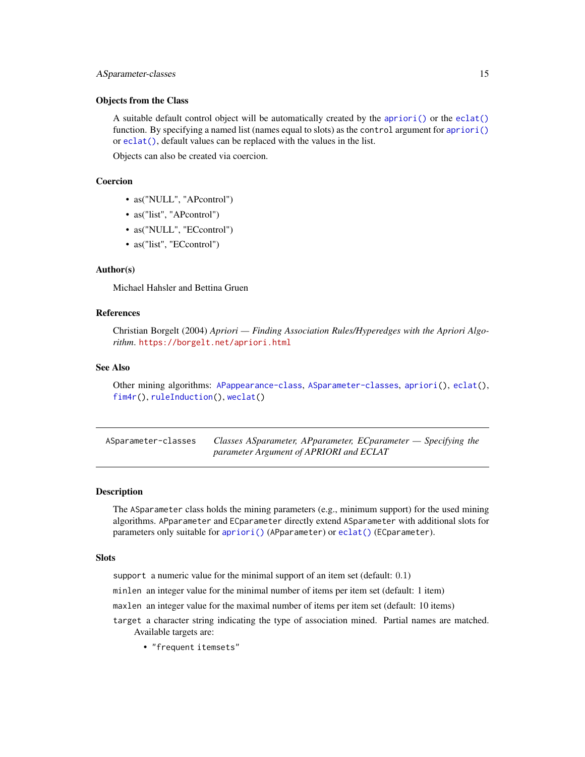### Objects from the Class

A suitable default control object will be automatically created by the `apriori()` or the `eclat()` function. By specifying a named list (names equal to slots) as the `control` argument for `apriori()` or `eclat()`, default values can be replaced with the values in the list.

Objects can also be created via coercion.

### Coercion

- as("NULL", "APcontrol")
- as("list", "APcontrol")
- as("NULL", "ECcontrol")
- as("list", "ECcontrol")

### Author(s)

Michael Hahsler and Bettina Gruen

### References

Christian Borgelt (2004) *Apriori — Finding Association Rules/Hyperedges with the Apriori Algorithm*. https://borgelt.net/apriori.html

### See Also

Other mining algorithms: `APappearance-class`, `ASparameter-classes`, `apriori()`, `eclat()`, `fim4r()`, `ruleInduction()`, `weclat()`

---

## ASparameter-classes — *Classes ASparameter, APparameter, ECparameter — Specifying the parameter Argument of APRIORI and ECLAT*

---

### Description

The `ASparameter` class holds the mining parameters (e.g., minimum support) for the used mining algorithms. `APparameter` and `ECparameter` directly extend `ASparameter` with additional slots for parameters only suitable for `apriori()` (`APparameter`) or `eclat()` (`ECparameter`).

### Slots

`support` a numeric value for the minimal support of an item set (default: 0.1)

`minlen` an integer value for the minimal number of items per item set (default: 1 item)

`maxlen` an integer value for the maximal number of items per item set (default: 10 items)

`target` a character string indicating the type of association mined. Partial names are matched. Available targets are:

- `"frequent itemsets"`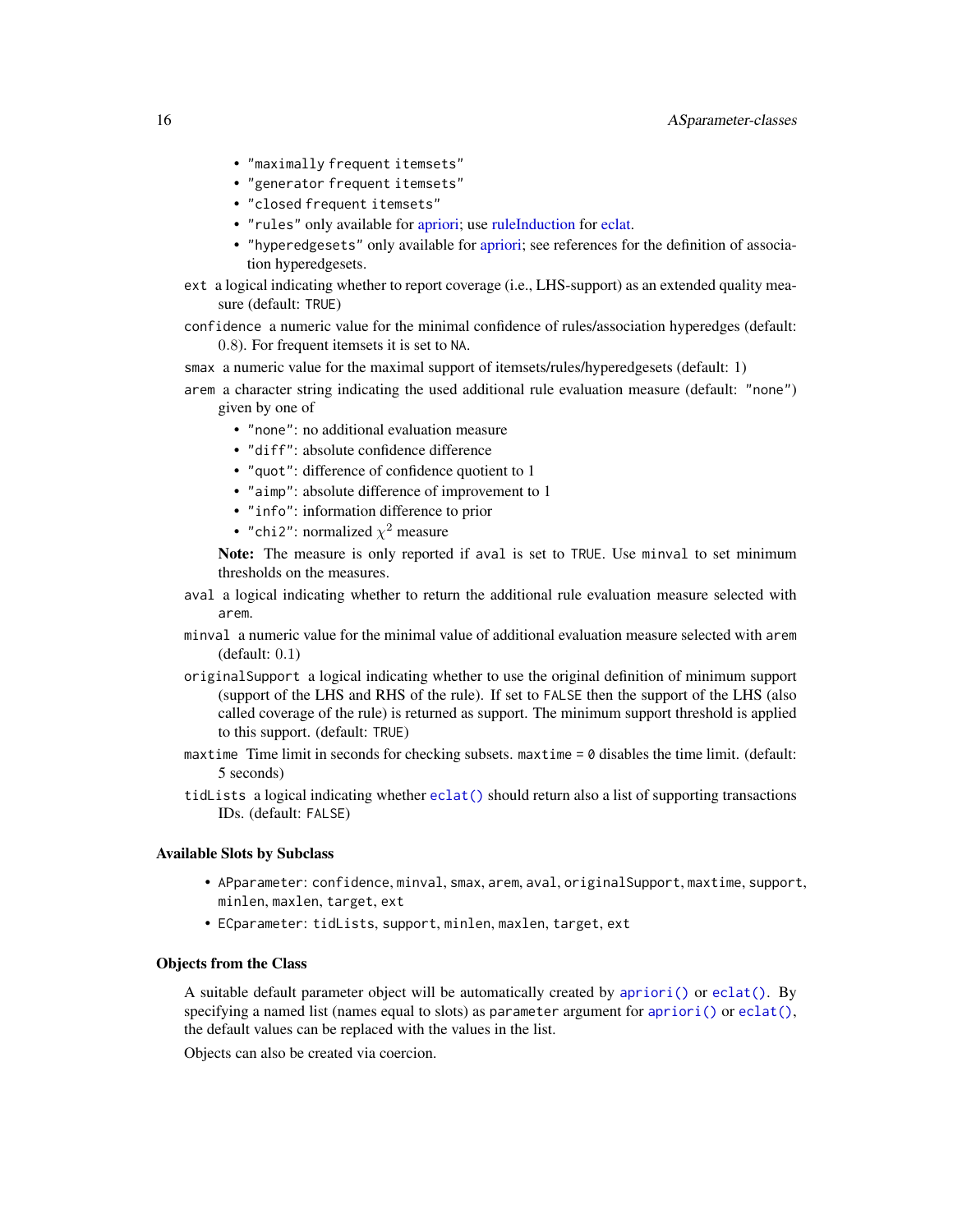- "maximally frequent itemsets"
- "generator frequent itemsets"
- "closed frequent itemsets"
- "rules" only available for apriori; use ruleInduction for eclat.
- "hyperedgesets" only available for apriori; see references for the definition of association hyperedgesets.

`ext` a logical indicating whether to report coverage (i.e., LHS-support) as an extended quality measure (default: `TRUE`)

`confidence` a numeric value for the minimal confidence of rules/association hyperedges (default: $0.8$). For frequent itemsets it is set to `NA`.

`smax` a numeric value for the maximal support of itemsets/rules/hyperedgesets (default: 1)

`arem` a character string indicating the used additional rule evaluation measure (default: "none") given by one of

- "none": no additional evaluation measure
- "diff": absolute confidence difference
- "quot": difference of confidence quotient to 1
- "aimp": absolute difference of improvement to 1
- "info": information difference to prior
- "chi2": normalized $\chi^2$ measure

**Note:** The measure is only reported if `aval` is set to `TRUE`. Use `minval` to set minimum thresholds on the measures.

`aval` a logical indicating whether to return the additional rule evaluation measure selected with `arem`.

`minval` a numeric value for the minimal value of additional evaluation measure selected with `arem` (default: $0.1$)

`originalSupport` a logical indicating whether to use the original definition of minimum support (support of the LHS and RHS of the rule). If set to `FALSE` then the support of the LHS (also called coverage of the rule) is returned as support. The minimum support threshold is applied to this support. (default: `TRUE`)

`maxtime` Time limit in seconds for checking subsets. `maxtime = 0` disables the time limit. (default: 5 seconds)

`tidLists` a logical indicating whether `eclat()` should return also a list of supporting transactions IDs. (default: `FALSE`)

### Available Slots by Subclass

- `APparameter`: `confidence`, `minval`, `smax`, `arem`, `aval`, `originalSupport`, `maxtime`, `support`, `minlen`, `maxlen`, `target`, `ext`
- `ECparameter`: `tidLists`, `support`, `minlen`, `maxlen`, `target`, `ext`

### Objects from the Class

A suitable default parameter object will be automatically created by `apriori()` or `eclat()`. By specifying a named list (names equal to slots) as `parameter` argument for `apriori()` or `eclat()`, the default values can be replaced with the values in the list.

Objects can also be created via coercion.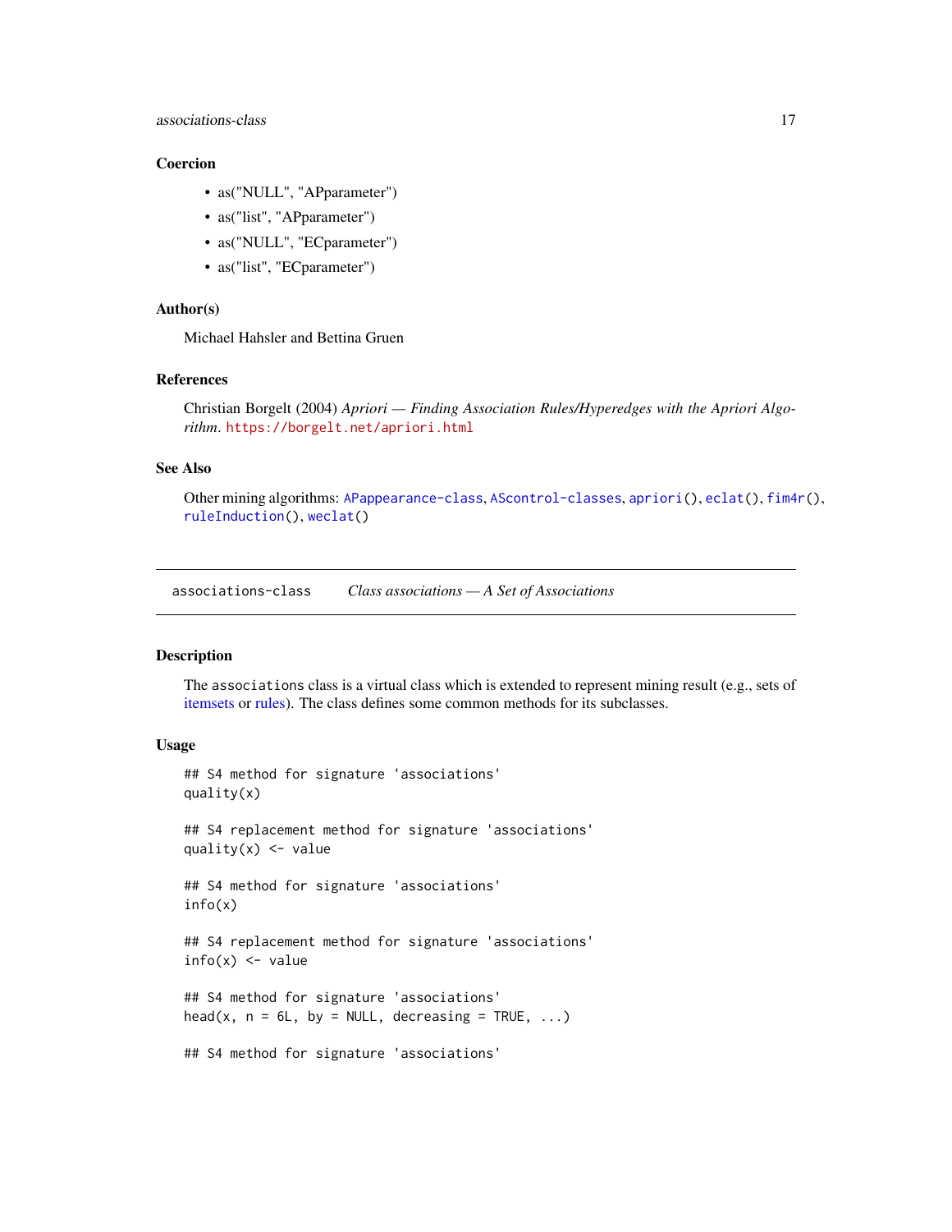### Coercion

- as("NULL", "APparameter")
- as("list", "APparameter")
- as("NULL", "ECparameter")
- as("list", "ECparameter")

### Author(s)

Michael Hahsler and Bettina Gruen

### References

Christian Borgelt (2004) *Apriori — Finding Association Rules/Hyperedges with the Apriori Algorithm*. https://borgelt.net/apriori.html

### See Also

Other mining algorithms: APappearance-class, AScontrol-classes, apriori(), eclat(), fim4r(), ruleInduction(), weclat()

---

## associations-class    *Class associations — A Set of Associations*

---

### Description

The associations class is a virtual class which is extended to represent mining result (e.g., sets of itemsets or rules). The class defines some common methods for its subclasses.

### Usage

```
## S4 method for signature 'associations'
quality(x)

## S4 replacement method for signature 'associations'
quality(x) <- value

## S4 method for signature 'associations'
info(x)

## S4 replacement method for signature 'associations'
info(x) <- value

## S4 method for signature 'associations'
head(x, n = 6L, by = NULL, decreasing = TRUE, ...)

## S4 method for signature 'associations'
```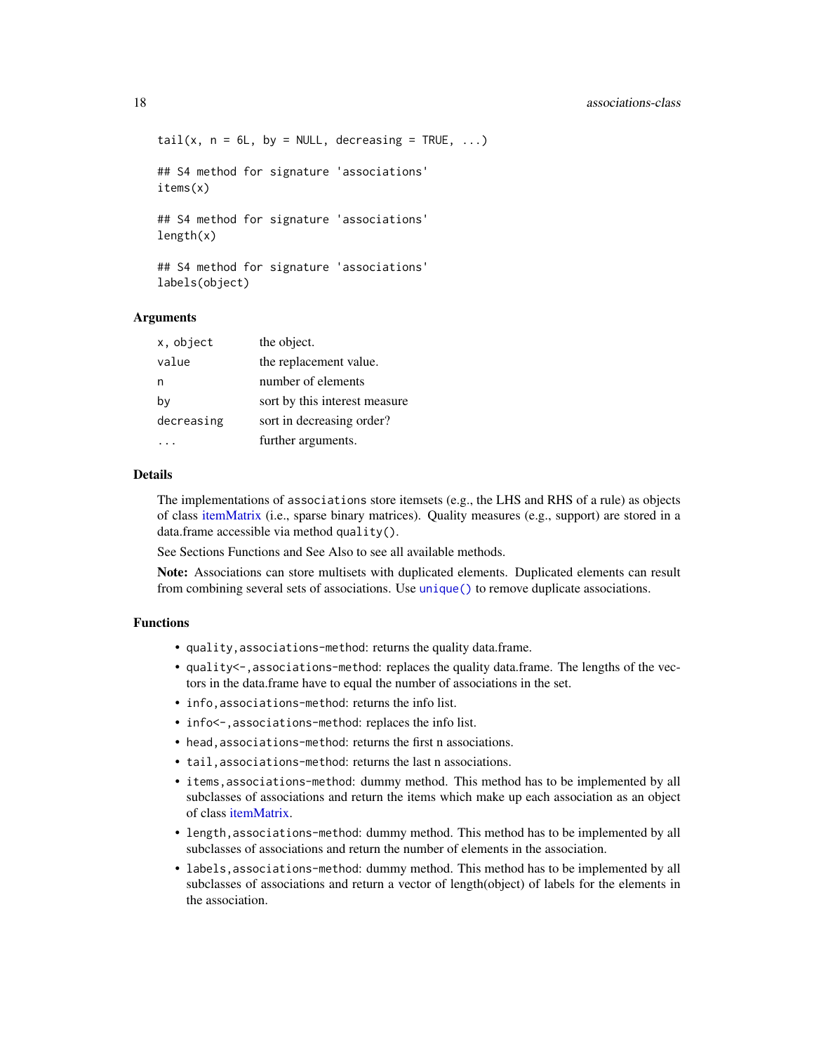```
tail(x, n = 6L, by = NULL, decreasing = TRUE, ...)

## S4 method for signature 'associations'
items(x)

## S4 method for signature 'associations'
length(x)

## S4 method for signature 'associations'
labels(object)
```

### Arguments

| | |
|---|---|
| x, object | the object. |
| value | the replacement value. |
| n | number of elements |
| by | sort by this interest measure |
| decreasing | sort in decreasing order? |
| ... | further arguments. |

### Details

The implementations of `associations` store itemsets (e.g., the LHS and RHS of a rule) as objects of class itemMatrix (i.e., sparse binary matrices). Quality measures (e.g., support) are stored in a data.frame accessible via method `quality()`.

See Sections Functions and See Also to see all available methods.

**Note:** Associations can store multisets with duplicated elements. Duplicated elements can result from combining several sets of associations. Use `unique()` to remove duplicate associations.

### Functions

- `quality,associations-method`: returns the quality data.frame.
- `quality<-,associations-method`: replaces the quality data.frame. The lengths of the vectors in the data.frame have to equal the number of associations in the set.
- `info,associations-method`: returns the info list.
- `info<-,associations-method`: replaces the info list.
- `head,associations-method`: returns the first n associations.
- `tail,associations-method`: returns the last n associations.
- `items,associations-method`: dummy method. This method has to be implemented by all subclasses of associations and return the items which make up each association as an object of class itemMatrix.
- `length,associations-method`: dummy method. This method has to be implemented by all subclasses of associations and return the number of elements in the association.
- `labels,associations-method`: dummy method. This method has to be implemented by all subclasses of associations and return a vector of length(object) of labels for the elements in the association.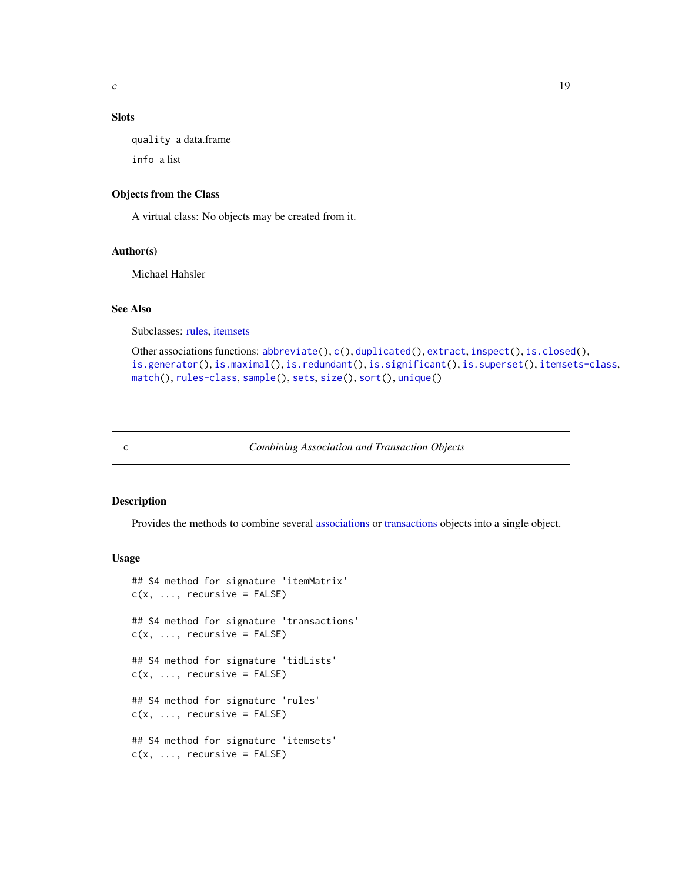### Slots

`quality` a data.frame

`info` a list

### Objects from the Class

A virtual class: No objects may be created from it.

### Author(s)

Michael Hahsler

### See Also

Subclasses: rules, itemsets

Other associations functions: `abbreviate()`, `c()`, `duplicated()`, `extract`, `inspect()`, `is.closed()`, `is.generator()`, `is.maximal()`, `is.redundant()`, `is.significant()`, `is.superset()`, `itemsets-class`, `match()`, `rules-class`, `sample()`, `sets`, `size()`, `sort()`, `unique()`

---

## c — *Combining Association and Transaction Objects*

---

### Description

Provides the methods to combine several associations or transactions objects into a single object.

### Usage

```
## S4 method for signature 'itemMatrix'
c(x, ..., recursive = FALSE)

## S4 method for signature 'transactions'
c(x, ..., recursive = FALSE)

## S4 method for signature 'tidLists'
c(x, ..., recursive = FALSE)

## S4 method for signature 'rules'
c(x, ..., recursive = FALSE)

## S4 method for signature 'itemsets'
c(x, ..., recursive = FALSE)
```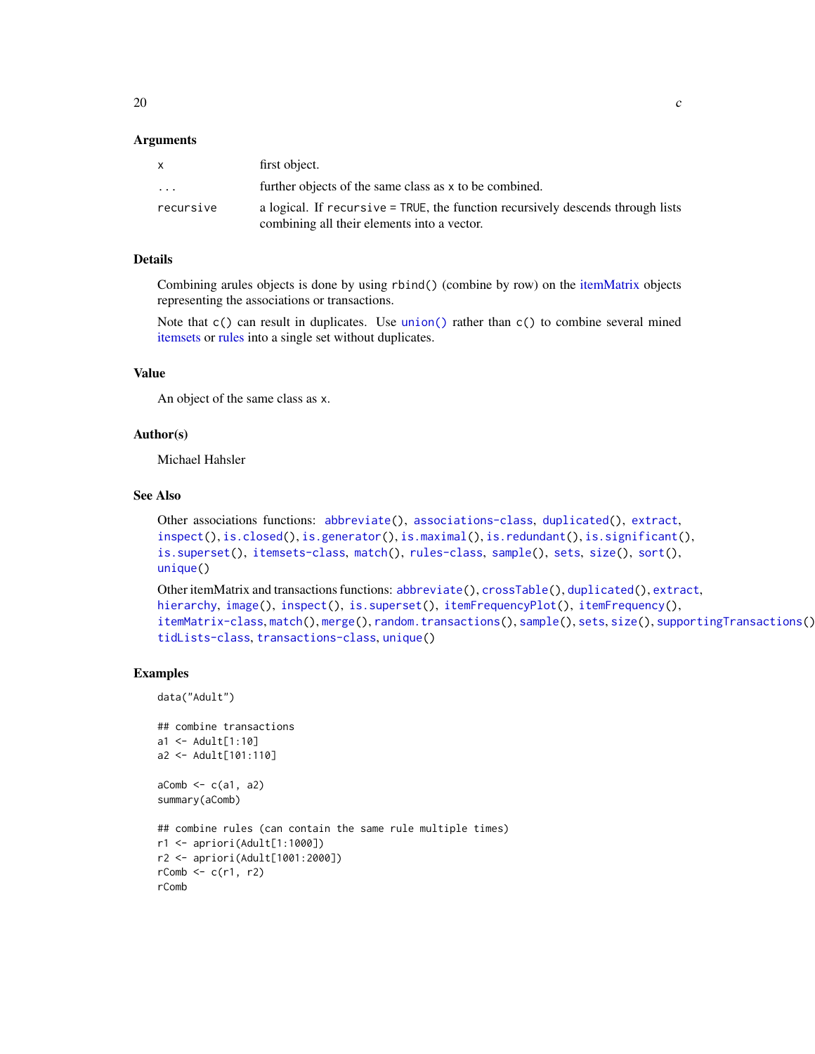### Arguments

| | |
|---|---|
| `x` | first object. |
| `...` | further objects of the same class as `x` to be combined. |
| `recursive` | a logical. If `recursive = TRUE`, the function recursively descends through lists combining all their elements into a vector. |

### Details

Combining arules objects is done by using `rbind()` (combine by row) on the itemMatrix objects representing the associations or transactions.

Note that `c()` can result in duplicates. Use `union()` rather than `c()` to combine several mined itemsets or rules into a single set without duplicates.

### Value

An object of the same class as `x`.

### Author(s)

Michael Hahsler

### See Also

Other associations functions: `abbreviate()`, `associations-class`, `duplicated()`, `extract`, `inspect()`, `is.closed()`, `is.generator()`, `is.maximal()`, `is.redundant()`, `is.significant()`, `is.superset()`, `itemsets-class`, `match()`, `rules-class`, `sample()`, `sets`, `size()`, `sort()`, `unique()`

Other itemMatrix and transactions functions: `abbreviate()`, `crossTable()`, `duplicated()`, `extract`, `hierarchy`, `image()`, `inspect()`, `is.superset()`, `itemFrequencyPlot()`, `itemFrequency()`, `itemMatrix-class`, `match()`, `merge()`, `random.transactions()`, `sample()`, `sets`, `size()`, `supportingTransactions()`, `tidLists-class`, `transactions-class`, `unique()`

### Examples

```
data("Adult")

## combine transactions
a1 <- Adult[1:10]
a2 <- Adult[101:110]

aComb <- c(a1, a2)
summary(aComb)

## combine rules (can contain the same rule multiple times)
r1 <- apriori(Adult[1:1000])
r2 <- apriori(Adult[1001:2000])
rComb <- c(r1, r2)
rComb
```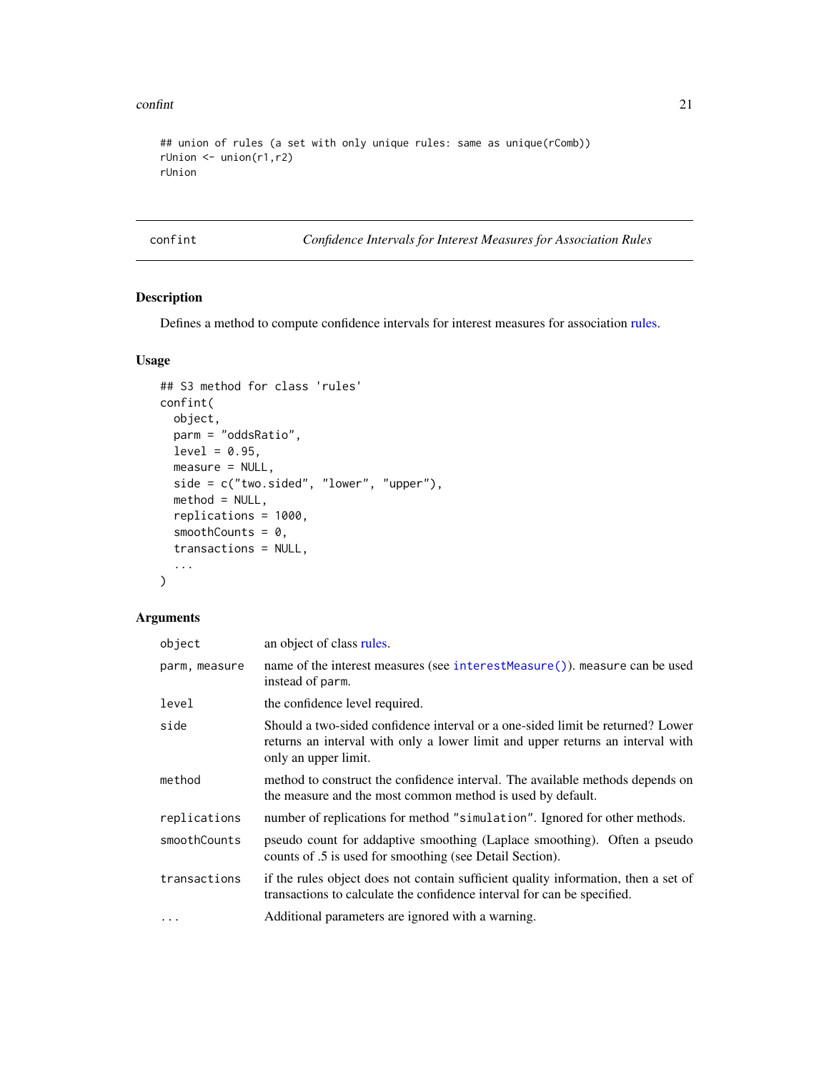```
## union of rules (a set with only unique rules: same as unique(rComb))
rUnion <- union(r1,r2)
rUnion
```

# confint — *Confidence Intervals for Interest Measures for Association Rules*

## Description

Defines a method to compute confidence intervals for interest measures for association rules.

## Usage

```
## S3 method for class 'rules'
confint(
  object,
  parm = "oddsRatio",
  level = 0.95,
  measure = NULL,
  side = c("two.sided", "lower", "upper"),
  method = NULL,
  replications = 1000,
  smoothCounts = 0,
  transactions = NULL,
  ...
)
```

## Arguments

| | |
|---|---|
| `object` | an object of class rules. |
| `parm, measure` | name of the interest measures (see `interestMeasure()`). `measure` can be used instead of `parm`. |
| `level` | the confidence level required. |
| `side` | Should a two-sided confidence interval or a one-sided limit be returned? Lower returns an interval with only a lower limit and upper returns an interval with only an upper limit. |
| `method` | method to construct the confidence interval. The available methods depends on the measure and the most common method is used by default. |
| `replications` | number of replications for method `"simulation"`. Ignored for other methods. |
| `smoothCounts` | pseudo count for addaptive smoothing (Laplace smoothing). Often a pseudo counts of .5 is used for smoothing (see Detail Section). |
| `transactions` | if the rules object does not contain sufficient quality information, then a set of transactions to calculate the confidence interval for can be specified. |
| `...` | Additional parameters are ignored with a warning. |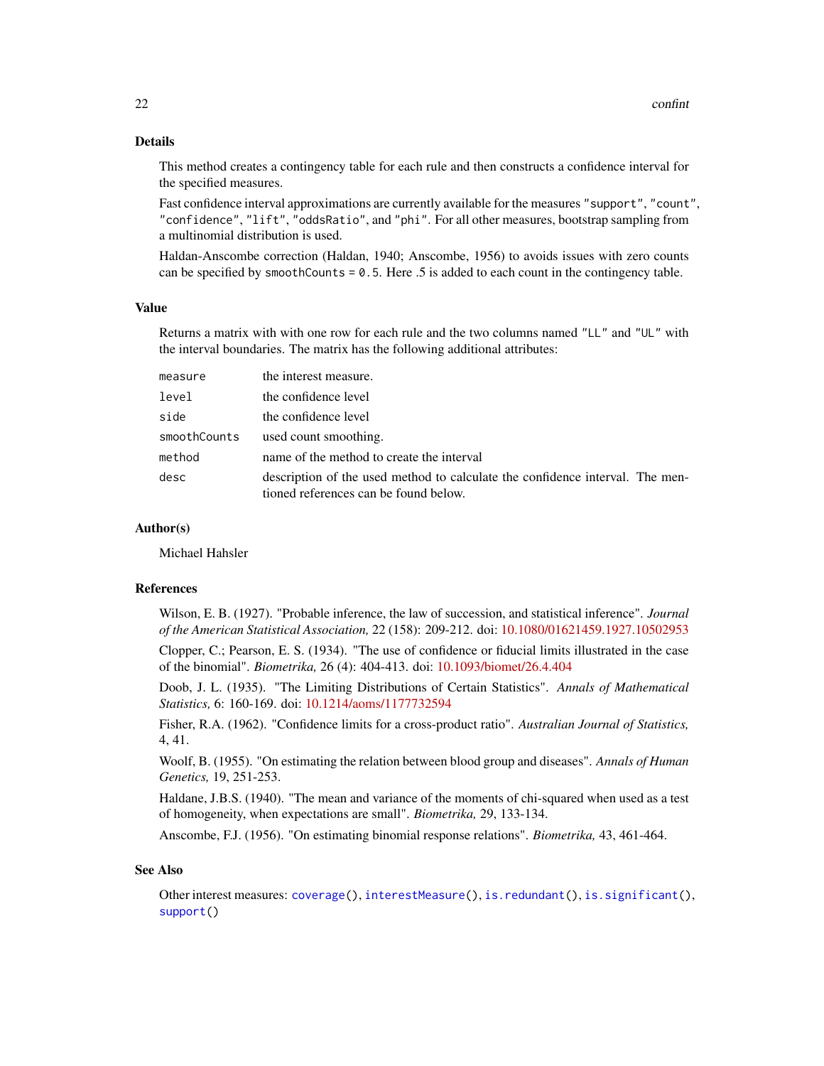## Details

This method creates a contingency table for each rule and then constructs a confidence interval for the specified measures.

Fast confidence interval approximations are currently available for the measures `"support"`, `"count"`, `"confidence"`, `"lift"`, `"oddsRatio"`, and `"phi"`. For all other measures, bootstrap sampling from a multinomial distribution is used.

Haldan-Anscombe correction (Haldan, 1940; Anscombe, 1956) to avoids issues with zero counts can be specified by `smoothCounts = 0.5`. Here .5 is added to each count in the contingency table.

## Value

Returns a matrix with with one row for each rule and the two columns named `"LL"` and `"UL"` with the interval boundaries. The matrix has the following additional attributes:

| | |
|---|---|
| `measure` | the interest measure. |
| `level` | the confidence level |
| `side` | the confidence level |
| `smoothCounts` | used count smoothing. |
| `method` | name of the method to create the interval |
| `desc` | description of the used method to calculate the confidence interval. The mentioned references can be found below. |

## Author(s)

Michael Hahsler

## References

Wilson, E. B. (1927). "Probable inference, the law of succession, and statistical inference". *Journal of the American Statistical Association,* 22 (158): 209-212. doi: 10.1080/01621459.1927.10502953

Clopper, C.; Pearson, E. S. (1934). "The use of confidence or fiducial limits illustrated in the case of the binomial". *Biometrika,* 26 (4): 404-413. doi: 10.1093/biomet/26.4.404

Doob, J. L. (1935). "The Limiting Distributions of Certain Statistics". *Annals of Mathematical Statistics,* 6: 160-169. doi: 10.1214/aoms/1177732594

Fisher, R.A. (1962). "Confidence limits for a cross-product ratio". *Australian Journal of Statistics,* 4, 41.

Woolf, B. (1955). "On estimating the relation between blood group and diseases". *Annals of Human Genetics,* 19, 251-253.

Haldane, J.B.S. (1940). "The mean and variance of the moments of chi-squared when used as a test of homogeneity, when expectations are small". *Biometrika,* 29, 133-134.

Anscombe, F.J. (1956). "On estimating binomial response relations". *Biometrika,* 43, 461-464.

## See Also

Other interest measures: `coverage()`, `interestMeasure()`, `is.redundant()`, `is.significant()`, `support()`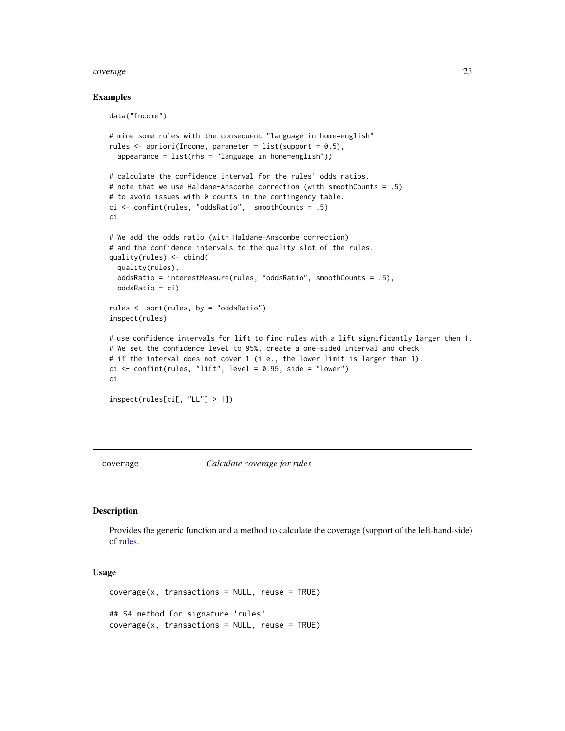### Examples

```
data("Income")

# mine some rules with the consequent "language in home=english"
rules <- apriori(Income, parameter = list(support = 0.5),
  appearance = list(rhs = "language in home=english"))

# calculate the confidence interval for the rules' odds ratios.
# note that we use Haldane-Anscombe correction (with smoothCounts = .5)
# to avoid issues with 0 counts in the contingency table.
ci <- confint(rules, "oddsRatio",  smoothCounts = .5)
ci

# We add the odds ratio (with Haldane-Anscombe correction)
# and the confidence intervals to the quality slot of the rules.
quality(rules) <- cbind(
  quality(rules),
  oddsRatio = interestMeasure(rules, "oddsRatio", smoothCounts = .5),
  oddsRatio = ci)

rules <- sort(rules, by = "oddsRatio")
inspect(rules)

# use confidence intervals for lift to find rules with a lift significantly larger then 1.
# We set the confidence level to 95%, create a one-sided interval and check
# if the interval does not cover 1 (i.e., the lower limit is larger than 1).
ci <- confint(rules, "lift", level = 0.95, side = "lower")
ci

inspect(rules[ci[, "LL"] > 1])
```

---

## coverage — *Calculate coverage for rules*

### Description

Provides the generic function and a method to calculate the coverage (support of the left-hand-side) of rules.

### Usage

```
coverage(x, transactions = NULL, reuse = TRUE)

## S4 method for signature 'rules'
coverage(x, transactions = NULL, reuse = TRUE)
```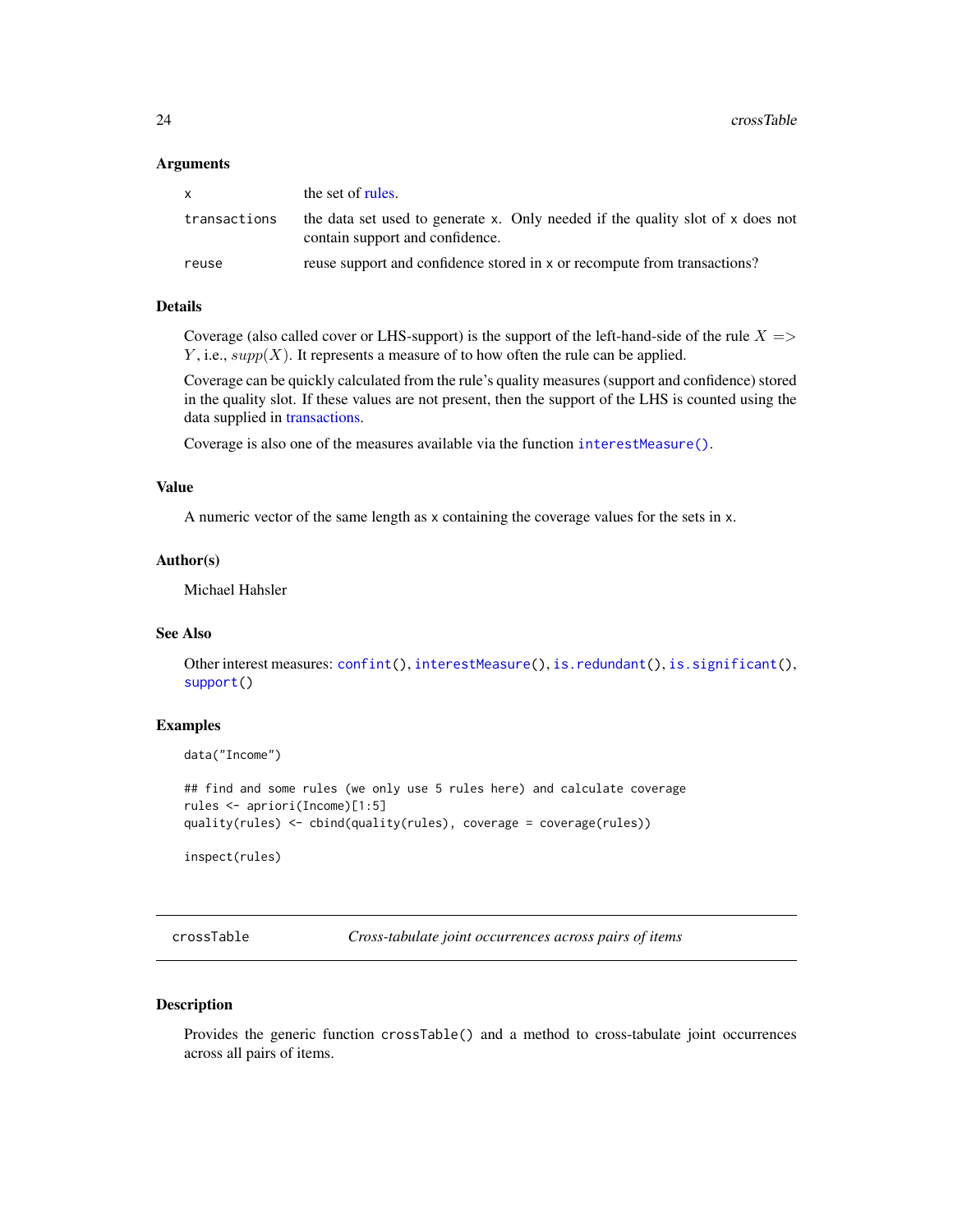### Arguments

| | |
|---|---|
| `x` | the set of rules. |
| `transactions` | the data set used to generate `x`. Only needed if the quality slot of `x` does not contain support and confidence. |
| `reuse` | reuse support and confidence stored in `x` or recompute from transactions? |

### Details

Coverage (also called cover or LHS-support) is the support of the left-hand-side of the rule $X \Rightarrow Y$, i.e., $supp(X)$. It represents a measure of to how often the rule can be applied.

Coverage can be quickly calculated from the rule's quality measures (support and confidence) stored in the quality slot. If these values are not present, then the support of the LHS is counted using the data supplied in transactions.

Coverage is also one of the measures available via the function `interestMeasure()`.

### Value

A numeric vector of the same length as `x` containing the coverage values for the sets in `x`.

### Author(s)

Michael Hahsler

### See Also

Other interest measures: `confint()`, `interestMeasure()`, `is.redundant()`, `is.significant()`, `support()`

### Examples

```
data("Income")

## find and some rules (we only use 5 rules here) and calculate coverage
rules <- apriori(Income)[1:5]
quality(rules) <- cbind(quality(rules), coverage = coverage(rules))

inspect(rules)
```

---

## crossTable — *Cross-tabulate joint occurrences across pairs of items*

### Description

Provides the generic function `crossTable()` and a method to cross-tabulate joint occurrences across all pairs of items.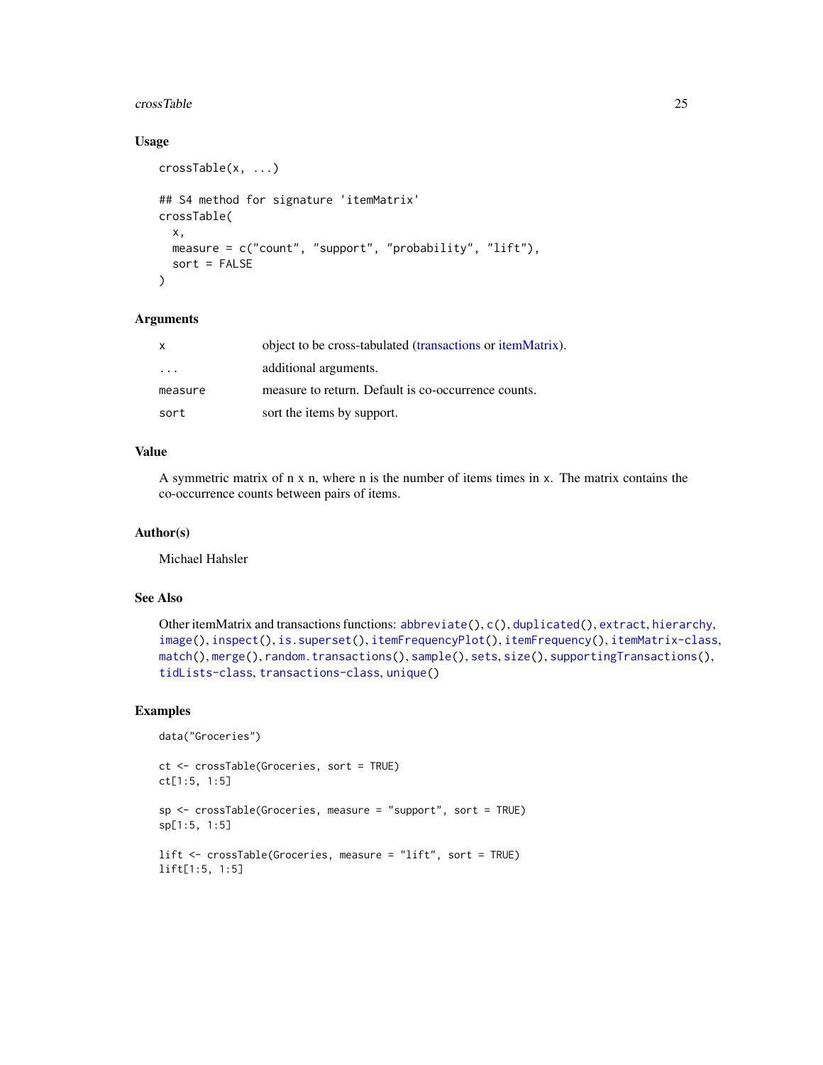### Usage

```
crossTable(x, ...)

## S4 method for signature 'itemMatrix'
crossTable(
  x,
  measure = c("count", "support", "probability", "lift"),
  sort = FALSE
)
```

### Arguments

| | |
|---|---|
| x | object to be cross-tabulated (transactions or itemMatrix). |
| ... | additional arguments. |
| measure | measure to return. Default is co-occurrence counts. |
| sort | sort the items by support. |

### Value

A symmetric matrix of n x n, where n is the number of items times in x. The matrix contains the co-occurrence counts between pairs of items.

### Author(s)

Michael Hahsler

### See Also

Other itemMatrix and transactions functions: abbreviate(), c(), duplicated(), extract, hierarchy, image(), inspect(), is.superset(), itemFrequencyPlot(), itemFrequency(), itemMatrix-class, match(), merge(), random.transactions(), sample(), sets, size(), supportingTransactions(), tidLists-class, transactions-class, unique()

### Examples

```
data("Groceries")

ct <- crossTable(Groceries, sort = TRUE)
ct[1:5, 1:5]

sp <- crossTable(Groceries, measure = "support", sort = TRUE)
sp[1:5, 1:5]

lift <- crossTable(Groceries, measure = "lift", sort = TRUE)
lift[1:5, 1:5]
```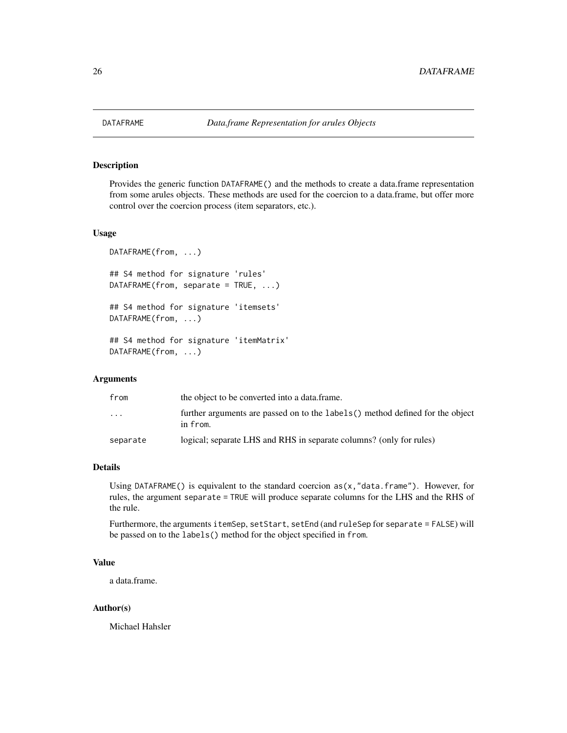DATAFRAME *Data.frame Representation for arules Objects*

## Description

Provides the generic function `DATAFRAME()` and the methods to create a data.frame representation from some arules objects. These methods are used for the coercion to a data.frame, but offer more control over the coercion process (item separators, etc.).

## Usage

```
DATAFRAME(from, ...)

## S4 method for signature 'rules'
DATAFRAME(from, separate = TRUE, ...)

## S4 method for signature 'itemsets'
DATAFRAME(from, ...)

## S4 method for signature 'itemMatrix'
DATAFRAME(from, ...)
```

## Arguments

| | |
|---|---|
| `from` | the object to be converted into a data.frame. |
| `...` | further arguments are passed on to the `labels()` method defined for the object in `from`. |
| `separate` | logical; separate LHS and RHS in separate columns? (only for rules) |

## Details

Using `DATAFRAME()` is equivalent to the standard coercion `as(x,"data.frame")`. However, for rules, the argument `separate = TRUE` will produce separate columns for the LHS and the RHS of the rule.

Furthermore, the arguments `itemSep`, `setStart`, `setEnd` (and `ruleSep` for `separate = FALSE`) will be passed on to the `labels()` method for the object specified in `from`.

## Value

a data.frame.

## Author(s)

Michael Hahsler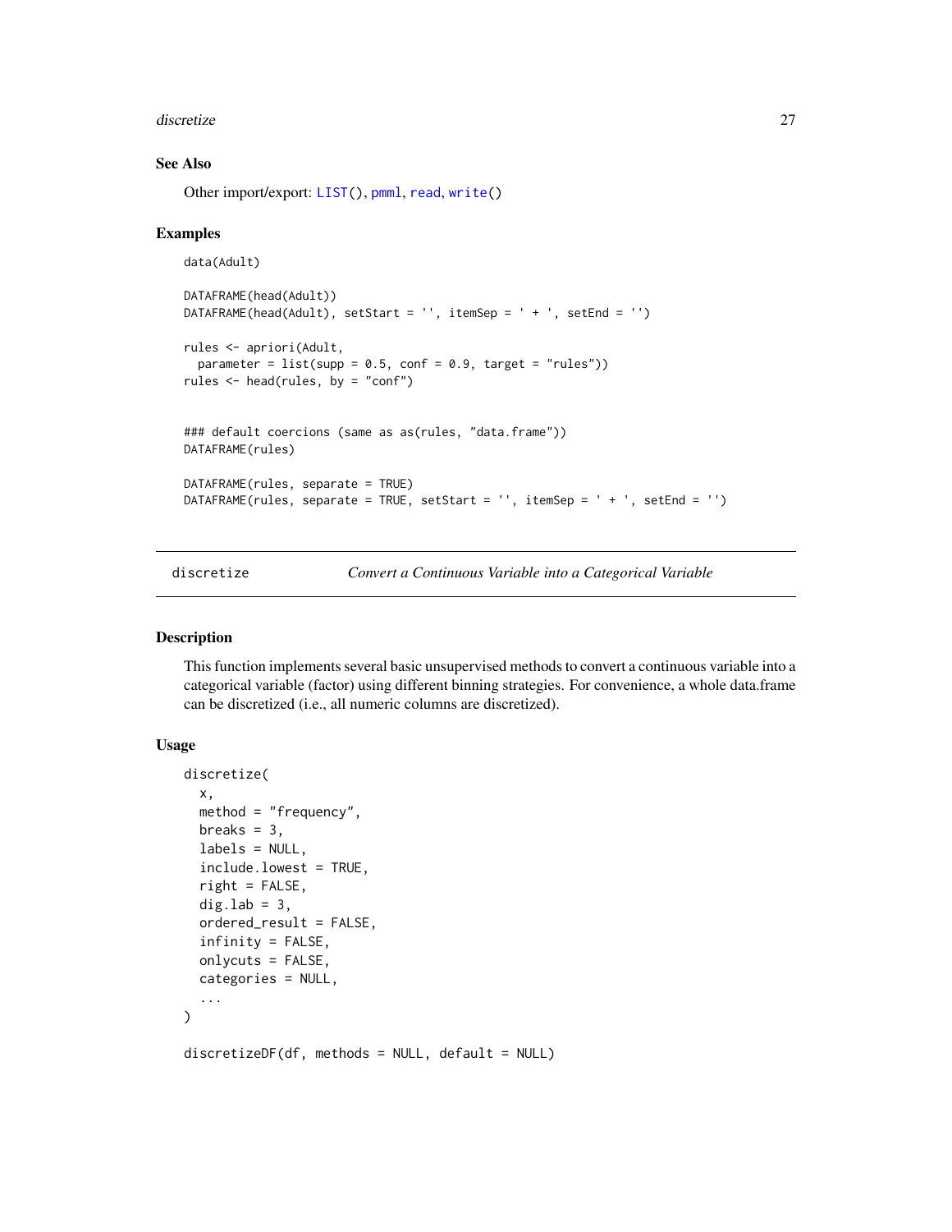### See Also

Other import/export: LIST(), pmml, read, write()

### Examples

```
data(Adult)

DATAFRAME(head(Adult))
DATAFRAME(head(Adult), setStart = '', itemSep = ' + ', setEnd = '')

rules <- apriori(Adult,
  parameter = list(supp = 0.5, conf = 0.9, target = "rules"))
rules <- head(rules, by = "conf")


### default coercions (same as as(rules, "data.frame"))
DATAFRAME(rules)

DATAFRAME(rules, separate = TRUE)
DATAFRAME(rules, separate = TRUE, setStart = '', itemSep = ' + ', setEnd = '')
```

---

## discretize *Convert a Continuous Variable into a Categorical Variable*

---

### Description

This function implements several basic unsupervised methods to convert a continuous variable into a categorical variable (factor) using different binning strategies. For convenience, a whole data.frame can be discretized (i.e., all numeric columns are discretized).

### Usage

```
discretize(
  x,
  method = "frequency",
  breaks = 3,
  labels = NULL,
  include.lowest = TRUE,
  right = FALSE,
  dig.lab = 3,
  ordered_result = FALSE,
  infinity = FALSE,
  onlycuts = FALSE,
  categories = NULL,
  ...
)

discretizeDF(df, methods = NULL, default = NULL)
```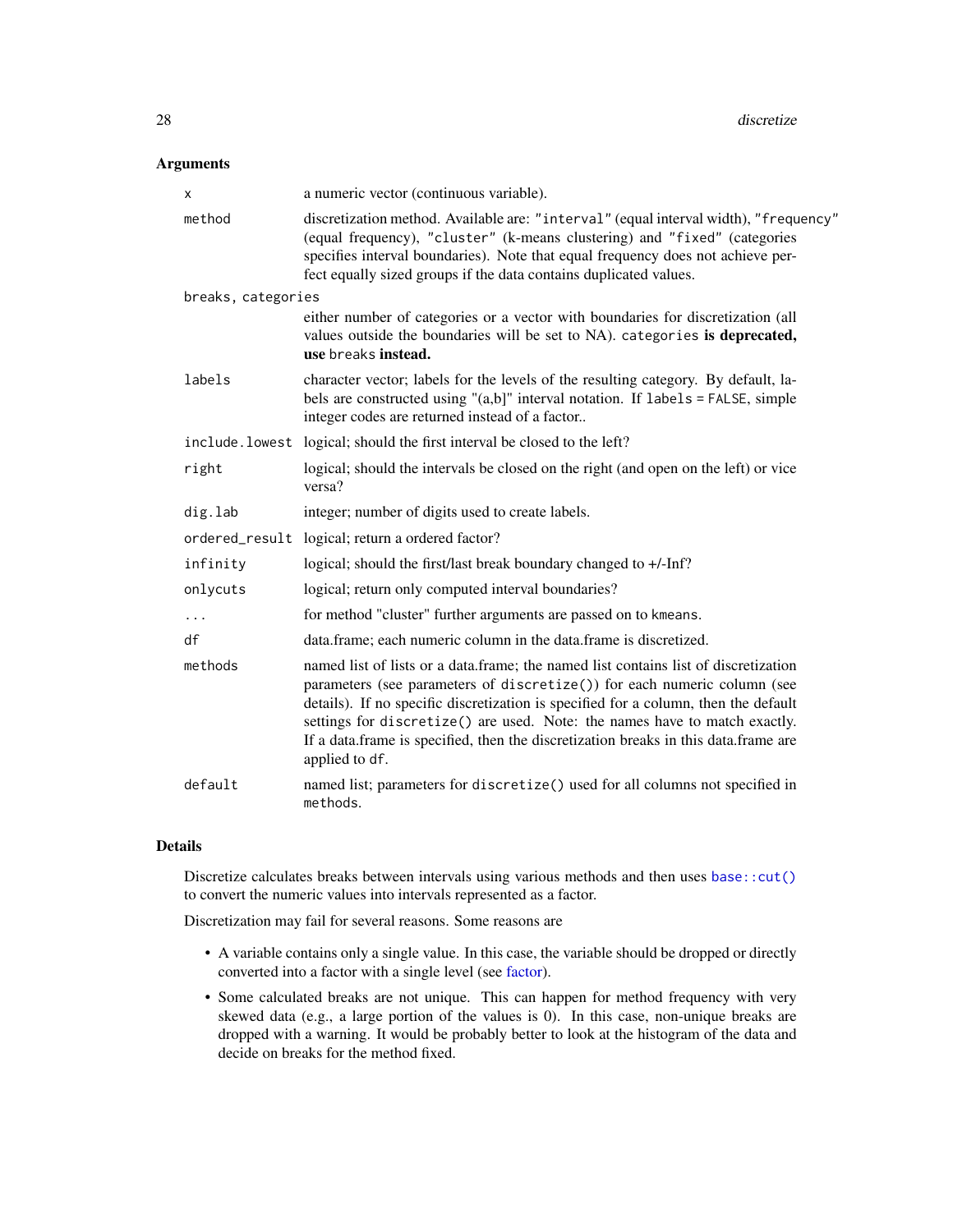## Arguments

| | |
|---|---|
| `x` | a numeric vector (continuous variable). |
| `method` | discretization method. Available are: `"interval"` (equal interval width), `"frequency"` (equal frequency), `"cluster"` (k-means clustering) and `"fixed"` (categories specifies interval boundaries). Note that equal frequency does not achieve perfect equally sized groups if the data contains duplicated values. |
| `breaks, categories` | either number of categories or a vector with boundaries for discretization (all values outside the boundaries will be set to NA). `categories` **is deprecated, use** `breaks` **instead.** |
| `labels` | character vector; labels for the levels of the resulting category. By default, labels are constructed using "(a,b]" interval notation. If `labels = FALSE`, simple integer codes are returned instead of a factor.. |
| `include.lowest` | logical; should the first interval be closed to the left? |
| `right` | logical; should the intervals be closed on the right (and open on the left) or vice versa? |
| `dig.lab` | integer; number of digits used to create labels. |
| `ordered_result` | logical; return a ordered factor? |
| `infinity` | logical; should the first/last break boundary changed to +/-Inf? |
| `onlycuts` | logical; return only computed interval boundaries? |
| `...` | for method "cluster" further arguments are passed on to `kmeans`. |
| `df` | data.frame; each numeric column in the data.frame is discretized. |
| `methods` | named list of lists or a data.frame; the named list contains list of discretization parameters (see parameters of `discretize()`) for each numeric column (see details). If no specific discretization is specified for a column, then the default settings for `discretize()` are used. Note: the names have to match exactly. If a data.frame is specified, then the discretization breaks in this data.frame are applied to `df`. |
| `default` | named list; parameters for `discretize()` used for all columns not specified in `methods`. |

## Details

Discretize calculates breaks between intervals using various methods and then uses `base::cut()` to convert the numeric values into intervals represented as a factor.

Discretization may fail for several reasons. Some reasons are

- A variable contains only a single value. In this case, the variable should be dropped or directly converted into a factor with a single level (see factor).
- Some calculated breaks are not unique. This can happen for method frequency with very skewed data (e.g., a large portion of the values is 0). In this case, non-unique breaks are dropped with a warning. It would be probably better to look at the histogram of the data and decide on breaks for the method fixed.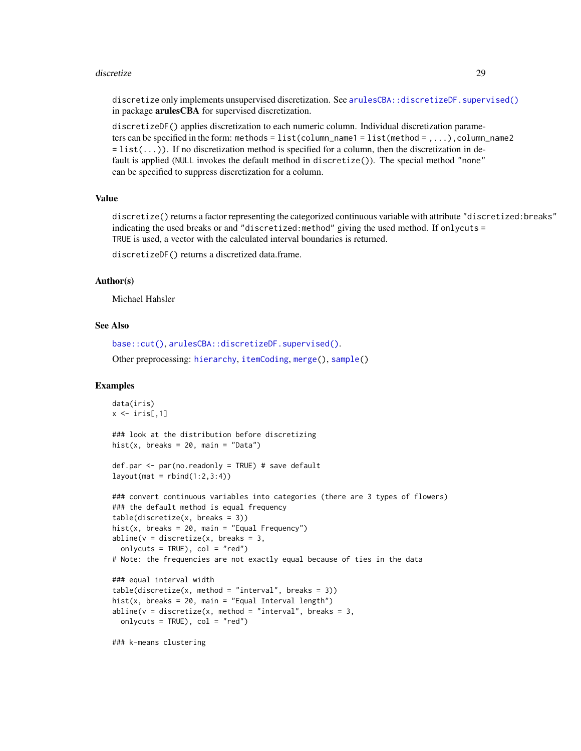discretize only implements unsupervised discretization. See arulesCBA::discretizeDF.supervised() in package **arulesCBA** for supervised discretization.

discretizeDF() applies discretization to each numeric column. Individual discretization parameters can be specified in the form: methods = list(column_name1 = list(method = ,...),column_name2 = list(...)). If no discretization method is specified for a column, then the discretization in default is applied (NULL invokes the default method in discretize()). The special method "none" can be specified to suppress discretization for a column.

## Value

discretize() returns a factor representing the categorized continuous variable with attribute "discretized:breaks" indicating the used breaks or and "discretized:method" giving the used method. If onlycuts = TRUE is used, a vector with the calculated interval boundaries is returned.

discretizeDF() returns a discretized data.frame.

## Author(s)

Michael Hahsler

## See Also

base::cut(), arulesCBA::discretizeDF.supervised().

Other preprocessing: hierarchy, itemCoding, merge(), sample()

## Examples

```
data(iris)
x <- iris[,1]

### look at the distribution before discretizing
hist(x, breaks = 20, main = "Data")

def.par <- par(no.readonly = TRUE) # save default
layout(mat = rbind(1:2,3:4))

### convert continuous variables into categories (there are 3 types of flowers)
### the default method is equal frequency
table(discretize(x, breaks = 3))
hist(x, breaks = 20, main = "Equal Frequency")
abline(v = discretize(x, breaks = 3,
  onlycuts = TRUE), col = "red")
# Note: the frequencies are not exactly equal because of ties in the data

### equal interval width
table(discretize(x, method = "interval", breaks = 3))
hist(x, breaks = 20, main = "Equal Interval length")
abline(v = discretize(x, method = "interval", breaks = 3,
  onlycuts = TRUE), col = "red")

### k-means clustering
```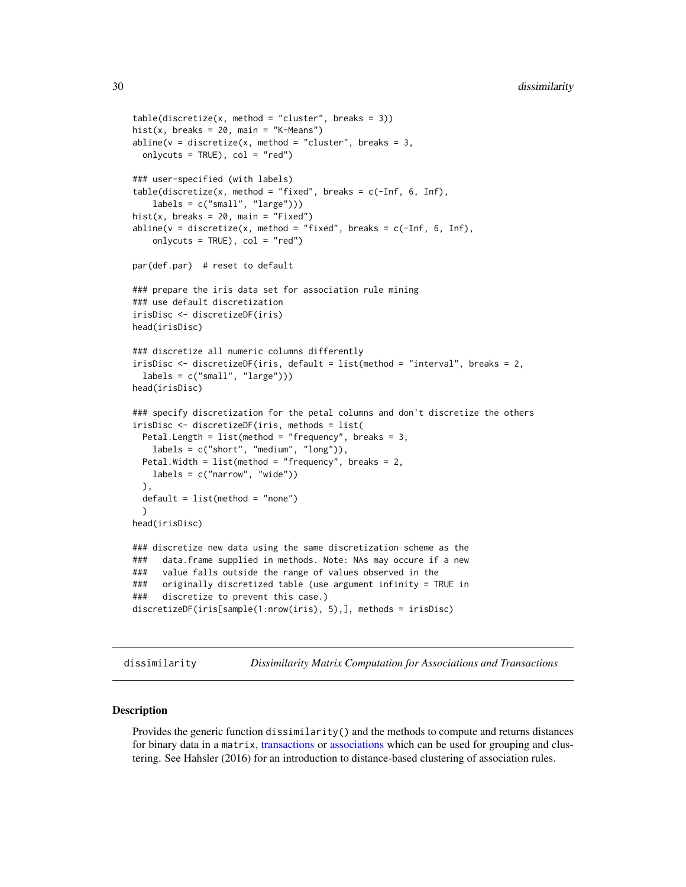```
table(discretize(x, method = "cluster", breaks = 3))
hist(x, breaks = 20, main = "K-Means")
abline(v = discretize(x, method = "cluster", breaks = 3,
  onlycuts = TRUE), col = "red")

### user-specified (with labels)
table(discretize(x, method = "fixed", breaks = c(-Inf, 6, Inf),
    labels = c("small", "large")))
hist(x, breaks = 20, main = "Fixed")
abline(v = discretize(x, method = "fixed", breaks = c(-Inf, 6, Inf),
    onlycuts = TRUE), col = "red")

par(def.par)  # reset to default

### prepare the iris data set for association rule mining
### use default discretization
irisDisc <- discretizeDF(iris)
head(irisDisc)

### discretize all numeric columns differently
irisDisc <- discretizeDF(iris, default = list(method = "interval", breaks = 2,
  labels = c("small", "large")))
head(irisDisc)

### specify discretization for the petal columns and don't discretize the others
irisDisc <- discretizeDF(iris, methods = list(
  Petal.Length = list(method = "frequency", breaks = 3,
    labels = c("short", "medium", "long")),
  Petal.Width = list(method = "frequency", breaks = 2,
    labels = c("narrow", "wide"))
  ),
  default = list(method = "none")
  )
head(irisDisc)

### discretize new data using the same discretization scheme as the
###   data.frame supplied in methods. Note: NAs may occure if a new
###   value falls outside the range of values observed in the
###   originally discretized table (use argument infinity = TRUE in
###   discretize to prevent this case.)
discretizeDF(iris[sample(1:nrow(iris), 5),], methods = irisDisc)
```

## dissimilarity — *Dissimilarity Matrix Computation for Associations and Transactions*

### Description

Provides the generic function `dissimilarity()` and the methods to compute and returns distances for binary data in a `matrix`, transactions or associations which can be used for grouping and clustering. See Hahsler (2016) for an introduction to distance-based clustering of association rules.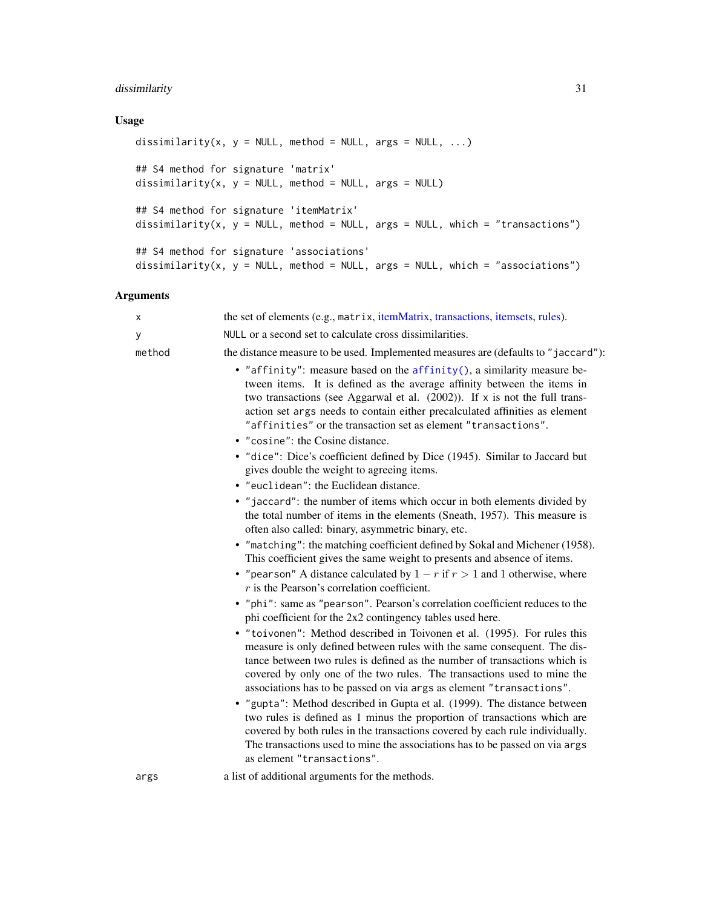## Usage

```
dissimilarity(x, y = NULL, method = NULL, args = NULL, ...)

## S4 method for signature 'matrix'
dissimilarity(x, y = NULL, method = NULL, args = NULL)

## S4 method for signature 'itemMatrix'
dissimilarity(x, y = NULL, method = NULL, args = NULL, which = "transactions")

## S4 method for signature 'associations'
dissimilarity(x, y = NULL, method = NULL, args = NULL, which = "associations")
```

## Arguments

- `x` — the set of elements (e.g., `matrix`, itemMatrix, transactions, itemsets, rules).
- `y` — `NULL` or a second set to calculate cross dissimilarities.
- `method` — the distance measure to be used. Implemented measures are (defaults to `"jaccard"`):
  - `"affinity"`: measure based on the `affinity()`, a similarity measure between items. It is defined as the average affinity between the items in two transactions (see Aggarwal et al. (2002)). If `x` is not the full transaction set `args` needs to contain either precalculated affinities as element `"affinities"` or the transaction set as element `"transactions"`.
  - `"cosine"`: the Cosine distance.
  - `"dice"`: Dice's coefficient defined by Dice (1945). Similar to Jaccard but gives double the weight to agreeing items.
  - `"euclidean"`: the Euclidean distance.
  - `"jaccard"`: the number of items which occur in both elements divided by the total number of items in the elements (Sneath, 1957). This measure is often also called: binary, asymmetric binary, etc.
  - `"matching"`: the matching coefficient defined by Sokal and Michener (1958). This coefficient gives the same weight to presents and absence of items.
  - `"pearson"` A distance calculated by $1 - r$ if $r > 1$ and 1 otherwise, where $r$ is the Pearson's correlation coefficient.
  - `"phi"`: same as `"pearson"`. Pearson's correlation coefficient reduces to the phi coefficient for the 2x2 contingency tables used here.
  - `"toivonen"`: Method described in Toivonen et al. (1995). For rules this measure is only defined between rules with the same consequent. The distance between two rules is defined as the number of transactions which is covered by only one of the two rules. The transactions used to mine the associations has to be passed on via `args` as element `"transactions"`.
  - `"gupta"`: Method described in Gupta et al. (1999). The distance between two rules is defined as 1 minus the proportion of transactions which are covered by both rules in the transactions covered by each rule individually. The transactions used to mine the associations has to be passed on via `args` as element `"transactions"`.
- `args` — a list of additional arguments for the methods.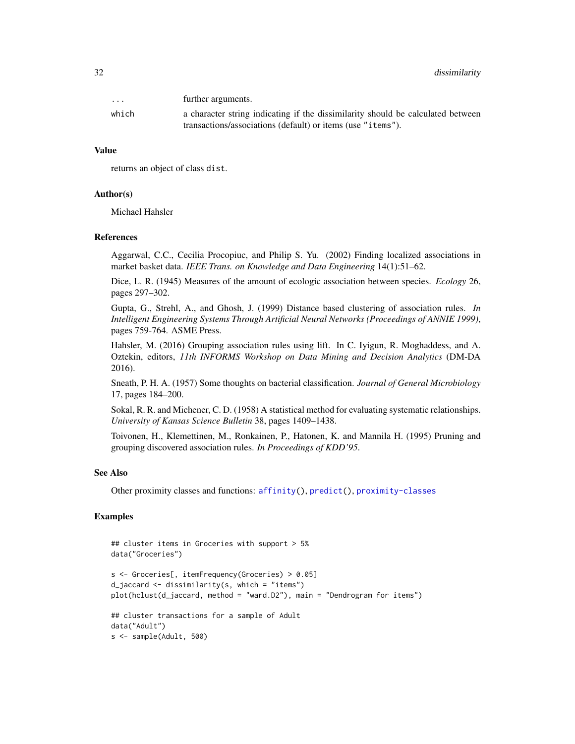| | |
|---|---|
| ... | further arguments. |
| which | a character string indicating if the dissimilarity should be calculated between transactions/associations (default) or items (use "items"). |

## Value

returns an object of class dist.

## Author(s)

Michael Hahsler

## References

Aggarwal, C.C., Cecilia Procopiuc, and Philip S. Yu. (2002) Finding localized associations in market basket data. *IEEE Trans. on Knowledge and Data Engineering* 14(1):51–62.

Dice, L. R. (1945) Measures of the amount of ecologic association between species. *Ecology* 26, pages 297–302.

Gupta, G., Strehl, A., and Ghosh, J. (1999) Distance based clustering of association rules. *In Intelligent Engineering Systems Through Artificial Neural Networks (Proceedings of ANNIE 1999)*, pages 759-764. ASME Press.

Hahsler, M. (2016) Grouping association rules using lift. In C. Iyigun, R. Moghaddess, and A. Oztekin, editors, *11th INFORMS Workshop on Data Mining and Decision Analytics* (DM-DA 2016).

Sneath, P. H. A. (1957) Some thoughts on bacterial classification. *Journal of General Microbiology* 17, pages 184–200.

Sokal, R. R. and Michener, C. D. (1958) A statistical method for evaluating systematic relationships. *University of Kansas Science Bulletin* 38, pages 1409–1438.

Toivonen, H., Klemettinen, M., Ronkainen, P., Hatonen, K. and Mannila H. (1995) Pruning and grouping discovered association rules. *In Proceedings of KDD'95*.

## See Also

Other proximity classes and functions: affinity(), predict(), proximity-classes

## Examples

```
## cluster items in Groceries with support > 5%
data("Groceries")

s <- Groceries[, itemFrequency(Groceries) > 0.05]
d_jaccard <- dissimilarity(s, which = "items")
plot(hclust(d_jaccard, method = "ward.D2"), main = "Dendrogram for items")

## cluster transactions for a sample of Adult
data("Adult")
s <- sample(Adult, 500)
```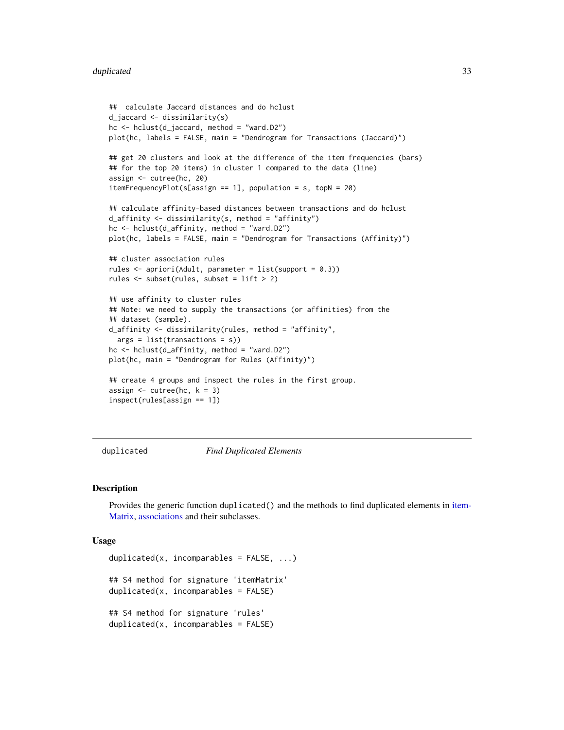```
##  calculate Jaccard distances and do hclust
d_jaccard <- dissimilarity(s)
hc <- hclust(d_jaccard, method = "ward.D2")
plot(hc, labels = FALSE, main = "Dendrogram for Transactions (Jaccard)")

## get 20 clusters and look at the difference of the item frequencies (bars)
## for the top 20 items) in cluster 1 compared to the data (line)
assign <- cutree(hc, 20)
itemFrequencyPlot(s[assign == 1], population = s, topN = 20)

## calculate affinity-based distances between transactions and do hclust
d_affinity <- dissimilarity(s, method = "affinity")
hc <- hclust(d_affinity, method = "ward.D2")
plot(hc, labels = FALSE, main = "Dendrogram for Transactions (Affinity)")

## cluster association rules
rules <- apriori(Adult, parameter = list(support = 0.3))
rules <- subset(rules, subset = lift > 2)

## use affinity to cluster rules
## Note: we need to supply the transactions (or affinities) from the
## dataset (sample).
d_affinity <- dissimilarity(rules, method = "affinity",
  args = list(transactions = s))
hc <- hclust(d_affinity, method = "ward.D2")
plot(hc, main = "Dendrogram for Rules (Affinity)")

## create 4 groups and inspect the rules in the first group.
assign <- cutree(hc, k = 3)
inspect(rules[assign == 1])
```

---

`duplicated` *Find Duplicated Elements*

---

### Description

Provides the generic function `duplicated()` and the methods to find duplicated elements in itemMatrix, associations and their subclasses.

### Usage

```
duplicated(x, incomparables = FALSE, ...)

## S4 method for signature 'itemMatrix'
duplicated(x, incomparables = FALSE)

## S4 method for signature 'rules'
duplicated(x, incomparables = FALSE)
```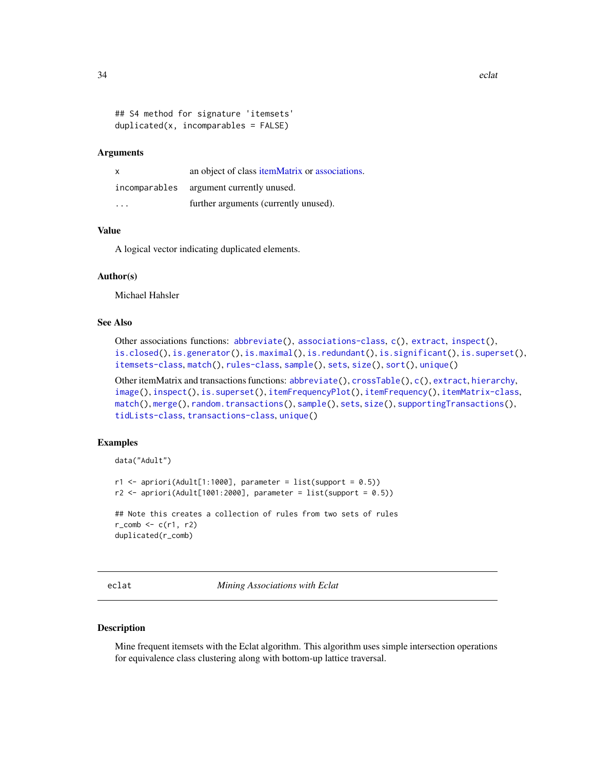```
## S4 method for signature 'itemsets'
duplicated(x, incomparables = FALSE)
```

### Arguments

| | |
|---|---|
| x | an object of class itemMatrix or associations. |
| incomparables | argument currently unused. |
| ... | further arguments (currently unused). |

### Value

A logical vector indicating duplicated elements.

### Author(s)

Michael Hahsler

### See Also

Other associations functions: `abbreviate()`, `associations-class`, `c()`, `extract`, `inspect()`, `is.closed()`, `is.generator()`, `is.maximal()`, `is.redundant()`, `is.significant()`, `is.superset()`, `itemsets-class`, `match()`, `rules-class`, `sample()`, `sets`, `size()`, `sort()`, `unique()`

Other itemMatrix and transactions functions: `abbreviate()`, `crossTable()`, `c()`, `extract`, `hierarchy`, `image()`, `inspect()`, `is.superset()`, `itemFrequencyPlot()`, `itemFrequency()`, `itemMatrix-class`, `match()`, `merge()`, `random.transactions()`, `sample()`, `sets`, `size()`, `supportingTransactions()`, `tidLists-class`, `transactions-class`, `unique()`

### Examples

```
data("Adult")

r1 <- apriori(Adult[1:1000], parameter = list(support = 0.5))
r2 <- apriori(Adult[1001:2000], parameter = list(support = 0.5))

## Note this creates a collection of rules from two sets of rules
r_comb <- c(r1, r2)
duplicated(r_comb)
```

---

## eclat *Mining Associations with Eclat*

---

### Description

Mine frequent itemsets with the Eclat algorithm. This algorithm uses simple intersection operations for equivalence class clustering along with bottom-up lattice traversal.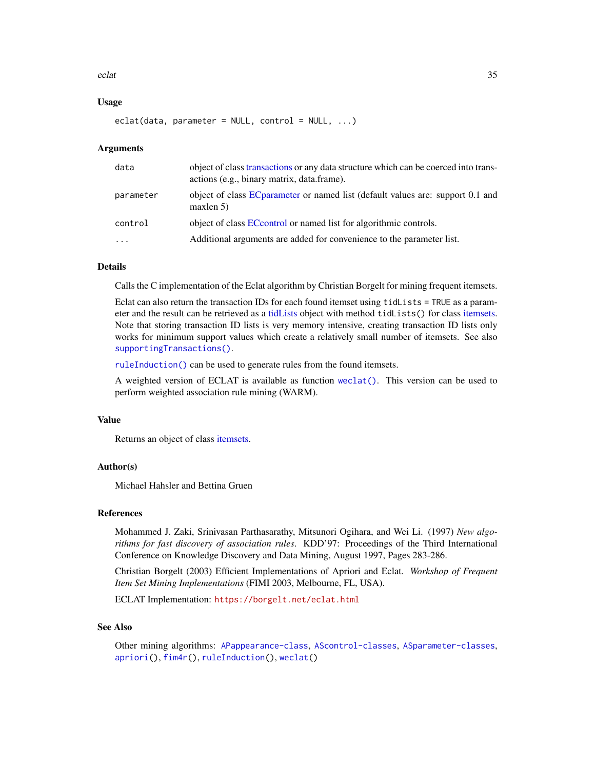## Usage

```
eclat(data, parameter = NULL, control = NULL, ...)
```

## Arguments

| | |
|---|---|
| `data` | object of class transactions or any data structure which can be coerced into transactions (e.g., binary matrix, data.frame). |
| `parameter` | object of class ECparameter or named list (default values are: support 0.1 and maxlen 5) |
| `control` | object of class ECcontrol or named list for algorithmic controls. |
| `...` | Additional arguments are added for convenience to the parameter list. |

## Details

Calls the C implementation of the Eclat algorithm by Christian Borgelt for mining frequent itemsets.

Eclat can also return the transaction IDs for each found itemset using `tidLists = TRUE` as a parameter and the result can be retrieved as a tidLists object with method `tidLists()` for class itemsets. Note that storing transaction ID lists is very memory intensive, creating transaction ID lists only works for minimum support values which create a relatively small number of itemsets. See also `supportingTransactions()`.

`ruleInduction()` can be used to generate rules from the found itemsets.

A weighted version of ECLAT is available as function `weclat()`. This version can be used to perform weighted association rule mining (WARM).

## Value

Returns an object of class itemsets.

## Author(s)

Michael Hahsler and Bettina Gruen

## References

Mohammed J. Zaki, Srinivasan Parthasarathy, Mitsunori Ogihara, and Wei Li. (1997) *New algorithms for fast discovery of association rules*. KDD'97: Proceedings of the Third International Conference on Knowledge Discovery and Data Mining, August 1997, Pages 283-286.

Christian Borgelt (2003) Efficient Implementations of Apriori and Eclat. *Workshop of Frequent Item Set Mining Implementations* (FIMI 2003, Melbourne, FL, USA).

ECLAT Implementation: https://borgelt.net/eclat.html

## See Also

Other mining algorithms: `APappearance-class`, `AScontrol-classes`, `ASparameter-classes`, `apriori()`, `fim4r()`, `ruleInduction()`, `weclat()`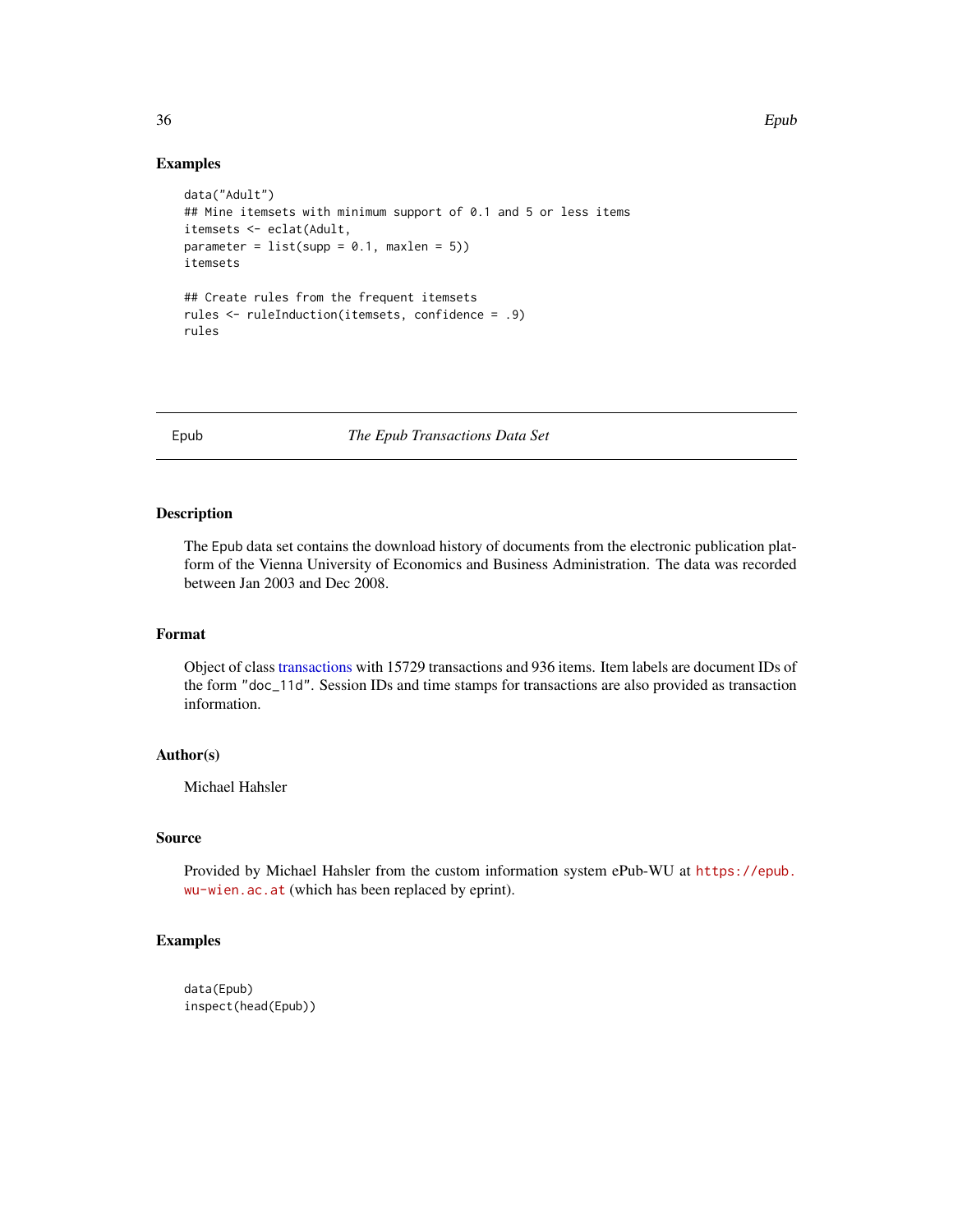## Examples

```
data("Adult")
## Mine itemsets with minimum support of 0.1 and 5 or less items
itemsets <- eclat(Adult,
parameter = list(supp = 0.1, maxlen = 5))
itemsets

## Create rules from the frequent itemsets
rules <- ruleInduction(itemsets, confidence = .9)
rules
```

---

# Epub — *The Epub Transactions Data Set*

---

## Description

The Epub data set contains the download history of documents from the electronic publication platform of the Vienna University of Economics and Business Administration. The data was recorded between Jan 2003 and Dec 2008.

## Format

Object of class transactions with 15729 transactions and 936 items. Item labels are document IDs of the form "doc_11d". Session IDs and time stamps for transactions are also provided as transaction information.

## Author(s)

Michael Hahsler

## Source

Provided by Michael Hahsler from the custom information system ePub-WU at https://epub.wu-wien.ac.at (which has been replaced by eprint).

## Examples

```
data(Epub)
inspect(head(Epub))
```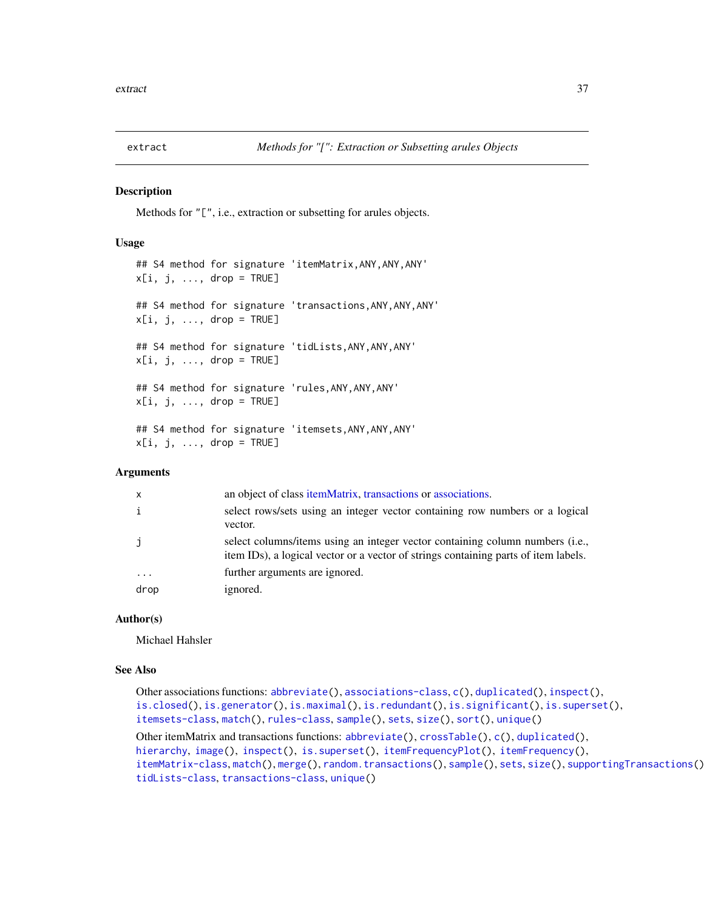extract *Methods for "[": Extraction or Subsetting arules Objects*

## Description

Methods for "[", i.e., extraction or subsetting for arules objects.

## Usage

```
## S4 method for signature 'itemMatrix,ANY,ANY,ANY'
x[i, j, ..., drop = TRUE]

## S4 method for signature 'transactions,ANY,ANY,ANY'
x[i, j, ..., drop = TRUE]

## S4 method for signature 'tidLists,ANY,ANY,ANY'
x[i, j, ..., drop = TRUE]

## S4 method for signature 'rules,ANY,ANY,ANY'
x[i, j, ..., drop = TRUE]

## S4 method for signature 'itemsets,ANY,ANY,ANY'
x[i, j, ..., drop = TRUE]
```

## Arguments

| | |
|---|---|
| x | an object of class itemMatrix, transactions or associations. |
| i | select rows/sets using an integer vector containing row numbers or a logical vector. |
| j | select columns/items using an integer vector containing column numbers (i.e., item IDs), a logical vector or a vector of strings containing parts of item labels. |
| ... | further arguments are ignored. |
| drop | ignored. |

## Author(s)

Michael Hahsler

## See Also

Other associations functions: abbreviate(), associations-class, c(), duplicated(), inspect(), is.closed(), is.generator(), is.maximal(), is.redundant(), is.significant(), is.superset(), itemsets-class, match(), rules-class, sample(), sets, size(), sort(), unique()

Other itemMatrix and transactions functions: abbreviate(), crossTable(), c(), duplicated(), hierarchy, image(), inspect(), is.superset(), itemFrequencyPlot(), itemFrequency(), itemMatrix-class, match(), merge(), random.transactions(), sample(), sets, size(), supportingTransactions(), tidLists-class, transactions-class, unique()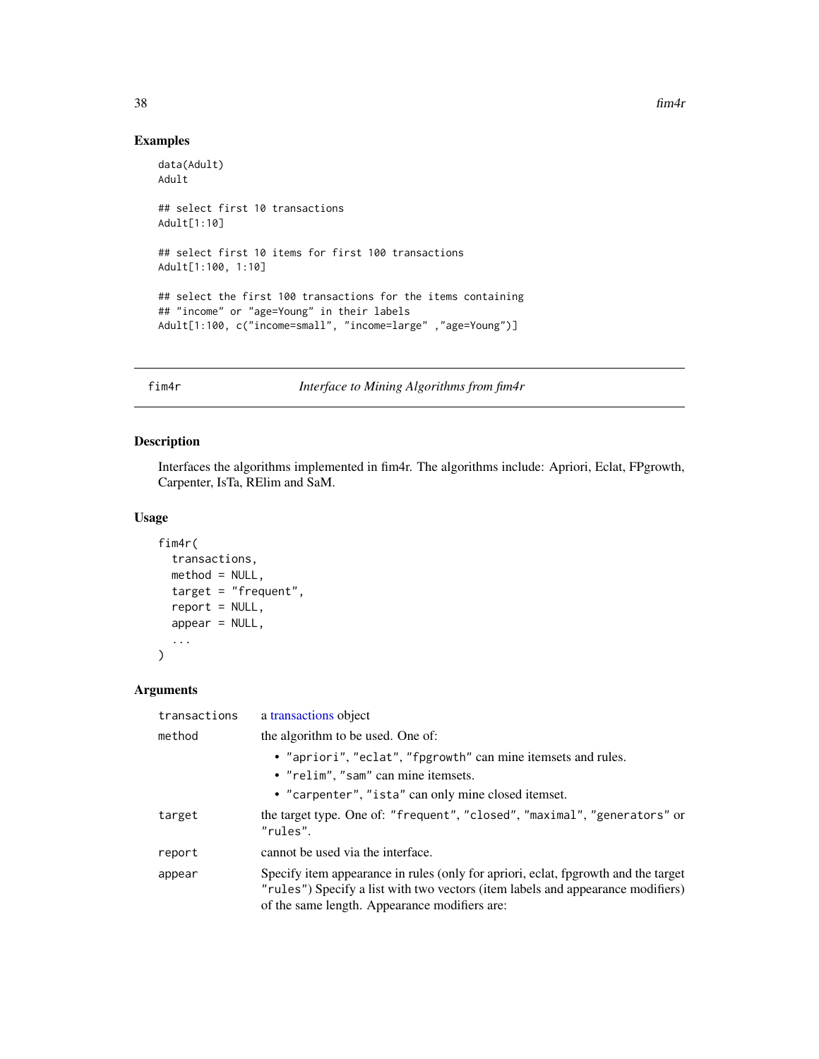## Examples

```
data(Adult)
Adult

## select first 10 transactions
Adult[1:10]

## select first 10 items for first 100 transactions
Adult[1:100, 1:10]

## select the first 100 transactions for the items containing
## "income" or "age=Young" in their labels
Adult[1:100, c("income=small", "income=large" ,"age=Young")]
```

---

# fim4r — *Interface to Mining Algorithms from fim4r*

## Description

Interfaces the algorithms implemented in fim4r. The algorithms include: Apriori, Eclat, FPgrowth, Carpenter, IsTa, RElim and SaM.

## Usage

```
fim4r(
  transactions,
  method = NULL,
  target = "frequent",
  report = NULL,
  appear = NULL,
  ...
)
```

## Arguments

| | |
|---|---|
| `transactions` | a transactions object |
| `method` | the algorithm to be used. One of:<br>• `"apriori"`, `"eclat"`, `"fpgrowth"` can mine itemsets and rules.<br>• `"relim"`, `"sam"` can mine itemsets.<br>• `"carpenter"`, `"ista"` can only mine closed itemset. |
| `target` | the target type. One of: `"frequent"`, `"closed"`, `"maximal"`, `"generators"` or `"rules"`. |
| `report` | cannot be used via the interface. |
| `appear` | Specify item appearance in rules (only for apriori, eclat, fpgrowth and the target `"rules"`) Specify a list with two vectors (item labels and appearance modifiers) of the same length. Appearance modifiers are: |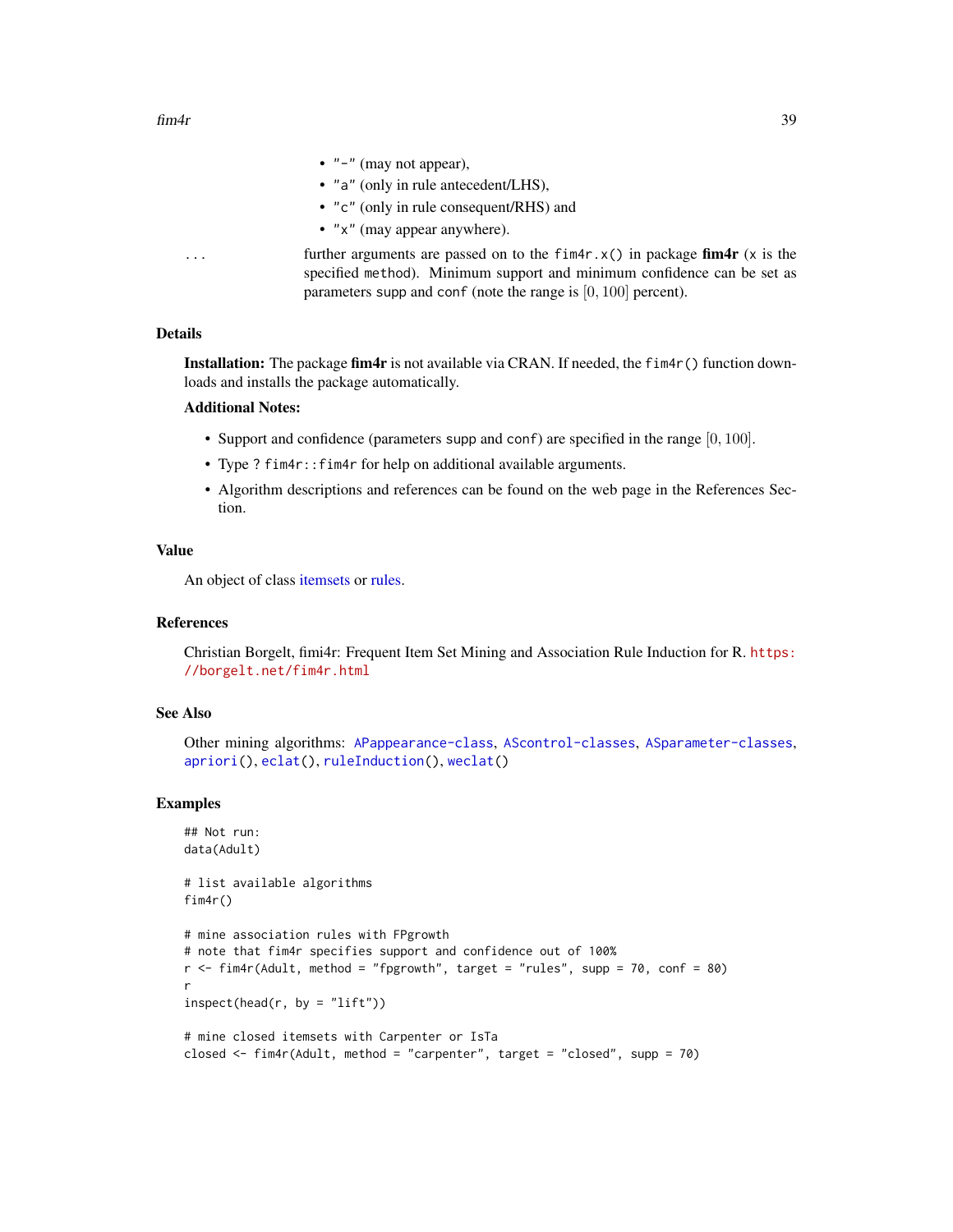- "-" (may not appear),
- "a" (only in rule antecedent/LHS),
- "c" (only in rule consequent/RHS) and
- "x" (may appear anywhere).

... further arguments are passed on to the `fim4r.x()` in package **fim4r** (x is the specified method). Minimum support and minimum confidence can be set as parameters supp and conf (note the range is $[0, 100]$ percent).

## Details

**Installation:** The package **fim4r** is not available via CRAN. If needed, the `fim4r()` function downloads and installs the package automatically.

**Additional Notes:**

- Support and confidence (parameters supp and conf) are specified in the range $[0, 100]$.
- Type `? fim4r::fim4r` for help on additional available arguments.
- Algorithm descriptions and references can be found on the web page in the References Section.

## Value

An object of class itemsets or rules.

## References

Christian Borgelt, fimi4r: Frequent Item Set Mining and Association Rule Induction for R. https://borgelt.net/fim4r.html

## See Also

Other mining algorithms: APappearance-class, AScontrol-classes, ASparameter-classes, apriori(), eclat(), ruleInduction(), weclat()

## Examples

```
## Not run:
data(Adult)

# list available algorithms
fim4r()

# mine association rules with FPgrowth
# note that fim4r specifies support and confidence out of 100%
r <- fim4r(Adult, method = "fpgrowth", target = "rules", supp = 70, conf = 80)
r
inspect(head(r, by = "lift"))

# mine closed itemsets with Carpenter or IsTa
closed <- fim4r(Adult, method = "carpenter", target = "closed", supp = 70)
```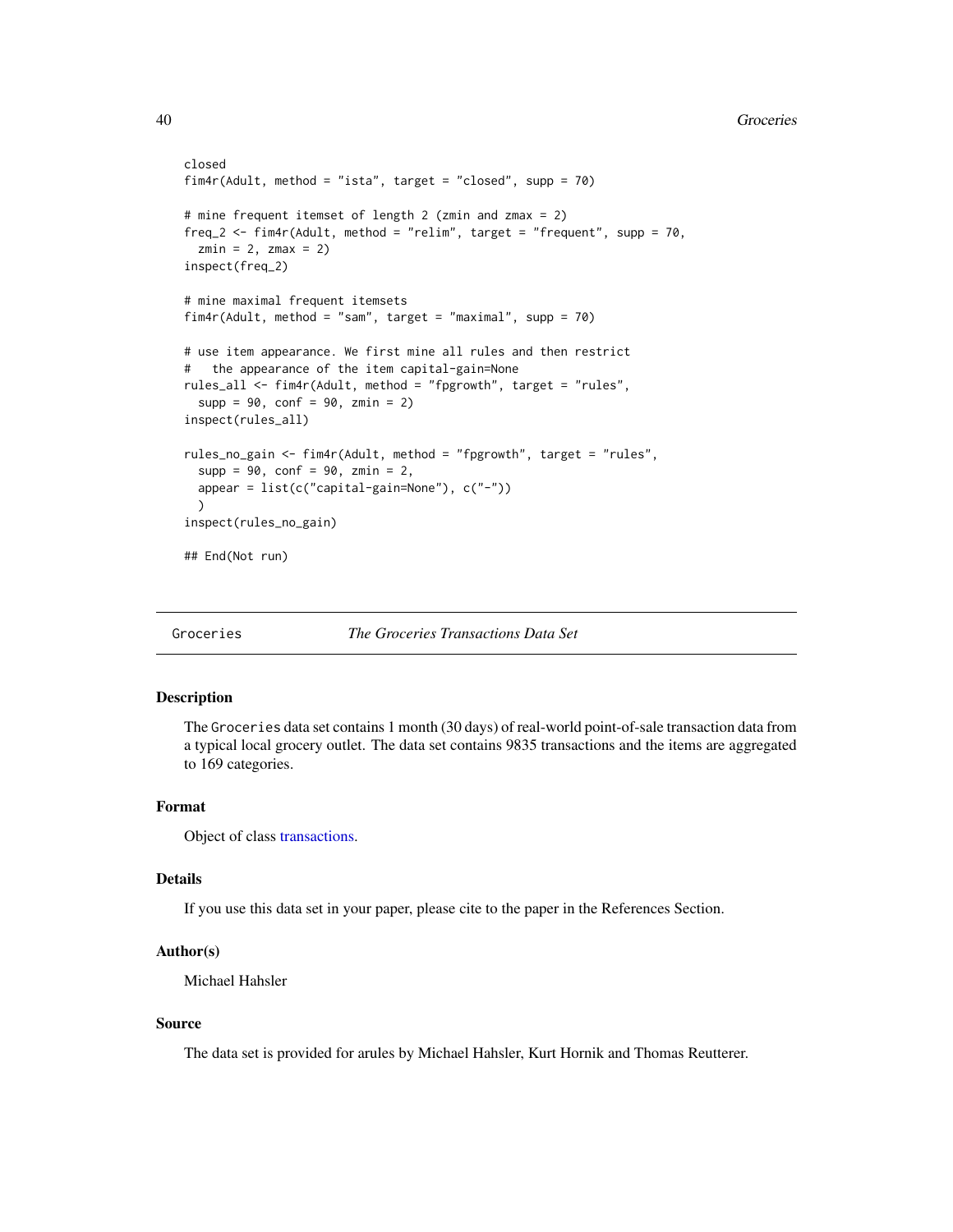```
closed
fim4r(Adult, method = "ista", target = "closed", supp = 70)

# mine frequent itemset of length 2 (zmin and zmax = 2)
freq_2 <- fim4r(Adult, method = "relim", target = "frequent", supp = 70,
  zmin = 2, zmax = 2)
inspect(freq_2)

# mine maximal frequent itemsets
fim4r(Adult, method = "sam", target = "maximal", supp = 70)

# use item appearance. We first mine all rules and then restrict
#   the appearance of the item capital-gain=None
rules_all <- fim4r(Adult, method = "fpgrowth", target = "rules",
  supp = 90, conf = 90, zmin = 2)
inspect(rules_all)

rules_no_gain <- fim4r(Adult, method = "fpgrowth", target = "rules",
  supp = 90, conf = 90, zmin = 2,
  appear = list(c("capital-gain=None"), c("-"))
  )
inspect(rules_no_gain)

## End(Not run)
```

## Groceries — *The Groceries Transactions Data Set*

### Description

The Groceries data set contains 1 month (30 days) of real-world point-of-sale transaction data from a typical local grocery outlet. The data set contains 9835 transactions and the items are aggregated to 169 categories.

### Format

Object of class transactions.

### Details

If you use this data set in your paper, please cite to the paper in the References Section.

### Author(s)

Michael Hahsler

### Source

The data set is provided for arules by Michael Hahsler, Kurt Hornik and Thomas Reutterer.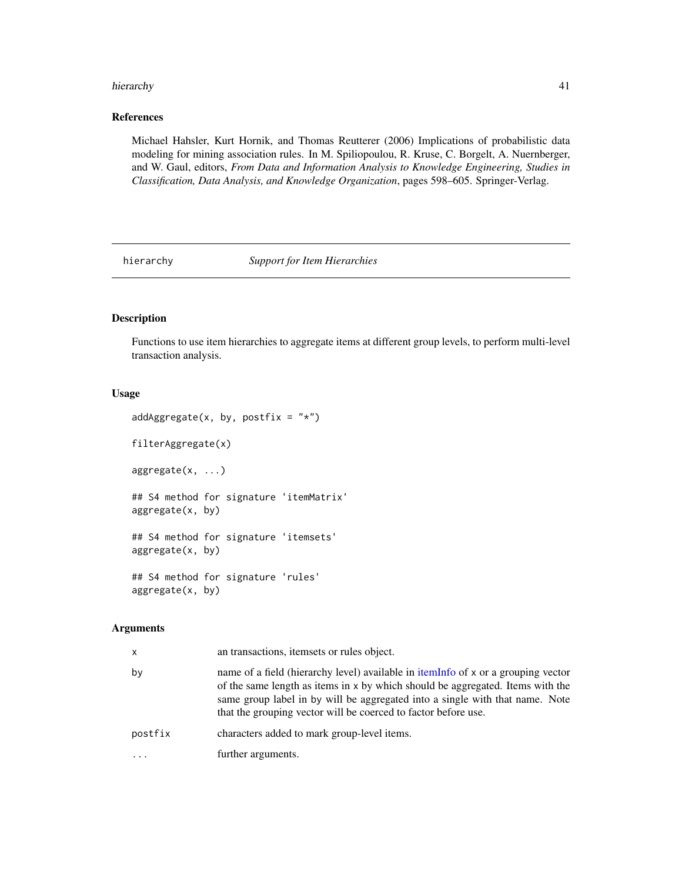## References

Michael Hahsler, Kurt Hornik, and Thomas Reutterer (2006) Implications of probabilistic data modeling for mining association rules. In M. Spiliopoulou, R. Kruse, C. Borgelt, A. Nuernberger, and W. Gaul, editors, *From Data and Information Analysis to Knowledge Engineering, Studies in Classification, Data Analysis, and Knowledge Organization*, pages 598–605. Springer-Verlag.

---

# hierarchy — *Support for Item Hierarchies*

## Description

Functions to use item hierarchies to aggregate items at different group levels, to perform multi-level transaction analysis.

## Usage

```
addAggregate(x, by, postfix = "*")

filterAggregate(x)

aggregate(x, ...)

## S4 method for signature 'itemMatrix'
aggregate(x, by)

## S4 method for signature 'itemsets'
aggregate(x, by)

## S4 method for signature 'rules'
aggregate(x, by)
```

## Arguments

| | |
|---|---|
| x | an transactions, itemsets or rules object. |
| by | name of a field (hierarchy level) available in itemInfo of x or a grouping vector of the same length as items in x by which should be aggregated. Items with the same group label in by will be aggregated into a single with that name. Note that the grouping vector will be coerced to factor before use. |
| postfix | characters added to mark group-level items. |
| ... | further arguments. |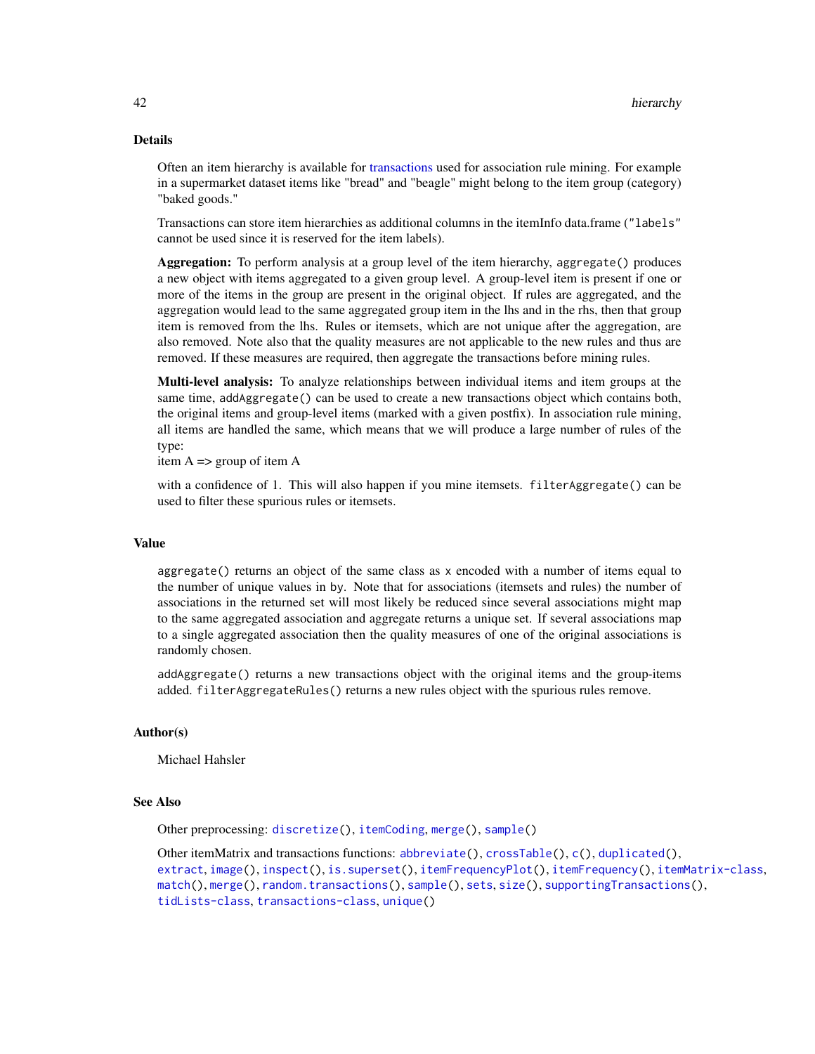## Details

Often an item hierarchy is available for transactions used for association rule mining. For example in a supermarket dataset items like "bread" and "beagle" might belong to the item group (category) "baked goods."

Transactions can store item hierarchies as additional columns in the itemInfo data.frame ("labels" cannot be used since it is reserved for the item labels).

**Aggregation:** To perform analysis at a group level of the item hierarchy, `aggregate()` produces a new object with items aggregated to a given group level. A group-level item is present if one or more of the items in the group are present in the original object. If rules are aggregated, and the aggregation would lead to the same aggregated group item in the lhs and in the rhs, then that group item is removed from the lhs. Rules or itemsets, which are not unique after the aggregation, are also removed. Note also that the quality measures are not applicable to the new rules and thus are removed. If these measures are required, then aggregate the transactions before mining rules.

**Multi-level analysis:** To analyze relationships between individual items and item groups at the same time, `addAggregate()` can be used to create a new transactions object which contains both, the original items and group-level items (marked with a given postfix). In association rule mining, all items are handled the same, which means that we will produce a large number of rules of the type:
item A => group of item A

with a confidence of 1. This will also happen if you mine itemsets. `filterAggregate()` can be used to filter these spurious rules or itemsets.

## Value

`aggregate()` returns an object of the same class as `x` encoded with a number of items equal to the number of unique values in `by`. Note that for associations (itemsets and rules) the number of associations in the returned set will most likely be reduced since several associations might map to the same aggregated association and aggregate returns a unique set. If several associations map to a single aggregated association then the quality measures of one of the original associations is randomly chosen.

`addAggregate()` returns a new transactions object with the original items and the group-items added. `filterAggregateRules()` returns a new rules object with the spurious rules remove.

## Author(s)

Michael Hahsler

## See Also

Other preprocessing: `discretize()`, `itemCoding`, `merge()`, `sample()`

Other itemMatrix and transactions functions: `abbreviate()`, `crossTable()`, `c()`, `duplicated()`, `extract`, `image()`, `inspect()`, `is.superset()`, `itemFrequencyPlot()`, `itemFrequency()`, `itemMatrix-class`, `match()`, `merge()`, `random.transactions()`, `sample()`, `sets`, `size()`, `supportingTransactions()`, `tidLists-class`, `transactions-class`, `unique()`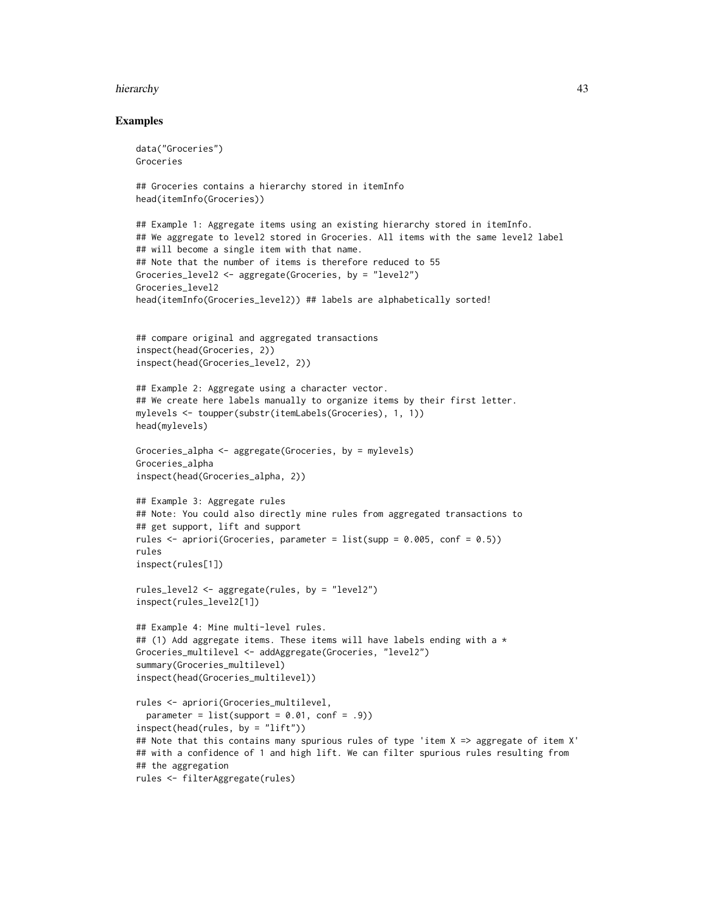## Examples

```
data("Groceries")
Groceries

## Groceries contains a hierarchy stored in itemInfo
head(itemInfo(Groceries))

## Example 1: Aggregate items using an existing hierarchy stored in itemInfo.
## We aggregate to level2 stored in Groceries. All items with the same level2 label
## will become a single item with that name.
## Note that the number of items is therefore reduced to 55
Groceries_level2 <- aggregate(Groceries, by = "level2")
Groceries_level2
head(itemInfo(Groceries_level2)) ## labels are alphabetically sorted!


## compare original and aggregated transactions
inspect(head(Groceries, 2))
inspect(head(Groceries_level2, 2))

## Example 2: Aggregate using a character vector.
## We create here labels manually to organize items by their first letter.
mylevels <- toupper(substr(itemLabels(Groceries), 1, 1))
head(mylevels)

Groceries_alpha <- aggregate(Groceries, by = mylevels)
Groceries_alpha
inspect(head(Groceries_alpha, 2))

## Example 3: Aggregate rules
## Note: You could also directly mine rules from aggregated transactions to
## get support, lift and support
rules <- apriori(Groceries, parameter = list(supp = 0.005, conf = 0.5))
rules
inspect(rules[1])

rules_level2 <- aggregate(rules, by = "level2")
inspect(rules_level2[1])

## Example 4: Mine multi-level rules.
## (1) Add aggregate items. These items will have labels ending with a *
Groceries_multilevel <- addAggregate(Groceries, "level2")
summary(Groceries_multilevel)
inspect(head(Groceries_multilevel))

rules <- apriori(Groceries_multilevel,
  parameter = list(support = 0.01, conf = .9))
inspect(head(rules, by = "lift"))
## Note that this contains many spurious rules of type 'item X => aggregate of item X'
## with a confidence of 1 and high lift. We can filter spurious rules resulting from
## the aggregation
rules <- filterAggregate(rules)
```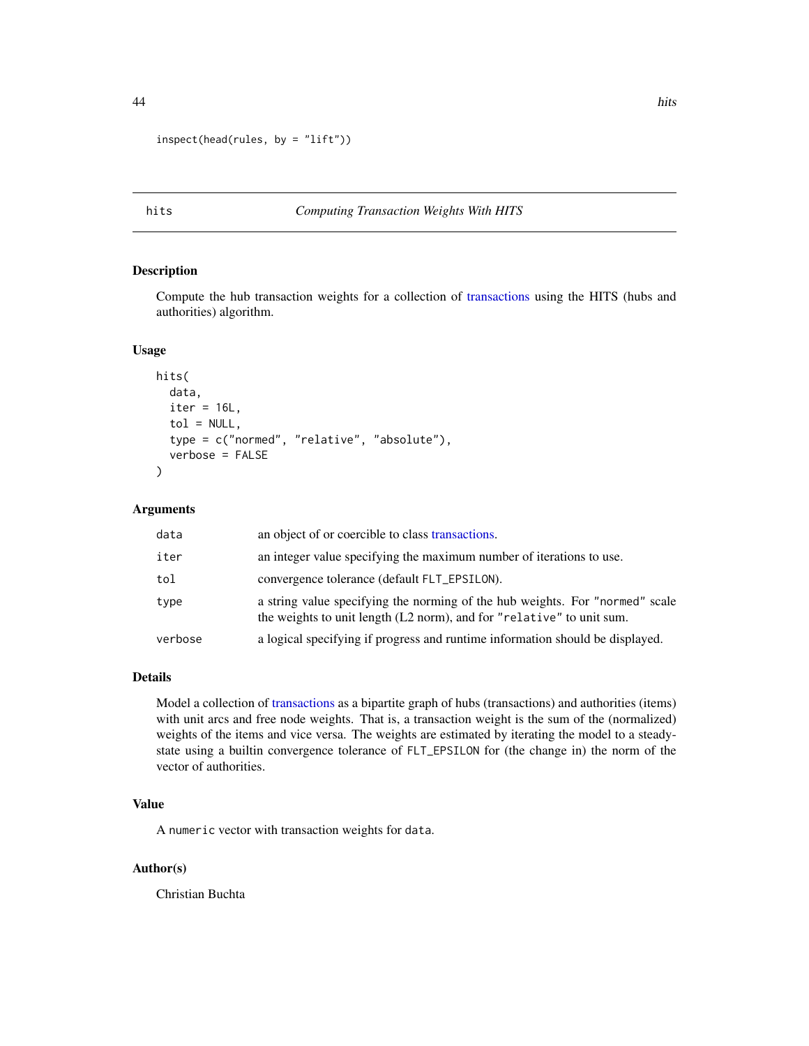```
inspect(head(rules, by = "lift"))
```

---

## hits — *Computing Transaction Weights With HITS*

### Description

Compute the hub transaction weights for a collection of transactions using the HITS (hubs and authorities) algorithm.

### Usage

```
hits(
  data,
  iter = 16L,
  tol = NULL,
  type = c("normed", "relative", "absolute"),
  verbose = FALSE
)
```

### Arguments

| | |
|---|---|
| data | an object of or coercible to class transactions. |
| iter | an integer value specifying the maximum number of iterations to use. |
| tol | convergence tolerance (default `FLT_EPSILON`). |
| type | a string value specifying the norming of the hub weights. For `"normed"` scale the weights to unit length (L2 norm), and for `"relative"` to unit sum. |
| verbose | a logical specifying if progress and runtime information should be displayed. |

### Details

Model a collection of transactions as a bipartite graph of hubs (transactions) and authorities (items) with unit arcs and free node weights. That is, a transaction weight is the sum of the (normalized) weights of the items and vice versa. The weights are estimated by iterating the model to a steady-state using a builtin convergence tolerance of `FLT_EPSILON` for (the change in) the norm of the vector of authorities.

### Value

A `numeric` vector with transaction weights for `data`.

### Author(s)

Christian Buchta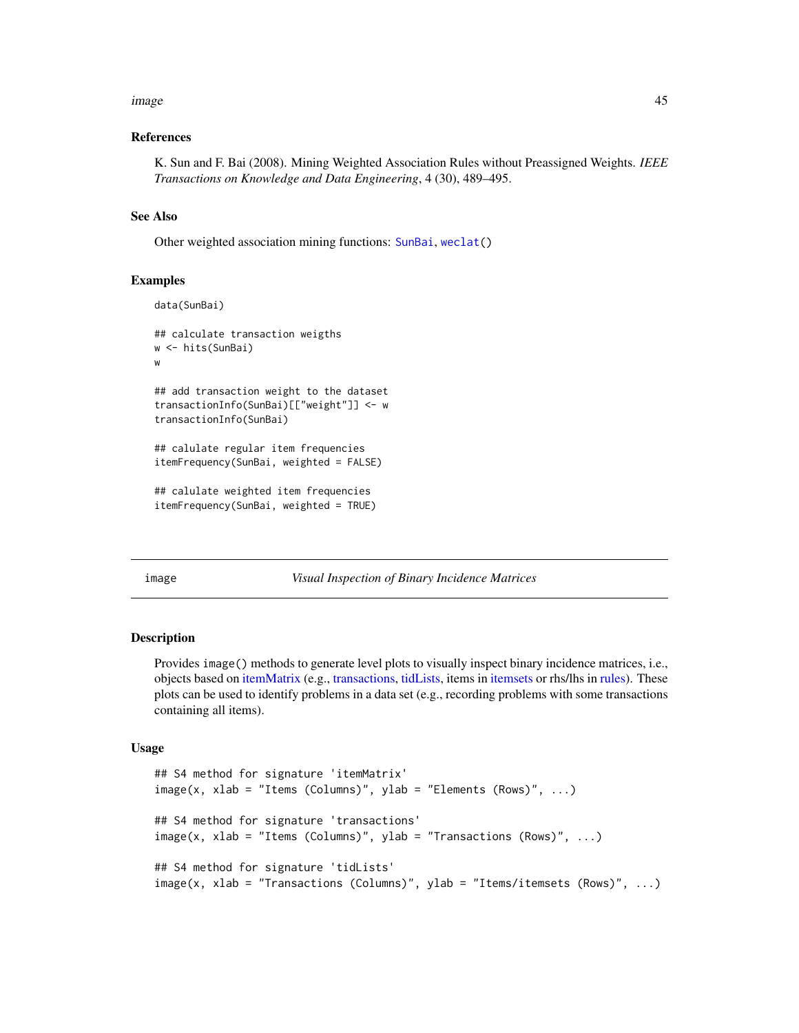### References

K. Sun and F. Bai (2008). Mining Weighted Association Rules without Preassigned Weights. *IEEE Transactions on Knowledge and Data Engineering*, 4 (30), 489–495.

### See Also

Other weighted association mining functions: SunBai, weclat()

### Examples

```
data(SunBai)

## calculate transaction weigths
w <- hits(SunBai)
w

## add transaction weight to the dataset
transactionInfo(SunBai)[["weight"]] <- w
transactionInfo(SunBai)

## calulate regular item frequencies
itemFrequency(SunBai, weighted = FALSE)

## calulate weighted item frequencies
itemFrequency(SunBai, weighted = TRUE)
```

---

## image *Visual Inspection of Binary Incidence Matrices*

### Description

Provides image() methods to generate level plots to visually inspect binary incidence matrices, i.e., objects based on itemMatrix (e.g., transactions, tidLists, items in itemsets or rhs/lhs in rules). These plots can be used to identify problems in a data set (e.g., recording problems with some transactions containing all items).

### Usage

```
## S4 method for signature 'itemMatrix'
image(x, xlab = "Items (Columns)", ylab = "Elements (Rows)", ...)

## S4 method for signature 'transactions'
image(x, xlab = "Items (Columns)", ylab = "Transactions (Rows)", ...)

## S4 method for signature 'tidLists'
image(x, xlab = "Transactions (Columns)", ylab = "Items/itemsets (Rows)", ...)
```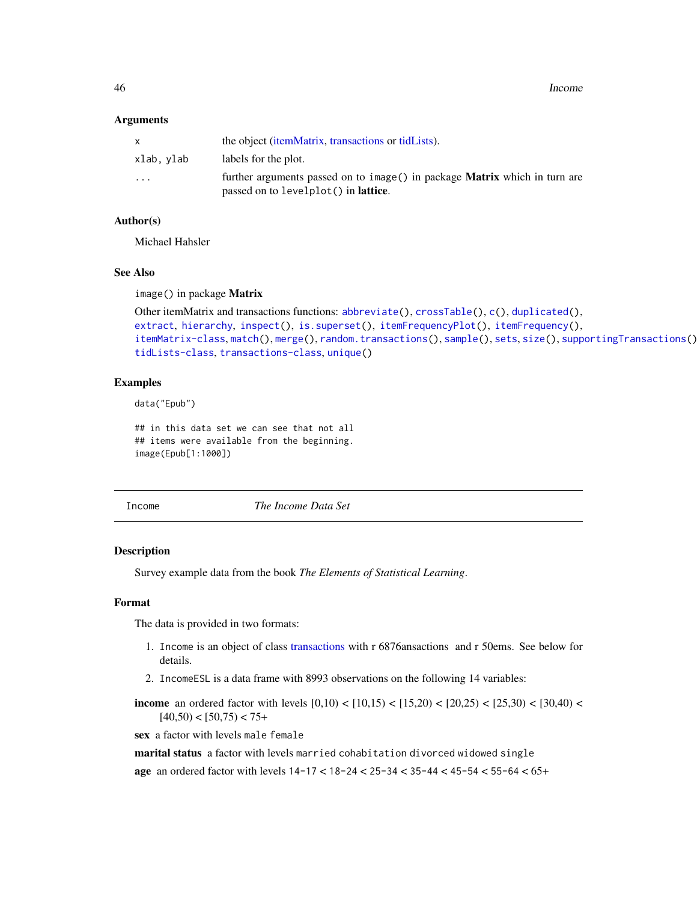### Arguments

| | |
|---|---|
| x | the object (itemMatrix, transactions or tidLists). |
| xlab, ylab | labels for the plot. |
| ... | further arguments passed on to `image()` in package **Matrix** which in turn are passed on to `levelplot()` in **lattice**. |

### Author(s)

Michael Hahsler

### See Also

`image()` in package **Matrix**

Other itemMatrix and transactions functions: `abbreviate()`, `crossTable()`, `c()`, `duplicated()`, `extract`, `hierarchy`, `inspect()`, `is.superset()`, `itemFrequencyPlot()`, `itemFrequency()`, `itemMatrix-class`, `match()`, `merge()`, `random.transactions()`, `sample()`, `sets`, `size()`, `supportingTransactions()`, `tidLists-class`, `transactions-class`, `unique()`

### Examples

```
data("Epub")

## in this data set we can see that not all
## items were available from the beginning.
image(Epub[1:1000])
```

---

## Income — *The Income Data Set*

### Description

Survey example data from the book *The Elements of Statistical Learning*.

### Format

The data is provided in two formats:

1. `Income` is an object of class transactions with r 6876ansactions and r 50ems. See below for details.
2. `IncomeESL` is a data frame with 8993 observations on the following 14 variables:

**income** an ordered factor with levels [0,10) < [10,15) < [15,20) < [20,25) < [25,30) < [30,40) < [40,50) < [50,75) < 75+

**sex** a factor with levels `male` `female`

**marital status** a factor with levels `married` `cohabitation` `divorced` `widowed` `single`

**age** an ordered factor with levels `14-17` < `18-24` < `25-34` < `35-44` < `45-54` < `55-64` < `65+`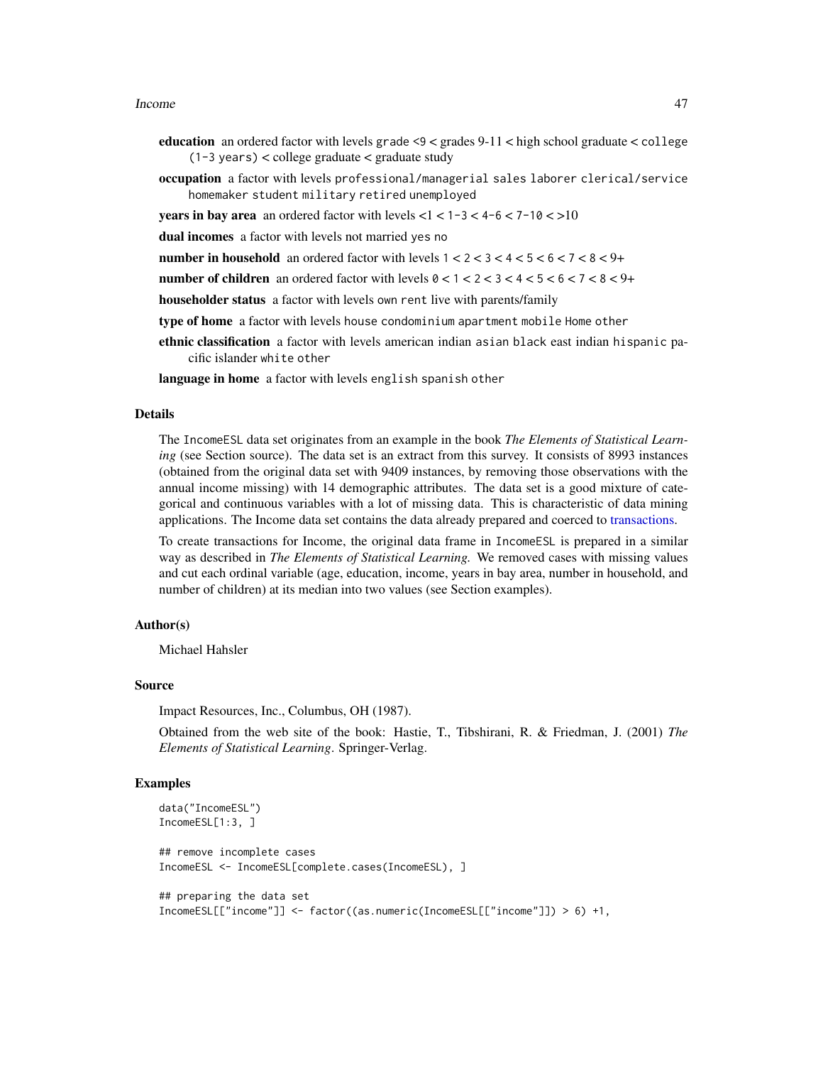**education** an ordered factor with levels grade <9 < grades 9-11 < high school graduate < college (1-3 years) < college graduate < graduate study

**occupation** a factor with levels professional/managerial sales laborer clerical/service homemaker student military retired unemployed

**years in bay area** an ordered factor with levels <1 < 1-3 < 4-6 < 7-10 < >10

**dual incomes** a factor with levels not married yes no

**number in household** an ordered factor with levels 1 < 2 < 3 < 4 < 5 < 6 < 7 < 8 < 9+

**number of children** an ordered factor with levels 0 < 1 < 2 < 3 < 4 < 5 < 6 < 7 < 8 < 9+

**householder status** a factor with levels own rent live with parents/family

**type of home** a factor with levels house condominium apartment mobile Home other

**ethnic classification** a factor with levels american indian asian black east indian hispanic pacific islander white other

**language in home** a factor with levels english spanish other

## Details

The IncomeESL data set originates from an example in the book *The Elements of Statistical Learning* (see Section source). The data set is an extract from this survey. It consists of 8993 instances (obtained from the original data set with 9409 instances, by removing those observations with the annual income missing) with 14 demographic attributes. The data set is a good mixture of categorical and continuous variables with a lot of missing data. This is characteristic of data mining applications. The Income data set contains the data already prepared and coerced to transactions.

To create transactions for Income, the original data frame in IncomeESL is prepared in a similar way as described in *The Elements of Statistical Learning.* We removed cases with missing values and cut each ordinal variable (age, education, income, years in bay area, number in household, and number of children) at its median into two values (see Section examples).

## Author(s)

Michael Hahsler

## Source

Impact Resources, Inc., Columbus, OH (1987).

Obtained from the web site of the book: Hastie, T., Tibshirani, R. & Friedman, J. (2001) *The Elements of Statistical Learning*. Springer-Verlag.

## Examples

```
data("IncomeESL")
IncomeESL[1:3, ]

## remove incomplete cases
IncomeESL <- IncomeESL[complete.cases(IncomeESL), ]

## preparing the data set
IncomeESL[["income"]] <- factor((as.numeric(IncomeESL[["income"]]) > 6) +1,
```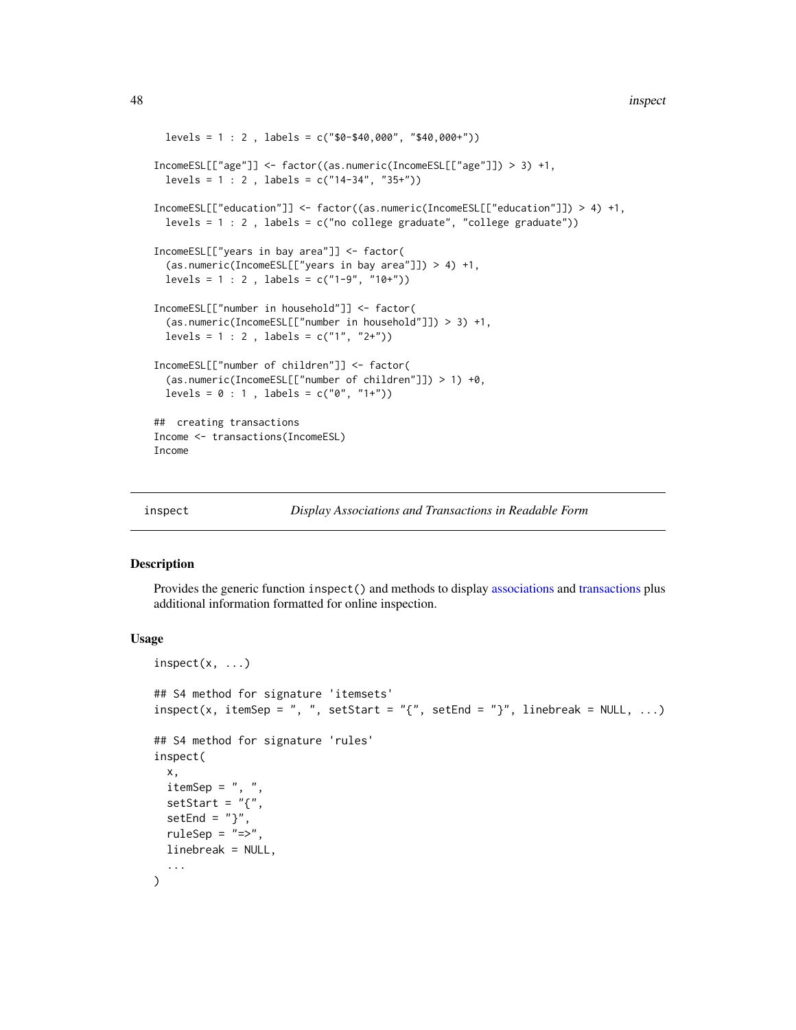```
  levels = 1 : 2 , labels = c("$0-$40,000", "$40,000+"))

IncomeESL[["age"]] <- factor((as.numeric(IncomeESL[["age"]]) > 3) +1,
  levels = 1 : 2 , labels = c("14-34", "35+"))

IncomeESL[["education"]] <- factor((as.numeric(IncomeESL[["education"]]) > 4) +1,
  levels = 1 : 2 , labels = c("no college graduate", "college graduate"))

IncomeESL[["years in bay area"]] <- factor(
  (as.numeric(IncomeESL[["years in bay area"]]) > 4) +1,
  levels = 1 : 2 , labels = c("1-9", "10+"))

IncomeESL[["number in household"]] <- factor(
  (as.numeric(IncomeESL[["number in household"]]) > 3) +1,
  levels = 1 : 2 , labels = c("1", "2+"))

IncomeESL[["number of children"]] <- factor(
  (as.numeric(IncomeESL[["number of children"]]) > 1) +0,
  levels = 0 : 1 , labels = c("0", "1+"))

##  creating transactions
Income <- transactions(IncomeESL)
Income
```

---

inspect *Display Associations and Transactions in Readable Form*

---

## Description

Provides the generic function `inspect()` and methods to display associations and transactions plus additional information formatted for online inspection.

## Usage

```
inspect(x, ...)

## S4 method for signature 'itemsets'
inspect(x, itemSep = ", ", setStart = "{", setEnd = "}", linebreak = NULL, ...)

## S4 method for signature 'rules'
inspect(
  x,
  itemSep = ", ",
  setStart = "{",
  setEnd = "}",
  ruleSep = "=>",
  linebreak = NULL,
  ...
)
```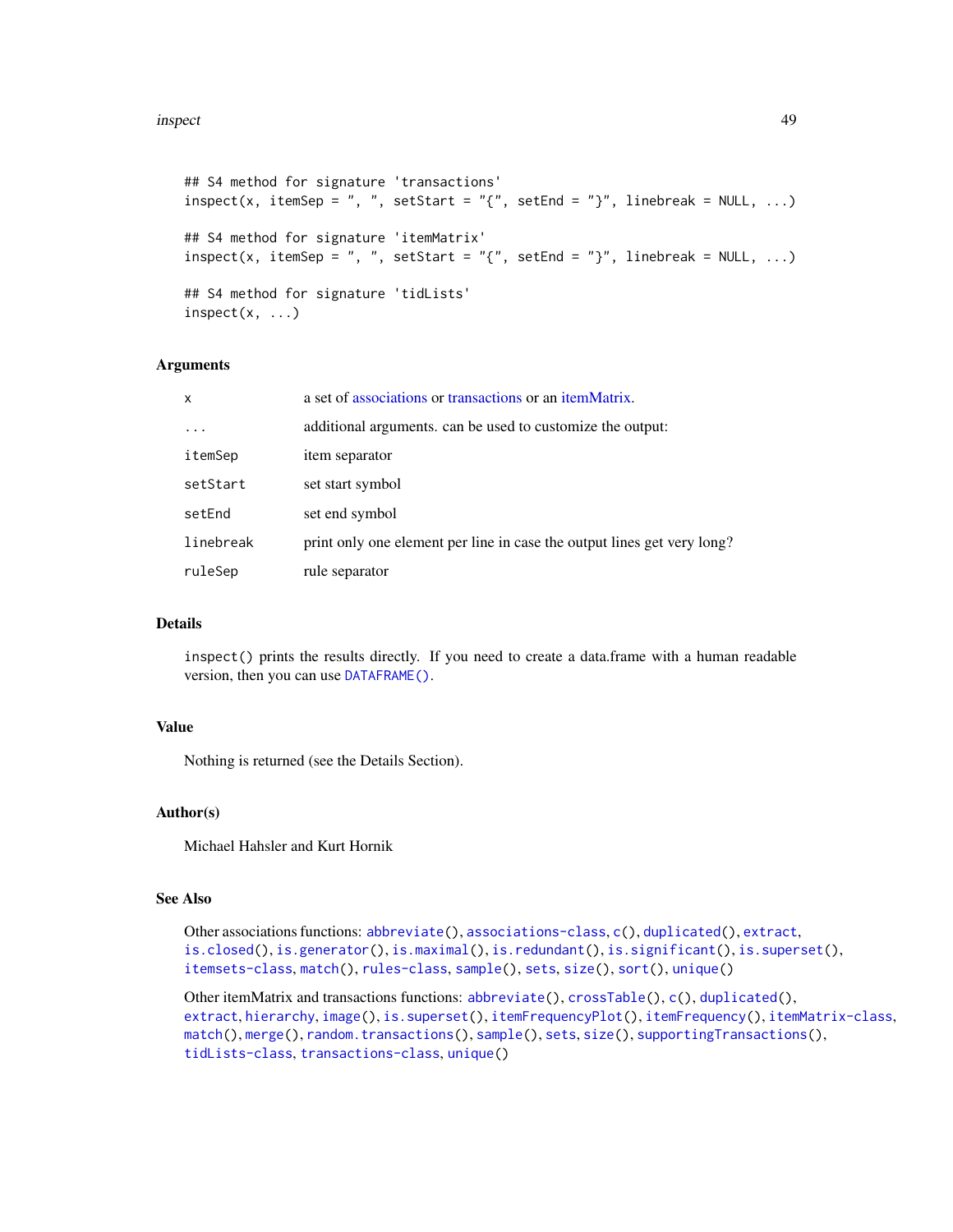```
## S4 method for signature 'transactions'
inspect(x, itemSep = ", ", setStart = "{", setEnd = "}", linebreak = NULL, ...)

## S4 method for signature 'itemMatrix'
inspect(x, itemSep = ", ", setStart = "{", setEnd = "}", linebreak = NULL, ...)

## S4 method for signature 'tidLists'
inspect(x, ...)
```

### Arguments

| | |
|---|---|
| `x` | a set of associations or transactions or an itemMatrix. |
| `...` | additional arguments. can be used to customize the output: |
| `itemSep` | item separator |
| `setStart` | set start symbol |
| `setEnd` | set end symbol |
| `linebreak` | print only one element per line in case the output lines get very long? |
| `ruleSep` | rule separator |

### Details

`inspect()` prints the results directly. If you need to create a data.frame with a human readable version, then you can use `DATAFRAME()`.

### Value

Nothing is returned (see the Details Section).

### Author(s)

Michael Hahsler and Kurt Hornik

### See Also

Other associations functions: `abbreviate()`, `associations-class`, `c()`, `duplicated()`, `extract`, `is.closed()`, `is.generator()`, `is.maximal()`, `is.redundant()`, `is.significant()`, `is.superset()`, `itemsets-class`, `match()`, `rules-class`, `sample()`, `sets`, `size()`, `sort()`, `unique()`

Other itemMatrix and transactions functions: `abbreviate()`, `crossTable()`, `c()`, `duplicated()`, `extract`, `hierarchy`, `image()`, `is.superset()`, `itemFrequencyPlot()`, `itemFrequency()`, `itemMatrix-class`, `match()`, `merge()`, `random.transactions()`, `sample()`, `sets`, `size()`, `supportingTransactions()`, `tidLists-class`, `transactions-class`, `unique()`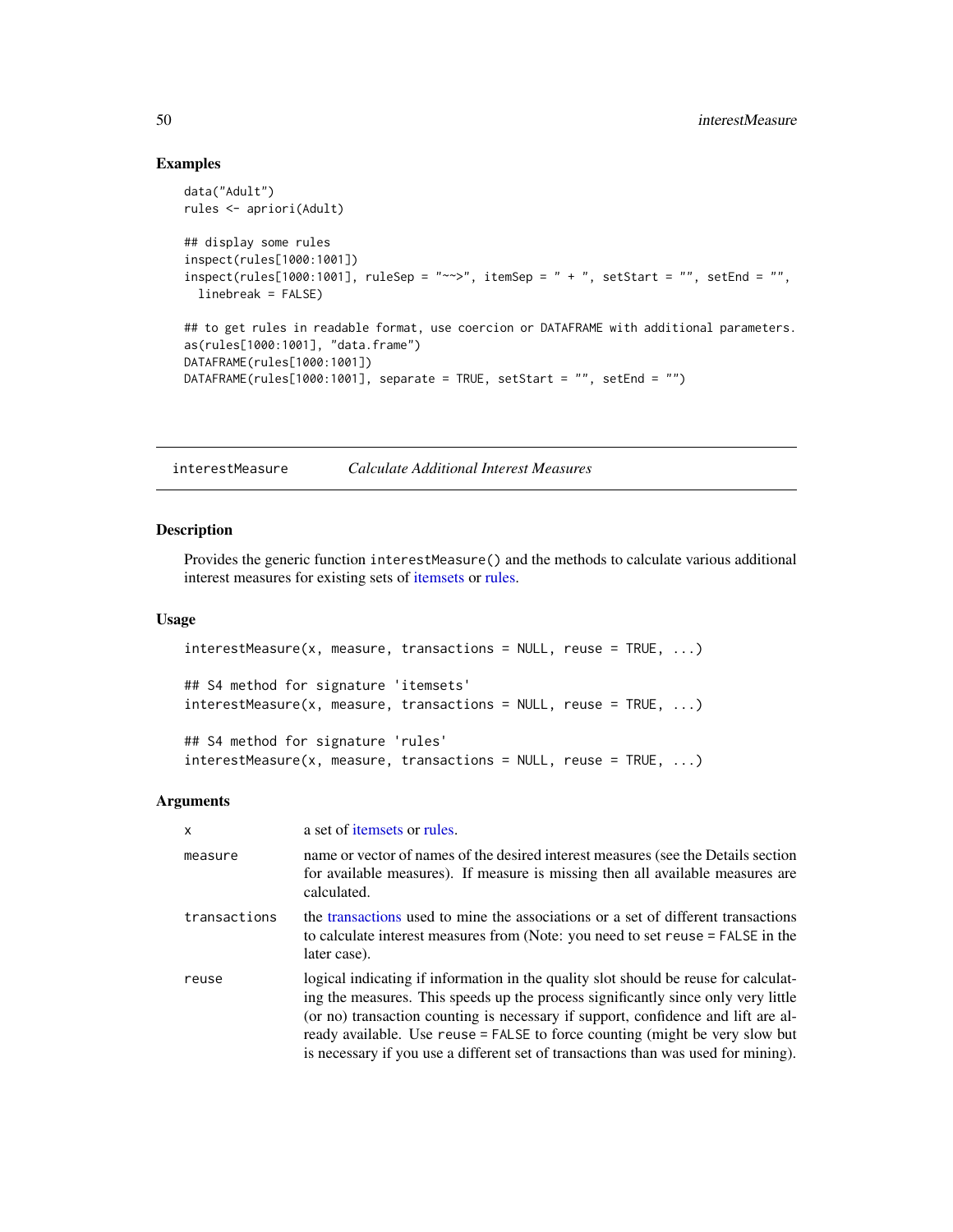## Examples

```
data("Adult")
rules <- apriori(Adult)

## display some rules
inspect(rules[1000:1001])
inspect(rules[1000:1001], ruleSep = "~~>", itemSep = " + ", setStart = "", setEnd = "",
  linebreak = FALSE)

## to get rules in readable format, use coercion or DATAFRAME with additional parameters.
as(rules[1000:1001], "data.frame")
DATAFRAME(rules[1000:1001])
DATAFRAME(rules[1000:1001], separate = TRUE, setStart = "", setEnd = "")
```

---

# interestMeasure *Calculate Additional Interest Measures*

## Description

Provides the generic function `interestMeasure()` and the methods to calculate various additional interest measures for existing sets of itemsets or rules.

## Usage

```
interestMeasure(x, measure, transactions = NULL, reuse = TRUE, ...)

## S4 method for signature 'itemsets'
interestMeasure(x, measure, transactions = NULL, reuse = TRUE, ...)

## S4 method for signature 'rules'
interestMeasure(x, measure, transactions = NULL, reuse = TRUE, ...)
```

## Arguments

| | |
|---|---|
| `x` | a set of itemsets or rules. |
| `measure` | name or vector of names of the desired interest measures (see the Details section for available measures). If measure is missing then all available measures are calculated. |
| `transactions` | the transactions used to mine the associations or a set of different transactions to calculate interest measures from (Note: you need to set `reuse = FALSE` in the later case). |
| `reuse` | logical indicating if information in the quality slot should be reuse for calculating the measures. This speeds up the process significantly since only very little (or no) transaction counting is necessary if support, confidence and lift are already available. Use `reuse = FALSE` to force counting (might be very slow but is necessary if you use a different set of transactions than was used for mining). |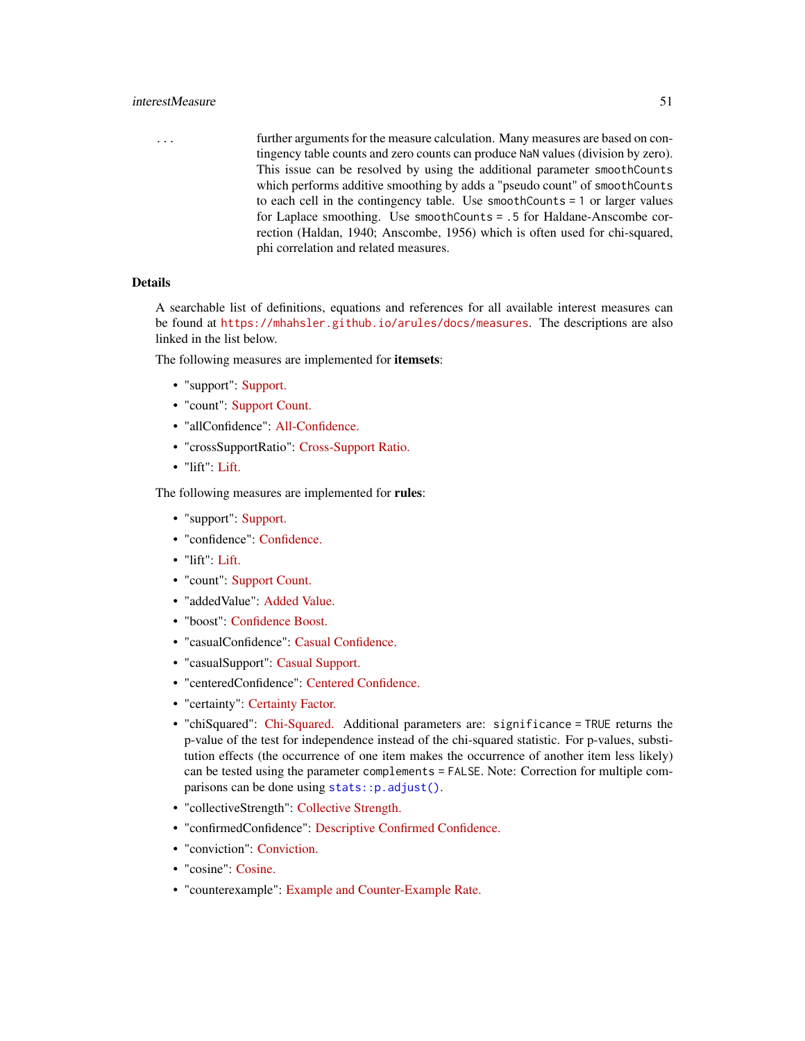... further arguments for the measure calculation. Many measures are based on contingency table counts and zero counts can produce `NaN` values (division by zero). This issue can be resolved by using the additional parameter `smoothCounts` which performs additive smoothing by adds a "pseudo count" of `smoothCounts` to each cell in the contingency table. Use `smoothCounts = 1` or larger values for Laplace smoothing. Use `smoothCounts = .5` for Haldane-Anscombe correction (Haldan, 1940; Anscombe, 1956) which is often used for chi-squared, phi correlation and related measures.

## Details

A searchable list of definitions, equations and references for all available interest measures can be found at https://mhahsler.github.io/arules/docs/measures. The descriptions are also linked in the list below.

The following measures are implemented for **itemsets**:

- "support": Support.
- "count": Support Count.
- "allConfidence": All-Confidence.
- "crossSupportRatio": Cross-Support Ratio.
- "lift": Lift.

The following measures are implemented for **rules**:

- "support": Support.
- "confidence": Confidence.
- "lift": Lift.
- "count": Support Count.
- "addedValue": Added Value.
- "boost": Confidence Boost.
- "casualConfidence": Casual Confidence.
- "casualSupport": Casual Support.
- "centeredConfidence": Centered Confidence.
- "certainty": Certainty Factor.
- "chiSquared": Chi-Squared. Additional parameters are: `significance = TRUE` returns the p-value of the test for independence instead of the chi-squared statistic. For p-values, substitution effects (the occurrence of one item makes the occurrence of another item less likely) can be tested using the parameter `complements = FALSE`. Note: Correction for multiple comparisons can be done using `stats::p.adjust()`.
- "collectiveStrength": Collective Strength.
- "confirmedConfidence": Descriptive Confirmed Confidence.
- "conviction": Conviction.
- "cosine": Cosine.
- "counterexample": Example and Counter-Example Rate.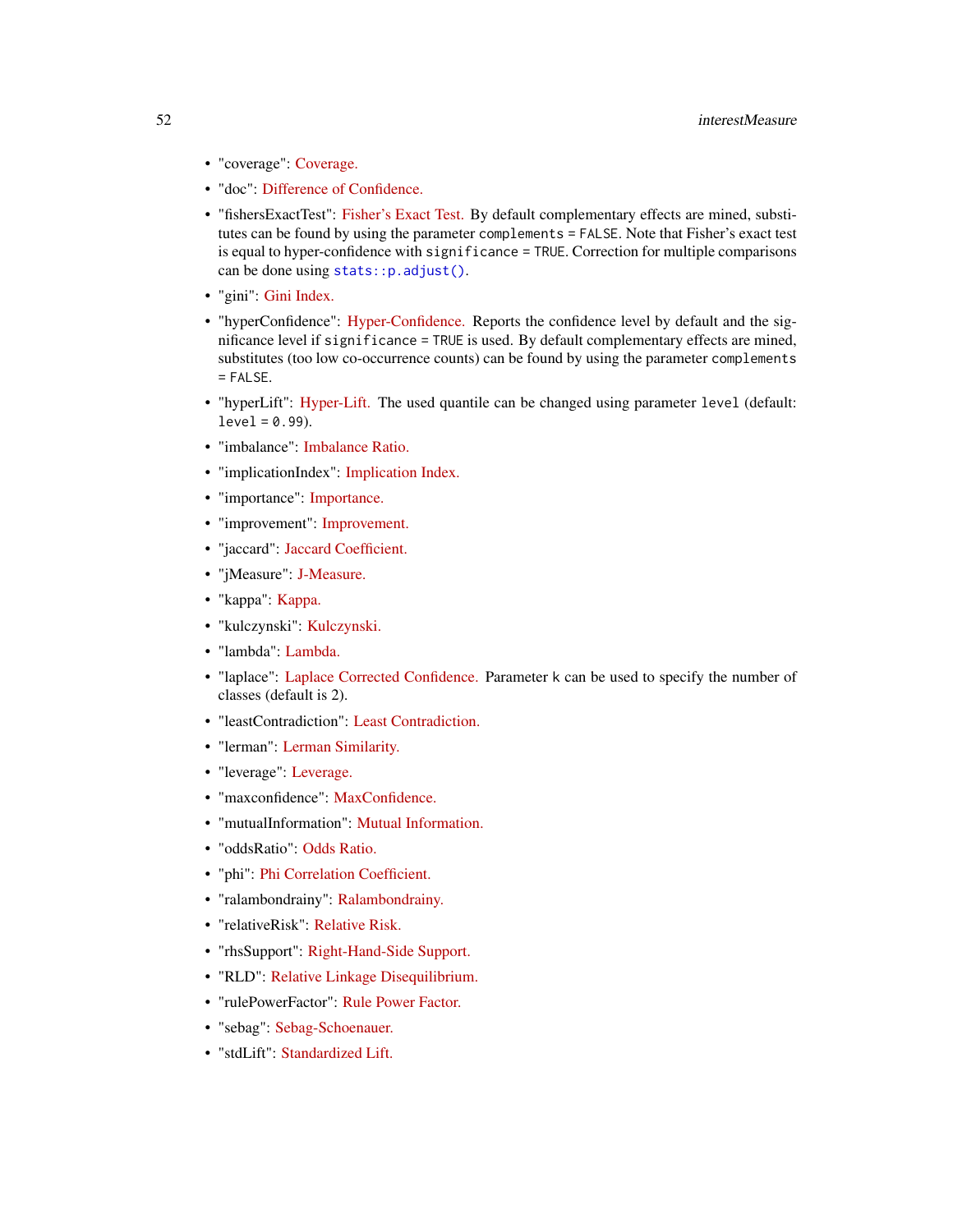- "coverage": Coverage.
- "doc": Difference of Confidence.
- "fishersExactTest": Fisher's Exact Test. By default complementary effects are mined, substitutes can be found by using the parameter `complements = FALSE`. Note that Fisher's exact test is equal to hyper-confidence with `significance = TRUE`. Correction for multiple comparisons can be done using `stats::p.adjust()`.
- "gini": Gini Index.
- "hyperConfidence": Hyper-Confidence. Reports the confidence level by default and the significance level if `significance = TRUE` is used. By default complementary effects are mined, substitutes (too low co-occurrence counts) can be found by using the parameter `complements = FALSE`.
- "hyperLift": Hyper-Lift. The used quantile can be changed using parameter `level` (default: `level = 0.99`).
- "imbalance": Imbalance Ratio.
- "implicationIndex": Implication Index.
- "importance": Importance.
- "improvement": Improvement.
- "jaccard": Jaccard Coefficient.
- "jMeasure": J-Measure.
- "kappa": Kappa.
- "kulczynski": Kulczynski.
- "lambda": Lambda.
- "laplace": Laplace Corrected Confidence. Parameter `k` can be used to specify the number of classes (default is 2).
- "leastContradiction": Least Contradiction.
- "lerman": Lerman Similarity.
- "leverage": Leverage.
- "maxconfidence": MaxConfidence.
- "mutualInformation": Mutual Information.
- "oddsRatio": Odds Ratio.
- "phi": Phi Correlation Coefficient.
- "ralambondrainy": Ralambondrainy.
- "relativeRisk": Relative Risk.
- "rhsSupport": Right-Hand-Side Support.
- "RLD": Relative Linkage Disequilibrium.
- "rulePowerFactor": Rule Power Factor.
- "sebag": Sebag-Schoenauer.
- "stdLift": Standardized Lift.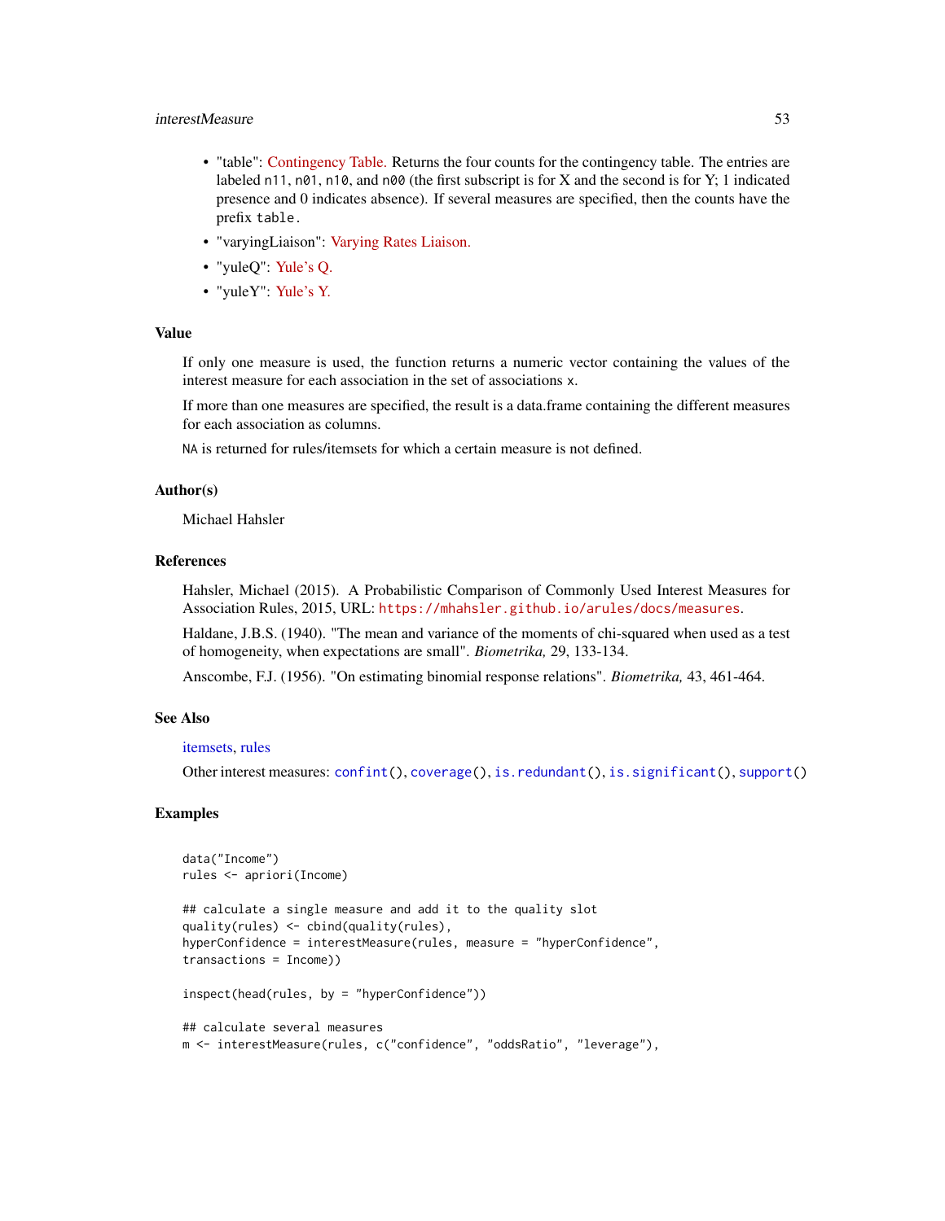- "table": Contingency Table. Returns the four counts for the contingency table. The entries are labeled `n11`, `n01`, `n10`, and `n00` (the first subscript is for X and the second is for Y; 1 indicated presence and 0 indicates absence). If several measures are specified, then the counts have the prefix `table.`
- "varyingLiaison": Varying Rates Liaison.
- "yuleQ": Yule's Q.
- "yuleY": Yule's Y.

## Value

If only one measure is used, the function returns a numeric vector containing the values of the interest measure for each association in the set of associations `x`.

If more than one measures are specified, the result is a data.frame containing the different measures for each association as columns.

`NA` is returned for rules/itemsets for which a certain measure is not defined.

## Author(s)

Michael Hahsler

## References

Hahsler, Michael (2015). A Probabilistic Comparison of Commonly Used Interest Measures for Association Rules, 2015, URL: https://mhahsler.github.io/arules/docs/measures.

Haldane, J.B.S. (1940). "The mean and variance of the moments of chi-squared when used as a test of homogeneity, when expectations are small". *Biometrika,* 29, 133-134.

Anscombe, F.J. (1956). "On estimating binomial response relations". *Biometrika,* 43, 461-464.

## See Also

itemsets, rules

Other interest measures: `confint()`, `coverage()`, `is.redundant()`, `is.significant()`, `support()`

## Examples

```
data("Income")
rules <- apriori(Income)

## calculate a single measure and add it to the quality slot
quality(rules) <- cbind(quality(rules),
hyperConfidence = interestMeasure(rules, measure = "hyperConfidence",
transactions = Income))

inspect(head(rules, by = "hyperConfidence"))

## calculate several measures
m <- interestMeasure(rules, c("confidence", "oddsRatio", "leverage"),
```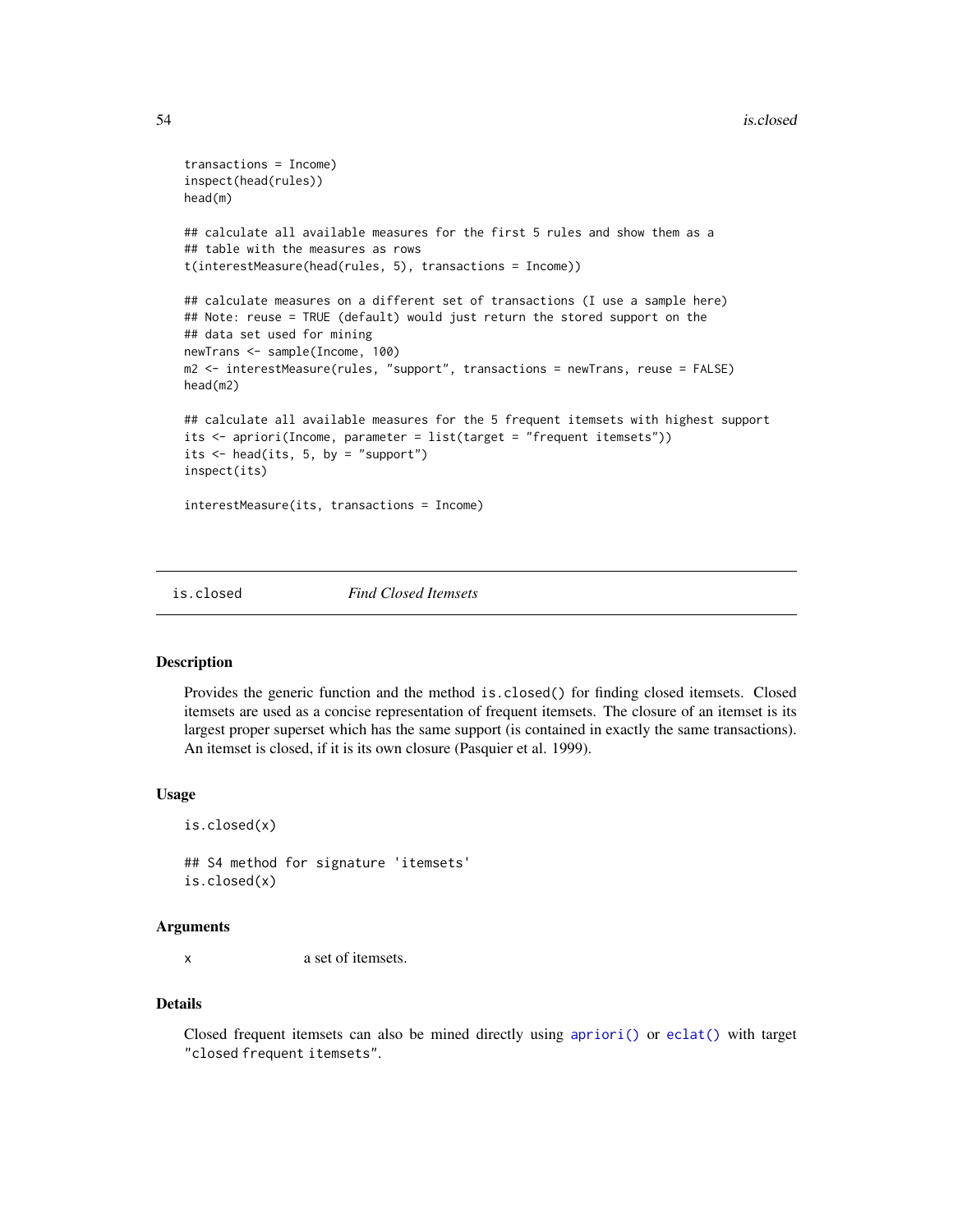```
transactions = Income)
inspect(head(rules))
head(m)

## calculate all available measures for the first 5 rules and show them as a
## table with the measures as rows
t(interestMeasure(head(rules, 5), transactions = Income))

## calculate measures on a different set of transactions (I use a sample here)
## Note: reuse = TRUE (default) would just return the stored support on the
## data set used for mining
newTrans <- sample(Income, 100)
m2 <- interestMeasure(rules, "support", transactions = newTrans, reuse = FALSE)
head(m2)

## calculate all available measures for the 5 frequent itemsets with highest support
its <- apriori(Income, parameter = list(target = "frequent itemsets"))
its <- head(its, 5, by = "support")
inspect(its)

interestMeasure(its, transactions = Income)
```

---

## is.closed *Find Closed Itemsets*

---

### Description

Provides the generic function and the method `is.closed()` for finding closed itemsets. Closed itemsets are used as a concise representation of frequent itemsets. The closure of an itemset is its largest proper superset which has the same support (is contained in exactly the same transactions). An itemset is closed, if it is its own closure (Pasquier et al. 1999).

### Usage

```
is.closed(x)

## S4 method for signature 'itemsets'
is.closed(x)
```

### Arguments

| | |
|---|---|
| `x` | a set of itemsets. |

### Details

Closed frequent itemsets can also be mined directly using `apriori()` or `eclat()` with target `"closed frequent itemsets"`.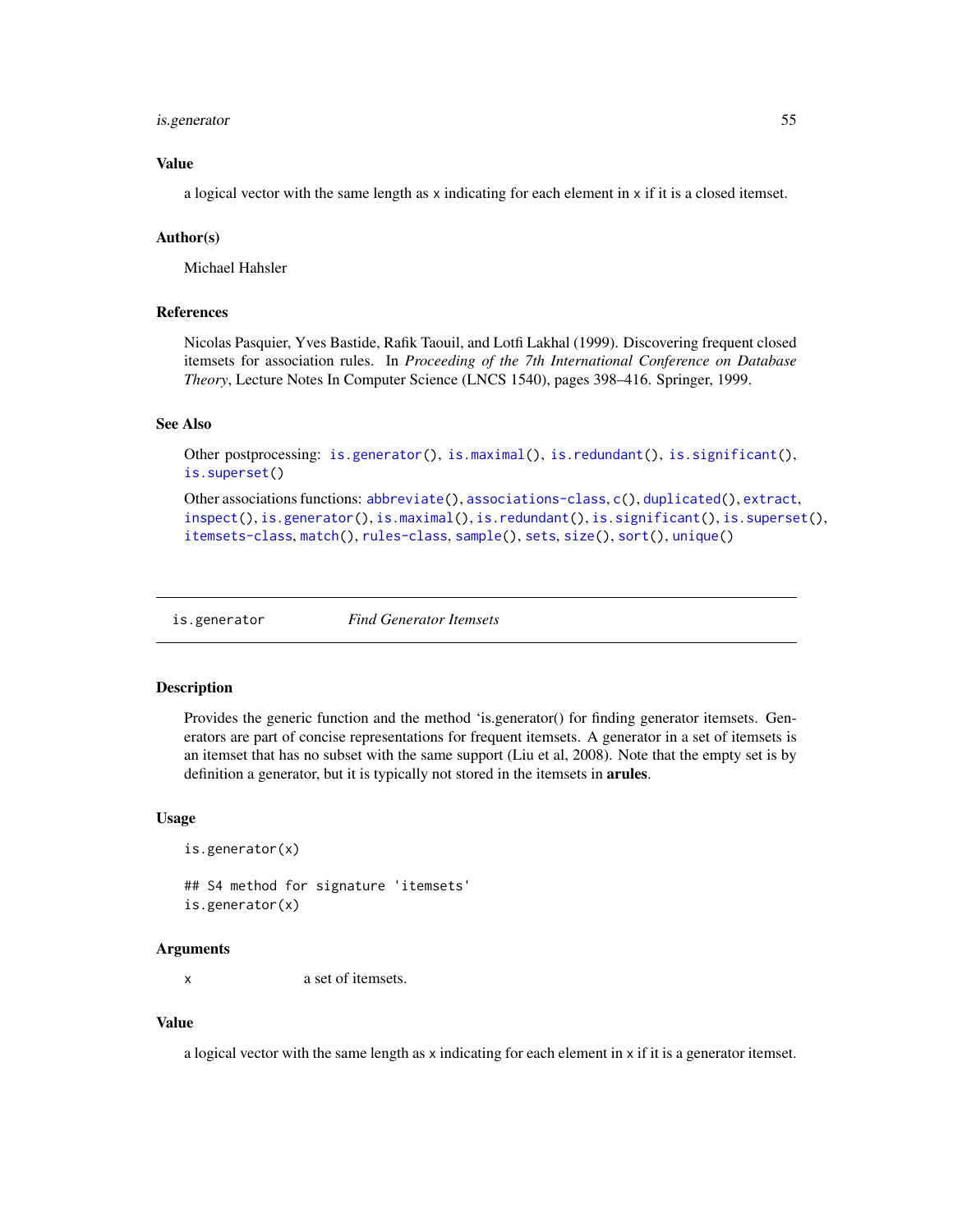### Value

a logical vector with the same length as x indicating for each element in x if it is a closed itemset.

### Author(s)

Michael Hahsler

### References

Nicolas Pasquier, Yves Bastide, Rafik Taouil, and Lotfi Lakhal (1999). Discovering frequent closed itemsets for association rules. In *Proceeding of the 7th International Conference on Database Theory*, Lecture Notes In Computer Science (LNCS 1540), pages 398–416. Springer, 1999.

### See Also

Other postprocessing: is.generator(), is.maximal(), is.redundant(), is.significant(), is.superset()

Other associations functions: abbreviate(), associations-class, c(), duplicated(), extract, inspect(), is.generator(), is.maximal(), is.redundant(), is.significant(), is.superset(), itemsets-class, match(), rules-class, sample(), sets, size(), sort(), unique()

---

## is.generator *Find Generator Itemsets*

### Description

Provides the generic function and the method 'is.generator() for finding generator itemsets. Generators are part of concise representations for frequent itemsets. A generator in a set of itemsets is an itemset that has no subset with the same support (Liu et al, 2008). Note that the empty set is by definition a generator, but it is typically not stored in the itemsets in **arules**.

### Usage

```
is.generator(x)

## S4 method for signature 'itemsets'
is.generator(x)
```

### Arguments

| | |
|---|---|
| x | a set of itemsets. |

### Value

a logical vector with the same length as x indicating for each element in x if it is a generator itemset.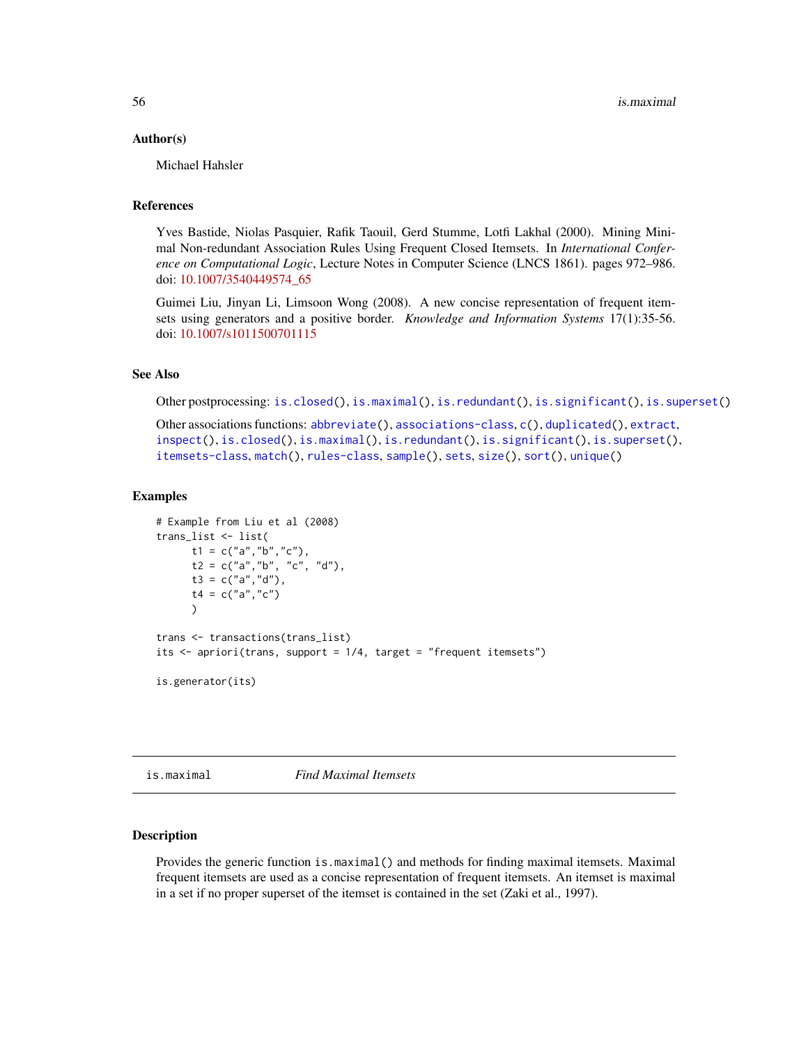### Author(s)

Michael Hahsler

### References

Yves Bastide, Niolas Pasquier, Rafik Taouil, Gerd Stumme, Lotfi Lakhal (2000). Mining Minimal Non-redundant Association Rules Using Frequent Closed Itemsets. In *International Conference on Computational Logic*, Lecture Notes in Computer Science (LNCS 1861). pages 972–986. doi: 10.1007/3540449574_65

Guimei Liu, Jinyan Li, Limsoon Wong (2008). A new concise representation of frequent itemsets using generators and a positive border. *Knowledge and Information Systems* 17(1):35-56. doi: 10.1007/s1011500701115

### See Also

Other postprocessing: `is.closed()`, `is.maximal()`, `is.redundant()`, `is.significant()`, `is.superset()`

Other associations functions: `abbreviate()`, `associations-class`, `c()`, `duplicated()`, `extract`, `inspect()`, `is.closed()`, `is.maximal()`, `is.redundant()`, `is.significant()`, `is.superset()`, `itemsets-class`, `match()`, `rules-class`, `sample()`, `sets`, `size()`, `sort()`, `unique()`

### Examples

```
# Example from Liu et al (2008)
trans_list <- list(
      t1 = c("a","b","c"),
      t2 = c("a","b", "c", "d"),
      t3 = c("a","d"),
      t4 = c("a","c")
      )

trans <- transactions(trans_list)
its <- apriori(trans, support = 1/4, target = "frequent itemsets")

is.generator(its)
```

---

## is.maximal *Find Maximal Itemsets*

### Description

Provides the generic function `is.maximal()` and methods for finding maximal itemsets. Maximal frequent itemsets are used as a concise representation of frequent itemsets. An itemset is maximal in a set if no proper superset of the itemset is contained in the set (Zaki et al., 1997).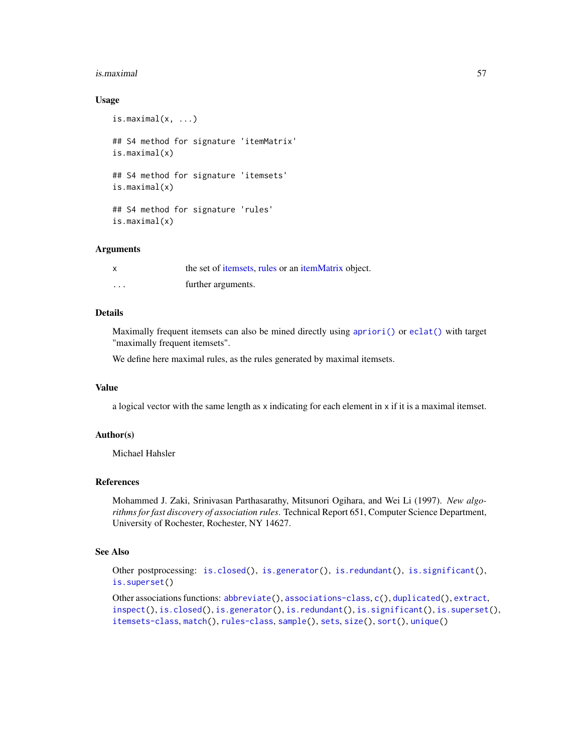## Usage

```
is.maximal(x, ...)

## S4 method for signature 'itemMatrix'
is.maximal(x)

## S4 method for signature 'itemsets'
is.maximal(x)

## S4 method for signature 'rules'
is.maximal(x)
```

## Arguments

| | |
|---|---|
| x | the set of itemsets, rules or an itemMatrix object. |
| ... | further arguments. |

## Details

Maximally frequent itemsets can also be mined directly using `apriori()` or `eclat()` with target "maximally frequent itemsets".

We define here maximal rules, as the rules generated by maximal itemsets.

## Value

a logical vector with the same length as `x` indicating for each element in `x` if it is a maximal itemset.

## Author(s)

Michael Hahsler

## References

Mohammed J. Zaki, Srinivasan Parthasarathy, Mitsunori Ogihara, and Wei Li (1997). *New algorithms for fast discovery of association rules*. Technical Report 651, Computer Science Department, University of Rochester, Rochester, NY 14627.

## See Also

Other postprocessing: `is.closed()`, `is.generator()`, `is.redundant()`, `is.significant()`, `is.superset()`

Other associations functions: `abbreviate()`, `associations-class`, `c()`, `duplicated()`, `extract`, `inspect()`, `is.closed()`, `is.generator()`, `is.redundant()`, `is.significant()`, `is.superset()`, `itemsets-class`, `match()`, `rules-class`, `sample()`, `sets`, `size()`, `sort()`, `unique()`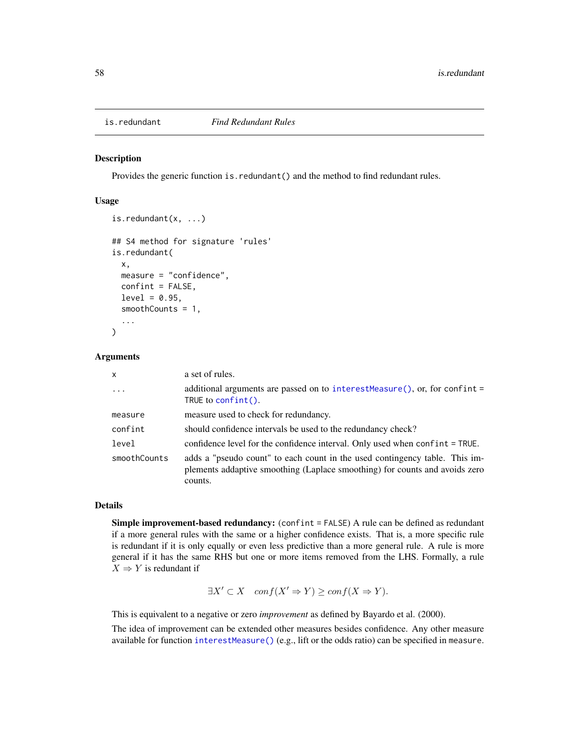# is.redundant — *Find Redundant Rules*

## Description

Provides the generic function `is.redundant()` and the method to find redundant rules.

## Usage

```
is.redundant(x, ...)

## S4 method for signature 'rules'
is.redundant(
  x,
  measure = "confidence",
  confint = FALSE,
  level = 0.95,
  smoothCounts = 1,
  ...
)
```

## Arguments

| | |
|---|---|
| `x` | a set of rules. |
| `...` | additional arguments are passed on to `interestMeasure()`, or, for `confint = TRUE` to `confint()`. |
| `measure` | measure used to check for redundancy. |
| `confint` | should confidence intervals be used to the redundancy check? |
| `level` | confidence level for the confidence interval. Only used when `confint = TRUE`. |
| `smoothCounts` | adds a "pseudo count" to each count in the used contingency table. This implements addaptive smoothing (Laplace smoothing) for counts and avoids zero counts. |

## Details

**Simple improvement-based redundancy:** (`confint = FALSE`) A rule can be defined as redundant if a more general rules with the same or a higher confidence exists. That is, a more specific rule is redundant if it is only equally or even less predictive than a more general rule. A rule is more general if it has the same RHS but one or more items removed from the LHS. Formally, a rule $X \Rightarrow Y$ is redundant if

$$\exists X' \subset X \quad conf(X' \Rightarrow Y) \geq conf(X \Rightarrow Y).$$

This is equivalent to a negative or zero *improvement* as defined by Bayardo et al. (2000).

The idea of improvement can be extended other measures besides confidence. Any other measure available for function `interestMeasure()` (e.g., lift or the odds ratio) can be specified in `measure`.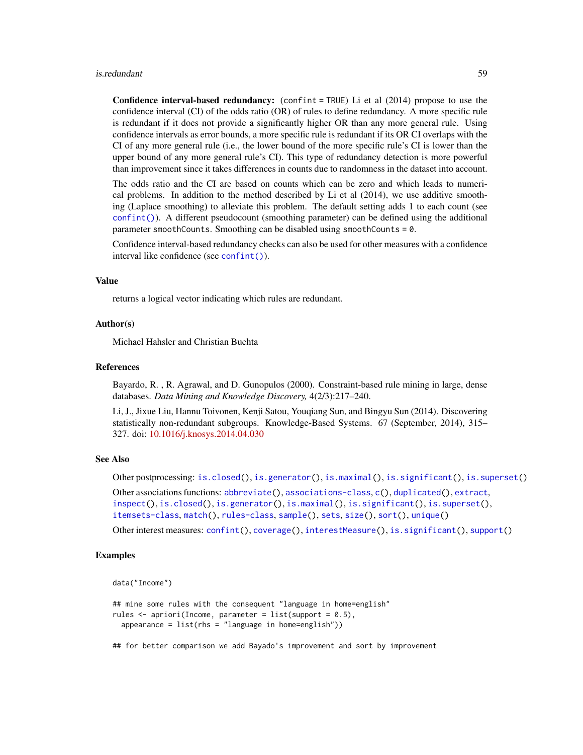**Confidence interval-based redundancy:** (confint = TRUE) Li et al (2014) propose to use the confidence interval (CI) of the odds ratio (OR) of rules to define redundancy. A more specific rule is redundant if it does not provide a significantly higher OR than any more general rule. Using confidence intervals as error bounds, a more specific rule is redundant if its OR CI overlaps with the CI of any more general rule (i.e., the lower bound of the more specific rule's CI is lower than the upper bound of any more general rule's CI). This type of redundancy detection is more powerful than improvement since it takes differences in counts due to randomness in the dataset into account.

The odds ratio and the CI are based on counts which can be zero and which leads to numerical problems. In addition to the method described by Li et al (2014), we use additive smoothing (Laplace smoothing) to alleviate this problem. The default setting adds 1 to each count (see `confint()`). A different pseudocount (smoothing parameter) can be defined using the additional parameter `smoothCounts`. Smoothing can be disabled using `smoothCounts = 0`.

Confidence interval-based redundancy checks can also be used for other measures with a confidence interval like confidence (see `confint()`).

## Value

returns a logical vector indicating which rules are redundant.

## Author(s)

Michael Hahsler and Christian Buchta

## References

Bayardo, R. , R. Agrawal, and D. Gunopulos (2000). Constraint-based rule mining in large, dense databases. *Data Mining and Knowledge Discovery,* 4(2/3):217–240.

Li, J., Jixue Liu, Hannu Toivonen, Kenji Satou, Youqiang Sun, and Bingyu Sun (2014). Discovering statistically non-redundant subgroups. Knowledge-Based Systems. 67 (September, 2014), 315–327. doi: 10.1016/j.knosys.2014.04.030

## See Also

Other postprocessing: `is.closed()`, `is.generator()`, `is.maximal()`, `is.significant()`, `is.superset()`

Other associations functions: `abbreviate()`, `associations-class`, `c()`, `duplicated()`, `extract`, `inspect()`, `is.closed()`, `is.generator()`, `is.maximal()`, `is.significant()`, `is.superset()`, `itemsets-class`, `match()`, `rules-class`, `sample()`, `sets`, `size()`, `sort()`, `unique()`

Other interest measures: `confint()`, `coverage()`, `interestMeasure()`, `is.significant()`, `support()`

## Examples

```
data("Income")

## mine some rules with the consequent "language in home=english"
rules <- apriori(Income, parameter = list(support = 0.5),
  appearance = list(rhs = "language in home=english"))

## for better comparison we add Bayado's improvement and sort by improvement
```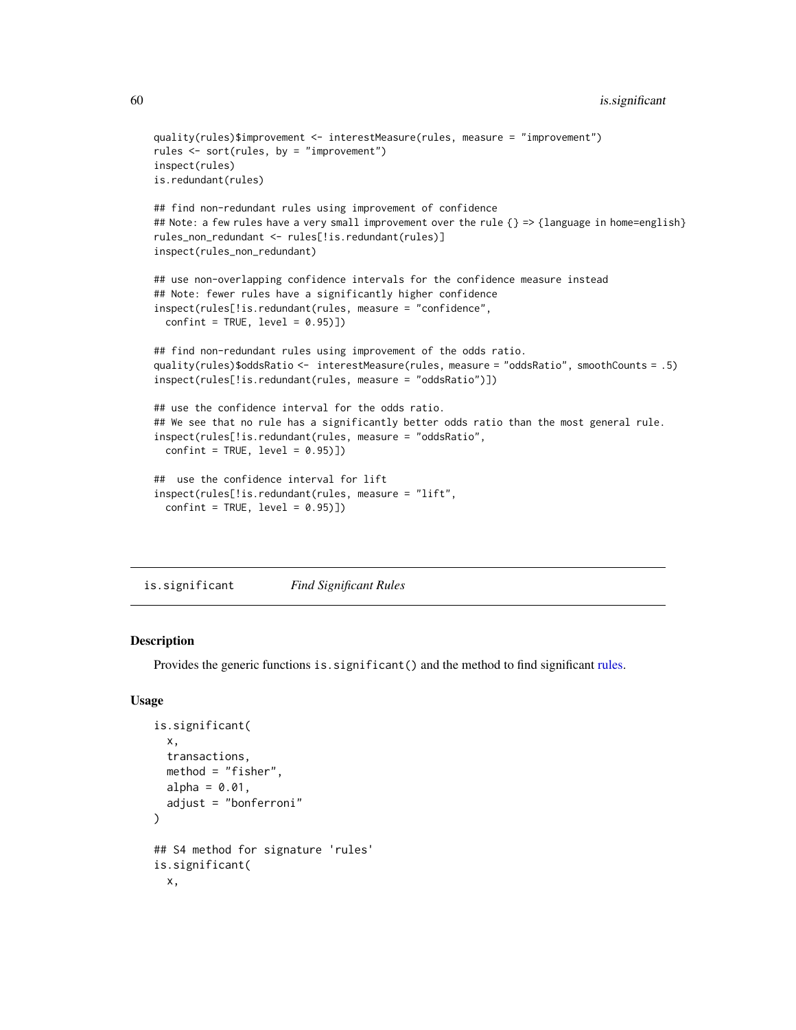```
quality(rules)$improvement <- interestMeasure(rules, measure = "improvement")
rules <- sort(rules, by = "improvement")
inspect(rules)
is.redundant(rules)

## find non-redundant rules using improvement of confidence
## Note: a few rules have a very small improvement over the rule {} => {language in home=english}
rules_non_redundant <- rules[!is.redundant(rules)]
inspect(rules_non_redundant)

## use non-overlapping confidence intervals for the confidence measure instead
## Note: fewer rules have a significantly higher confidence
inspect(rules[!is.redundant(rules, measure = "confidence",
  confint = TRUE, level = 0.95)])

## find non-redundant rules using improvement of the odds ratio.
quality(rules)$oddsRatio <-  interestMeasure(rules, measure = "oddsRatio", smoothCounts = .5)
inspect(rules[!is.redundant(rules, measure = "oddsRatio")])

## use the confidence interval for the odds ratio.
## We see that no rule has a significantly better odds ratio than the most general rule.
inspect(rules[!is.redundant(rules, measure = "oddsRatio",
  confint = TRUE, level = 0.95)])

##  use the confidence interval for lift
inspect(rules[!is.redundant(rules, measure = "lift",
  confint = TRUE, level = 0.95)])
```

## is.significant — *Find Significant Rules*

### Description

Provides the generic functions `is.significant()` and the method to find significant rules.

### Usage

```
is.significant(
  x,
  transactions,
  method = "fisher",
  alpha = 0.01,
  adjust = "bonferroni"
)

## S4 method for signature 'rules'
is.significant(
  x,
```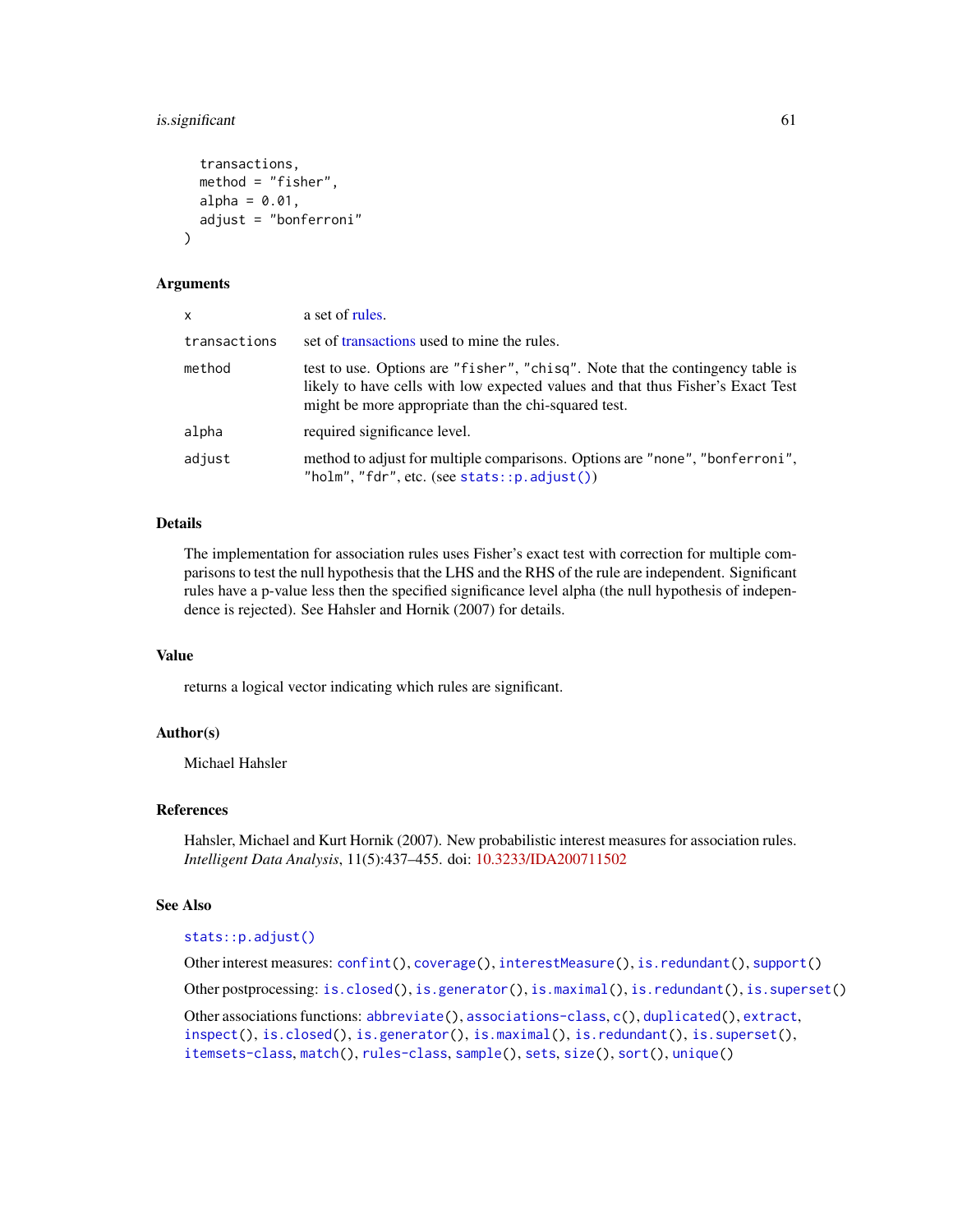```
  transactions,
  method = "fisher",
  alpha = 0.01,
  adjust = "bonferroni"
)
```

## Arguments

| | |
|---|---|
| x | a set of rules. |
| transactions | set of transactions used to mine the rules. |
| method | test to use. Options are "fisher", "chisq". Note that the contingency table is likely to have cells with low expected values and that thus Fisher's Exact Test might be more appropriate than the chi-squared test. |
| alpha | required significance level. |
| adjust | method to adjust for multiple comparisons. Options are "none", "bonferroni", "holm", "fdr", etc. (see `stats::p.adjust()`) |

## Details

The implementation for association rules uses Fisher's exact test with correction for multiple comparisons to test the null hypothesis that the LHS and the RHS of the rule are independent. Significant rules have a p-value less then the specified significance level alpha (the null hypothesis of independence is rejected). See Hahsler and Hornik (2007) for details.

## Value

returns a logical vector indicating which rules are significant.

## Author(s)

Michael Hahsler

## References

Hahsler, Michael and Kurt Hornik (2007). New probabilistic interest measures for association rules. *Intelligent Data Analysis*, 11(5):437–455. doi: 10.3233/IDA200711502

## See Also

`stats::p.adjust()`

Other interest measures: `confint()`, `coverage()`, `interestMeasure()`, `is.redundant()`, `support()`

Other postprocessing: `is.closed()`, `is.generator()`, `is.maximal()`, `is.redundant()`, `is.superset()`

Other associations functions: `abbreviate()`, `associations-class`, `c()`, `duplicated()`, `extract`, `inspect()`, `is.closed()`, `is.generator()`, `is.maximal()`, `is.redundant()`, `is.superset()`, `itemsets-class`, `match()`, `rules-class`, `sample()`, `sets`, `size()`, `sort()`, `unique()`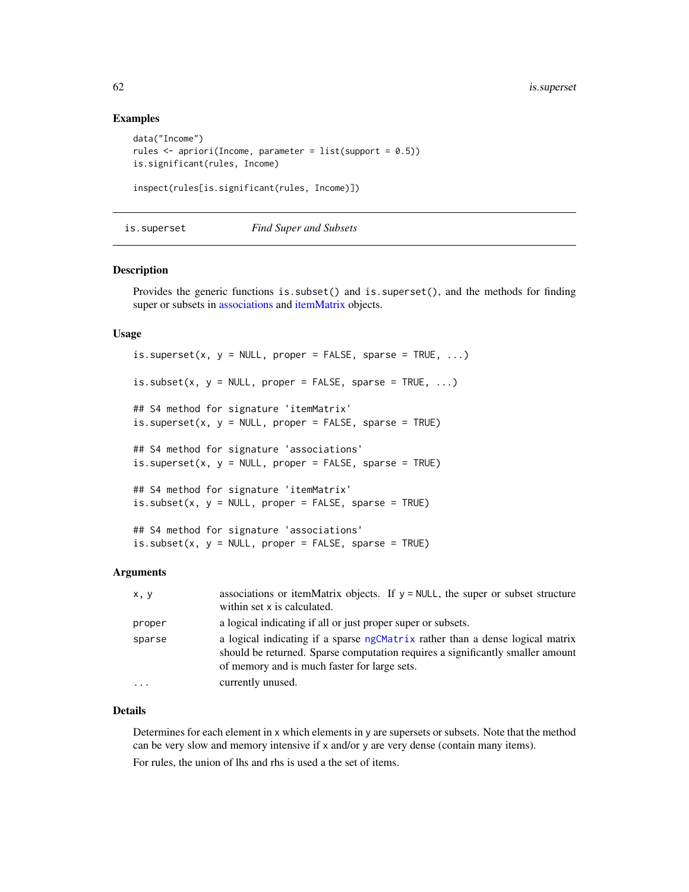## Examples

```
data("Income")
rules <- apriori(Income, parameter = list(support = 0.5))
is.significant(rules, Income)

inspect(rules[is.significant(rules, Income)])
```

---

# is.superset — *Find Super and Subsets*

---

## Description

Provides the generic functions is.subset() and is.superset(), and the methods for finding super or subsets in associations and itemMatrix objects.

## Usage

```
is.superset(x, y = NULL, proper = FALSE, sparse = TRUE, ...)

is.subset(x, y = NULL, proper = FALSE, sparse = TRUE, ...)

## S4 method for signature 'itemMatrix'
is.superset(x, y = NULL, proper = FALSE, sparse = TRUE)

## S4 method for signature 'associations'
is.superset(x, y = NULL, proper = FALSE, sparse = TRUE)

## S4 method for signature 'itemMatrix'
is.subset(x, y = NULL, proper = FALSE, sparse = TRUE)

## S4 method for signature 'associations'
is.subset(x, y = NULL, proper = FALSE, sparse = TRUE)
```

## Arguments

| | |
|---|---|
| `x, y` | associations or itemMatrix objects. If y = NULL, the super or subset structure within set x is calculated. |
| `proper` | a logical indicating if all or just proper super or subsets. |
| `sparse` | a logical indicating if a sparse `ngCMatrix` rather than a dense logical matrix should be returned. Sparse computation requires a significantly smaller amount of memory and is much faster for large sets. |
| `...` | currently unused. |

## Details

Determines for each element in x which elements in y are supersets or subsets. Note that the method can be very slow and memory intensive if x and/or y are very dense (contain many items).

For rules, the union of lhs and rhs is used a the set of items.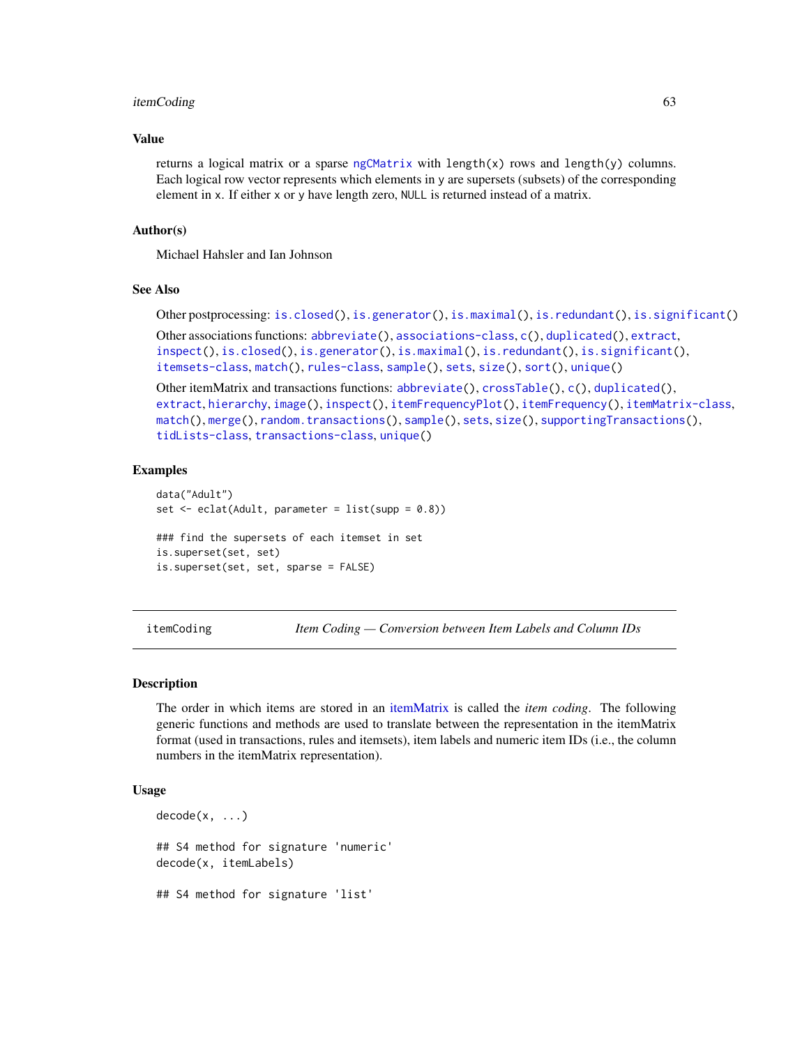### Value

returns a logical matrix or a sparse ngCMatrix with length(x) rows and length(y) columns. Each logical row vector represents which elements in y are supersets (subsets) of the corresponding element in x. If either x or y have length zero, NULL is returned instead of a matrix.

### Author(s)

Michael Hahsler and Ian Johnson

### See Also

Other postprocessing: is.closed(), is.generator(), is.maximal(), is.redundant(), is.significant()

Other associations functions: abbreviate(), associations-class, c(), duplicated(), extract, inspect(), is.closed(), is.generator(), is.maximal(), is.redundant(), is.significant(), itemsets-class, match(), rules-class, sample(), sets, size(), sort(), unique()

Other itemMatrix and transactions functions: abbreviate(), crossTable(), c(), duplicated(), extract, hierarchy, image(), inspect(), itemFrequencyPlot(), itemFrequency(), itemMatrix-class, match(), merge(), random.transactions(), sample(), sets, size(), supportingTransactions(), tidLists-class, transactions-class, unique()

### Examples

```
data("Adult")
set <- eclat(Adult, parameter = list(supp = 0.8))

### find the supersets of each itemset in set
is.superset(set, set)
is.superset(set, set, sparse = FALSE)
```

---

## itemCoding — *Item Coding — Conversion between Item Labels and Column IDs*

### Description

The order in which items are stored in an itemMatrix is called the *item coding*. The following generic functions and methods are used to translate between the representation in the itemMatrix format (used in transactions, rules and itemsets), item labels and numeric item IDs (i.e., the column numbers in the itemMatrix representation).

### Usage

```
decode(x, ...)

## S4 method for signature 'numeric'
decode(x, itemLabels)

## S4 method for signature 'list'
```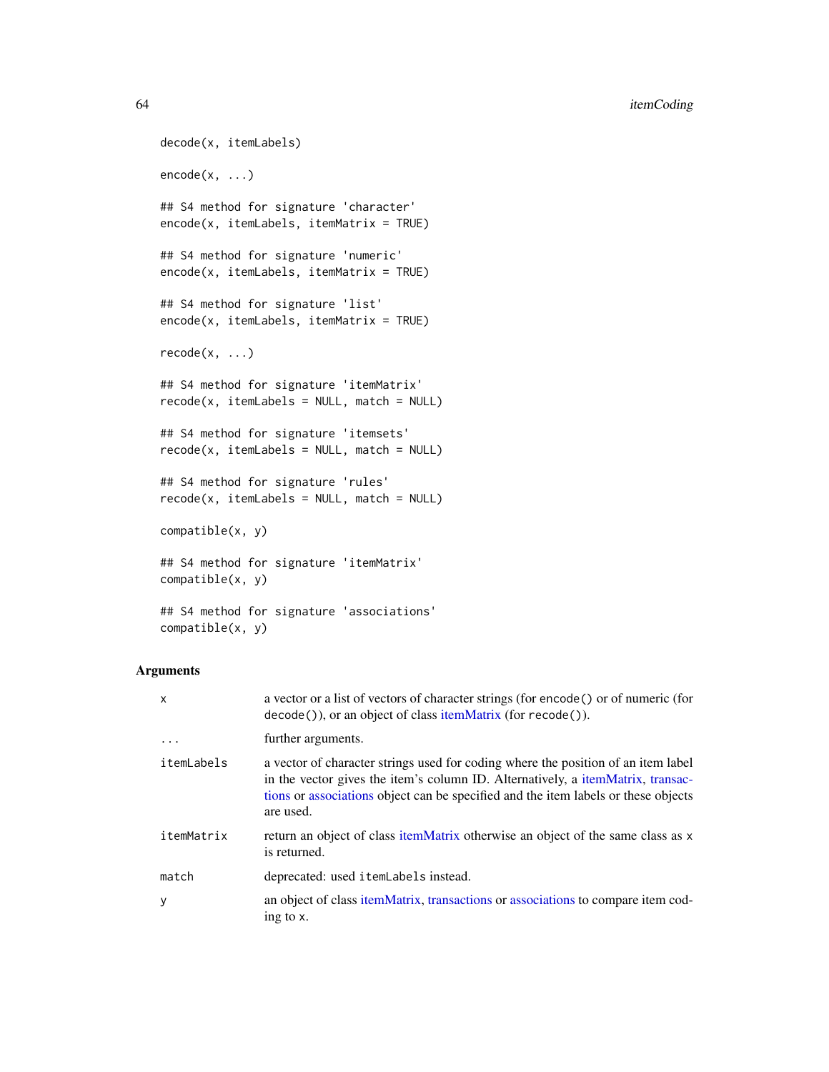```
decode(x, itemLabels)

encode(x, ...)

## S4 method for signature 'character'
encode(x, itemLabels, itemMatrix = TRUE)

## S4 method for signature 'numeric'
encode(x, itemLabels, itemMatrix = TRUE)

## S4 method for signature 'list'
encode(x, itemLabels, itemMatrix = TRUE)

recode(x, ...)

## S4 method for signature 'itemMatrix'
recode(x, itemLabels = NULL, match = NULL)

## S4 method for signature 'itemsets'
recode(x, itemLabels = NULL, match = NULL)

## S4 method for signature 'rules'
recode(x, itemLabels = NULL, match = NULL)

compatible(x, y)

## S4 method for signature 'itemMatrix'
compatible(x, y)

## S4 method for signature 'associations'
compatible(x, y)
```

## Arguments

| | |
|---|---|
| `x` | a vector or a list of vectors of character strings (for `encode()` or of numeric (for `decode()`), or an object of class itemMatrix (for `recode()`). |
| `...` | further arguments. |
| `itemLabels` | a vector of character strings used for coding where the position of an item label in the vector gives the item's column ID. Alternatively, a itemMatrix, transactions or associations object can be specified and the item labels or these objects are used. |
| `itemMatrix` | return an object of class itemMatrix otherwise an object of the same class as `x` is returned. |
| `match` | deprecated: used `itemLabels` instead. |
| `y` | an object of class itemMatrix, transactions or associations to compare item coding to `x`. |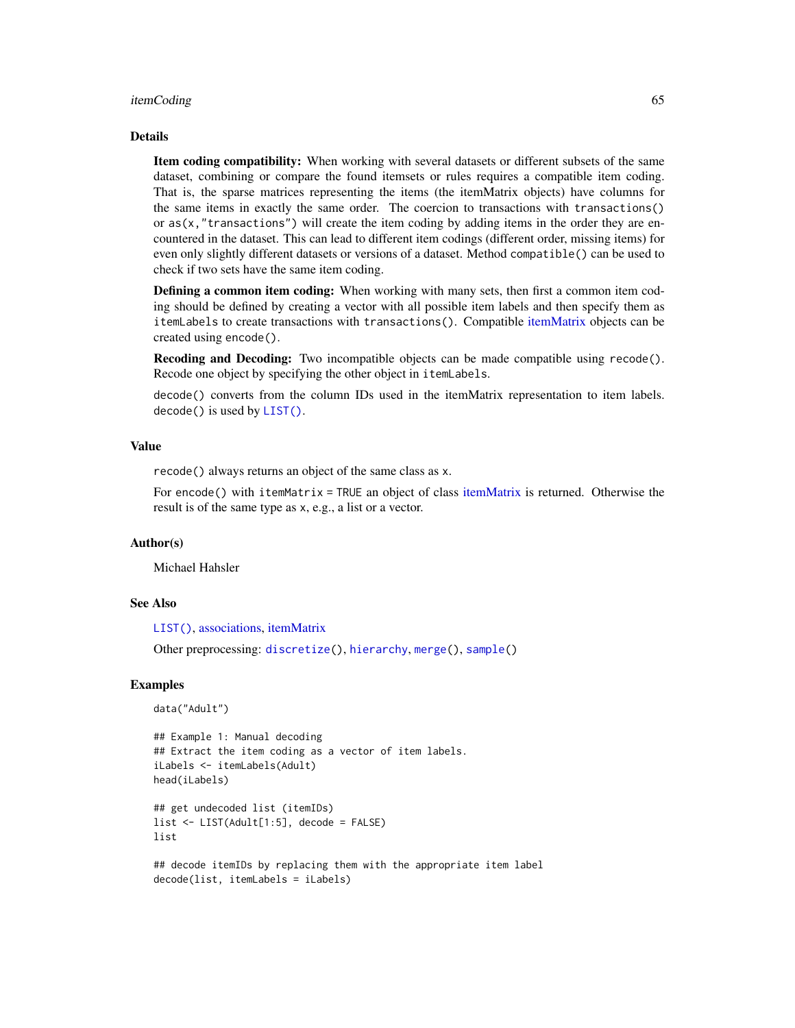## Details

**Item coding compatibility:** When working with several datasets or different subsets of the same dataset, combining or compare the found itemsets or rules requires a compatible item coding. That is, the sparse matrices representing the items (the itemMatrix objects) have columns for the same items in exactly the same order. The coercion to transactions with `transactions()` or `as(x,"transactions")` will create the item coding by adding items in the order they are encountered in the dataset. This can lead to different item codings (different order, missing items) for even only slightly different datasets or versions of a dataset. Method `compatible()` can be used to check if two sets have the same item coding.

**Defining a common item coding:** When working with many sets, then first a common item coding should be defined by creating a vector with all possible item labels and then specify them as `itemLabels` to create transactions with `transactions()`. Compatible itemMatrix objects can be created using `encode()`.

**Recoding and Decoding:** Two incompatible objects can be made compatible using `recode()`. Recode one object by specifying the other object in `itemLabels`.

`decode()` converts from the column IDs used in the itemMatrix representation to item labels. `decode()` is used by `LIST()`.

## Value

`recode()` always returns an object of the same class as `x`.

For `encode()` with `itemMatrix = TRUE` an object of class itemMatrix is returned. Otherwise the result is of the same type as `x`, e.g., a list or a vector.

## Author(s)

Michael Hahsler

## See Also

`LIST()`, associations, itemMatrix

Other preprocessing: `discretize()`, `hierarchy`, `merge()`, `sample()`

## Examples

```
data("Adult")

## Example 1: Manual decoding
## Extract the item coding as a vector of item labels.
iLabels <- itemLabels(Adult)
head(iLabels)

## get undecoded list (itemIDs)
list <- LIST(Adult[1:5], decode = FALSE)
list

## decode itemIDs by replacing them with the appropriate item label
decode(list, itemLabels = iLabels)
```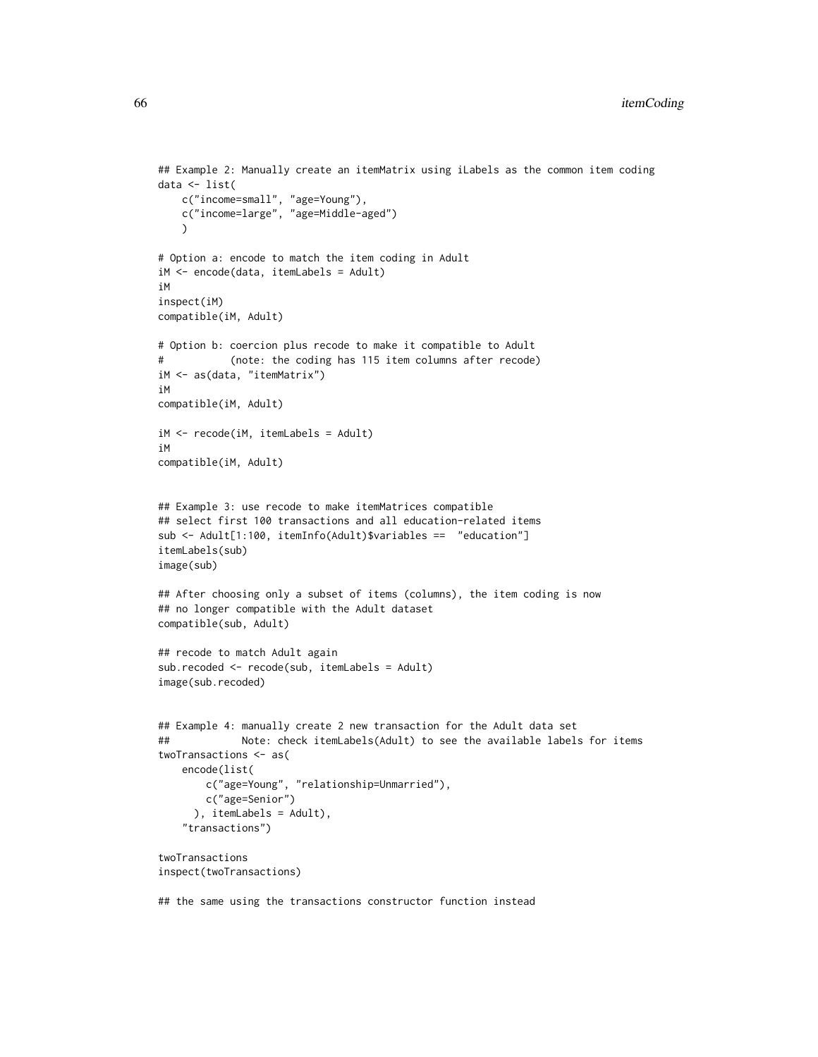```
## Example 2: Manually create an itemMatrix using iLabels as the common item coding
data <- list(
    c("income=small", "age=Young"),
    c("income=large", "age=Middle-aged")
    )

# Option a: encode to match the item coding in Adult
iM <- encode(data, itemLabels = Adult)
iM
inspect(iM)
compatible(iM, Adult)

# Option b: coercion plus recode to make it compatible to Adult
#           (note: the coding has 115 item columns after recode)
iM <- as(data, "itemMatrix")
iM
compatible(iM, Adult)

iM <- recode(iM, itemLabels = Adult)
iM
compatible(iM, Adult)


## Example 3: use recode to make itemMatrices compatible
## select first 100 transactions and all education-related items
sub <- Adult[1:100, itemInfo(Adult)$variables ==  "education"]
itemLabels(sub)
image(sub)

## After choosing only a subset of items (columns), the item coding is now
## no longer compatible with the Adult dataset
compatible(sub, Adult)

## recode to match Adult again
sub.recoded <- recode(sub, itemLabels = Adult)
image(sub.recoded)


## Example 4: manually create 2 new transaction for the Adult data set
##            Note: check itemLabels(Adult) to see the available labels for items
twoTransactions <- as(
    encode(list(
        c("age=Young", "relationship=Unmarried"),
        c("age=Senior")
      ), itemLabels = Adult),
    "transactions")

twoTransactions
inspect(twoTransactions)

## the same using the transactions constructor function instead
```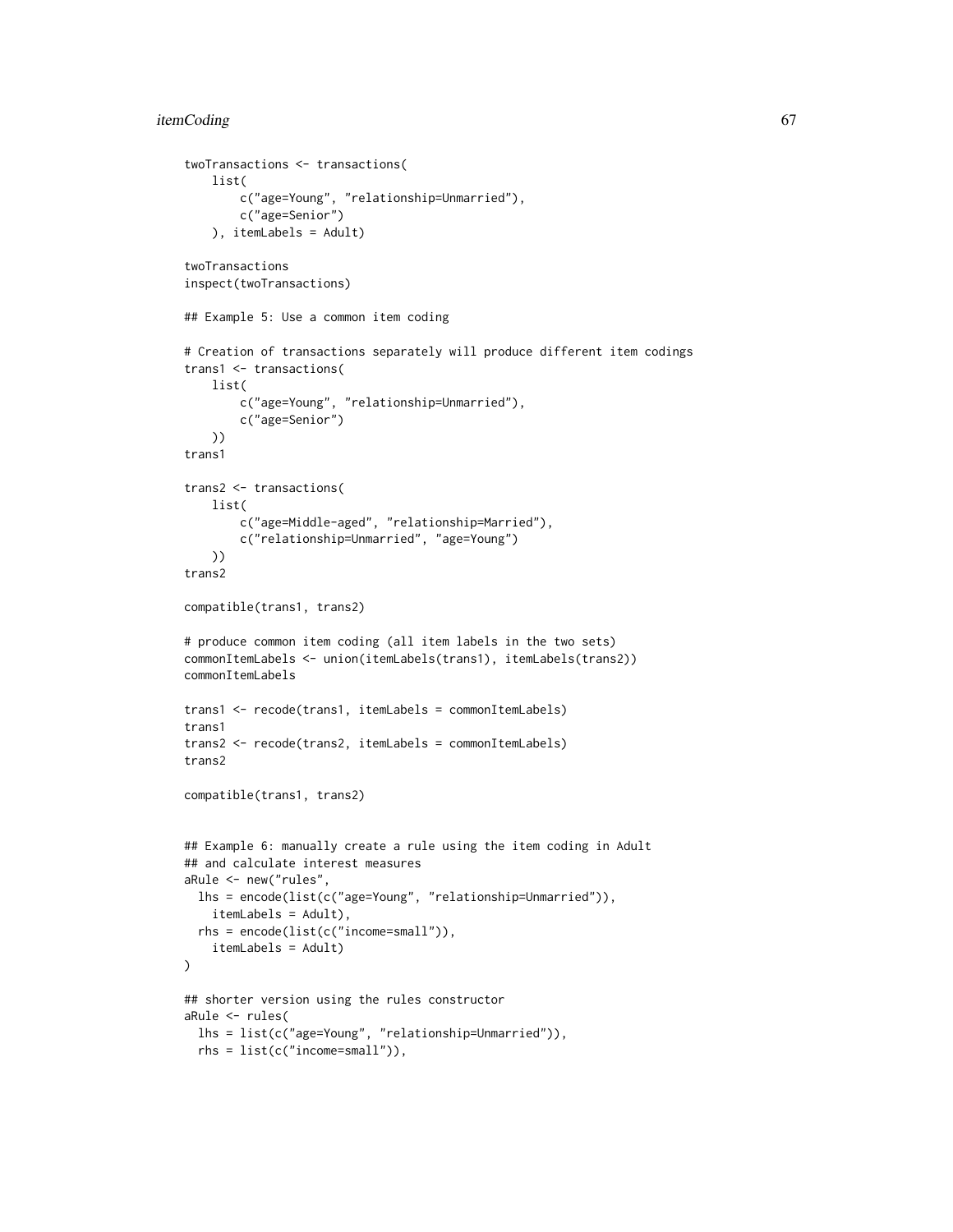```
twoTransactions <- transactions(
    list(
        c("age=Young", "relationship=Unmarried"),
        c("age=Senior")
    ), itemLabels = Adult)

twoTransactions
inspect(twoTransactions)

## Example 5: Use a common item coding

# Creation of transactions separately will produce different item codings
trans1 <- transactions(
    list(
        c("age=Young", "relationship=Unmarried"),
        c("age=Senior")
    ))
trans1

trans2 <- transactions(
    list(
        c("age=Middle-aged", "relationship=Married"),
        c("relationship=Unmarried", "age=Young")
    ))
trans2

compatible(trans1, trans2)

# produce common item coding (all item labels in the two sets)
commonItemLabels <- union(itemLabels(trans1), itemLabels(trans2))
commonItemLabels

trans1 <- recode(trans1, itemLabels = commonItemLabels)
trans1
trans2 <- recode(trans2, itemLabels = commonItemLabels)
trans2

compatible(trans1, trans2)


## Example 6: manually create a rule using the item coding in Adult
## and calculate interest measures
aRule <- new("rules",
  lhs = encode(list(c("age=Young", "relationship=Unmarried")),
    itemLabels = Adult),
  rhs = encode(list(c("income=small")),
    itemLabels = Adult)
)

## shorter version using the rules constructor
aRule <- rules(
  lhs = list(c("age=Young", "relationship=Unmarried")),
  rhs = list(c("income=small")),
```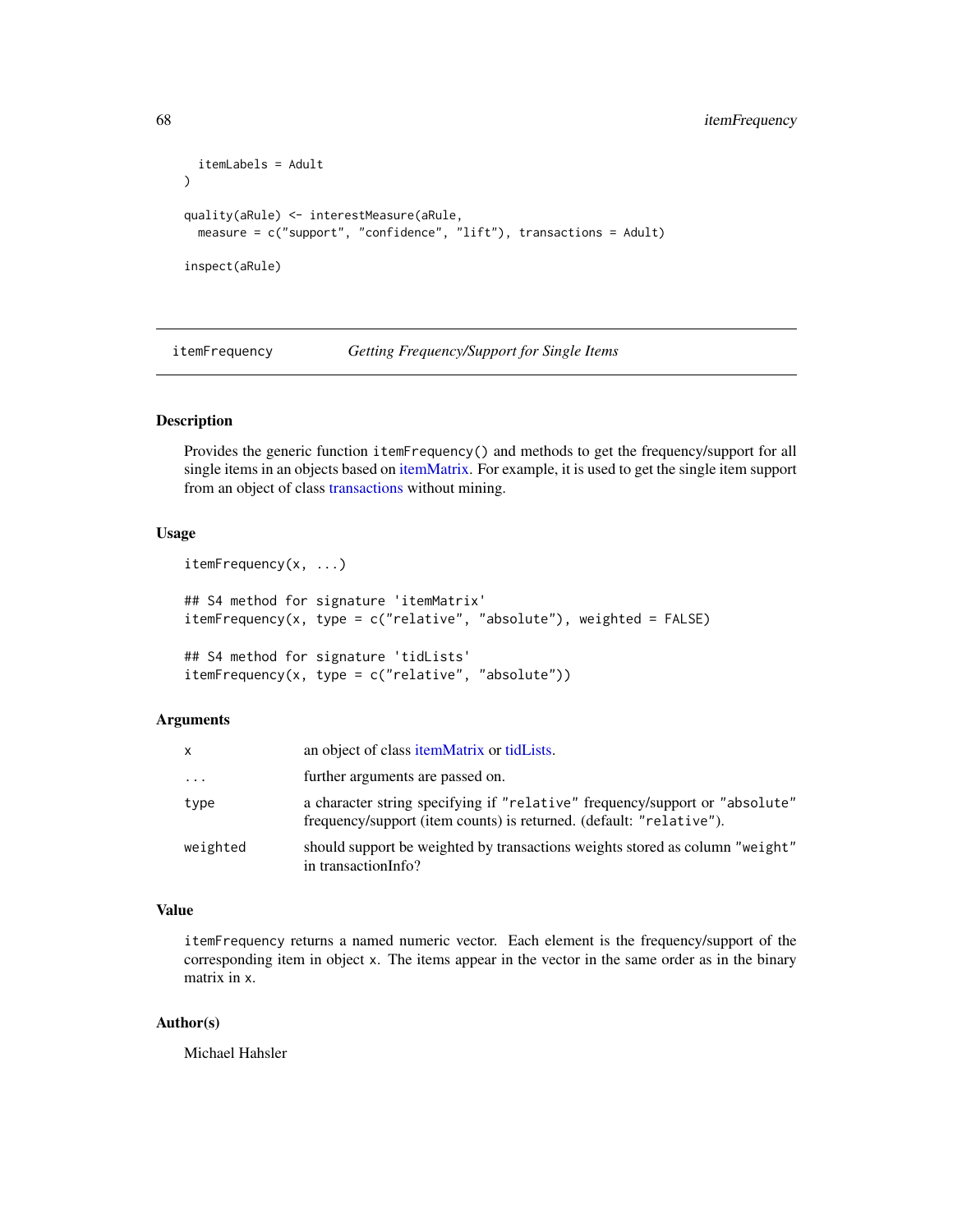```
  itemLabels = Adult
)

quality(aRule) <- interestMeasure(aRule,
  measure = c("support", "confidence", "lift"), transactions = Adult)

inspect(aRule)
```

---

## itemFrequency — *Getting Frequency/Support for Single Items*

---

### Description

Provides the generic function `itemFrequency()` and methods to get the frequency/support for all single items in an objects based on itemMatrix. For example, it is used to get the single item support from an object of class transactions without mining.

### Usage

```
itemFrequency(x, ...)

## S4 method for signature 'itemMatrix'
itemFrequency(x, type = c("relative", "absolute"), weighted = FALSE)

## S4 method for signature 'tidLists'
itemFrequency(x, type = c("relative", "absolute"))
```

### Arguments

| | |
|---|---|
| `x` | an object of class itemMatrix or tidLists. |
| `...` | further arguments are passed on. |
| `type` | a character string specifying if `"relative"` frequency/support or `"absolute"` frequency/support (item counts) is returned. (default: `"relative"`). |
| `weighted` | should support be weighted by transactions weights stored as column `"weight"` in transactionInfo? |

### Value

`itemFrequency` returns a named numeric vector. Each element is the frequency/support of the corresponding item in object `x`. The items appear in the vector in the same order as in the binary matrix in `x`.

### Author(s)

Michael Hahsler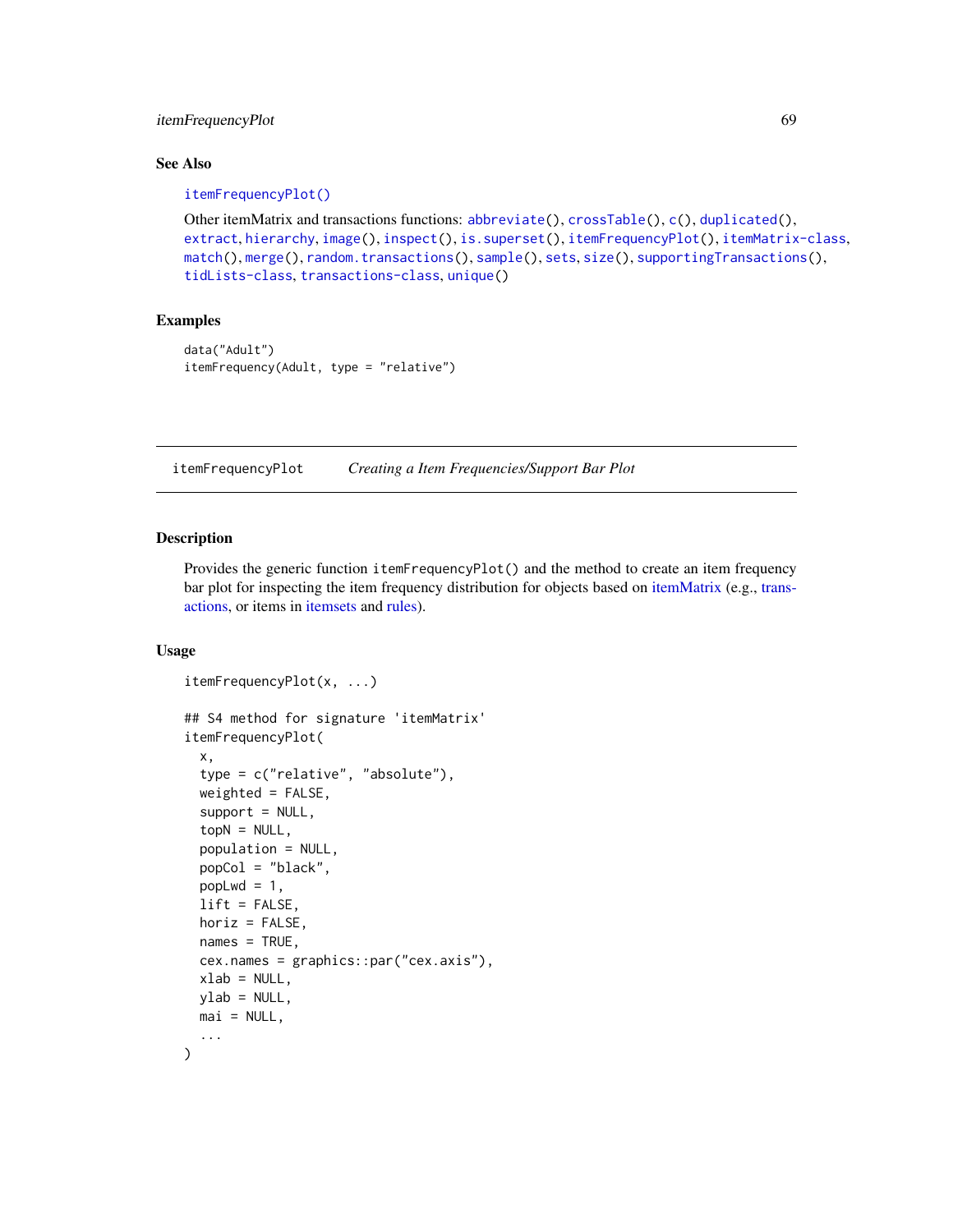### See Also

`itemFrequencyPlot()`

Other itemMatrix and transactions functions: `abbreviate()`, `crossTable()`, `c()`, `duplicated()`, `extract`, `hierarchy`, `image()`, `inspect()`, `is.superset()`, `itemFrequencyPlot()`, `itemMatrix-class`, `match()`, `merge()`, `random.transactions()`, `sample()`, `sets`, `size()`, `supportingTransactions()`, `tidLists-class`, `transactions-class`, `unique()`

### Examples

```
data("Adult")
itemFrequency(Adult, type = "relative")
```

---

## itemFrequencyPlot *Creating a Item Frequencies/Support Bar Plot*

---

### Description

Provides the generic function `itemFrequencyPlot()` and the method to create an item frequency bar plot for inspecting the item frequency distribution for objects based on itemMatrix (e.g., transactions, or items in itemsets and rules).

### Usage

```
itemFrequencyPlot(x, ...)

## S4 method for signature 'itemMatrix'
itemFrequencyPlot(
  x,
  type = c("relative", "absolute"),
  weighted = FALSE,
  support = NULL,
  topN = NULL,
  population = NULL,
  popCol = "black",
  popLwd = 1,
  lift = FALSE,
  horiz = FALSE,
  names = TRUE,
  cex.names = graphics::par("cex.axis"),
  xlab = NULL,
  ylab = NULL,
  mai = NULL,
  ...
)
```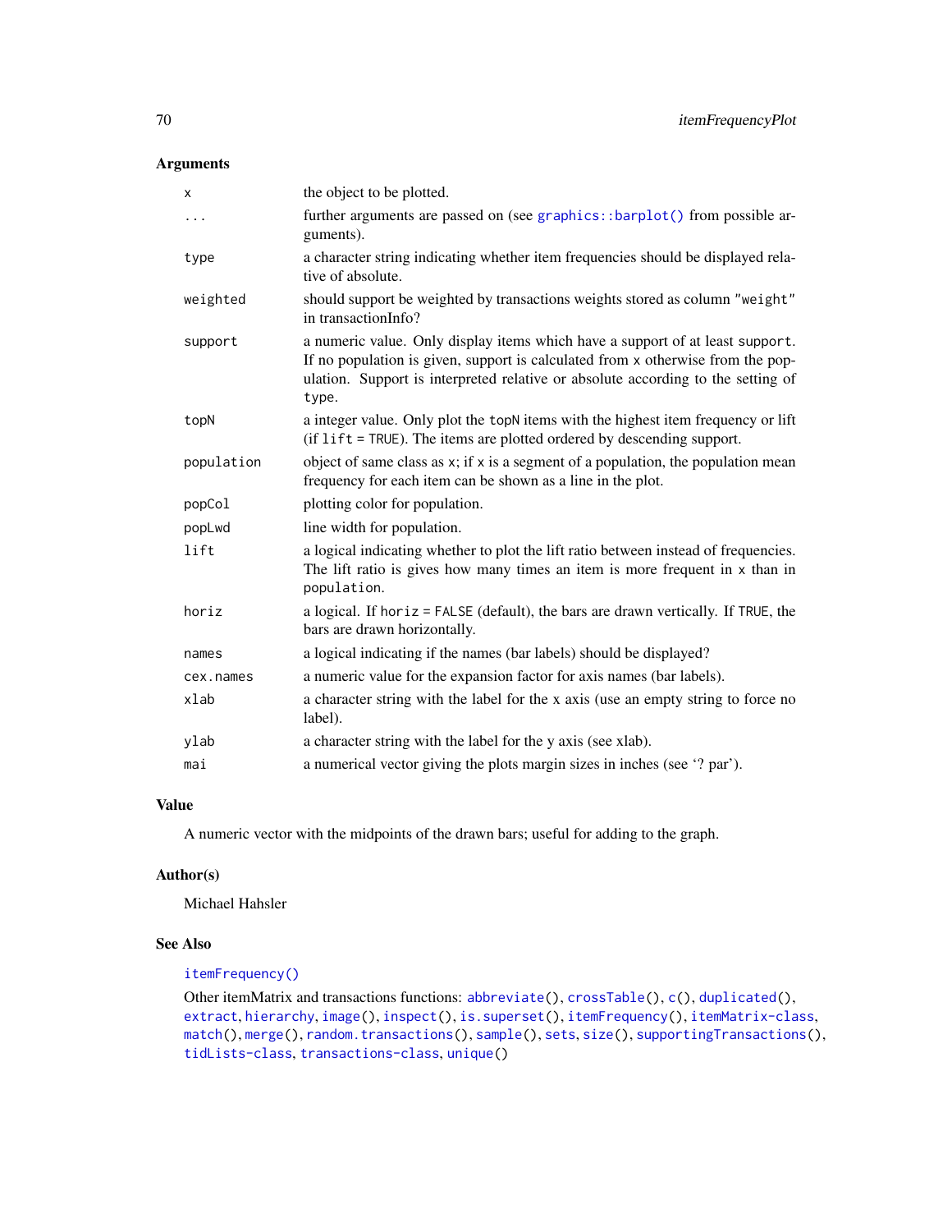## Arguments

| | |
|---|---|
| `x` | the object to be plotted. |
| `...` | further arguments are passed on (see `graphics::barplot()` from possible arguments). |
| `type` | a character string indicating whether item frequencies should be displayed relative of absolute. |
| `weighted` | should support be weighted by transactions weights stored as column `"weight"` in transactionInfo? |
| `support` | a numeric value. Only display items which have a support of at least `support`. If no population is given, support is calculated from `x` otherwise from the population. Support is interpreted relative or absolute according to the setting of `type`. |
| `topN` | a integer value. Only plot the `topN` items with the highest item frequency or lift (if `lift = TRUE`). The items are plotted ordered by descending support. |
| `population` | object of same class as `x`; if `x` is a segment of a population, the population mean frequency for each item can be shown as a line in the plot. |
| `popCol` | plotting color for population. |
| `popLwd` | line width for population. |
| `lift` | a logical indicating whether to plot the lift ratio between instead of frequencies. The lift ratio is gives how many times an item is more frequent in `x` than in `population`. |
| `horiz` | a logical. If `horiz = FALSE` (default), the bars are drawn vertically. If `TRUE`, the bars are drawn horizontally. |
| `names` | a logical indicating if the names (bar labels) should be displayed? |
| `cex.names` | a numeric value for the expansion factor for axis names (bar labels). |
| `xlab` | a character string with the label for the x axis (use an empty string to force no label). |
| `ylab` | a character string with the label for the y axis (see xlab). |
| `mai` | a numerical vector giving the plots margin sizes in inches (see '? par'). |

## Value

A numeric vector with the midpoints of the drawn bars; useful for adding to the graph.

## Author(s)

Michael Hahsler

## See Also

`itemFrequency()`

Other itemMatrix and transactions functions: `abbreviate()`, `crossTable()`, `c()`, `duplicated()`, `extract`, `hierarchy`, `image()`, `inspect()`, `is.superset()`, `itemFrequency()`, `itemMatrix-class`, `match()`, `merge()`, `random.transactions()`, `sample()`, `sets`, `size()`, `supportingTransactions()`, `tidLists-class`, `transactions-class`, `unique()`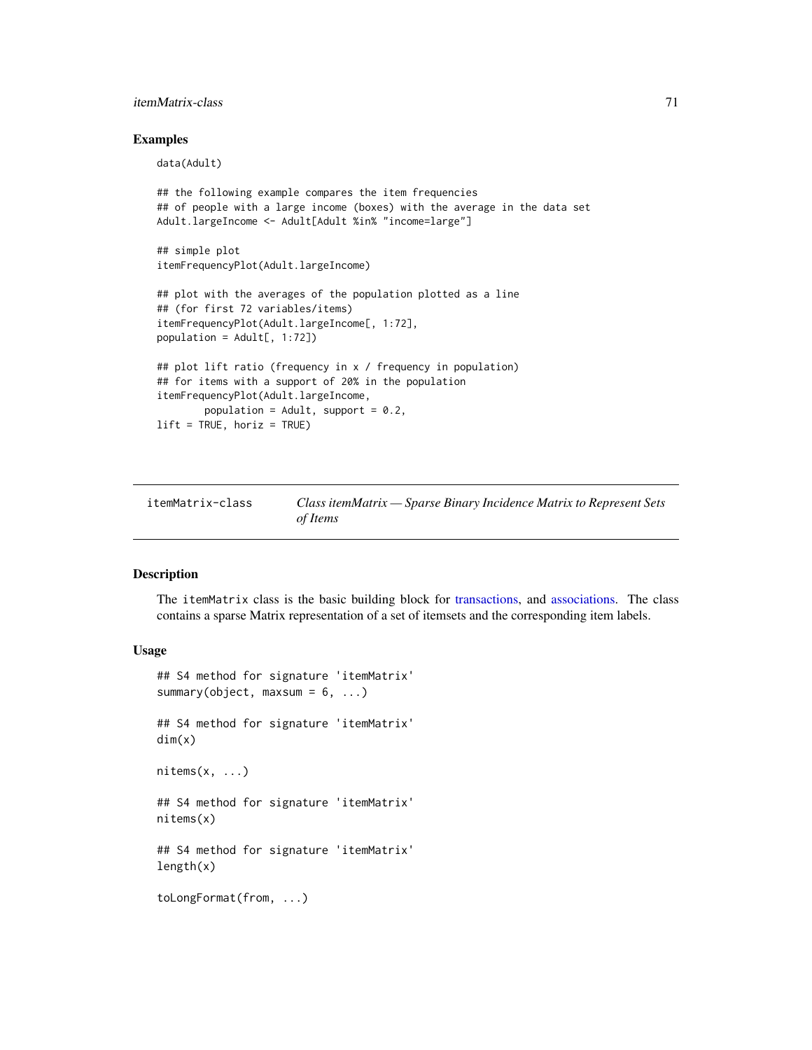## Examples

```
data(Adult)

## the following example compares the item frequencies
## of people with a large income (boxes) with the average in the data set
Adult.largeIncome <- Adult[Adult %in% "income=large"]

## simple plot
itemFrequencyPlot(Adult.largeIncome)

## plot with the averages of the population plotted as a line
## (for first 72 variables/items)
itemFrequencyPlot(Adult.largeIncome[, 1:72],
population = Adult[, 1:72])

## plot lift ratio (frequency in x / frequency in population)
## for items with a support of 20% in the population
itemFrequencyPlot(Adult.largeIncome,
        population = Adult, support = 0.2,
lift = TRUE, horiz = TRUE)
```

---

itemMatrix-class *Class itemMatrix — Sparse Binary Incidence Matrix to Represent Sets of Items*

---

## Description

The `itemMatrix` class is the basic building block for transactions, and associations. The class contains a sparse Matrix representation of a set of itemsets and the corresponding item labels.

## Usage

```
## S4 method for signature 'itemMatrix'
summary(object, maxsum = 6, ...)

## S4 method for signature 'itemMatrix'
dim(x)

nitems(x, ...)

## S4 method for signature 'itemMatrix'
nitems(x)

## S4 method for signature 'itemMatrix'
length(x)

toLongFormat(from, ...)
```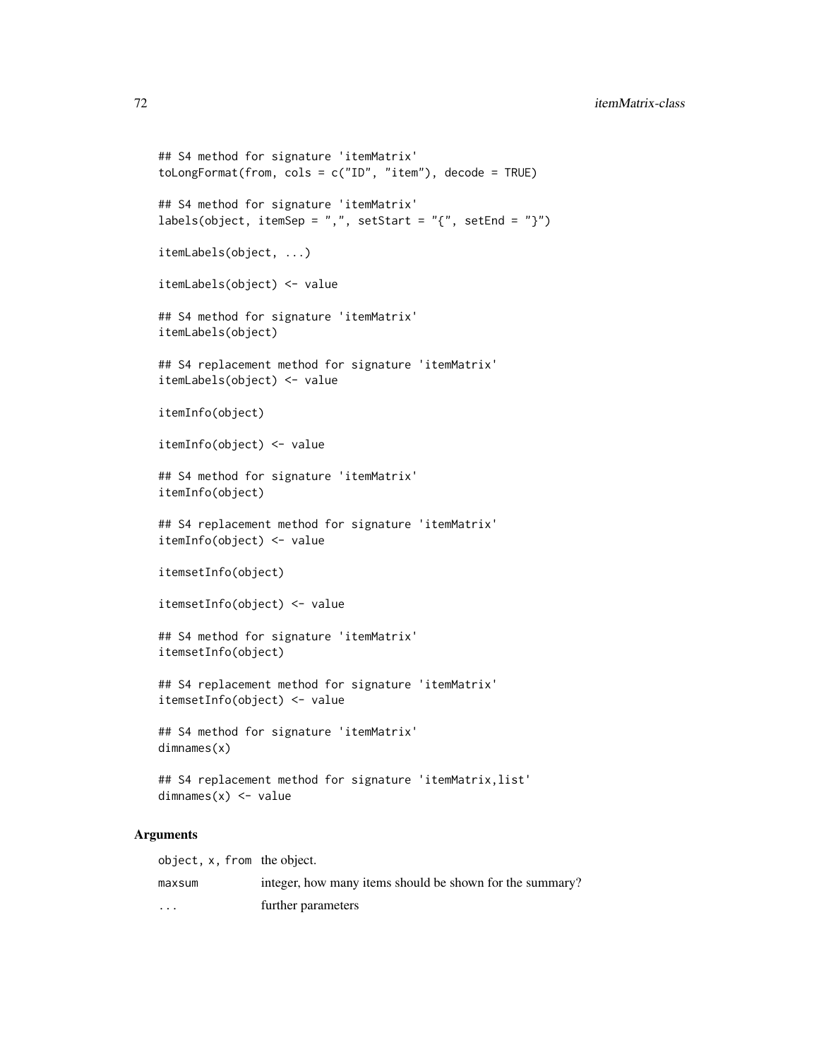```
## S4 method for signature 'itemMatrix'
toLongFormat(from, cols = c("ID", "item"), decode = TRUE)

## S4 method for signature 'itemMatrix'
labels(object, itemSep = ",", setStart = "{", setEnd = "}")

itemLabels(object, ...)

itemLabels(object) <- value

## S4 method for signature 'itemMatrix'
itemLabels(object)

## S4 replacement method for signature 'itemMatrix'
itemLabels(object) <- value

itemInfo(object)

itemInfo(object) <- value

## S4 method for signature 'itemMatrix'
itemInfo(object)

## S4 replacement method for signature 'itemMatrix'
itemInfo(object) <- value

itemsetInfo(object)

itemsetInfo(object) <- value

## S4 method for signature 'itemMatrix'
itemsetInfo(object)

## S4 replacement method for signature 'itemMatrix'
itemsetInfo(object) <- value

## S4 method for signature 'itemMatrix'
dimnames(x)

## S4 replacement method for signature 'itemMatrix,list'
dimnames(x) <- value
```

## Arguments

| | |
|---|---|
| `object, x, from` | the object. |
| `maxsum` | integer, how many items should be shown for the summary? |
| `...` | further parameters |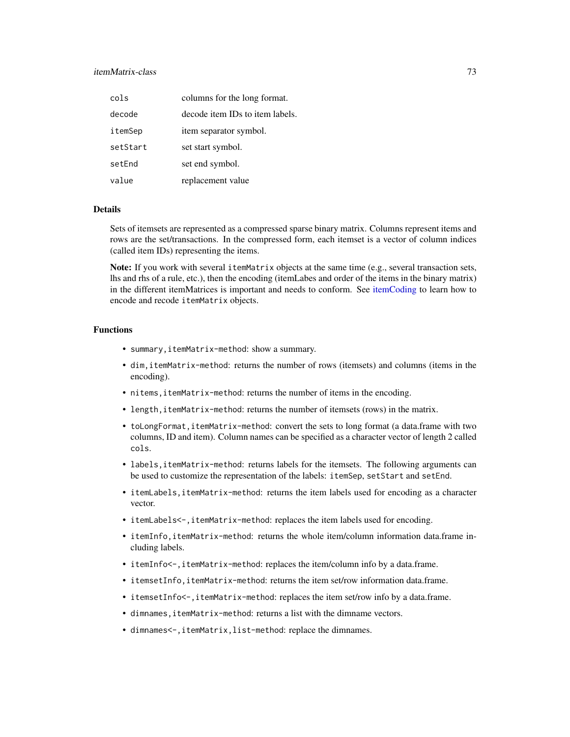| | |
|---|---|
| `cols` | columns for the long format. |
| `decode` | decode item IDs to item labels. |
| `itemSep` | item separator symbol. |
| `setStart` | set start symbol. |
| `setEnd` | set end symbol. |
| `value` | replacement value |

## Details

Sets of itemsets are represented as a compressed sparse binary matrix. Columns represent items and rows are the set/transactions. In the compressed form, each itemset is a vector of column indices (called item IDs) representing the items.

**Note:** If you work with several `itemMatrix` objects at the same time (e.g., several transaction sets, lhs and rhs of a rule, etc.), then the encoding (itemLabes and order of the items in the binary matrix) in the different itemMatrices is important and needs to conform. See itemCoding to learn how to encode and recode `itemMatrix` objects.

## Functions

- `summary,itemMatrix-method`: show a summary.
- `dim,itemMatrix-method`: returns the number of rows (itemsets) and columns (items in the encoding).
- `nitems,itemMatrix-method`: returns the number of items in the encoding.
- `length,itemMatrix-method`: returns the number of itemsets (rows) in the matrix.
- `toLongFormat,itemMatrix-method`: convert the sets to long format (a data.frame with two columns, ID and item). Column names can be specified as a character vector of length 2 called `cols`.
- `labels,itemMatrix-method`: returns labels for the itemsets. The following arguments can be used to customize the representation of the labels: `itemSep`, `setStart` and `setEnd`.
- `itemLabels,itemMatrix-method`: returns the item labels used for encoding as a character vector.
- `itemLabels<-,itemMatrix-method`: replaces the item labels used for encoding.
- `itemInfo,itemMatrix-method`: returns the whole item/column information data.frame including labels.
- `itemInfo<-,itemMatrix-method`: replaces the item/column info by a data.frame.
- `itemsetInfo,itemMatrix-method`: returns the item set/row information data.frame.
- `itemsetInfo<-,itemMatrix-method`: replaces the item set/row info by a data.frame.
- `dimnames,itemMatrix-method`: returns a list with the dimname vectors.
- `dimnames<-,itemMatrix,list-method`: replace the dimnames.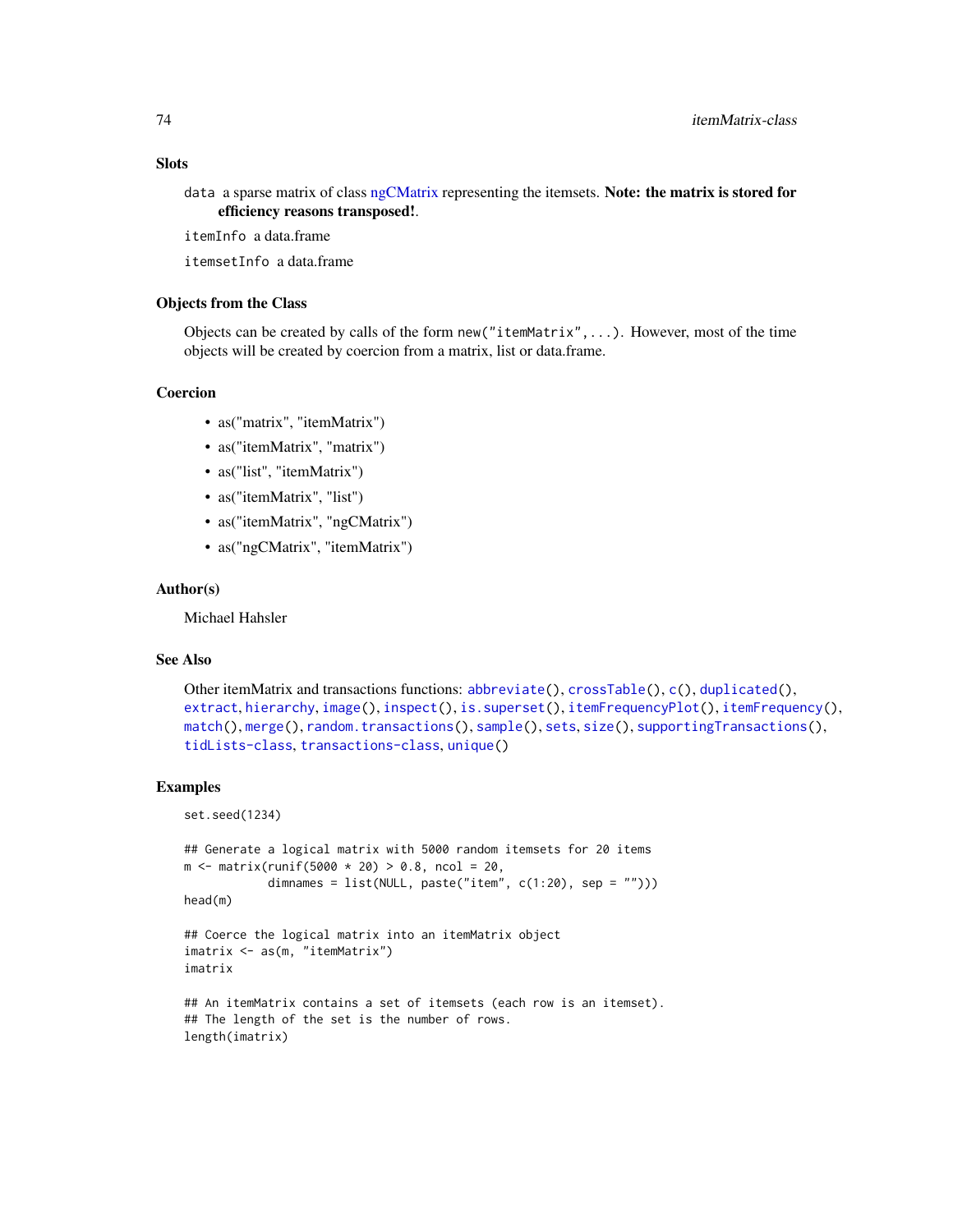## Slots

`data` a sparse matrix of class ngCMatrix representing the itemsets. **Note: the matrix is stored for efficiency reasons transposed!**.

`itemInfo` a data.frame

`itemsetInfo` a data.frame

## Objects from the Class

Objects can be created by calls of the form `new("itemMatrix",...)`. However, most of the time objects will be created by coercion from a matrix, list or data.frame.

## Coercion

- as("matrix", "itemMatrix")
- as("itemMatrix", "matrix")
- as("list", "itemMatrix")
- as("itemMatrix", "list")
- as("itemMatrix", "ngCMatrix")
- as("ngCMatrix", "itemMatrix")

## Author(s)

Michael Hahsler

## See Also

Other itemMatrix and transactions functions: `abbreviate()`, `crossTable()`, `c()`, `duplicated()`, `extract`, `hierarchy`, `image()`, `inspect()`, `is.superset()`, `itemFrequencyPlot()`, `itemFrequency()`, `match()`, `merge()`, `random.transactions()`, `sample()`, `sets`, `size()`, `supportingTransactions()`, `tidLists-class`, `transactions-class`, `unique()`

## Examples

```
set.seed(1234)

## Generate a logical matrix with 5000 random itemsets for 20 items
m <- matrix(runif(5000 * 20) > 0.8, ncol = 20,
            dimnames = list(NULL, paste("item", c(1:20), sep = "")))
head(m)

## Coerce the logical matrix into an itemMatrix object
imatrix <- as(m, "itemMatrix")
imatrix

## An itemMatrix contains a set of itemsets (each row is an itemset).
## The length of the set is the number of rows.
length(imatrix)
```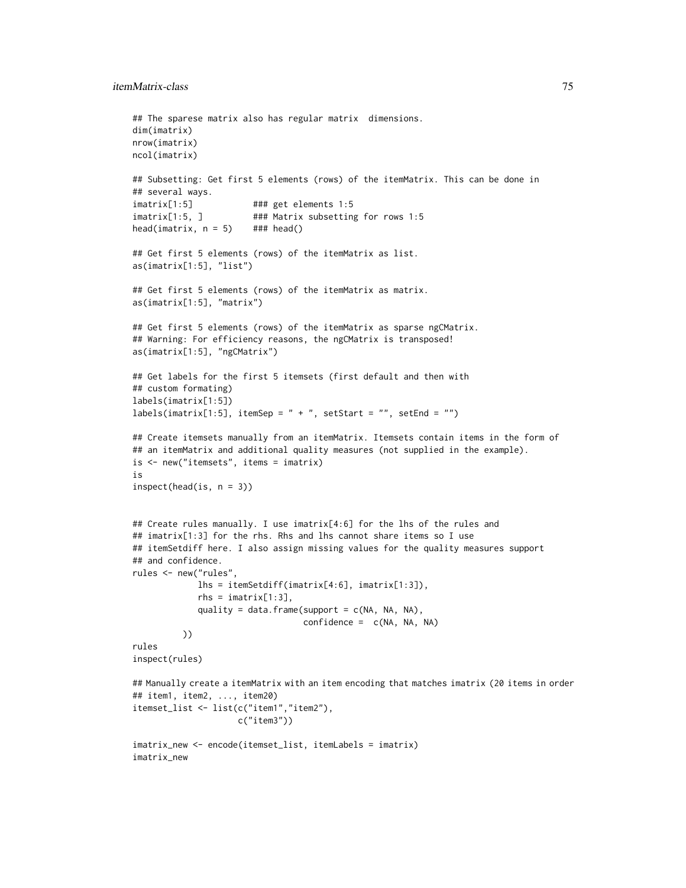```
## The sparese matrix also has regular matrix  dimensions.
dim(imatrix)
nrow(imatrix)
ncol(imatrix)

## Subsetting: Get first 5 elements (rows) of the itemMatrix. This can be done in
## several ways.
imatrix[1:5]            ### get elements 1:5
imatrix[1:5, ]          ### Matrix subsetting for rows 1:5
head(imatrix, n = 5)    ### head()

## Get first 5 elements (rows) of the itemMatrix as list.
as(imatrix[1:5], "list")

## Get first 5 elements (rows) of the itemMatrix as matrix.
as(imatrix[1:5], "matrix")

## Get first 5 elements (rows) of the itemMatrix as sparse ngCMatrix.
## Warning: For efficiency reasons, the ngCMatrix is transposed!
as(imatrix[1:5], "ngCMatrix")

## Get labels for the first 5 itemsets (first default and then with
## custom formating)
labels(imatrix[1:5])
labels(imatrix[1:5], itemSep = " + ", setStart = "", setEnd = "")

## Create itemsets manually from an itemMatrix. Itemsets contain items in the form of
## an itemMatrix and additional quality measures (not supplied in the example).
is <- new("itemsets", items = imatrix)
is
inspect(head(is, n = 3))


## Create rules manually. I use imatrix[4:6] for the lhs of the rules and
## imatrix[1:3] for the rhs. Rhs and lhs cannot share items so I use
## itemSetdiff here. I also assign missing values for the quality measures support
## and confidence.
rules <- new("rules",
             lhs = itemSetdiff(imatrix[4:6], imatrix[1:3]),
             rhs = imatrix[1:3],
             quality = data.frame(support = c(NA, NA, NA),
                                  confidence =  c(NA, NA, NA)
          ))
rules
inspect(rules)

## Manually create a itemMatrix with an item encoding that matches imatrix (20 items in order
## item1, item2, ..., item20)
itemset_list <- list(c("item1","item2"),
                     c("item3"))

imatrix_new <- encode(itemset_list, itemLabels = imatrix)
imatrix_new
```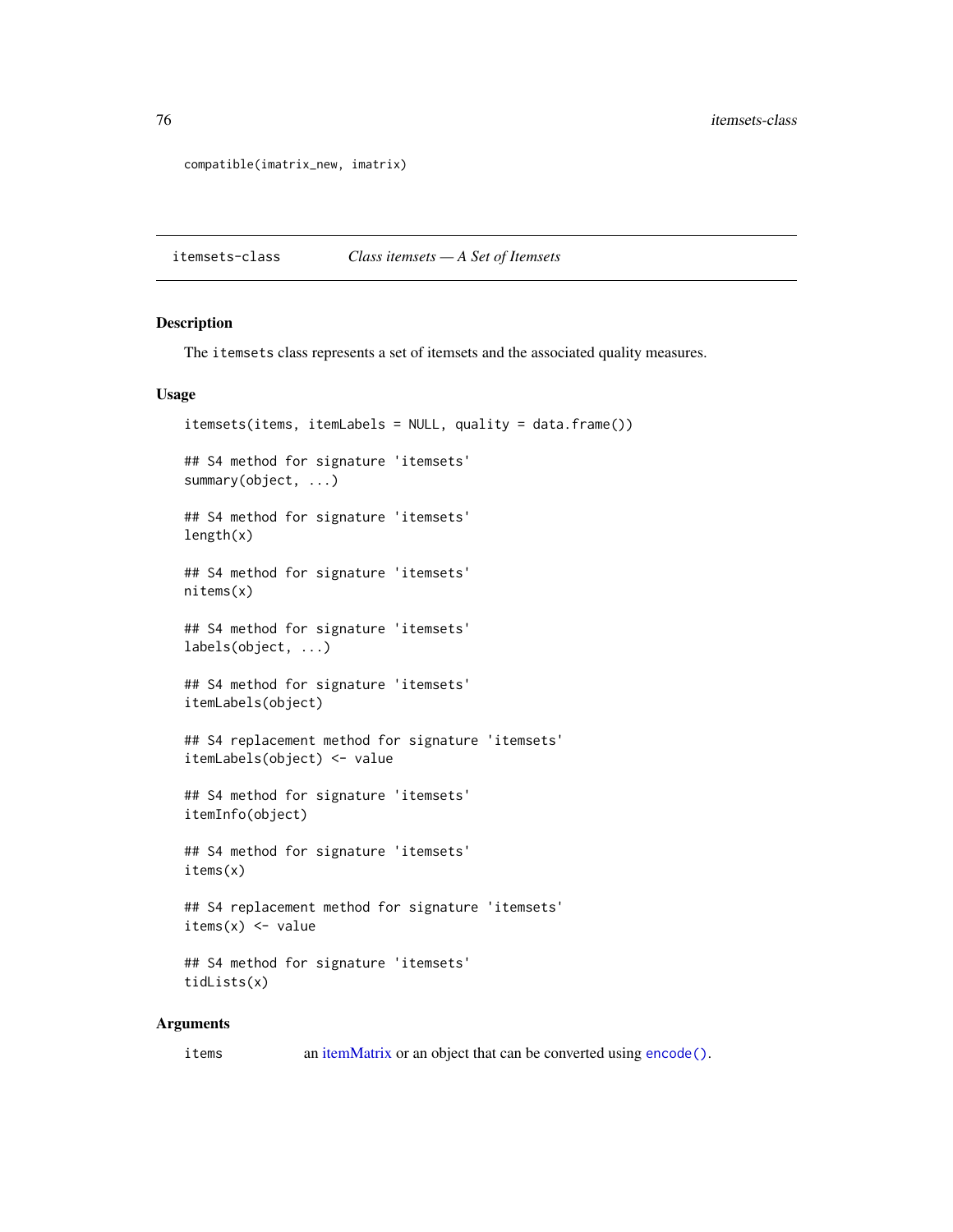```
compatible(imatrix_new, imatrix)
```

---

itemsets-class *Class itemsets — A Set of Itemsets*

---

## Description

The itemsets class represents a set of itemsets and the associated quality measures.

## Usage

```
itemsets(items, itemLabels = NULL, quality = data.frame())

## S4 method for signature 'itemsets'
summary(object, ...)

## S4 method for signature 'itemsets'
length(x)

## S4 method for signature 'itemsets'
nitems(x)

## S4 method for signature 'itemsets'
labels(object, ...)

## S4 method for signature 'itemsets'
itemLabels(object)

## S4 replacement method for signature 'itemsets'
itemLabels(object) <- value

## S4 method for signature 'itemsets'
itemInfo(object)

## S4 method for signature 'itemsets'
items(x)

## S4 replacement method for signature 'itemsets'
items(x) <- value

## S4 method for signature 'itemsets'
tidLists(x)
```

## Arguments

| | |
|---|---|
| items | an itemMatrix or an object that can be converted using `encode()`. |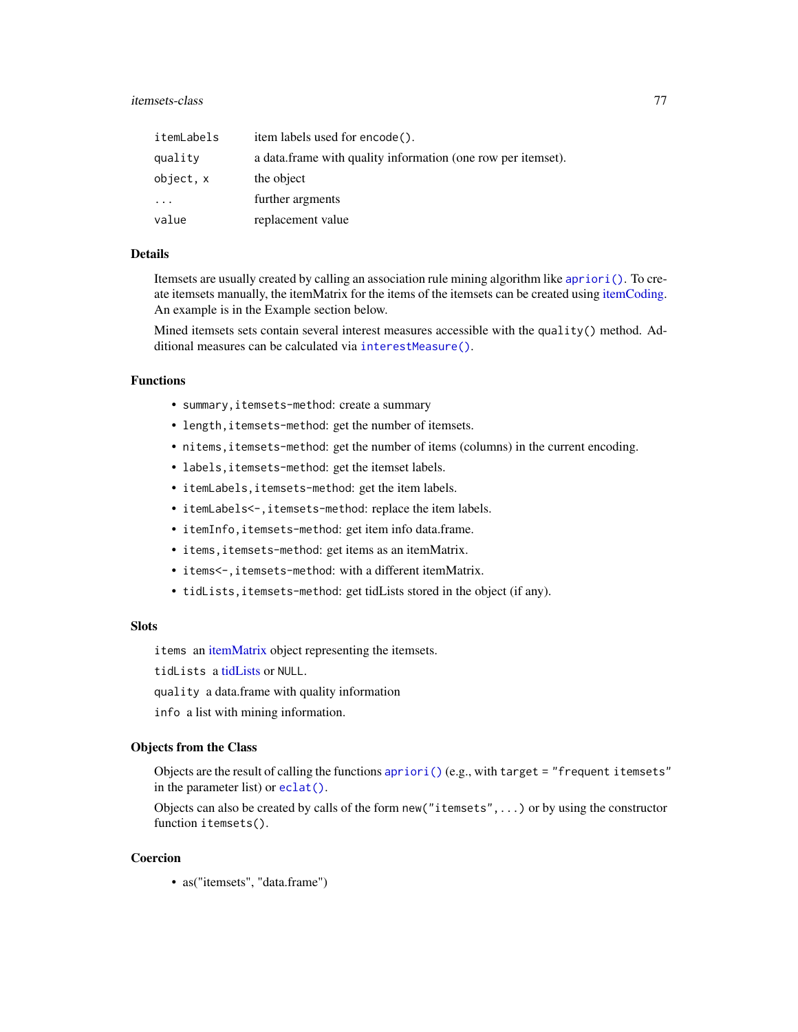| | |
|---|---|
| `itemLabels` | item labels used for `encode()`. |
| `quality` | a data.frame with quality information (one row per itemset). |
| `object, x` | the object |
| `...` | further argments |
| `value` | replacement value |

### Details

Itemsets are usually created by calling an association rule mining algorithm like `apriori()`. To create itemsets manually, the itemMatrix for the items of the itemsets can be created using itemCoding. An example is in the Example section below.

Mined itemsets sets contain several interest measures accessible with the `quality()` method. Additional measures can be calculated via `interestMeasure()`.

### Functions

- `summary,itemsets-method`: create a summary
- `length,itemsets-method`: get the number of itemsets.
- `nitems,itemsets-method`: get the number of items (columns) in the current encoding.
- `labels,itemsets-method`: get the itemset labels.
- `itemLabels,itemsets-method`: get the item labels.
- `itemLabels<-,itemsets-method`: replace the item labels.
- `itemInfo,itemsets-method`: get item info data.frame.
- `items,itemsets-method`: get items as an itemMatrix.
- `items<-,itemsets-method`: with a different itemMatrix.
- `tidLists,itemsets-method`: get tidLists stored in the object (if any).

### Slots

`items` an itemMatrix object representing the itemsets.

`tidLists` a tidLists or `NULL`.

`quality` a data.frame with quality information

`info` a list with mining information.

### Objects from the Class

Objects are the result of calling the functions `apriori()` (e.g., with `target = "frequent itemsets"` in the parameter list) or `eclat()`.

Objects can also be created by calls of the form `new("itemsets",...)` or by using the constructor function `itemsets()`.

### Coercion

- as("itemsets", "data.frame")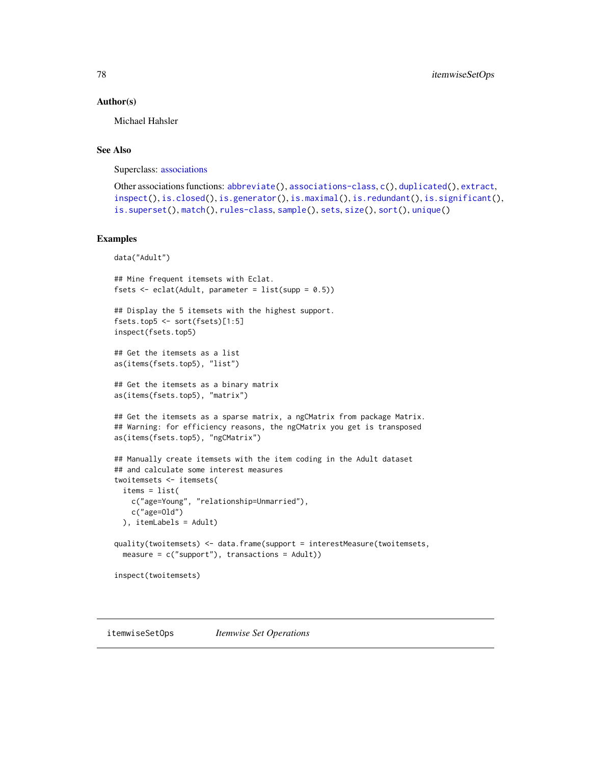## Author(s)

Michael Hahsler

## See Also

Superclass: associations

Other associations functions: `abbreviate()`, `associations-class`, `c()`, `duplicated()`, `extract`, `inspect()`, `is.closed()`, `is.generator()`, `is.maximal()`, `is.redundant()`, `is.significant()`, `is.superset()`, `match()`, `rules-class`, `sample()`, `sets`, `size()`, `sort()`, `unique()`

## Examples

```
data("Adult")

## Mine frequent itemsets with Eclat.
fsets <- eclat(Adult, parameter = list(supp = 0.5))

## Display the 5 itemsets with the highest support.
fsets.top5 <- sort(fsets)[1:5]
inspect(fsets.top5)

## Get the itemsets as a list
as(items(fsets.top5), "list")

## Get the itemsets as a binary matrix
as(items(fsets.top5), "matrix")

## Get the itemsets as a sparse matrix, a ngCMatrix from package Matrix.
## Warning: for efficiency reasons, the ngCMatrix you get is transposed
as(items(fsets.top5), "ngCMatrix")

## Manually create itemsets with the item coding in the Adult dataset
## and calculate some interest measures
twoitemsets <- itemsets(
  items = list(
    c("age=Young", "relationship=Unmarried"),
    c("age=Old")
  ), itemLabels = Adult)

quality(twoitemsets) <- data.frame(support = interestMeasure(twoitemsets,
  measure = c("support"), transactions = Adult))

inspect(twoitemsets)
```

---

# itemwiseSetOps &nbsp;&nbsp;&nbsp; *Itemwise Set Operations*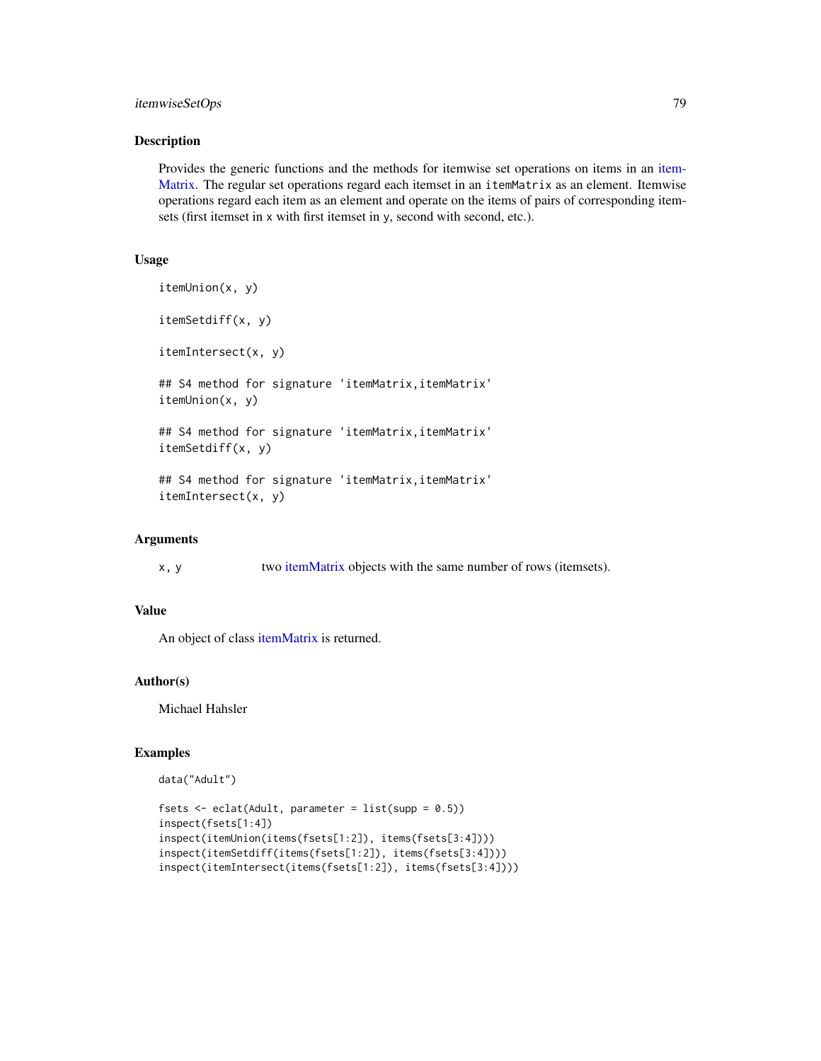## Description

Provides the generic functions and the methods for itemwise set operations on items in an itemMatrix. The regular set operations regard each itemset in an `itemMatrix` as an element. Itemwise operations regard each item as an element and operate on the items of pairs of corresponding itemsets (first itemset in `x` with first itemset in `y`, second with second, etc.).

## Usage

```
itemUnion(x, y)

itemSetdiff(x, y)

itemIntersect(x, y)

## S4 method for signature 'itemMatrix,itemMatrix'
itemUnion(x, y)

## S4 method for signature 'itemMatrix,itemMatrix'
itemSetdiff(x, y)

## S4 method for signature 'itemMatrix,itemMatrix'
itemIntersect(x, y)
```

## Arguments

| | |
|---|---|
| `x, y` | two itemMatrix objects with the same number of rows (itemsets). |

## Value

An object of class itemMatrix is returned.

## Author(s)

Michael Hahsler

## Examples

```
data("Adult")

fsets <- eclat(Adult, parameter = list(supp = 0.5))
inspect(fsets[1:4])
inspect(itemUnion(items(fsets[1:2]), items(fsets[3:4])))
inspect(itemSetdiff(items(fsets[1:2]), items(fsets[3:4])))
inspect(itemIntersect(items(fsets[1:2]), items(fsets[3:4])))
```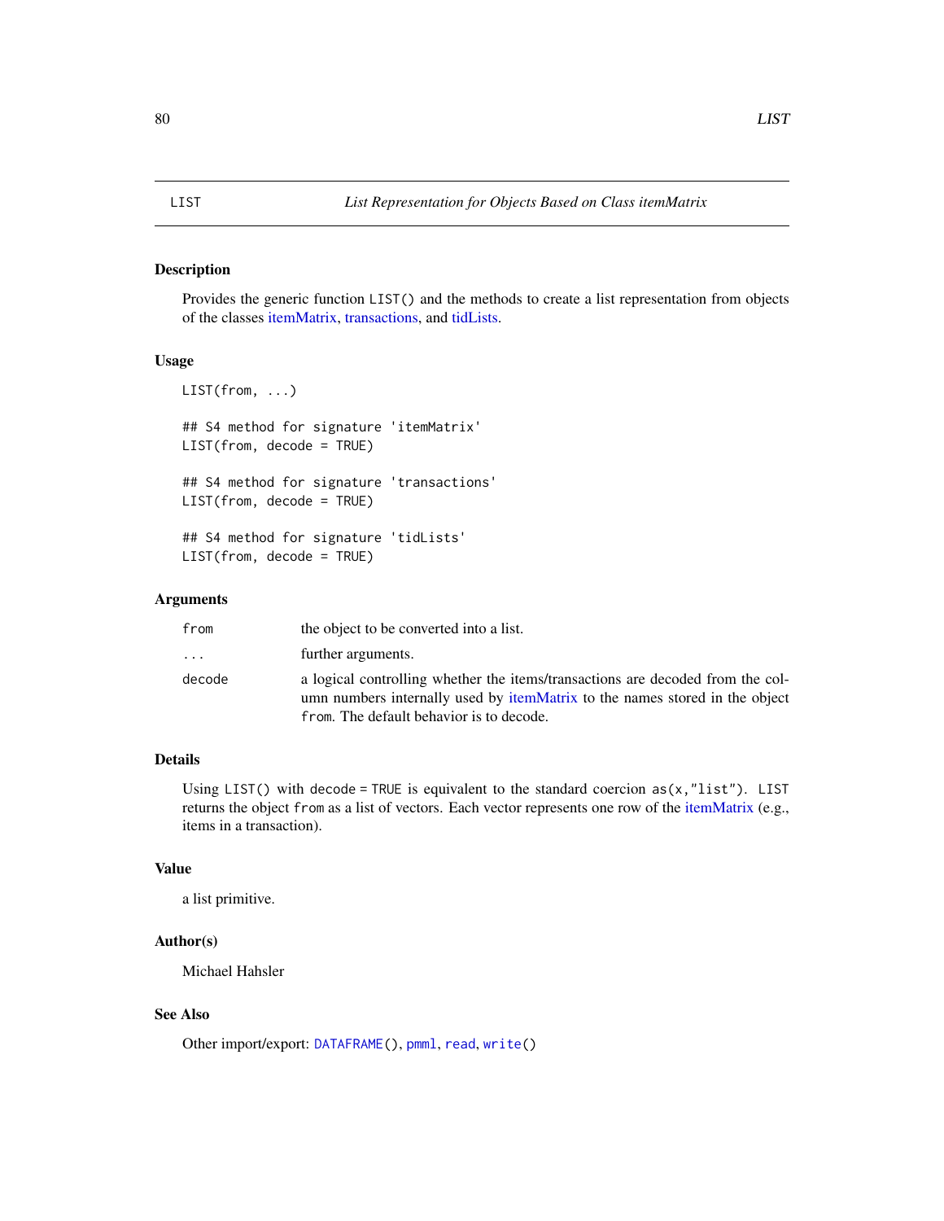LIST *List Representation for Objects Based on Class itemMatrix*

### Description

Provides the generic function `LIST()` and the methods to create a list representation from objects of the classes itemMatrix, transactions, and tidLists.

### Usage

```
LIST(from, ...)

## S4 method for signature 'itemMatrix'
LIST(from, decode = TRUE)

## S4 method for signature 'transactions'
LIST(from, decode = TRUE)

## S4 method for signature 'tidLists'
LIST(from, decode = TRUE)
```

### Arguments

| | |
|---|---|
| `from` | the object to be converted into a list. |
| `...` | further arguments. |
| `decode` | a logical controlling whether the items/transactions are decoded from the column numbers internally used by itemMatrix to the names stored in the object `from`. The default behavior is to decode. |

### Details

Using `LIST()` with `decode = TRUE` is equivalent to the standard coercion `as(x,"list")`. `LIST` returns the object `from` as a list of vectors. Each vector represents one row of the itemMatrix (e.g., items in a transaction).

### Value

a list primitive.

### Author(s)

Michael Hahsler

### See Also

Other import/export: `DATAFRAME()`, `pmml`, `read`, `write()`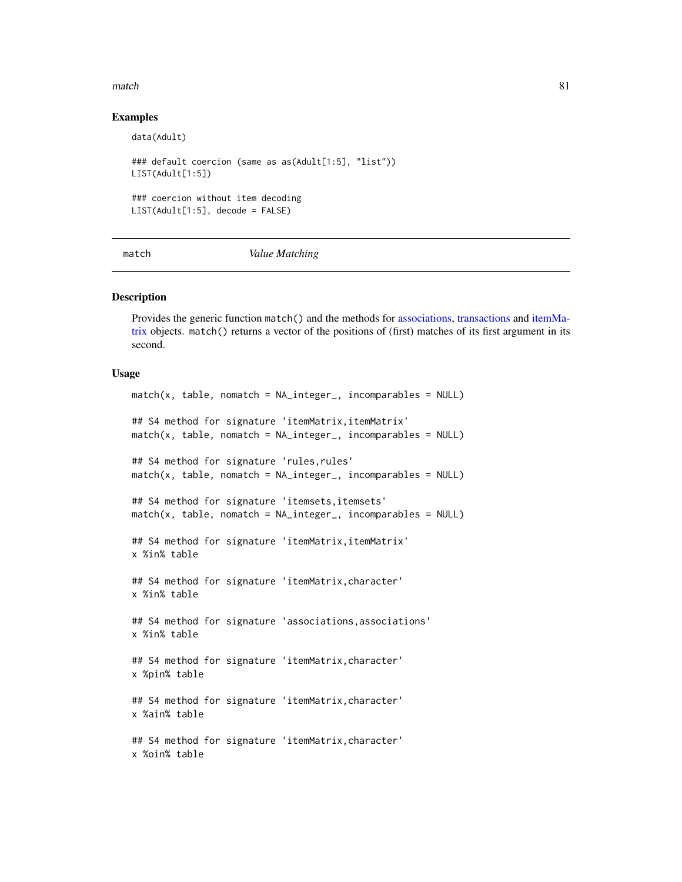## Examples

```
data(Adult)

### default coercion (same as as(Adult[1:5], "list"))
LIST(Adult[1:5])

### coercion without item decoding
LIST(Adult[1:5], decode = FALSE)
```

---

# match *Value Matching*

---

## Description

Provides the generic function `match()` and the methods for associations, transactions and itemMatrix objects. `match()` returns a vector of the positions of (first) matches of its first argument in its second.

## Usage

```
match(x, table, nomatch = NA_integer_, incomparables = NULL)

## S4 method for signature 'itemMatrix,itemMatrix'
match(x, table, nomatch = NA_integer_, incomparables = NULL)

## S4 method for signature 'rules,rules'
match(x, table, nomatch = NA_integer_, incomparables = NULL)

## S4 method for signature 'itemsets,itemsets'
match(x, table, nomatch = NA_integer_, incomparables = NULL)

## S4 method for signature 'itemMatrix,itemMatrix'
x %in% table

## S4 method for signature 'itemMatrix,character'
x %in% table

## S4 method for signature 'associations,associations'
x %in% table

## S4 method for signature 'itemMatrix,character'
x %pin% table

## S4 method for signature 'itemMatrix,character'
x %ain% table

## S4 method for signature 'itemMatrix,character'
x %oin% table
```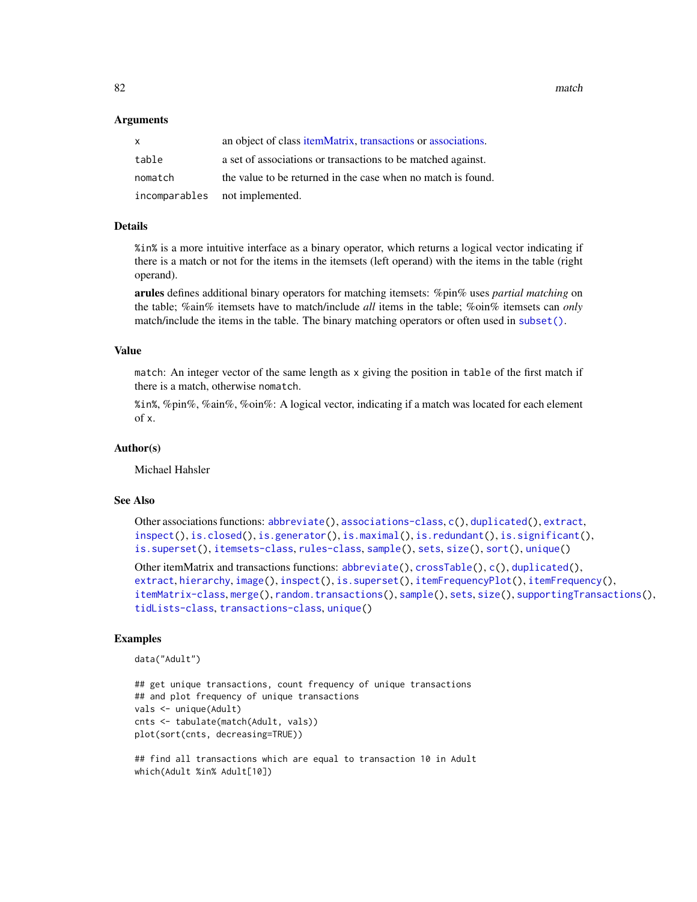## Arguments

| | |
|---|---|
| x | an object of class itemMatrix, transactions or associations. |
| table | a set of associations or transactions to be matched against. |
| nomatch | the value to be returned in the case when no match is found. |
| incomparables | not implemented. |

## Details

`%in%` is a more intuitive interface as a binary operator, which returns a logical vector indicating if there is a match or not for the items in the itemsets (left operand) with the items in the table (right operand).

**arules** defines additional binary operators for matching itemsets: %pin% uses *partial matching* on the table; %ain% itemsets have to match/include *all* items in the table; %oin% itemsets can *only* match/include the items in the table. The binary matching operators or often used in `subset()`.

## Value

`match`: An integer vector of the same length as `x` giving the position in `table` of the first match if there is a match, otherwise `nomatch`.

%in%, %pin%, %ain%, %oin%: A logical vector, indicating if a match was located for each element of `x`.

## Author(s)

Michael Hahsler

## See Also

Other associations functions: `abbreviate()`, `associations-class`, `c()`, `duplicated()`, `extract`, `inspect()`, `is.closed()`, `is.generator()`, `is.maximal()`, `is.redundant()`, `is.significant()`, `is.superset()`, `itemsets-class`, `rules-class`, `sample()`, `sets`, `size()`, `sort()`, `unique()`

Other itemMatrix and transactions functions: `abbreviate()`, `crossTable()`, `c()`, `duplicated()`, `extract`, `hierarchy`, `image()`, `inspect()`, `is.superset()`, `itemFrequencyPlot()`, `itemFrequency()`, `itemMatrix-class`, `merge()`, `random.transactions()`, `sample()`, `sets`, `size()`, `supportingTransactions()`, `tidLists-class`, `transactions-class`, `unique()`

## Examples

```
data("Adult")

## get unique transactions, count frequency of unique transactions
## and plot frequency of unique transactions
vals <- unique(Adult)
cnts <- tabulate(match(Adult, vals))
plot(sort(cnts, decreasing=TRUE))

## find all transactions which are equal to transaction 10 in Adult
which(Adult %in% Adult[10])
```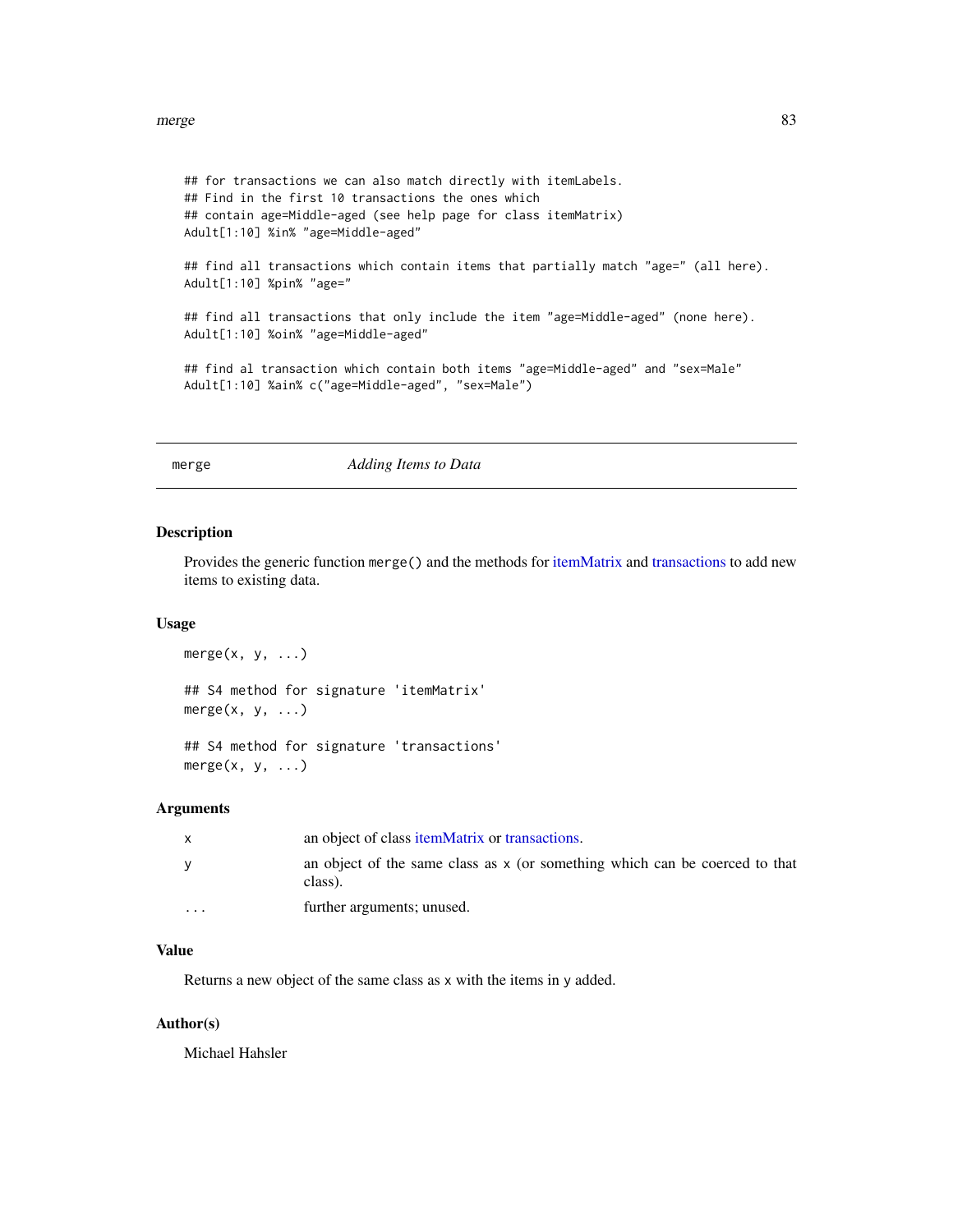```
## for transactions we can also match directly with itemLabels.
## Find in the first 10 transactions the ones which
## contain age=Middle-aged (see help page for class itemMatrix)
Adult[1:10] %in% "age=Middle-aged"

## find all transactions which contain items that partially match "age=" (all here).
Adult[1:10] %pin% "age="

## find all transactions that only include the item "age=Middle-aged" (none here).
Adult[1:10] %oin% "age=Middle-aged"

## find al transaction which contain both items "age=Middle-aged" and "sex=Male"
Adult[1:10] %ain% c("age=Middle-aged", "sex=Male")
```

---

## merge — *Adding Items to Data*

---

### Description

Provides the generic function `merge()` and the methods for itemMatrix and transactions to add new items to existing data.

### Usage

```
merge(x, y, ...)

## S4 method for signature 'itemMatrix'
merge(x, y, ...)

## S4 method for signature 'transactions'
merge(x, y, ...)
```

### Arguments

| | |
|---|---|
| `x` | an object of class itemMatrix or transactions. |
| `y` | an object of the same class as `x` (or something which can be coerced to that class). |
| `...` | further arguments; unused. |

### Value

Returns a new object of the same class as `x` with the items in `y` added.

### Author(s)

Michael Hahsler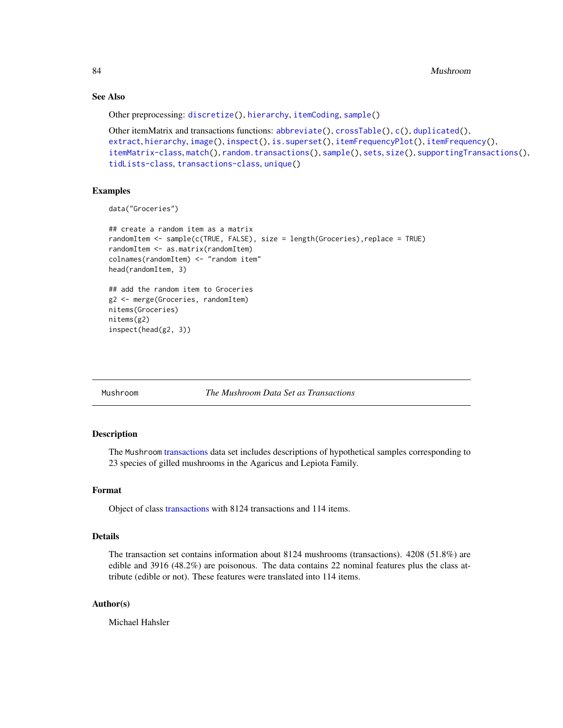### See Also

Other preprocessing: discretize(), hierarchy, itemCoding, sample()

Other itemMatrix and transactions functions: abbreviate(), crossTable(), c(), duplicated(), extract, hierarchy, image(), inspect(), is.superset(), itemFrequencyPlot(), itemFrequency(), itemMatrix-class, match(), random.transactions(), sample(), sets, size(), supportingTransactions(), tidLists-class, transactions-class, unique()

### Examples

```
data("Groceries")

## create a random item as a matrix
randomItem <- sample(c(TRUE, FALSE), size = length(Groceries),replace = TRUE)
randomItem <- as.matrix(randomItem)
colnames(randomItem) <- "random item"
head(randomItem, 3)

## add the random item to Groceries
g2 <- merge(Groceries, randomItem)
nitems(Groceries)
nitems(g2)
inspect(head(g2, 3))
```

---

## Mushroom *The Mushroom Data Set as Transactions*

---

### Description

The Mushroom transactions data set includes descriptions of hypothetical samples corresponding to 23 species of gilled mushrooms in the Agaricus and Lepiota Family.

### Format

Object of class transactions with 8124 transactions and 114 items.

### Details

The transaction set contains information about 8124 mushrooms (transactions). 4208 (51.8%) are edible and 3916 (48.2%) are poisonous. The data contains 22 nominal features plus the class attribute (edible or not). These features were translated into 114 items.

### Author(s)

Michael Hahsler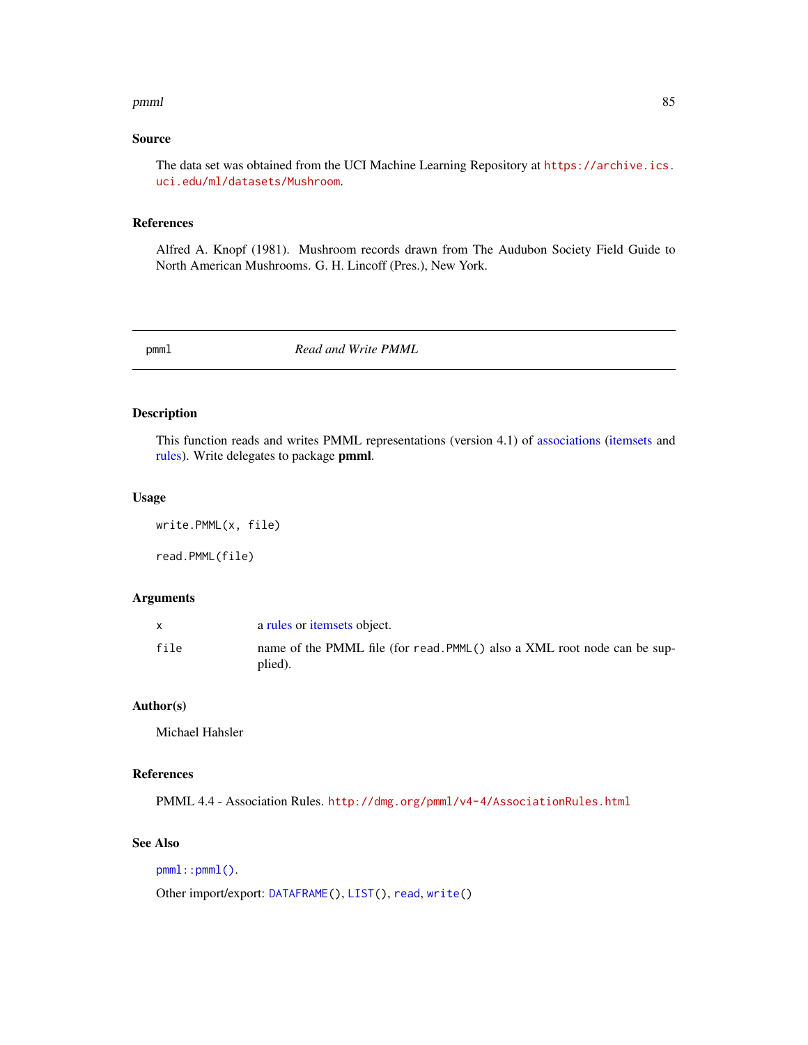### Source

The data set was obtained from the UCI Machine Learning Repository at https://archive.ics.uci.edu/ml/datasets/Mushroom.

### References

Alfred A. Knopf (1981). Mushroom records drawn from The Audubon Society Field Guide to North American Mushrooms. G. H. Lincoff (Pres.), New York.

---

## pmml — *Read and Write PMML*

---

### Description

This function reads and writes PMML representations (version 4.1) of associations (itemsets and rules). Write delegates to package **pmml**.

### Usage

```
write.PMML(x, file)

read.PMML(file)
```

### Arguments

| | |
|---|---|
| x | a rules or itemsets object. |
| file | name of the PMML file (for `read.PMML()` also a XML root node can be supplied). |

### Author(s)

Michael Hahsler

### References

PMML 4.4 - Association Rules. http://dmg.org/pmml/v4-4/AssociationRules.html

### See Also

`pmml::pmml()`.

Other import/export: `DATAFRAME()`, `LIST()`, `read`, `write()`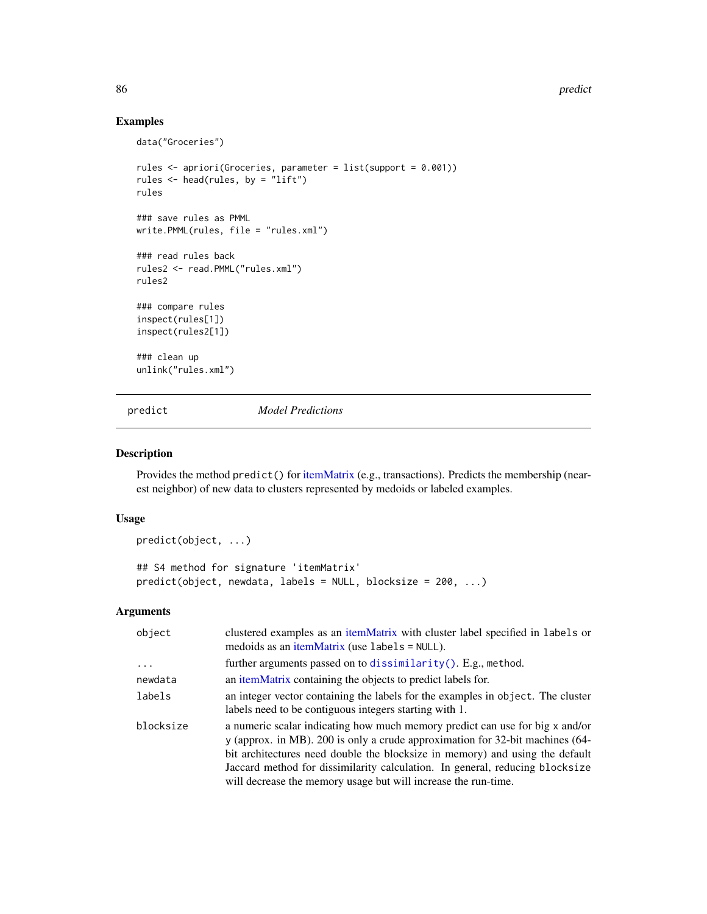## Examples

```
data("Groceries")

rules <- apriori(Groceries, parameter = list(support = 0.001))
rules <- head(rules, by = "lift")
rules

### save rules as PMML
write.PMML(rules, file = "rules.xml")

### read rules back
rules2 <- read.PMML("rules.xml")
rules2

### compare rules
inspect(rules[1])
inspect(rules2[1])

### clean up
unlink("rules.xml")
```

---

# predict *Model Predictions*

---

## Description

Provides the method `predict()` for itemMatrix (e.g., transactions). Predicts the membership (nearest neighbor) of new data to clusters represented by medoids or labeled examples.

## Usage

```
predict(object, ...)

## S4 method for signature 'itemMatrix'
predict(object, newdata, labels = NULL, blocksize = 200, ...)
```

## Arguments

| | |
|---|---|
| `object` | clustered examples as an itemMatrix with cluster label specified in `labels` or medoids as an itemMatrix (use `labels = NULL`). |
| `...` | further arguments passed on to `dissimilarity()`. E.g., `method`. |
| `newdata` | an itemMatrix containing the objects to predict labels for. |
| `labels` | an integer vector containing the labels for the examples in `object`. The cluster labels need to be contiguous integers starting with 1. |
| `blocksize` | a numeric scalar indicating how much memory predict can use for big `x` and/or `y` (approx. in MB). 200 is only a crude approximation for 32-bit machines (64-bit architectures need double the blocksize in memory) and using the default Jaccard method for dissimilarity calculation. In general, reducing `blocksize` will decrease the memory usage but will increase the run-time. |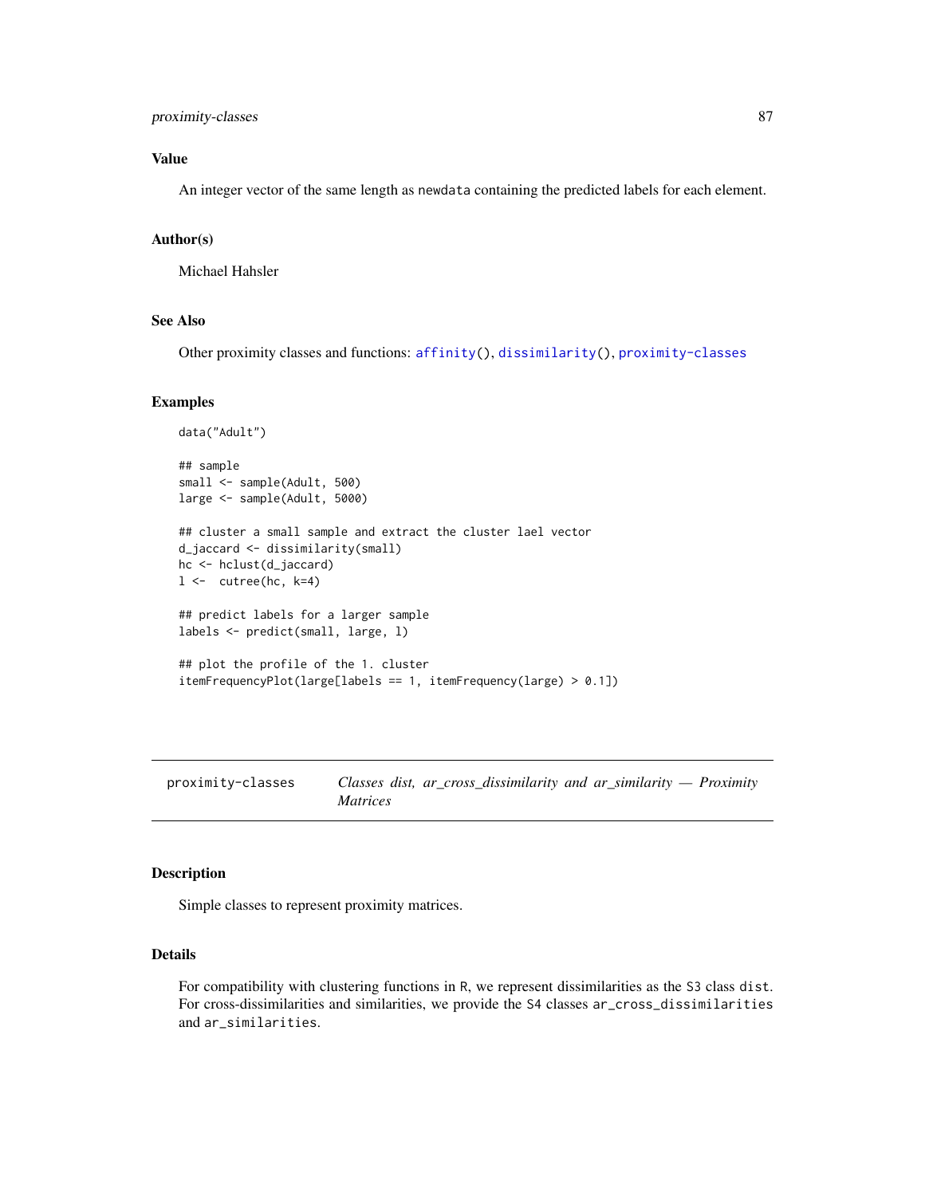### Value

An integer vector of the same length as newdata containing the predicted labels for each element.

### Author(s)

Michael Hahsler

### See Also

Other proximity classes and functions: affinity(), dissimilarity(), proximity-classes

### Examples

```
data("Adult")

## sample
small <- sample(Adult, 500)
large <- sample(Adult, 5000)

## cluster a small sample and extract the cluster lael vector
d_jaccard <- dissimilarity(small)
hc <- hclust(d_jaccard)
l <-  cutree(hc, k=4)

## predict labels for a larger sample
labels <- predict(small, large, l)

## plot the profile of the 1. cluster
itemFrequencyPlot(large[labels == 1, itemFrequency(large) > 0.1])
```

---

## proximity-classes — *Classes dist, ar_cross_dissimilarity and ar_similarity — Proximity Matrices*

### Description

Simple classes to represent proximity matrices.

### Details

For compatibility with clustering functions in R, we represent dissimilarities as the S3 class dist. For cross-dissimilarities and similarities, we provide the S4 classes ar_cross_dissimilarities and ar_similarities.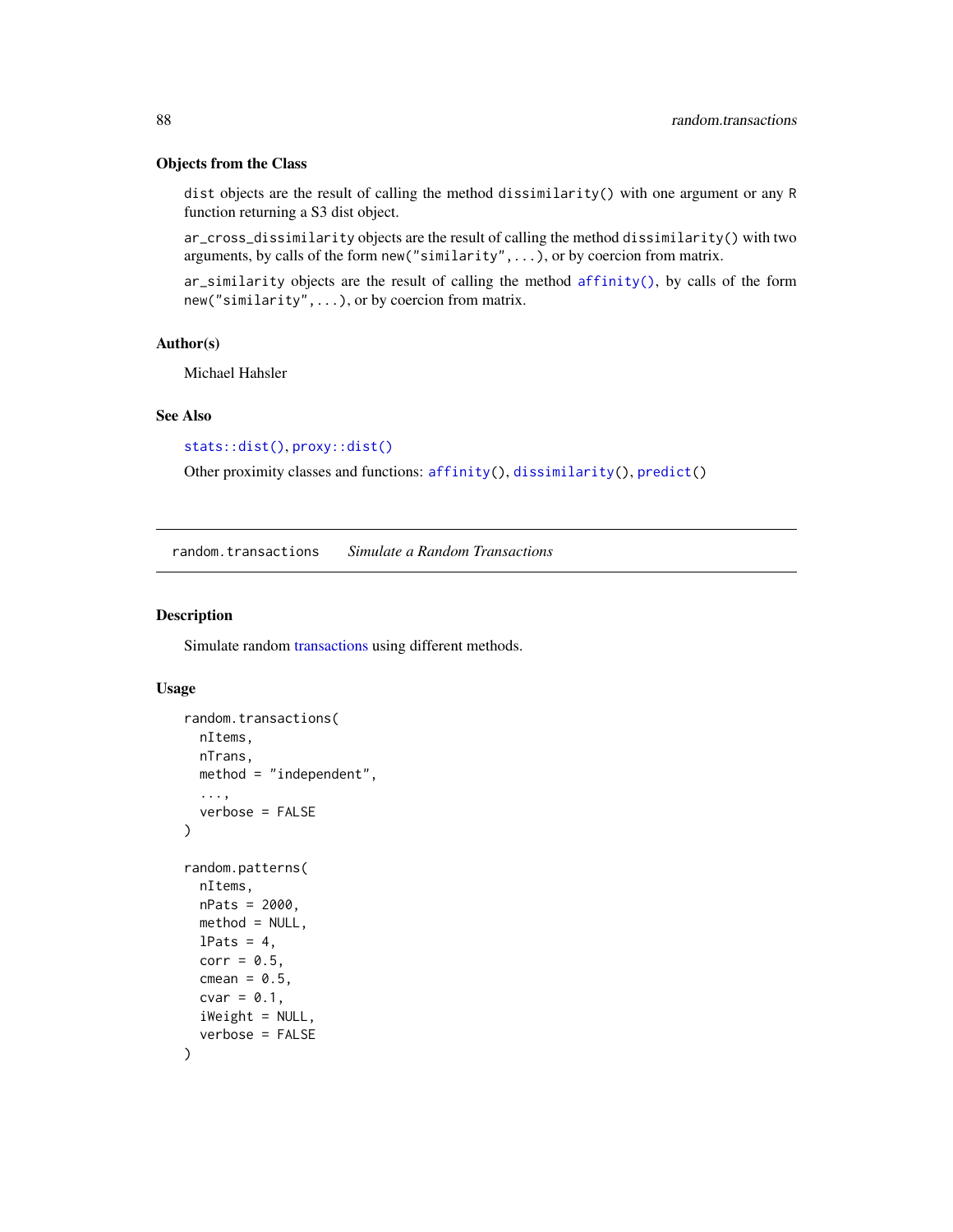### Objects from the Class

`dist` objects are the result of calling the method `dissimilarity()` with one argument or any R function returning a S3 dist object.

`ar_cross_dissimilarity` objects are the result of calling the method `dissimilarity()` with two arguments, by calls of the form `new("similarity",...)`, or by coercion from matrix.

`ar_similarity` objects are the result of calling the method `affinity()`, by calls of the form `new("similarity",...)`, or by coercion from matrix.

### Author(s)

Michael Hahsler

### See Also

`stats::dist()`, `proxy::dist()`

Other proximity classes and functions: `affinity()`, `dissimilarity()`, `predict()`

---

## random.transactions *Simulate a Random Transactions*

### Description

Simulate random transactions using different methods.

### Usage

```
random.transactions(
  nItems,
  nTrans,
  method = "independent",
  ...,
  verbose = FALSE
)

random.patterns(
  nItems,
  nPats = 2000,
  method = NULL,
  lPats = 4,
  corr = 0.5,
  cmean = 0.5,
  cvar = 0.1,
  iWeight = NULL,
  verbose = FALSE
)
```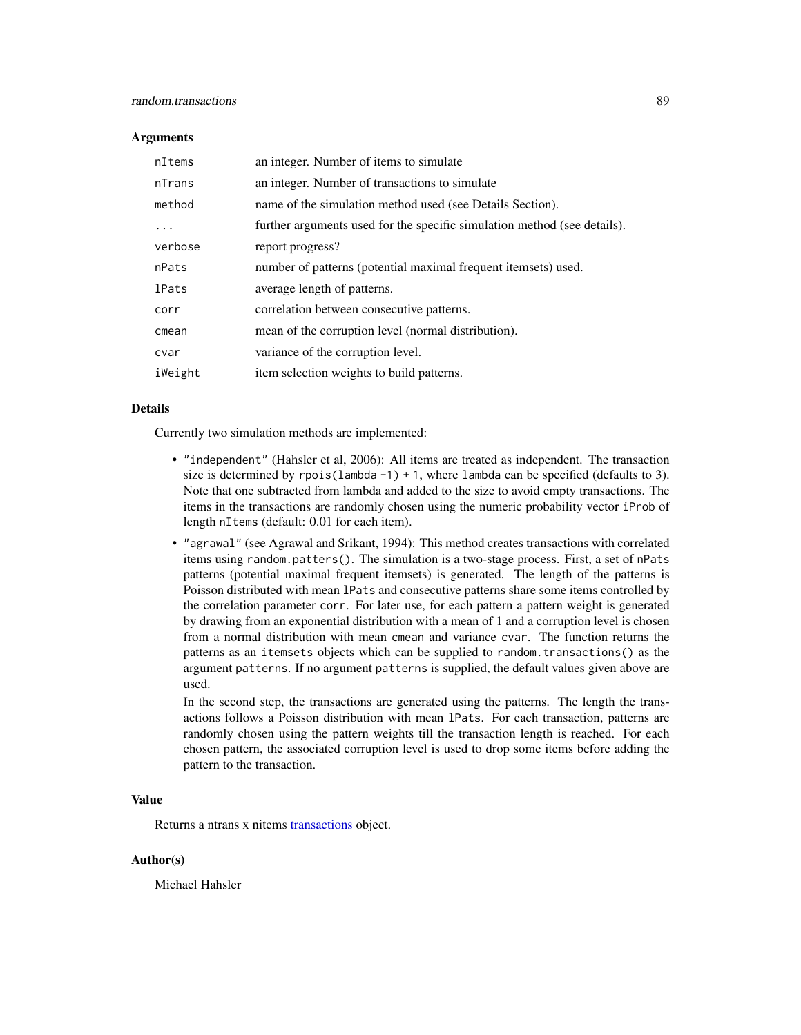### Arguments

| | |
|---|---|
| `nItems` | an integer. Number of items to simulate |
| `nTrans` | an integer. Number of transactions to simulate |
| `method` | name of the simulation method used (see Details Section). |
| `...` | further arguments used for the specific simulation method (see details). |
| `verbose` | report progress? |
| `nPats` | number of patterns (potential maximal frequent itemsets) used. |
| `lPats` | average length of patterns. |
| `corr` | correlation between consecutive patterns. |
| `cmean` | mean of the corruption level (normal distribution). |
| `cvar` | variance of the corruption level. |
| `iWeight` | item selection weights to build patterns. |

### Details

Currently two simulation methods are implemented:

- `"independent"` (Hahsler et al, 2006): All items are treated as independent. The transaction size is determined by `rpois(lambda -1) + 1`, where `lambda` can be specified (defaults to 3). Note that one subtracted from lambda and added to the size to avoid empty transactions. The items in the transactions are randomly chosen using the numeric probability vector `iProb` of length `nItems` (default: 0.01 for each item).
- `"agrawal"` (see Agrawal and Srikant, 1994): This method creates transactions with correlated items using `random.patters()`. The simulation is a two-stage process. First, a set of `nPats` patterns (potential maximal frequent itemsets) is generated. The length of the patterns is Poisson distributed with mean `lPats` and consecutive patterns share some items controlled by the correlation parameter `corr`. For later use, for each pattern a pattern weight is generated by drawing from an exponential distribution with a mean of 1 and a corruption level is chosen from a normal distribution with mean `cmean` and variance `cvar`. The function returns the patterns as an `itemsets` objects which can be supplied to `random.transactions()` as the argument `patterns`. If no argument `patterns` is supplied, the default values given above are used.

  In the second step, the transactions are generated using the patterns. The length the transactions follows a Poisson distribution with mean `lPats`. For each transaction, patterns are randomly chosen using the pattern weights till the transaction length is reached. For each chosen pattern, the associated corruption level is used to drop some items before adding the pattern to the transaction.

### Value

Returns a ntrans x nitems transactions object.

### Author(s)

Michael Hahsler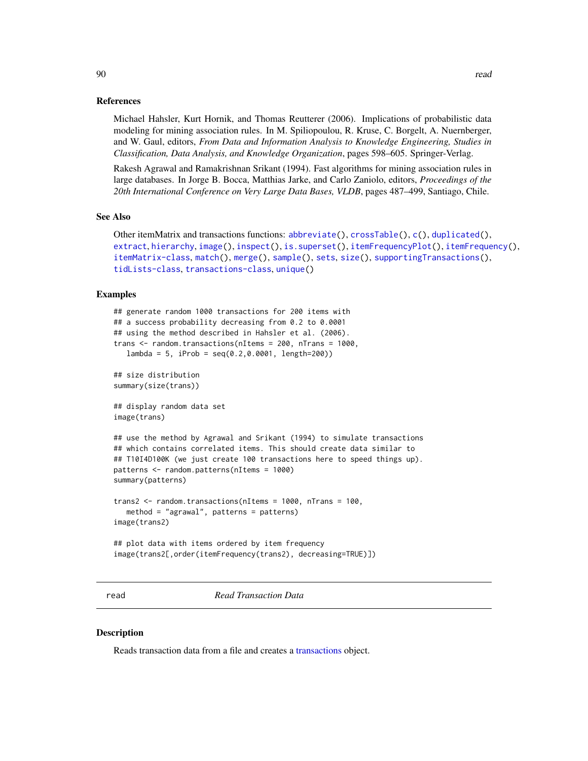## References

Michael Hahsler, Kurt Hornik, and Thomas Reutterer (2006). Implications of probabilistic data modeling for mining association rules. In M. Spiliopoulou, R. Kruse, C. Borgelt, A. Nuernberger, and W. Gaul, editors, *From Data and Information Analysis to Knowledge Engineering, Studies in Classification, Data Analysis, and Knowledge Organization*, pages 598–605. Springer-Verlag.

Rakesh Agrawal and Ramakrishnan Srikant (1994). Fast algorithms for mining association rules in large databases. In Jorge B. Bocca, Matthias Jarke, and Carlo Zaniolo, editors, *Proceedings of the 20th International Conference on Very Large Data Bases, VLDB*, pages 487–499, Santiago, Chile.

## See Also

Other itemMatrix and transactions functions: `abbreviate()`, `crossTable()`, `c()`, `duplicated()`, `extract`, `hierarchy`, `image()`, `inspect()`, `is.superset()`, `itemFrequencyPlot()`, `itemFrequency()`, `itemMatrix-class`, `match()`, `merge()`, `sample()`, `sets`, `size()`, `supportingTransactions()`, `tidLists-class`, `transactions-class`, `unique()`

## Examples

```
## generate random 1000 transactions for 200 items with
## a success probability decreasing from 0.2 to 0.0001
## using the method described in Hahsler et al. (2006).
trans <- random.transactions(nItems = 200, nTrans = 1000,
   lambda = 5, iProb = seq(0.2,0.0001, length=200))

## size distribution
summary(size(trans))

## display random data set
image(trans)

## use the method by Agrawal and Srikant (1994) to simulate transactions
## which contains correlated items. This should create data similar to
## T10I4D100K (we just create 100 transactions here to speed things up).
patterns <- random.patterns(nItems = 1000)
summary(patterns)

trans2 <- random.transactions(nItems = 1000, nTrans = 100,
   method = "agrawal", patterns = patterns)
image(trans2)

## plot data with items ordered by item frequency
image(trans2[,order(itemFrequency(trans2), decreasing=TRUE)])
```

---

# read — *Read Transaction Data*

## Description

Reads transaction data from a file and creates a transactions object.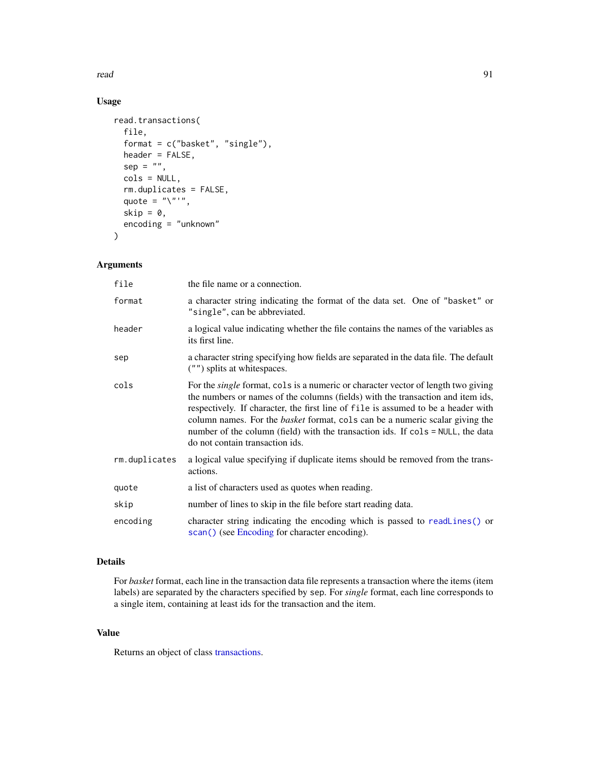## Usage

```
read.transactions(
  file,
  format = c("basket", "single"),
  header = FALSE,
  sep = "",
  cols = NULL,
  rm.duplicates = FALSE,
  quote = "\"'",
  skip = 0,
  encoding = "unknown"
)
```

## Arguments

| | |
|---|---|
| `file` | the file name or a connection. |
| `format` | a character string indicating the format of the data set. One of `"basket"` or `"single"`, can be abbreviated. |
| `header` | a logical value indicating whether the file contains the names of the variables as its first line. |
| `sep` | a character string specifying how fields are separated in the data file. The default (`""`) splits at whitespaces. |
| `cols` | For the *single* format, `cols` is a numeric or character vector of length two giving the numbers or names of the columns (fields) with the transaction and item ids, respectively. If character, the first line of `file` is assumed to be a header with column names. For the *basket* format, `cols` can be a numeric scalar giving the number of the column (field) with the transaction ids. If `cols = NULL`, the data do not contain transaction ids. |
| `rm.duplicates` | a logical value specifying if duplicate items should be removed from the transactions. |
| `quote` | a list of characters used as quotes when reading. |
| `skip` | number of lines to skip in the file before start reading data. |
| `encoding` | character string indicating the encoding which is passed to `readLines()` or `scan()` (see Encoding for character encoding). |

## Details

For *basket* format, each line in the transaction data file represents a transaction where the items (item labels) are separated by the characters specified by `sep`. For *single* format, each line corresponds to a single item, containing at least ids for the transaction and the item.

## Value

Returns an object of class transactions.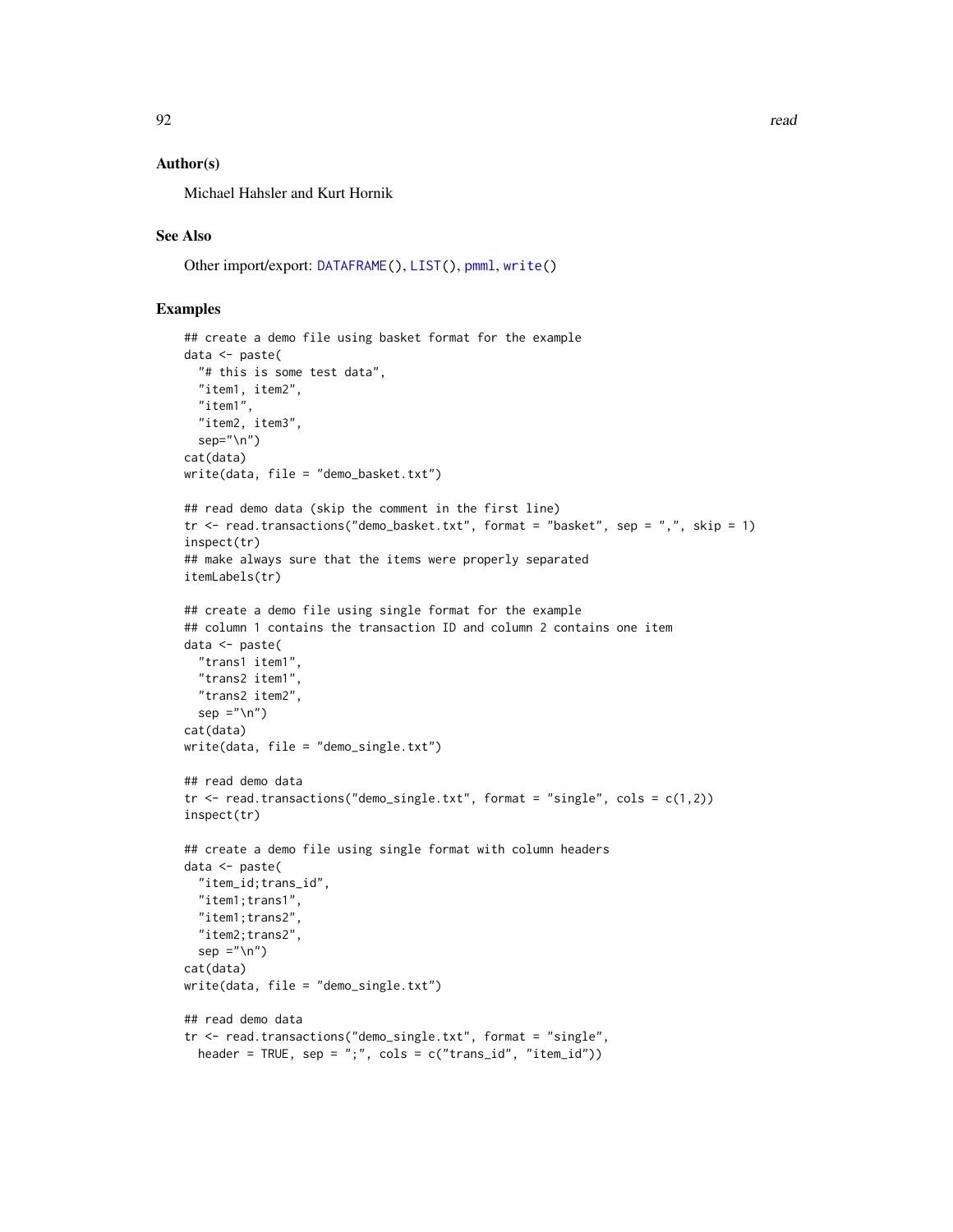### Author(s)

Michael Hahsler and Kurt Hornik

### See Also

Other import/export: DATAFRAME(), LIST(), pmml, write()

### Examples

```
## create a demo file using basket format for the example
data <- paste(
  "# this is some test data",
  "item1, item2",
  "item1",
  "item2, item3",
  sep="\n")
cat(data)
write(data, file = "demo_basket.txt")

## read demo data (skip the comment in the first line)
tr <- read.transactions("demo_basket.txt", format = "basket", sep = ",", skip = 1)
inspect(tr)
## make always sure that the items were properly separated
itemLabels(tr)

## create a demo file using single format for the example
## column 1 contains the transaction ID and column 2 contains one item
data <- paste(
  "trans1 item1",
  "trans2 item1",
  "trans2 item2",
  sep ="\n")
cat(data)
write(data, file = "demo_single.txt")

## read demo data
tr <- read.transactions("demo_single.txt", format = "single", cols = c(1,2))
inspect(tr)

## create a demo file using single format with column headers
data <- paste(
  "item_id;trans_id",
  "item1;trans1",
  "item1;trans2",
  "item2;trans2",
  sep ="\n")
cat(data)
write(data, file = "demo_single.txt")

## read demo data
tr <- read.transactions("demo_single.txt", format = "single",
  header = TRUE, sep = ";", cols = c("trans_id", "item_id"))
```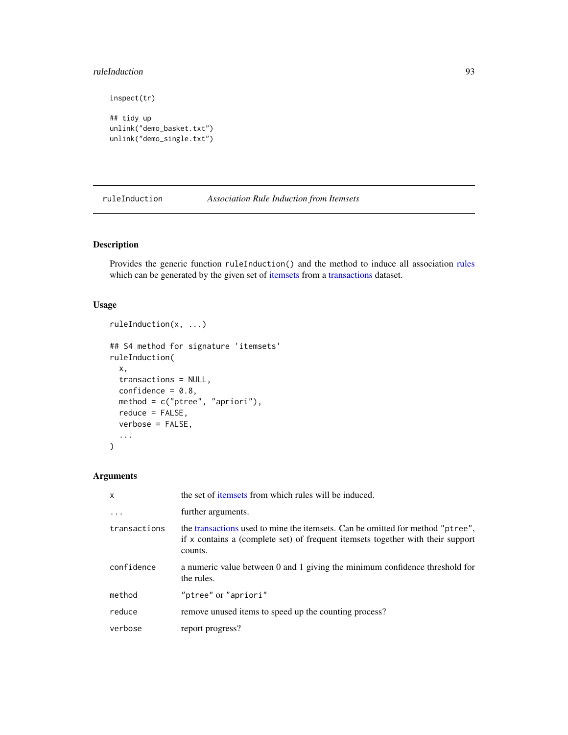```
inspect(tr)

## tidy up
unlink("demo_basket.txt")
unlink("demo_single.txt")
```

## ruleInduction — *Association Rule Induction from Itemsets*

### Description

Provides the generic function `ruleInduction()` and the method to induce all association rules which can be generated by the given set of itemsets from a transactions dataset.

### Usage

```
ruleInduction(x, ...)

## S4 method for signature 'itemsets'
ruleInduction(
  x,
  transactions = NULL,
  confidence = 0.8,
  method = c("ptree", "apriori"),
  reduce = FALSE,
  verbose = FALSE,
  ...
)
```

### Arguments

| | |
|---|---|
| `x` | the set of itemsets from which rules will be induced. |
| `...` | further arguments. |
| `transactions` | the transactions used to mine the itemsets. Can be omitted for method `"ptree"`, if `x` contains a (complete set) of frequent itemsets together with their support counts. |
| `confidence` | a numeric value between 0 and 1 giving the minimum confidence threshold for the rules. |
| `method` | `"ptree"` or `"apriori"` |
| `reduce` | remove unused items to speed up the counting process? |
| `verbose` | report progress? |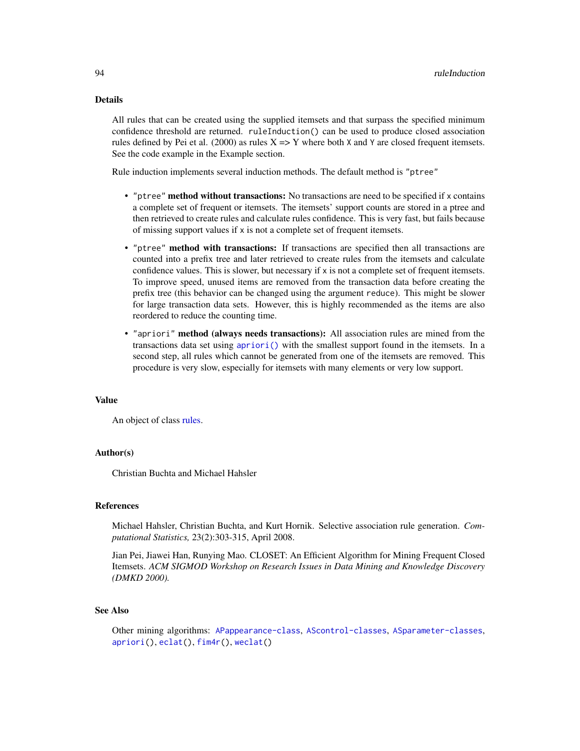### Details

All rules that can be created using the supplied itemsets and that surpass the specified minimum confidence threshold are returned. `ruleInduction()` can be used to produce closed association rules defined by Pei et al. (2000) as rules X => Y where both `X` and `Y` are closed frequent itemsets. See the code example in the Example section.

Rule induction implements several induction methods. The default method is `"ptree"`

- `"ptree"` **method without transactions:** No transactions are need to be specified if `x` contains a complete set of frequent or itemsets. The itemsets' support counts are stored in a ptree and then retrieved to create rules and calculate rules confidence. This is very fast, but fails because of missing support values if `x` is not a complete set of frequent itemsets.
- `"ptree"` **method with transactions:** If transactions are specified then all transactions are counted into a prefix tree and later retrieved to create rules from the itemsets and calculate confidence values. This is slower, but necessary if `x` is not a complete set of frequent itemsets. To improve speed, unused items are removed from the transaction data before creating the prefix tree (this behavior can be changed using the argument `reduce`). This might be slower for large transaction data sets. However, this is highly recommended as the items are also reordered to reduce the counting time.
- `"apriori"` **method (always needs transactions):** All association rules are mined from the transactions data set using `apriori()` with the smallest support found in the itemsets. In a second step, all rules which cannot be generated from one of the itemsets are removed. This procedure is very slow, especially for itemsets with many elements or very low support.

### Value

An object of class rules.

### Author(s)

Christian Buchta and Michael Hahsler

### References

Michael Hahsler, Christian Buchta, and Kurt Hornik. Selective association rule generation. *Computational Statistics,* 23(2):303-315, April 2008.

Jian Pei, Jiawei Han, Runying Mao. CLOSET: An Efficient Algorithm for Mining Frequent Closed Itemsets. *ACM SIGMOD Workshop on Research Issues in Data Mining and Knowledge Discovery (DMKD 2000).*

### See Also

Other mining algorithms: `APappearance-class`, `AScontrol-classes`, `ASparameter-classes`, `apriori()`, `eclat()`, `fim4r()`, `weclat()`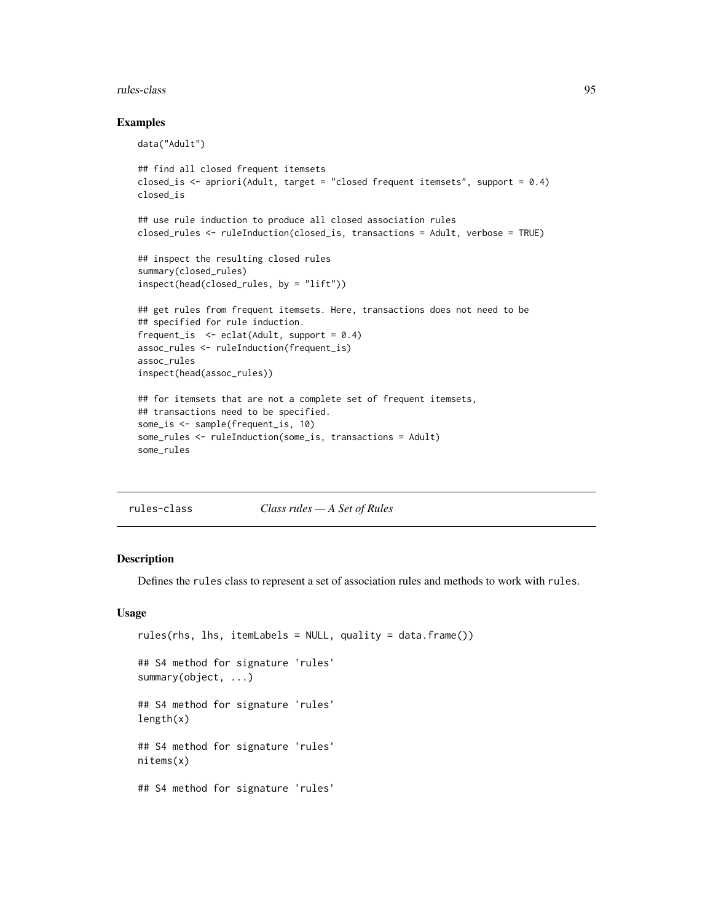### Examples

```
data("Adult")

## find all closed frequent itemsets
closed_is <- apriori(Adult, target = "closed frequent itemsets", support = 0.4)
closed_is

## use rule induction to produce all closed association rules
closed_rules <- ruleInduction(closed_is, transactions = Adult, verbose = TRUE)

## inspect the resulting closed rules
summary(closed_rules)
inspect(head(closed_rules, by = "lift"))

## get rules from frequent itemsets. Here, transactions does not need to be
## specified for rule induction.
frequent_is  <- eclat(Adult, support = 0.4)
assoc_rules <- ruleInduction(frequent_is)
assoc_rules
inspect(head(assoc_rules))

## for itemsets that are not a complete set of frequent itemsets,
## transactions need to be specified.
some_is <- sample(frequent_is, 10)
some_rules <- ruleInduction(some_is, transactions = Adult)
some_rules
```

---

## rules-class    *Class rules — A Set of Rules*

---

### Description

Defines the `rules` class to represent a set of association rules and methods to work with `rules`.

### Usage

```
rules(rhs, lhs, itemLabels = NULL, quality = data.frame())

## S4 method for signature 'rules'
summary(object, ...)

## S4 method for signature 'rules'
length(x)

## S4 method for signature 'rules'
nitems(x)

## S4 method for signature 'rules'
```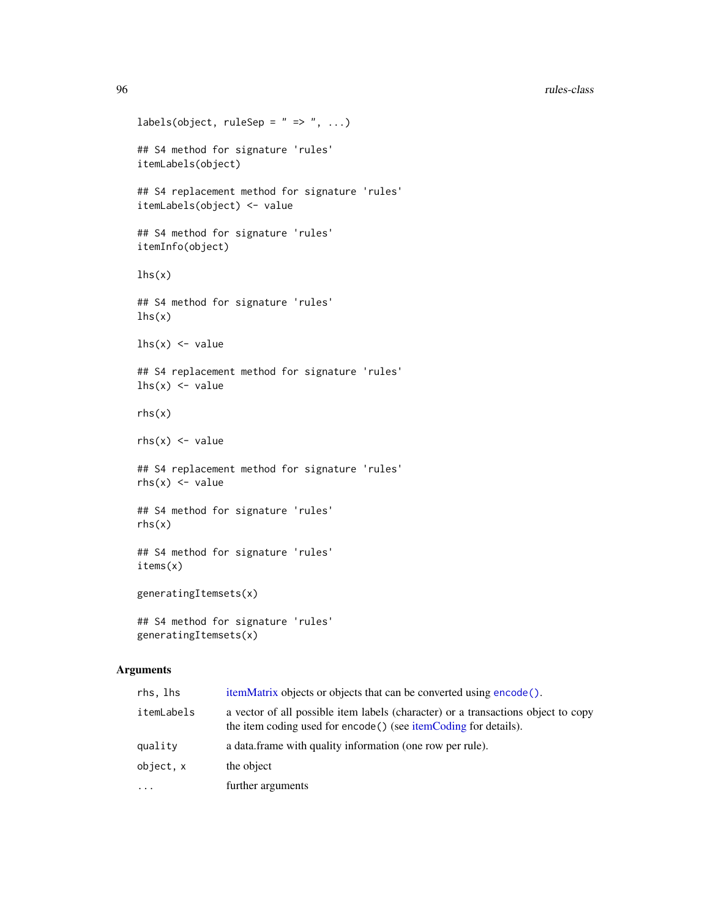```
labels(object, ruleSep = " => ", ...)

## S4 method for signature 'rules'
itemLabels(object)

## S4 replacement method for signature 'rules'
itemLabels(object) <- value

## S4 method for signature 'rules'
itemInfo(object)

lhs(x)

## S4 method for signature 'rules'
lhs(x)

lhs(x) <- value

## S4 replacement method for signature 'rules'
lhs(x) <- value

rhs(x)

rhs(x) <- value

## S4 replacement method for signature 'rules'
rhs(x) <- value

## S4 method for signature 'rules'
rhs(x)

## S4 method for signature 'rules'
items(x)

generatingItemsets(x)

## S4 method for signature 'rules'
generatingItemsets(x)
```

### Arguments

| | |
|---|---|
| `rhs, lhs` | itemMatrix objects or objects that can be converted using `encode()`. |
| `itemLabels` | a vector of all possible item labels (character) or a transactions object to copy the item coding used for `encode()` (see itemCoding for details). |
| `quality` | a data.frame with quality information (one row per rule). |
| `object, x` | the object |
| `...` | further arguments |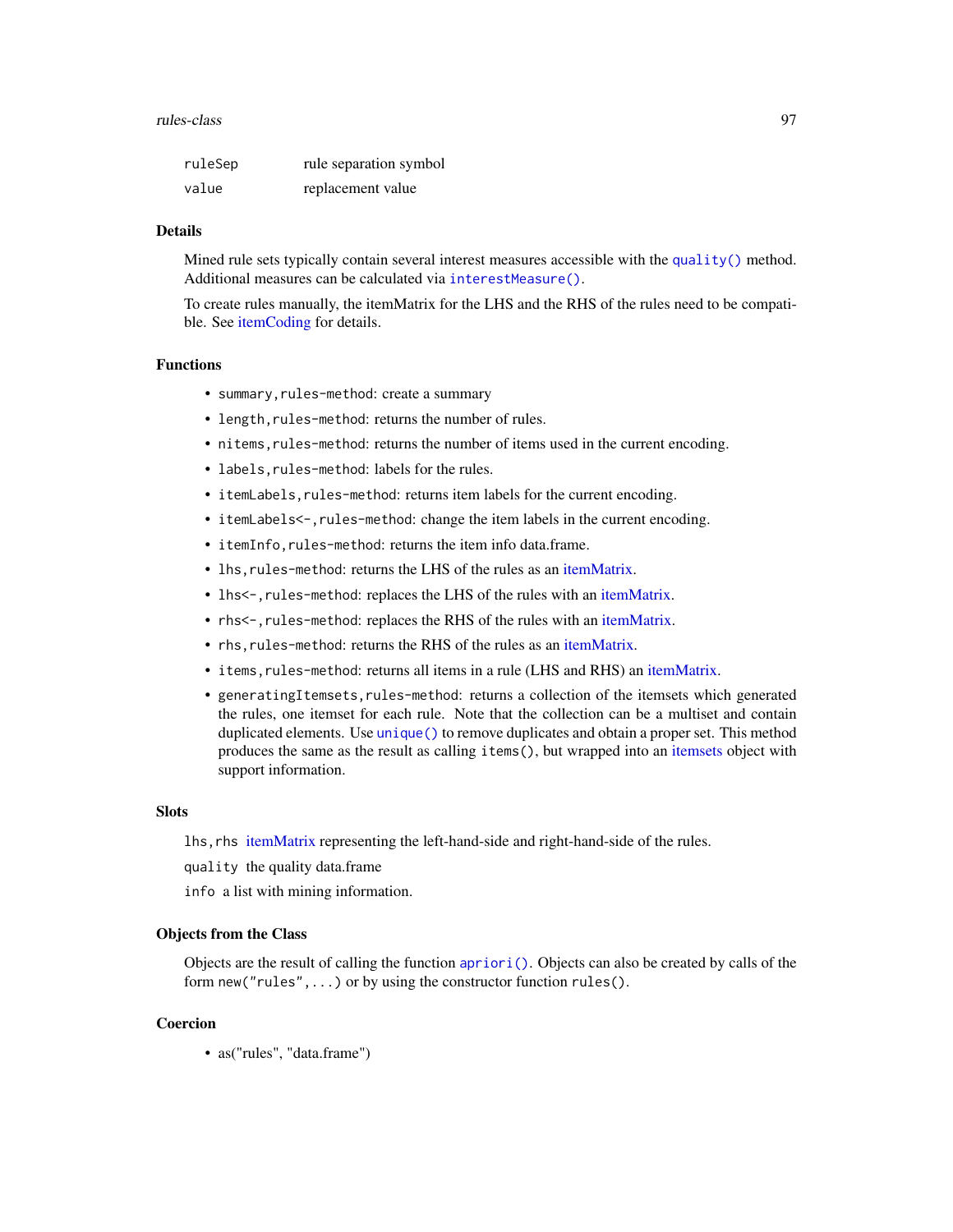| | |
|---|---|
| `ruleSep` | rule separation symbol |
| `value` | replacement value |

### Details

Mined rule sets typically contain several interest measures accessible with the `quality()` method. Additional measures can be calculated via `interestMeasure()`.

To create rules manually, the itemMatrix for the LHS and the RHS of the rules need to be compatible. See itemCoding for details.

### Functions

- `summary,rules-method`: create a summary
- `length,rules-method`: returns the number of rules.
- `nitems,rules-method`: returns the number of items used in the current encoding.
- `labels,rules-method`: labels for the rules.
- `itemLabels,rules-method`: returns item labels for the current encoding.
- `itemLabels<-,rules-method`: change the item labels in the current encoding.
- `itemInfo,rules-method`: returns the item info data.frame.
- `lhs,rules-method`: returns the LHS of the rules as an itemMatrix.
- `lhs<-,rules-method`: replaces the LHS of the rules with an itemMatrix.
- `rhs<-,rules-method`: replaces the RHS of the rules with an itemMatrix.
- `rhs,rules-method`: returns the RHS of the rules as an itemMatrix.
- `items,rules-method`: returns all items in a rule (LHS and RHS) an itemMatrix.
- `generatingItemsets,rules-method`: returns a collection of the itemsets which generated the rules, one itemset for each rule. Note that the collection can be a multiset and contain duplicated elements. Use `unique()` to remove duplicates and obtain a proper set. This method produces the same as the result as calling `items()`, but wrapped into an itemsets object with support information.

### Slots

`lhs,rhs` itemMatrix representing the left-hand-side and right-hand-side of the rules.

`quality` the quality data.frame

`info` a list with mining information.

### Objects from the Class

Objects are the result of calling the function `apriori()`. Objects can also be created by calls of the form `new("rules",...)` or by using the constructor function `rules()`.

### Coercion

- as("rules", "data.frame")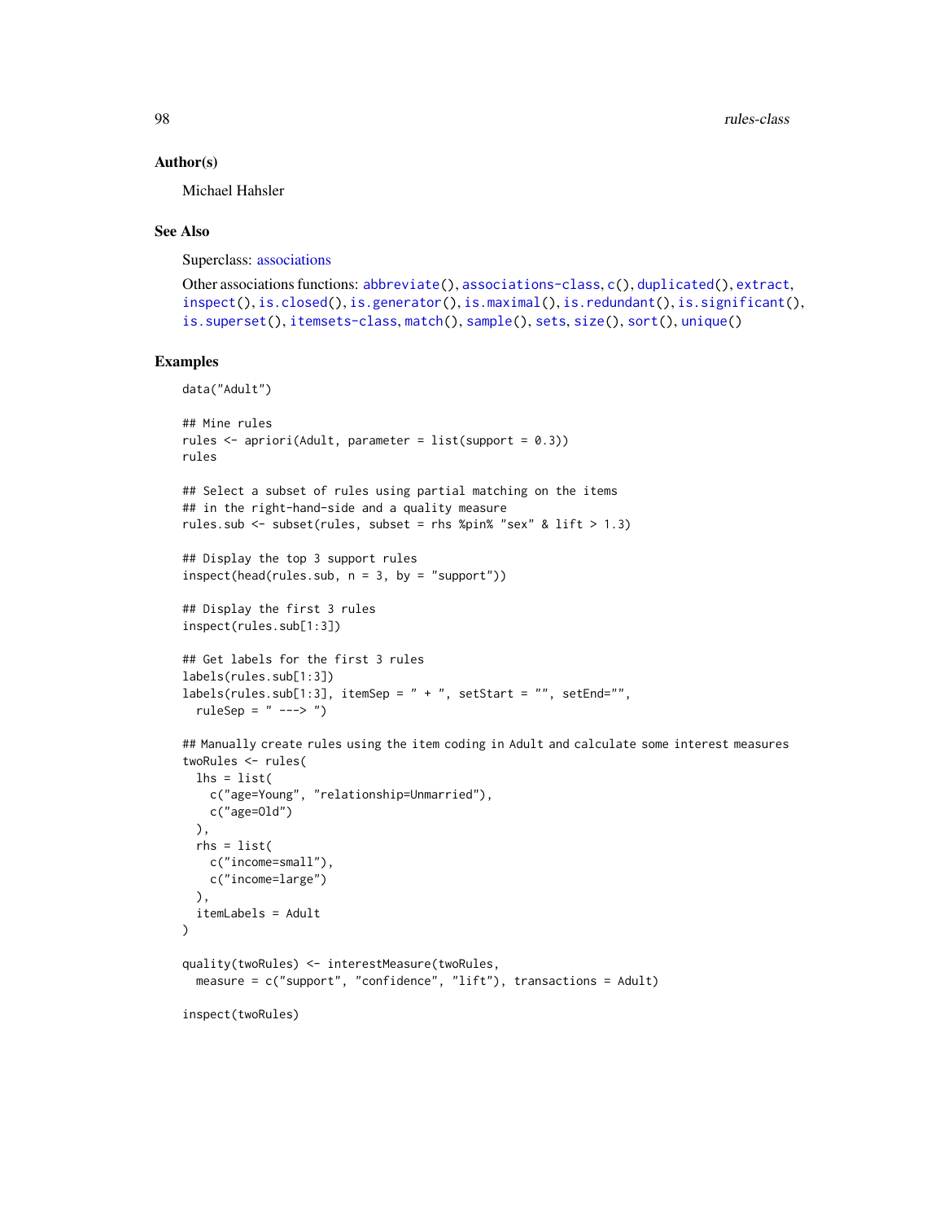## Author(s)

Michael Hahsler

## See Also

Superclass: associations

Other associations functions: abbreviate(), associations-class, c(), duplicated(), extract, inspect(), is.closed(), is.generator(), is.maximal(), is.redundant(), is.significant(), is.superset(), itemsets-class, match(), sample(), sets, size(), sort(), unique()

## Examples

```
data("Adult")

## Mine rules
rules <- apriori(Adult, parameter = list(support = 0.3))
rules

## Select a subset of rules using partial matching on the items
## in the right-hand-side and a quality measure
rules.sub <- subset(rules, subset = rhs %pin% "sex" & lift > 1.3)

## Display the top 3 support rules
inspect(head(rules.sub, n = 3, by = "support"))

## Display the first 3 rules
inspect(rules.sub[1:3])

## Get labels for the first 3 rules
labels(rules.sub[1:3])
labels(rules.sub[1:3], itemSep = " + ", setStart = "", setEnd="",
  ruleSep = " ---> ")

## Manually create rules using the item coding in Adult and calculate some interest measures
twoRules <- rules(
  lhs = list(
    c("age=Young", "relationship=Unmarried"),
    c("age=Old")
  ),
  rhs = list(
    c("income=small"),
    c("income=large")
  ),
  itemLabels = Adult
)

quality(twoRules) <- interestMeasure(twoRules,
  measure = c("support", "confidence", "lift"), transactions = Adult)

inspect(twoRules)
```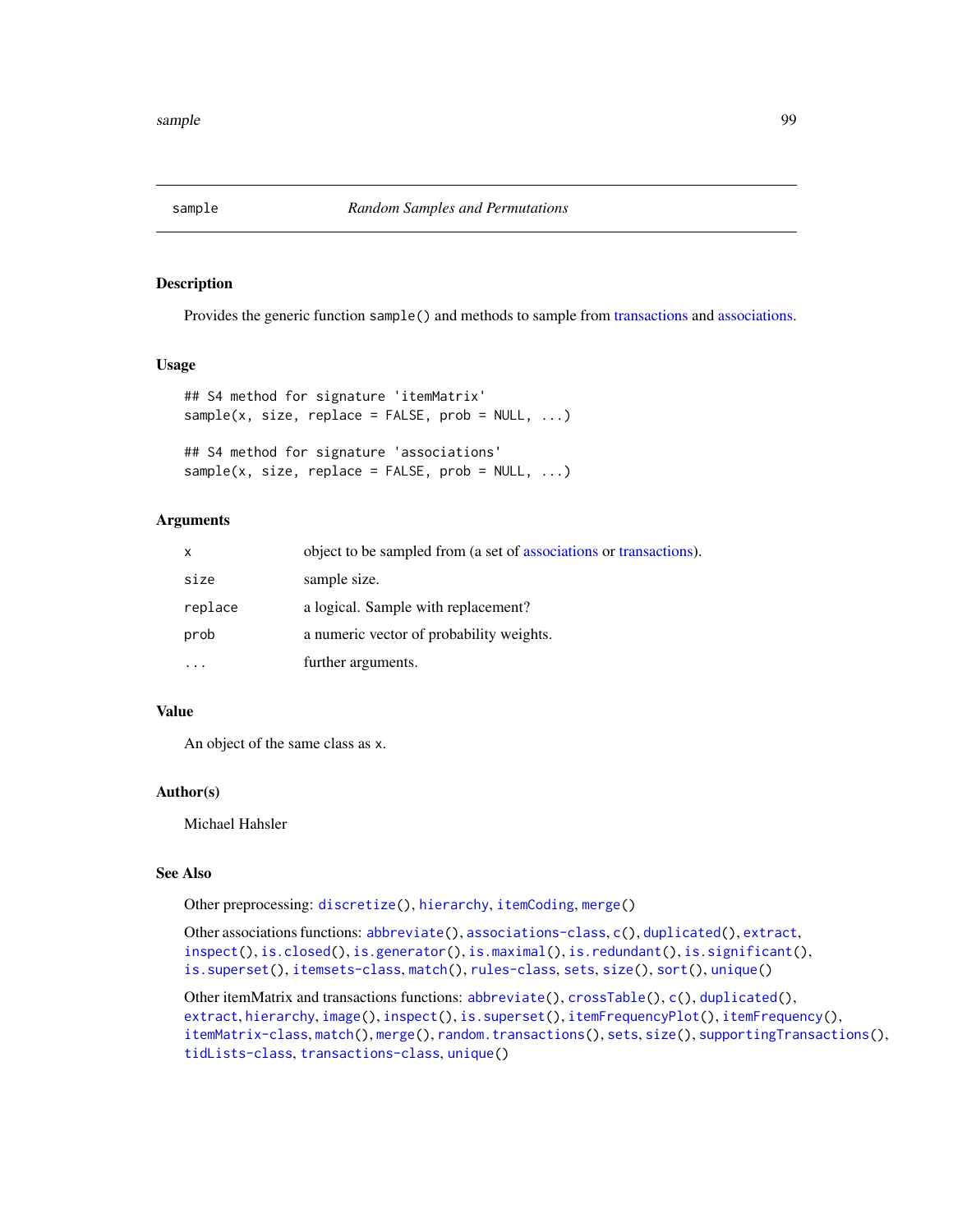# sample — *Random Samples and Permutations*

## Description

Provides the generic function `sample()` and methods to sample from transactions and associations.

## Usage

```
## S4 method for signature 'itemMatrix'
sample(x, size, replace = FALSE, prob = NULL, ...)

## S4 method for signature 'associations'
sample(x, size, replace = FALSE, prob = NULL, ...)
```

## Arguments

| | |
|---|---|
| `x` | object to be sampled from (a set of associations or transactions). |
| `size` | sample size. |
| `replace` | a logical. Sample with replacement? |
| `prob` | a numeric vector of probability weights. |
| `...` | further arguments. |

## Value

An object of the same class as `x`.

## Author(s)

Michael Hahsler

## See Also

Other preprocessing: `discretize()`, `hierarchy`, `itemCoding`, `merge()`

Other associations functions: `abbreviate()`, `associations-class`, `c()`, `duplicated()`, `extract`, `inspect()`, `is.closed()`, `is.generator()`, `is.maximal()`, `is.redundant()`, `is.significant()`, `is.superset()`, `itemsets-class`, `match()`, `rules-class`, `sets`, `size()`, `sort()`, `unique()`

Other itemMatrix and transactions functions: `abbreviate()`, `crossTable()`, `c()`, `duplicated()`, `extract`, `hierarchy`, `image()`, `inspect()`, `is.superset()`, `itemFrequencyPlot()`, `itemFrequency()`, `itemMatrix-class`, `match()`, `merge()`, `random.transactions()`, `sets`, `size()`, `supportingTransactions()`, `tidLists-class`, `transactions-class`, `unique()`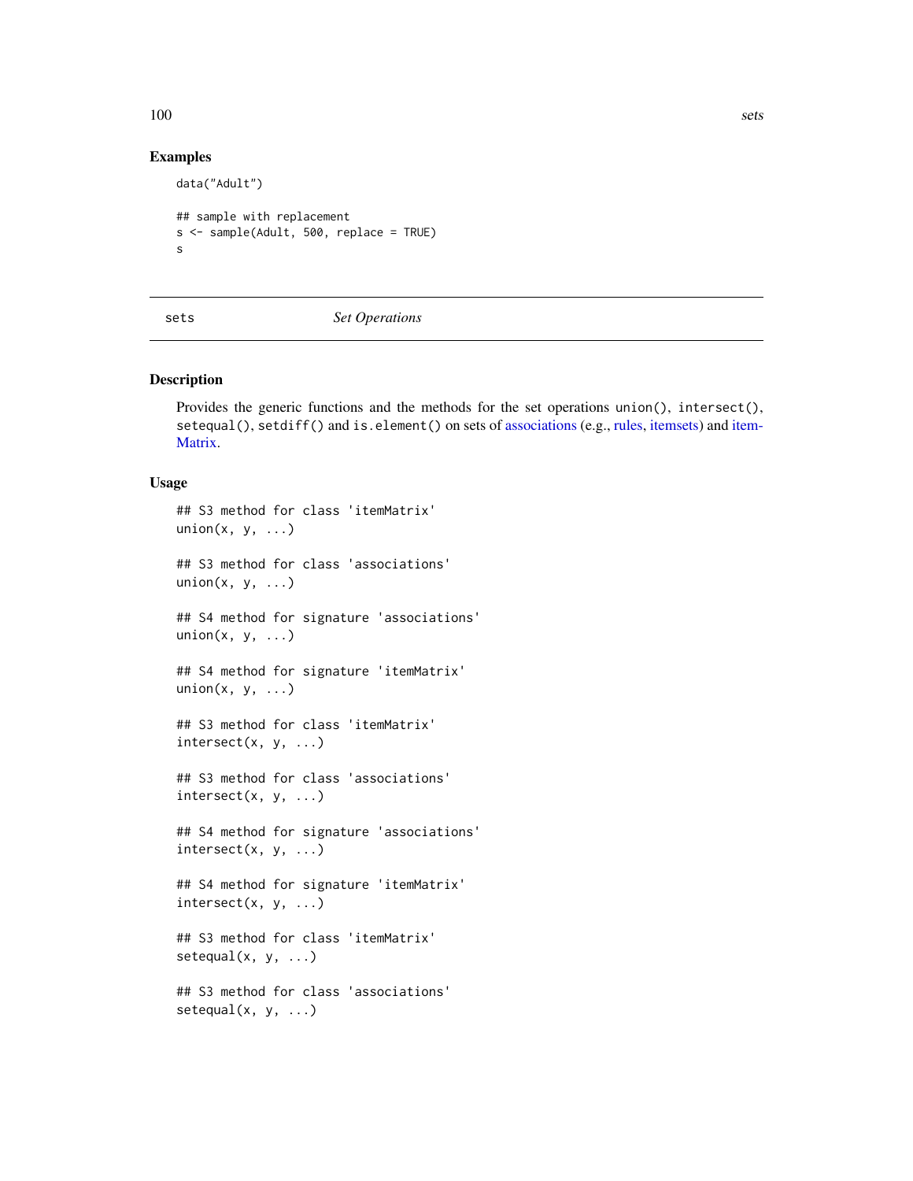## Examples

```
data("Adult")

## sample with replacement
s <- sample(Adult, 500, replace = TRUE)
s
```

---

sets *Set Operations*

---

## Description

Provides the generic functions and the methods for the set operations union(), intersect(), setequal(), setdiff() and is.element() on sets of associations (e.g., rules, itemsets) and itemMatrix.

## Usage

```
## S3 method for class 'itemMatrix'
union(x, y, ...)

## S3 method for class 'associations'
union(x, y, ...)

## S4 method for signature 'associations'
union(x, y, ...)

## S4 method for signature 'itemMatrix'
union(x, y, ...)

## S3 method for class 'itemMatrix'
intersect(x, y, ...)

## S3 method for class 'associations'
intersect(x, y, ...)

## S4 method for signature 'associations'
intersect(x, y, ...)

## S4 method for signature 'itemMatrix'
intersect(x, y, ...)

## S3 method for class 'itemMatrix'
setequal(x, y, ...)

## S3 method for class 'associations'
setequal(x, y, ...)
```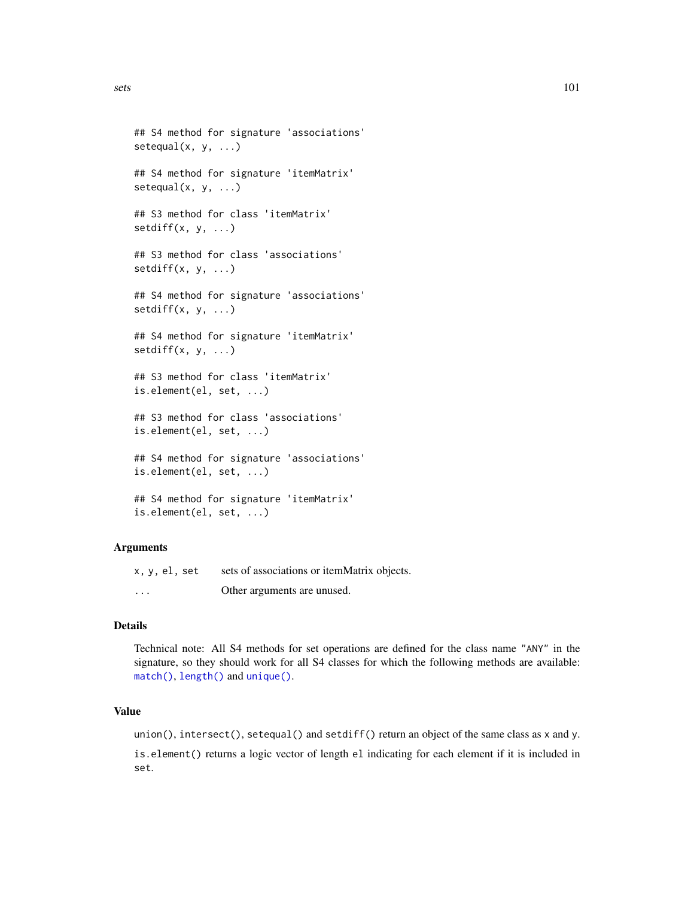```
## S4 method for signature 'associations'
setequal(x, y, ...)

## S4 method for signature 'itemMatrix'
setequal(x, y, ...)

## S3 method for class 'itemMatrix'
setdiff(x, y, ...)

## S3 method for class 'associations'
setdiff(x, y, ...)

## S4 method for signature 'associations'
setdiff(x, y, ...)

## S4 method for signature 'itemMatrix'
setdiff(x, y, ...)

## S3 method for class 'itemMatrix'
is.element(el, set, ...)

## S3 method for class 'associations'
is.element(el, set, ...)

## S4 method for signature 'associations'
is.element(el, set, ...)

## S4 method for signature 'itemMatrix'
is.element(el, set, ...)
```

### Arguments

| | |
|---|---|
| `x, y, el, set` | sets of associations or itemMatrix objects. |
| `...` | Other arguments are unused. |

### Details

Technical note: All S4 methods for set operations are defined for the class name `"ANY"` in the signature, so they should work for all S4 classes for which the following methods are available: `match()`, `length()` and `unique()`.

### Value

`union()`, `intersect()`, `setequal()` and `setdiff()` return an object of the same class as `x` and `y`.

`is.element()` returns a logic vector of length `el` indicating for each element if it is included in `set`.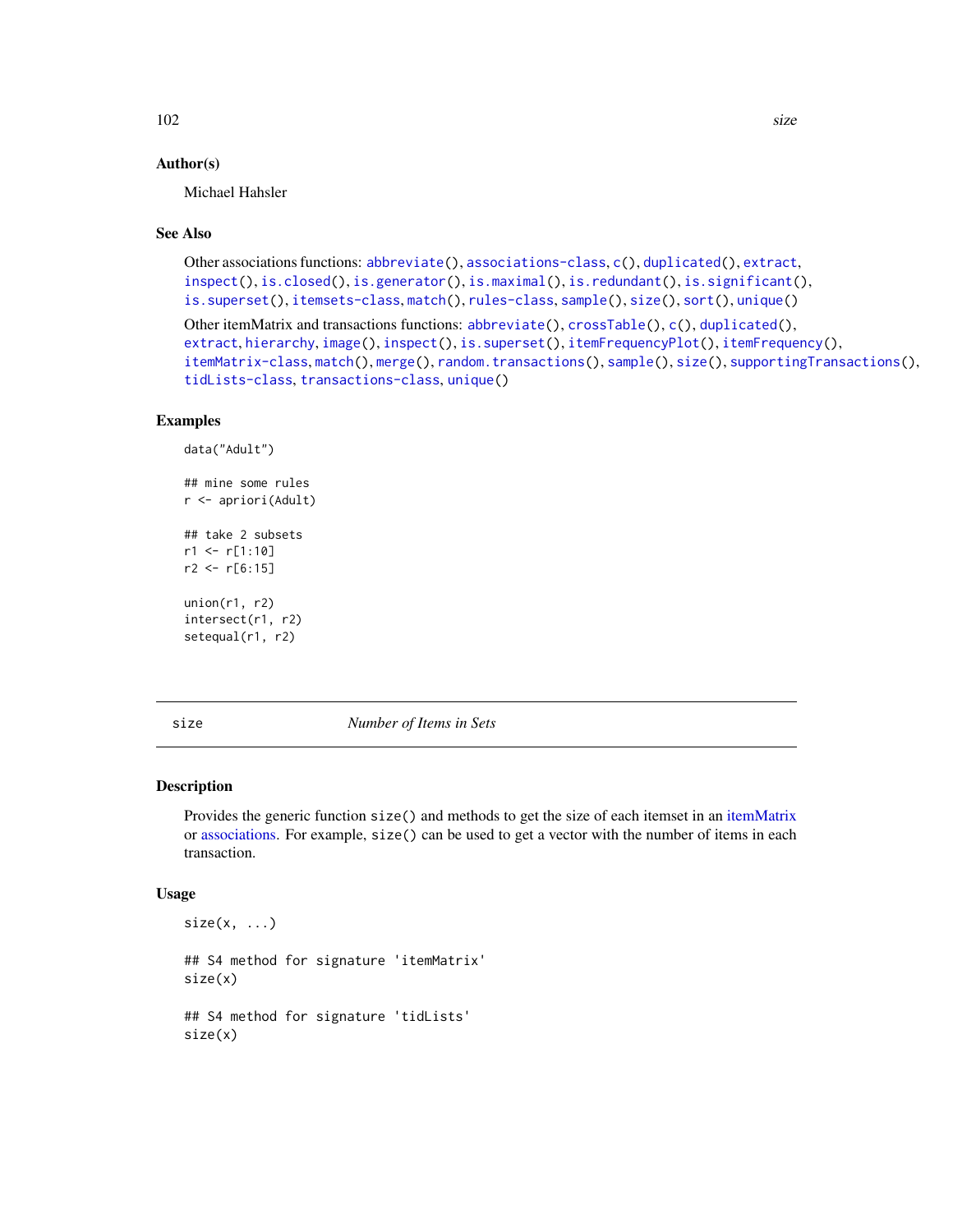## Author(s)

Michael Hahsler

## See Also

Other associations functions: abbreviate(), associations-class, c(), duplicated(), extract, inspect(), is.closed(), is.generator(), is.maximal(), is.redundant(), is.significant(), is.superset(), itemsets-class, match(), rules-class, sample(), size(), sort(), unique()

Other itemMatrix and transactions functions: abbreviate(), crossTable(), c(), duplicated(), extract, hierarchy, image(), inspect(), is.superset(), itemFrequencyPlot(), itemFrequency(), itemMatrix-class, match(), merge(), random.transactions(), sample(), size(), supportingTransactions(), tidLists-class, transactions-class, unique()

## Examples

```
data("Adult")

## mine some rules
r <- apriori(Adult)

## take 2 subsets
r1 <- r[1:10]
r2 <- r[6:15]

union(r1, r2)
intersect(r1, r2)
setequal(r1, r2)
```

---

# size — *Number of Items in Sets*

## Description

Provides the generic function `size()` and methods to get the size of each itemset in an itemMatrix or associations. For example, `size()` can be used to get a vector with the number of items in each transaction.

## Usage

```
size(x, ...)

## S4 method for signature 'itemMatrix'
size(x)

## S4 method for signature 'tidLists'
size(x)
```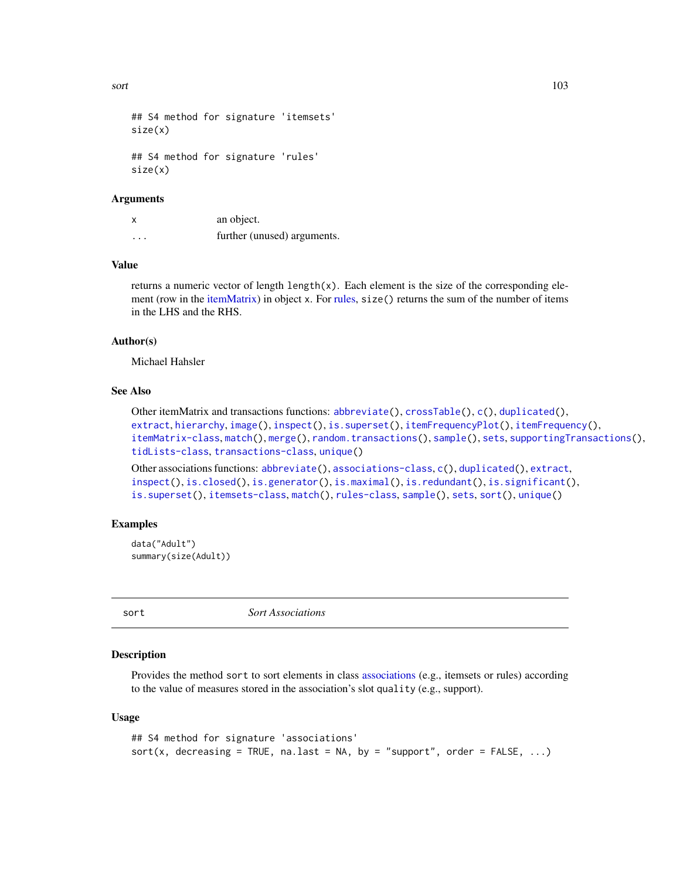```
## S4 method for signature 'itemsets'
size(x)

## S4 method for signature 'rules'
size(x)
```

### Arguments

| | |
|---|---|
| x | an object. |
| ... | further (unused) arguments. |

### Value

returns a numeric vector of length `length(x)`. Each element is the size of the corresponding element (row in the itemMatrix) in object `x`. For rules, `size()` returns the sum of the number of items in the LHS and the RHS.

### Author(s)

Michael Hahsler

### See Also

Other itemMatrix and transactions functions: `abbreviate()`, `crossTable()`, `c()`, `duplicated()`, `extract`, `hierarchy`, `image()`, `inspect()`, `is.superset()`, `itemFrequencyPlot()`, `itemFrequency()`, `itemMatrix-class`, `match()`, `merge()`, `random.transactions()`, `sample()`, `sets`, `supportingTransactions()`, `tidLists-class`, `transactions-class`, `unique()`

Other associations functions: `abbreviate()`, `associations-class`, `c()`, `duplicated()`, `extract`, `inspect()`, `is.closed()`, `is.generator()`, `is.maximal()`, `is.redundant()`, `is.significant()`, `is.superset()`, `itemsets-class`, `match()`, `rules-class`, `sample()`, `sets`, `sort()`, `unique()`

### Examples

```
data("Adult")
summary(size(Adult))
```

## sort — *Sort Associations*

### Description

Provides the method `sort` to sort elements in class associations (e.g., itemsets or rules) according to the value of measures stored in the association's slot `quality` (e.g., support).

### Usage

```
## S4 method for signature 'associations'
sort(x, decreasing = TRUE, na.last = NA, by = "support", order = FALSE, ...)
```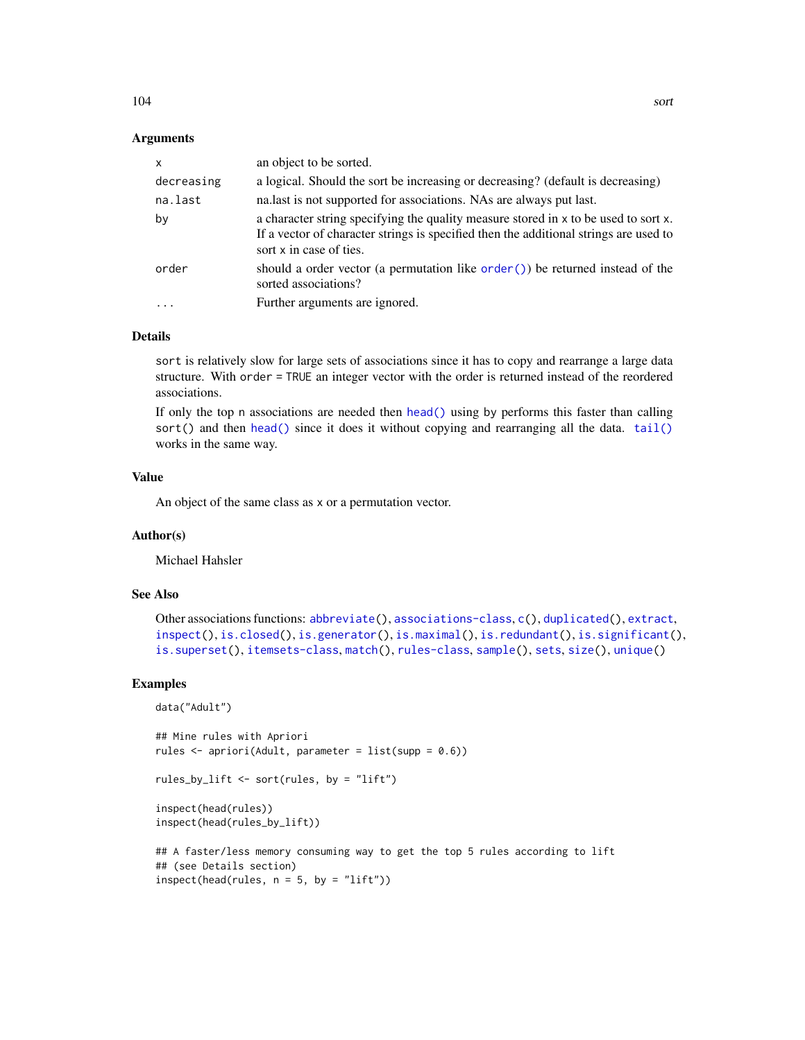## Arguments

| | |
|---|---|
| `x` | an object to be sorted. |
| `decreasing` | a logical. Should the sort be increasing or decreasing? (default is decreasing) |
| `na.last` | na.last is not supported for associations. NAs are always put last. |
| `by` | a character string specifying the quality measure stored in `x` to be used to sort `x`. If a vector of character strings is specified then the additional strings are used to sort `x` in case of ties. |
| `order` | should a order vector (a permutation like `order()`) be returned instead of the sorted associations? |
| `...` | Further arguments are ignored. |

## Details

`sort` is relatively slow for large sets of associations since it has to copy and rearrange a large data structure. With `order = TRUE` an integer vector with the order is returned instead of the reordered associations.

If only the top `n` associations are needed then `head()` using `by` performs this faster than calling `sort()` and then `head()` since it does it without copying and rearranging all the data. `tail()` works in the same way.

## Value

An object of the same class as `x` or a permutation vector.

## Author(s)

Michael Hahsler

## See Also

Other associations functions: `abbreviate()`, `associations-class`, `c()`, `duplicated()`, `extract`, `inspect()`, `is.closed()`, `is.generator()`, `is.maximal()`, `is.redundant()`, `is.significant()`, `is.superset()`, `itemsets-class`, `match()`, `rules-class`, `sample()`, `sets`, `size()`, `unique()`

## Examples

```
data("Adult")

## Mine rules with Apriori
rules <- apriori(Adult, parameter = list(supp = 0.6))

rules_by_lift <- sort(rules, by = "lift")

inspect(head(rules))
inspect(head(rules_by_lift))

## A faster/less memory consuming way to get the top 5 rules according to lift
## (see Details section)
inspect(head(rules, n = 5, by = "lift"))
```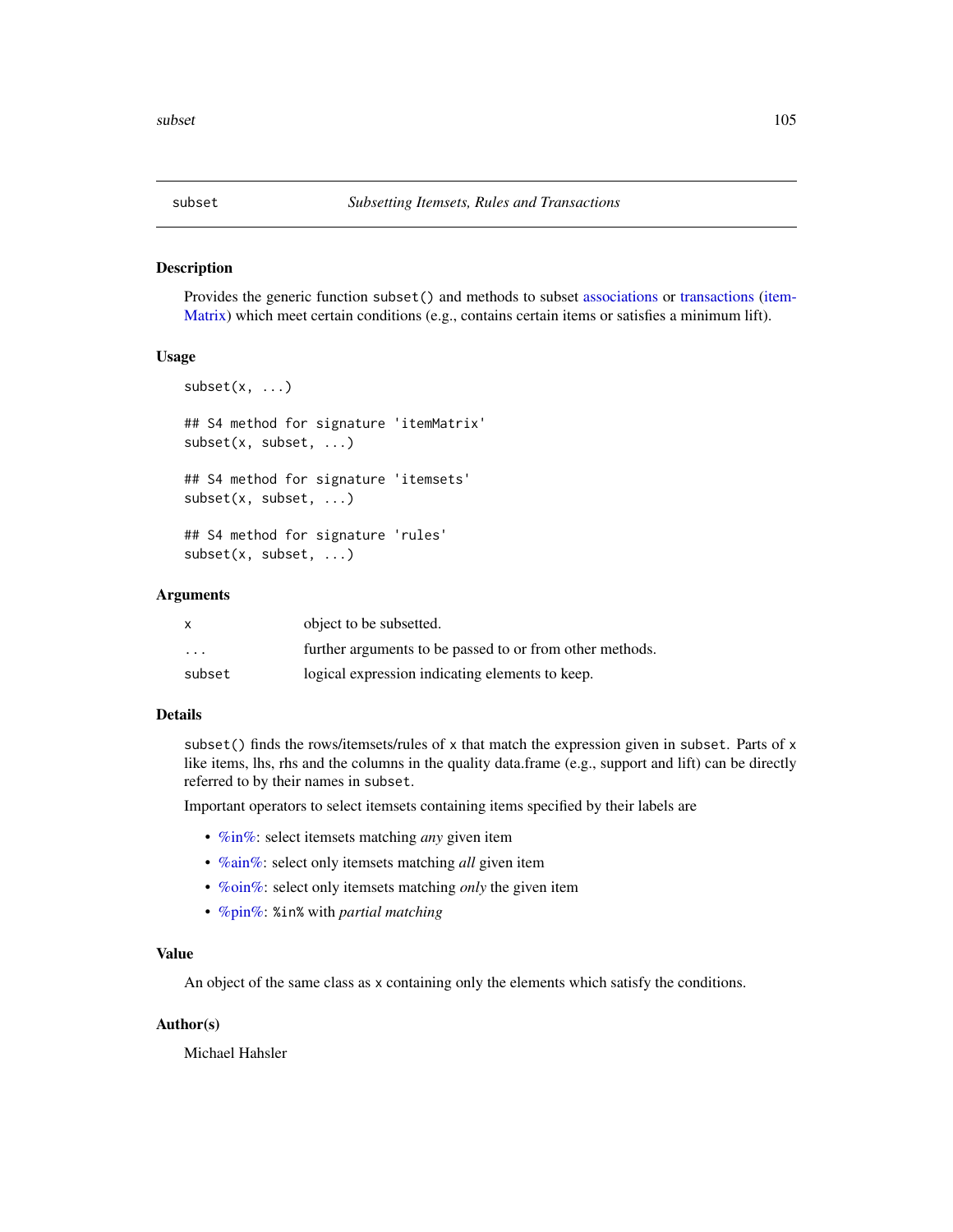# subset — *Subsetting Itemsets, Rules and Transactions*

## Description

Provides the generic function `subset()` and methods to subset associations or transactions (itemMatrix) which meet certain conditions (e.g., contains certain items or satisfies a minimum lift).

## Usage

```
subset(x, ...)

## S4 method for signature 'itemMatrix'
subset(x, subset, ...)

## S4 method for signature 'itemsets'
subset(x, subset, ...)

## S4 method for signature 'rules'
subset(x, subset, ...)
```

## Arguments

| | |
|---|---|
| `x` | object to be subsetted. |
| `...` | further arguments to be passed to or from other methods. |
| `subset` | logical expression indicating elements to keep. |

## Details

`subset()` finds the rows/itemsets/rules of `x` that match the expression given in `subset`. Parts of `x` like items, lhs, rhs and the columns in the quality data.frame (e.g., support and lift) can be directly referred to by their names in `subset`.

Important operators to select itemsets containing items specified by their labels are

- %in%: select itemsets matching *any* given item
- %ain%: select only itemsets matching *all* given item
- %oin%: select only itemsets matching *only* the given item
- %pin%: `%in%` with *partial matching*

## Value

An object of the same class as `x` containing only the elements which satisfy the conditions.

## Author(s)

Michael Hahsler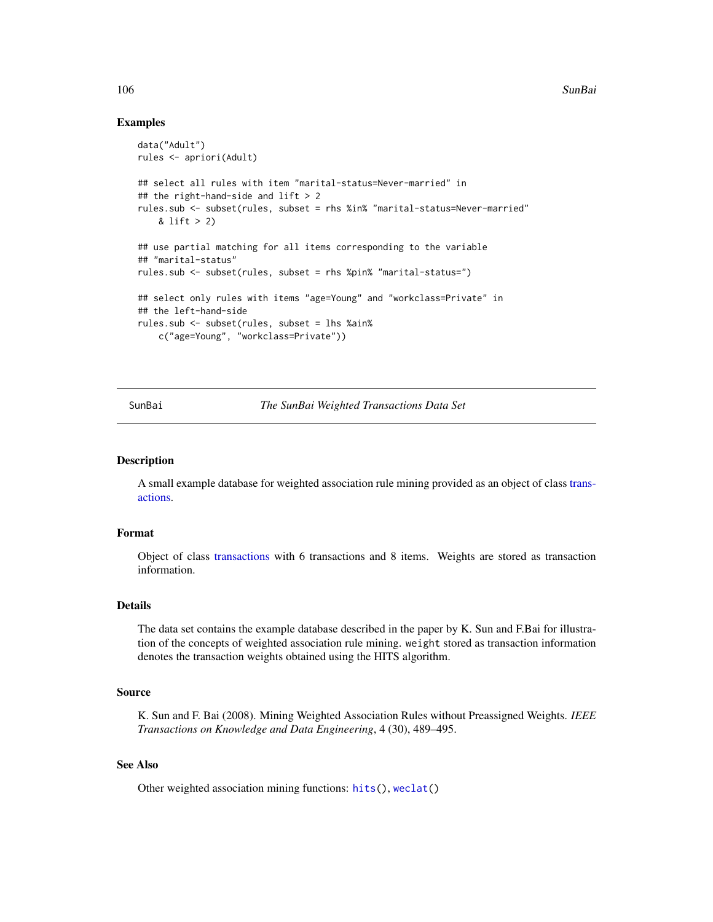## Examples

```
data("Adult")
rules <- apriori(Adult)

## select all rules with item "marital-status=Never-married" in
## the right-hand-side and lift > 2
rules.sub <- subset(rules, subset = rhs %in% "marital-status=Never-married"
    & lift > 2)

## use partial matching for all items corresponding to the variable
## "marital-status"
rules.sub <- subset(rules, subset = rhs %pin% "marital-status=")

## select only rules with items "age=Young" and "workclass=Private" in
## the left-hand-side
rules.sub <- subset(rules, subset = lhs %ain%
    c("age=Young", "workclass=Private"))
```

---

# SunBai — *The SunBai Weighted Transactions Data Set*

## Description

A small example database for weighted association rule mining provided as an object of class transactions.

## Format

Object of class transactions with 6 transactions and 8 items. Weights are stored as transaction information.

## Details

The data set contains the example database described in the paper by K. Sun and F.Bai for illustration of the concepts of weighted association rule mining. `weight` stored as transaction information denotes the transaction weights obtained using the HITS algorithm.

## Source

K. Sun and F. Bai (2008). Mining Weighted Association Rules without Preassigned Weights. *IEEE Transactions on Knowledge and Data Engineering*, 4 (30), 489–495.

## See Also

Other weighted association mining functions: `hits()`, `weclat()`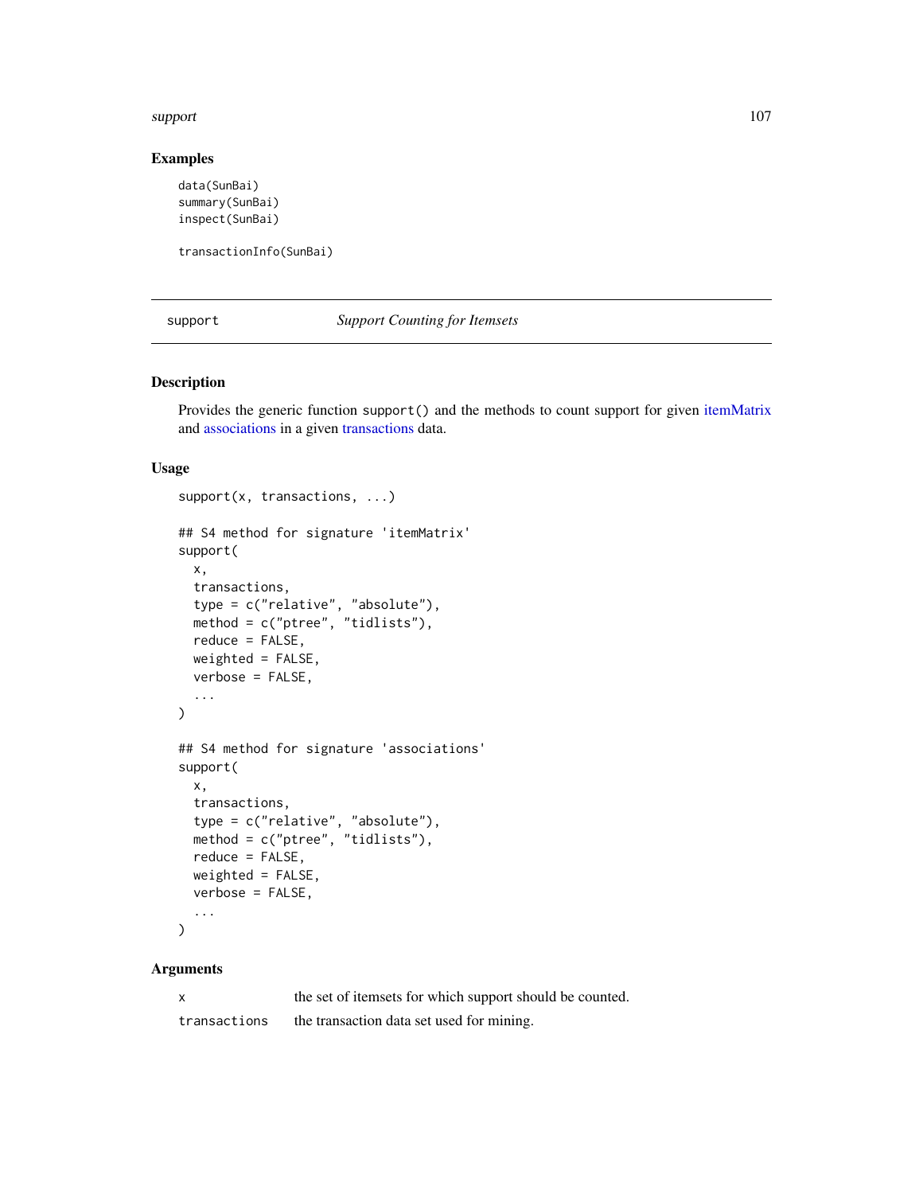## Examples

```
data(SunBai)
summary(SunBai)
inspect(SunBai)

transactionInfo(SunBai)
```

---

support *Support Counting for Itemsets*

---

## Description

Provides the generic function `support()` and the methods to count support for given itemMatrix and associations in a given transactions data.

## Usage

```
support(x, transactions, ...)

## S4 method for signature 'itemMatrix'
support(
  x,
  transactions,
  type = c("relative", "absolute"),
  method = c("ptree", "tidlists"),
  reduce = FALSE,
  weighted = FALSE,
  verbose = FALSE,
  ...
)

## S4 method for signature 'associations'
support(
  x,
  transactions,
  type = c("relative", "absolute"),
  method = c("ptree", "tidlists"),
  reduce = FALSE,
  weighted = FALSE,
  verbose = FALSE,
  ...
)
```

## Arguments

| | |
|---|---|
| `x` | the set of itemsets for which support should be counted. |
| `transactions` | the transaction data set used for mining. |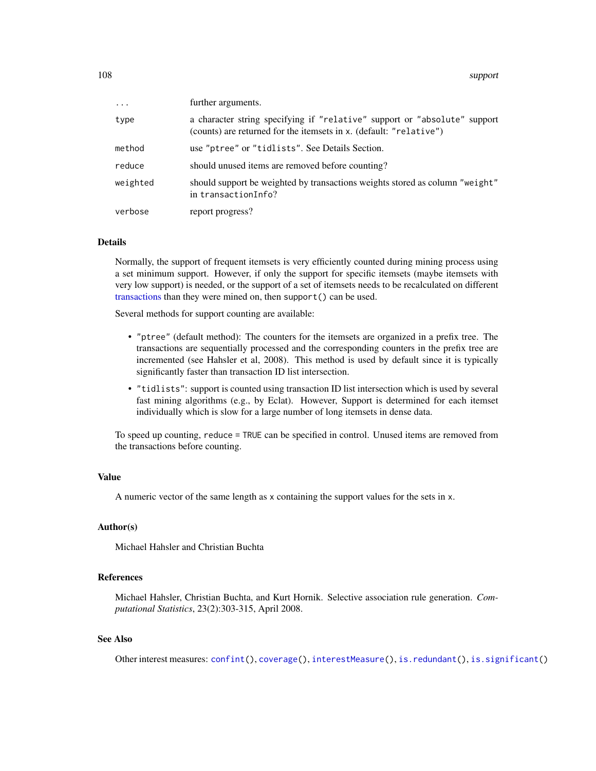| | |
|---|---|
| `...` | further arguments. |
| `type` | a character string specifying if `"relative"` support or `"absolute"` support (counts) are returned for the itemsets in `x`. (default: `"relative"`) |
| `method` | use `"ptree"` or `"tidlists"`. See Details Section. |
| `reduce` | should unused items are removed before counting? |
| `weighted` | should support be weighted by transactions weights stored as column `"weight"` in `transactionInfo`? |
| `verbose` | report progress? |

## Details

Normally, the support of frequent itemsets is very efficiently counted during mining process using a set minimum support. However, if only the support for specific itemsets (maybe itemsets with very low support) is needed, or the support of a set of itemsets needs to be recalculated on different transactions than they were mined on, then `support()` can be used.

Several methods for support counting are available:

- `"ptree"` (default method): The counters for the itemsets are organized in a prefix tree. The transactions are sequentially processed and the corresponding counters in the prefix tree are incremented (see Hahsler et al, 2008). This method is used by default since it is typically significantly faster than transaction ID list intersection.
- `"tidlists"`: support is counted using transaction ID list intersection which is used by several fast mining algorithms (e.g., by Eclat). However, Support is determined for each itemset individually which is slow for a large number of long itemsets in dense data.

To speed up counting, `reduce = TRUE` can be specified in control. Unused items are removed from the transactions before counting.

## Value

A numeric vector of the same length as `x` containing the support values for the sets in `x`.

## Author(s)

Michael Hahsler and Christian Buchta

## References

Michael Hahsler, Christian Buchta, and Kurt Hornik. Selective association rule generation. *Computational Statistics*, 23(2):303-315, April 2008.

## See Also

Other interest measures: `confint()`, `coverage()`, `interestMeasure()`, `is.redundant()`, `is.significant()`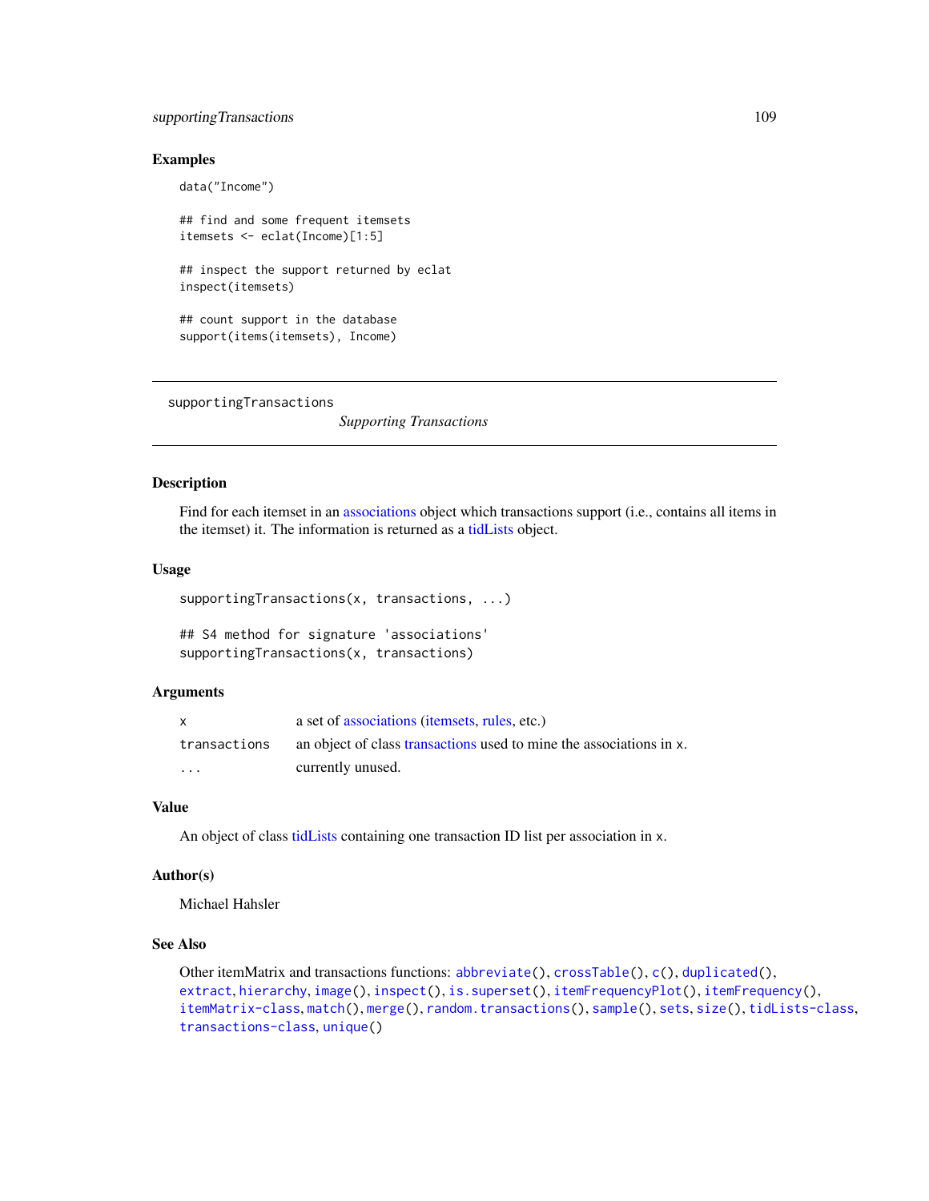### Examples

```
data("Income")

## find and some frequent itemsets
itemsets <- eclat(Income)[1:5]

## inspect the support returned by eclat
inspect(itemsets)

## count support in the database
support(items(itemsets), Income)
```

---

## supportingTransactions

*Supporting Transactions*

---

### Description

Find for each itemset in an associations object which transactions support (i.e., contains all items in the itemset) it. The information is returned as a tidLists object.

### Usage

```
supportingTransactions(x, transactions, ...)

## S4 method for signature 'associations'
supportingTransactions(x, transactions)
```

### Arguments

| | |
|---|---|
| `x` | a set of associations (itemsets, rules, etc.) |
| `transactions` | an object of class transactions used to mine the associations in `x`. |
| `...` | currently unused. |

### Value

An object of class tidLists containing one transaction ID list per association in `x`.

### Author(s)

Michael Hahsler

### See Also

Other itemMatrix and transactions functions: `abbreviate()`, `crossTable()`, `c()`, `duplicated()`, `extract`, `hierarchy`, `image()`, `inspect()`, `is.superset()`, `itemFrequencyPlot()`, `itemFrequency()`, `itemMatrix-class`, `match()`, `merge()`, `random.transactions()`, `sample()`, `sets`, `size()`, `tidLists-class`, `transactions-class`, `unique()`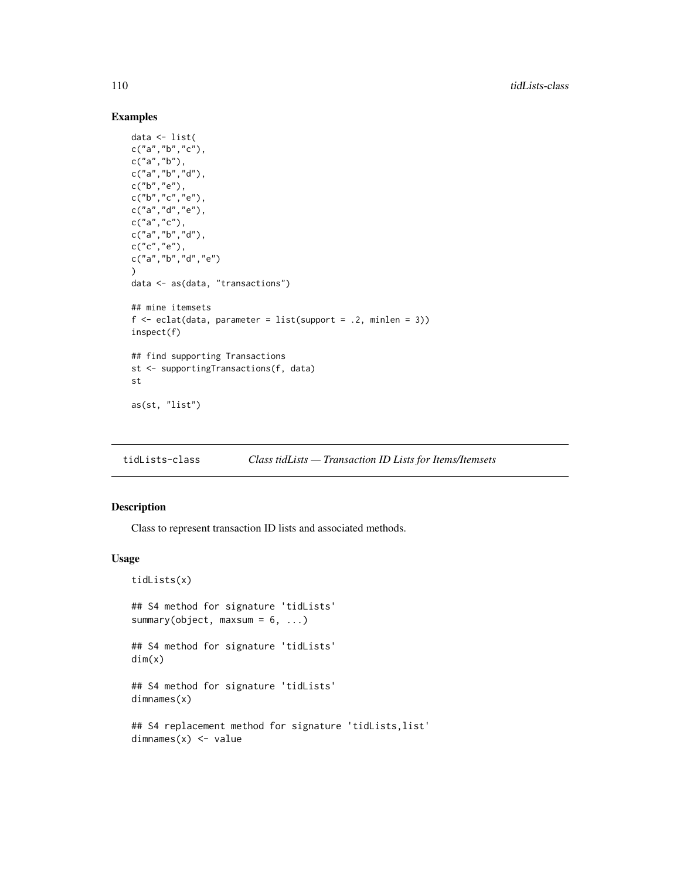## Examples

```
data <- list(
c("a","b","c"),
c("a","b"),
c("a","b","d"),
c("b","e"),
c("b","c","e"),
c("a","d","e"),
c("a","c"),
c("a","b","d"),
c("c","e"),
c("a","b","d","e")
)
data <- as(data, "transactions")

## mine itemsets
f <- eclat(data, parameter = list(support = .2, minlen = 3))
inspect(f)

## find supporting Transactions
st <- supportingTransactions(f, data)
st

as(st, "list")
```

---

# tidLists-class — *Class tidLists — Transaction ID Lists for Items/Itemsets*

---

## Description

Class to represent transaction ID lists and associated methods.

## Usage

```
tidLists(x)

## S4 method for signature 'tidLists'
summary(object, maxsum = 6, ...)

## S4 method for signature 'tidLists'
dim(x)

## S4 method for signature 'tidLists'
dimnames(x)

## S4 replacement method for signature 'tidLists,list'
dimnames(x) <- value
```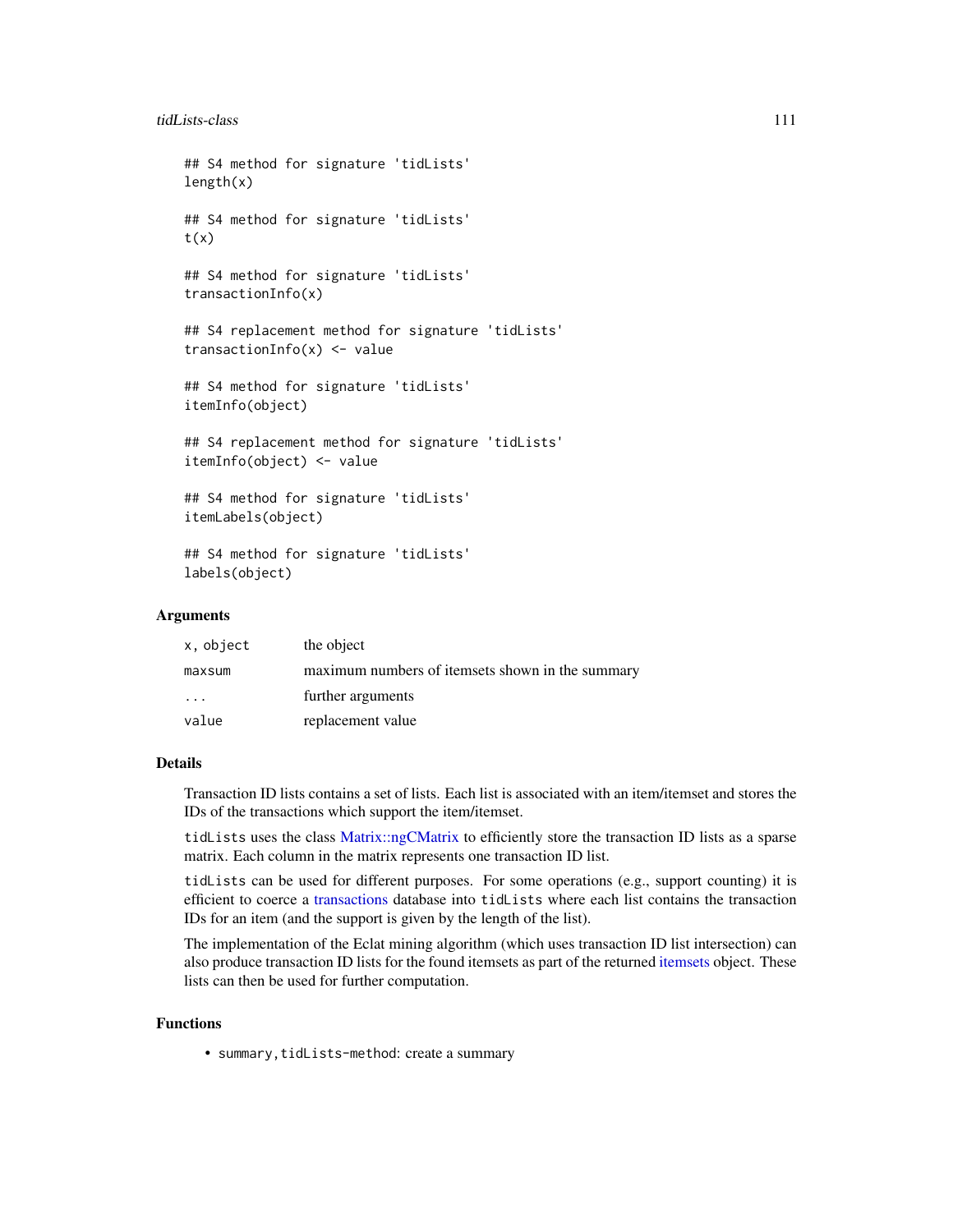```
## S4 method for signature 'tidLists'
length(x)

## S4 method for signature 'tidLists'
t(x)

## S4 method for signature 'tidLists'
transactionInfo(x)

## S4 replacement method for signature 'tidLists'
transactionInfo(x) <- value

## S4 method for signature 'tidLists'
itemInfo(object)

## S4 replacement method for signature 'tidLists'
itemInfo(object) <- value

## S4 method for signature 'tidLists'
itemLabels(object)

## S4 method for signature 'tidLists'
labels(object)
```

## Arguments

| | |
|---|---|
| `x, object` | the object |
| `maxsum` | maximum numbers of itemsets shown in the summary |
| `...` | further arguments |
| `value` | replacement value |

## Details

Transaction ID lists contains a set of lists. Each list is associated with an item/itemset and stores the IDs of the transactions which support the item/itemset.

`tidLists` uses the class Matrix::ngCMatrix to efficiently store the transaction ID lists as a sparse matrix. Each column in the matrix represents one transaction ID list.

`tidLists` can be used for different purposes. For some operations (e.g., support counting) it is efficient to coerce a transactions database into `tidLists` where each list contains the transaction IDs for an item (and the support is given by the length of the list).

The implementation of the Eclat mining algorithm (which uses transaction ID list intersection) can also produce transaction ID lists for the found itemsets as part of the returned itemsets object. These lists can then be used for further computation.

## Functions

- `summary,tidLists-method`: create a summary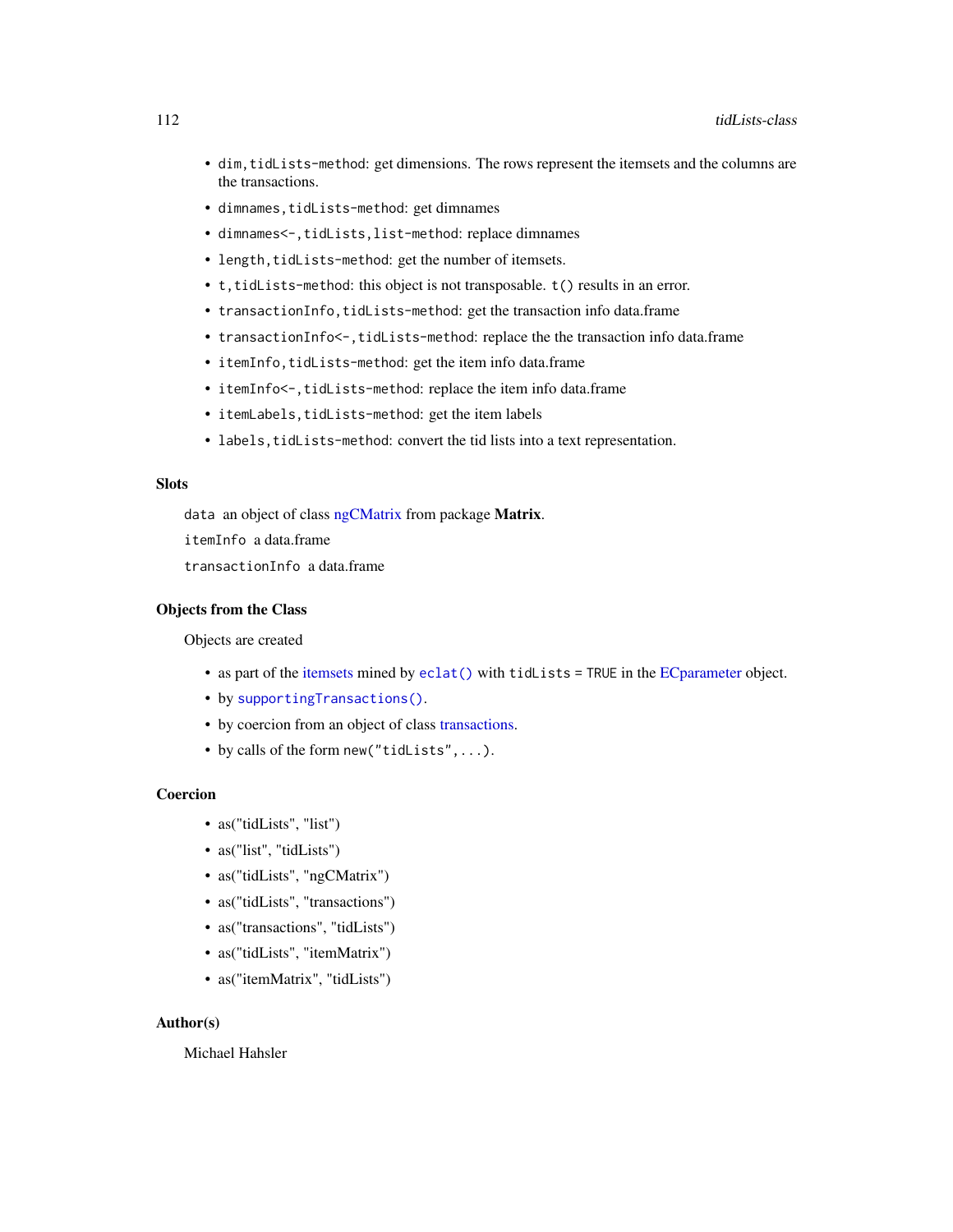- `dim,tidLists-method`: get dimensions. The rows represent the itemsets and the columns are the transactions.
- `dimnames,tidLists-method`: get dimnames
- `dimnames<-,tidLists,list-method`: replace dimnames
- `length,tidLists-method`: get the number of itemsets.
- `t,tidLists-method`: this object is not transposable. `t()` results in an error.
- `transactionInfo,tidLists-method`: get the transaction info data.frame
- `transactionInfo<-,tidLists-method`: replace the the transaction info data.frame
- `itemInfo,tidLists-method`: get the item info data.frame
- `itemInfo<-,tidLists-method`: replace the item info data.frame
- `itemLabels,tidLists-method`: get the item labels
- `labels,tidLists-method`: convert the tid lists into a text representation.

## Slots

`data` an object of class ngCMatrix from package **Matrix**.

`itemInfo` a data.frame

`transactionInfo` a data.frame

## Objects from the Class

Objects are created

- as part of the itemsets mined by `eclat()` with `tidLists = TRUE` in the ECparameter object.
- by `supportingTransactions()`.
- by coercion from an object of class transactions.
- by calls of the form `new("tidLists",...)`.

## Coercion

- as("tidLists", "list")
- as("list", "tidLists")
- as("tidLists", "ngCMatrix")
- as("tidLists", "transactions")
- as("transactions", "tidLists")
- as("tidLists", "itemMatrix")
- as("itemMatrix", "tidLists")

## Author(s)

Michael Hahsler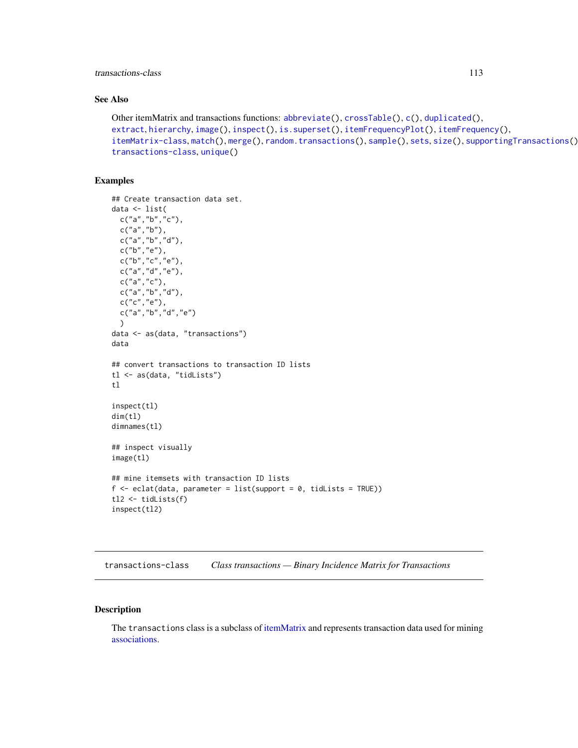### See Also

Other itemMatrix and transactions functions: `abbreviate()`, `crossTable()`, `c()`, `duplicated()`, `extract`, `hierarchy`, `image()`, `inspect()`, `is.superset()`, `itemFrequencyPlot()`, `itemFrequency()`, `itemMatrix-class`, `match()`, `merge()`, `random.transactions()`, `sample()`, `sets`, `size()`, `supportingTransactions()`, `transactions-class`, `unique()`

### Examples

```
## Create transaction data set.
data <- list(
  c("a","b","c"),
  c("a","b"),
  c("a","b","d"),
  c("b","e"),
  c("b","c","e"),
  c("a","d","e"),
  c("a","c"),
  c("a","b","d"),
  c("c","e"),
  c("a","b","d","e")
  )
data <- as(data, "transactions")
data

## convert transactions to transaction ID lists
tl <- as(data, "tidLists")
tl

inspect(tl)
dim(tl)
dimnames(tl)

## inspect visually
image(tl)

## mine itemsets with transaction ID lists
f <- eclat(data, parameter = list(support = 0, tidLists = TRUE))
tl2 <- tidLists(f)
inspect(tl2)
```

---

## `transactions-class` *Class transactions — Binary Incidence Matrix for Transactions*

---

### Description

The `transactions` class is a subclass of itemMatrix and represents transaction data used for mining associations.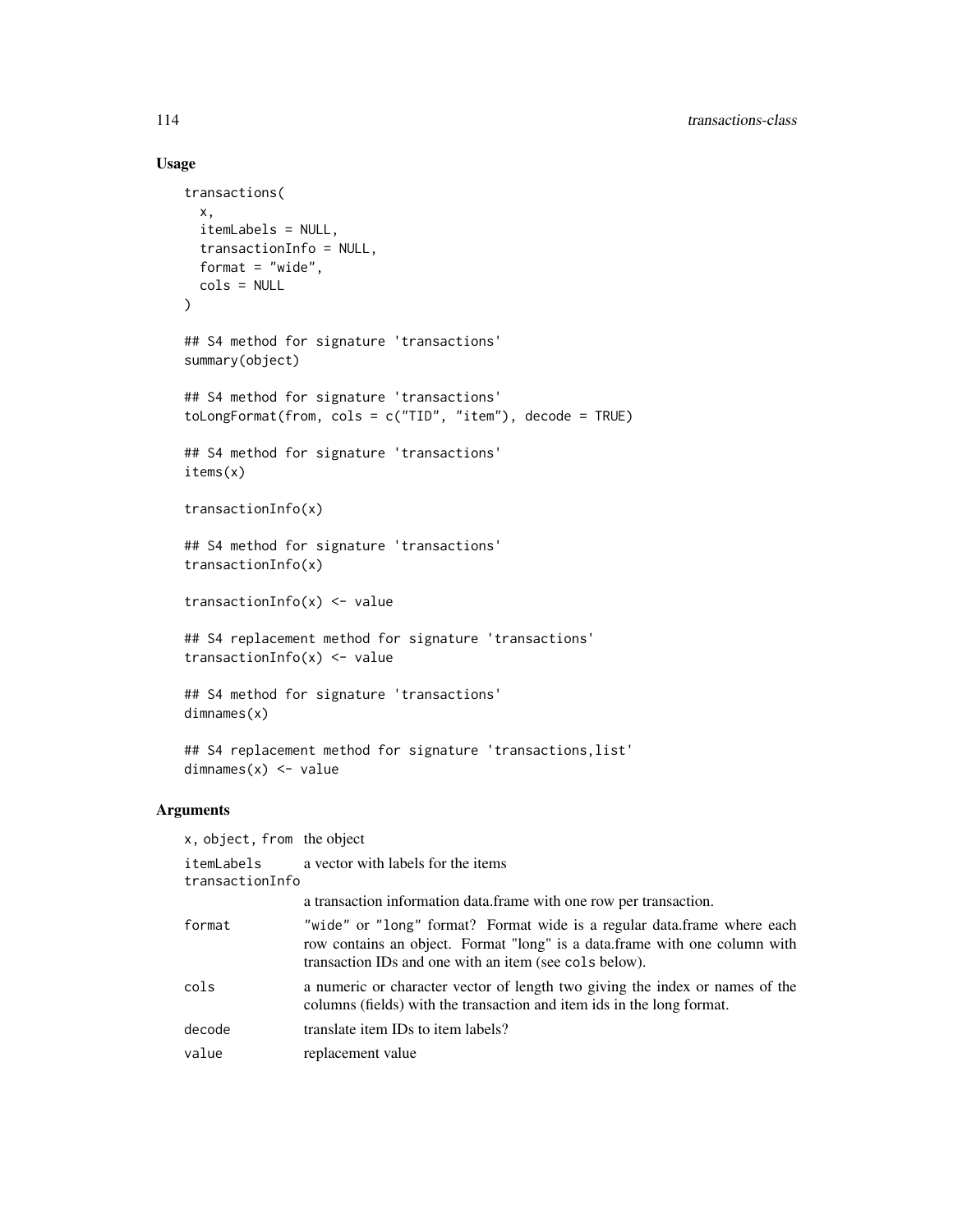## Usage

```
transactions(
  x,
  itemLabels = NULL,
  transactionInfo = NULL,
  format = "wide",
  cols = NULL
)

## S4 method for signature 'transactions'
summary(object)

## S4 method for signature 'transactions'
toLongFormat(from, cols = c("TID", "item"), decode = TRUE)

## S4 method for signature 'transactions'
items(x)

transactionInfo(x)

## S4 method for signature 'transactions'
transactionInfo(x)

transactionInfo(x) <- value

## S4 replacement method for signature 'transactions'
transactionInfo(x) <- value

## S4 method for signature 'transactions'
dimnames(x)

## S4 replacement method for signature 'transactions,list'
dimnames(x) <- value
```

## Arguments

| | |
|---|---|
| `x, object, from` | the object |
| `itemLabels` | a vector with labels for the items |
| `transactionInfo` | a transaction information data.frame with one row per transaction. |
| `format` | `"wide"` or `"long"` format? Format wide is a regular data.frame where each row contains an object. Format "long" is a data.frame with one column with transaction IDs and one with an item (see `cols` below). |
| `cols` | a numeric or character vector of length two giving the index or names of the columns (fields) with the transaction and item ids in the long format. |
| `decode` | translate item IDs to item labels? |
| `value` | replacement value |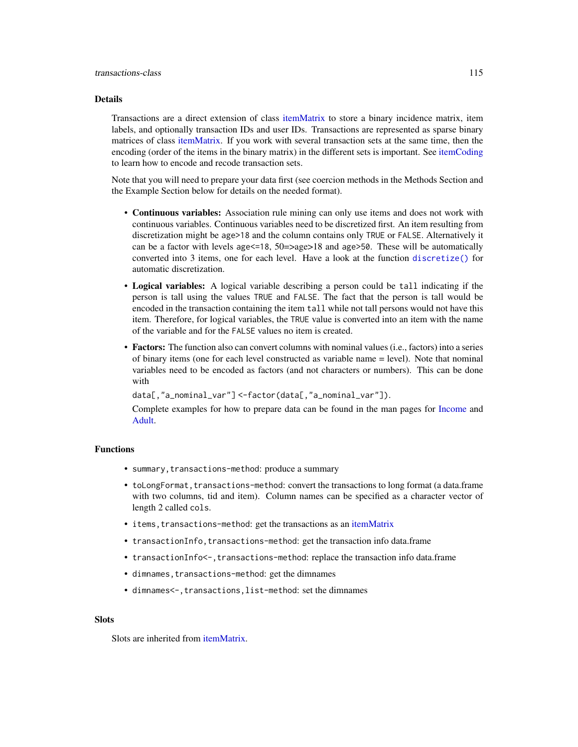## Details

Transactions are a direct extension of class itemMatrix to store a binary incidence matrix, item labels, and optionally transaction IDs and user IDs. Transactions are represented as sparse binary matrices of class itemMatrix. If you work with several transaction sets at the same time, then the encoding (order of the items in the binary matrix) in the different sets is important. See itemCoding to learn how to encode and recode transaction sets.

Note that you will need to prepare your data first (see coercion methods in the Methods Section and the Example Section below for details on the needed format).

- **Continuous variables:** Association rule mining can only use items and does not work with continuous variables. Continuous variables need to be discretized first. An item resulting from discretization might be `age>18` and the column contains only `TRUE` or `FALSE`. Alternatively it can be a factor with levels `age<=18`, `50=>age>18` and `age>50`. These will be automatically converted into 3 items, one for each level. Have a look at the function `discretize()` for automatic discretization.
- **Logical variables:** A logical variable describing a person could be `tall` indicating if the person is tall using the values `TRUE` and `FALSE`. The fact that the person is tall would be encoded in the transaction containing the item `tall` while not tall persons would not have this item. Therefore, for logical variables, the `TRUE` value is converted into an item with the name of the variable and for the `FALSE` values no item is created.
- **Factors:** The function also can convert columns with nominal values (i.e., factors) into a series of binary items (one for each level constructed as variable name = level). Note that nominal variables need to be encoded as factors (and not characters or numbers). This can be done with

  `data[,"a_nominal_var"] <-factor(data[,"a_nominal_var"])`.

  Complete examples for how to prepare data can be found in the man pages for Income and Adult.

## Functions

- `summary,transactions-method`: produce a summary
- `toLongFormat,transactions-method`: convert the transactions to long format (a data.frame with two columns, tid and item). Column names can be specified as a character vector of length 2 called `cols`.
- `items,transactions-method`: get the transactions as an itemMatrix
- `transactionInfo,transactions-method`: get the transaction info data.frame
- `transactionInfo<-,transactions-method`: replace the transaction info data.frame
- `dimnames,transactions-method`: get the dimnames
- `dimnames<-,transactions,list-method`: set the dimnames

## Slots

Slots are inherited from itemMatrix.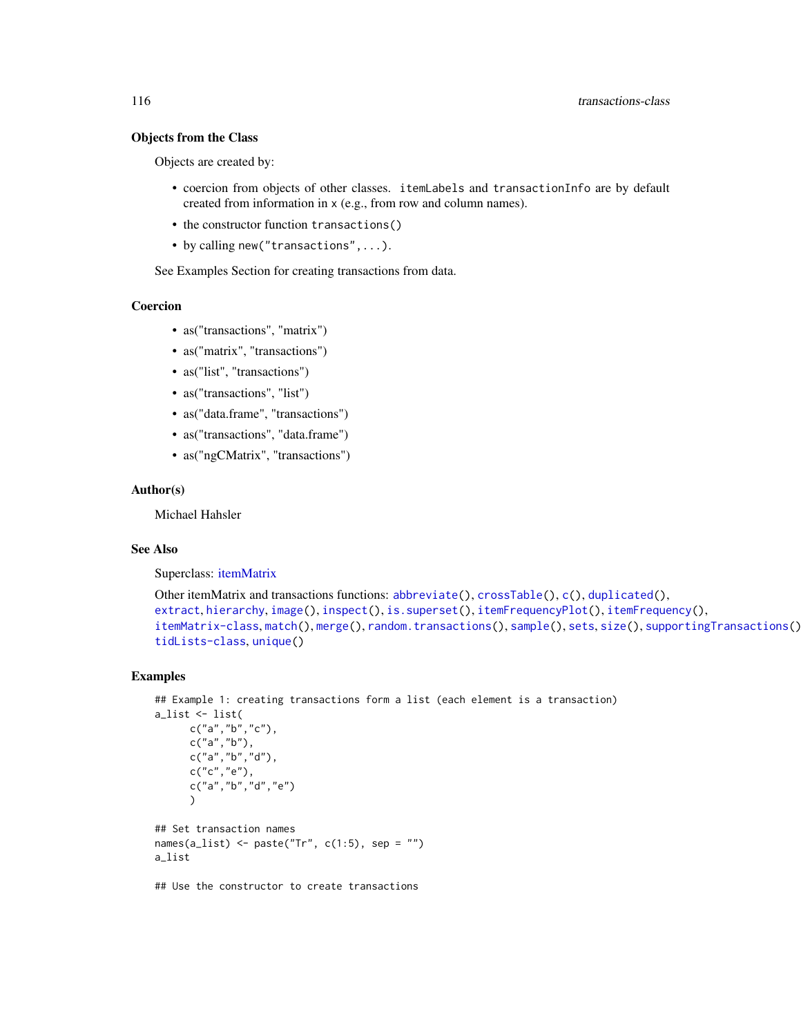### Objects from the Class

Objects are created by:

- coercion from objects of other classes. `itemLabels` and `transactionInfo` are by default created from information in `x` (e.g., from row and column names).
- the constructor function `transactions()`
- by calling `new("transactions",...)`.

See Examples Section for creating transactions from data.

### Coercion

- as("transactions", "matrix")
- as("matrix", "transactions")
- as("list", "transactions")
- as("transactions", "list")
- as("data.frame", "transactions")
- as("transactions", "data.frame")
- as("ngCMatrix", "transactions")

### Author(s)

Michael Hahsler

### See Also

Superclass: itemMatrix

Other itemMatrix and transactions functions: `abbreviate()`, `crossTable()`, `c()`, `duplicated()`, `extract`, `hierarchy`, `image()`, `inspect()`, `is.superset()`, `itemFrequencyPlot()`, `itemFrequency()`, `itemMatrix-class`, `match()`, `merge()`, `random.transactions()`, `sample()`, `sets`, `size()`, `supportingTransactions()`, `tidLists-class`, `unique()`

### Examples

```
## Example 1: creating transactions form a list (each element is a transaction)
a_list <- list(
      c("a","b","c"),
      c("a","b"),
      c("a","b","d"),
      c("c","e"),
      c("a","b","d","e")
      )

## Set transaction names
names(a_list) <- paste("Tr", c(1:5), sep = "")
a_list

## Use the constructor to create transactions
```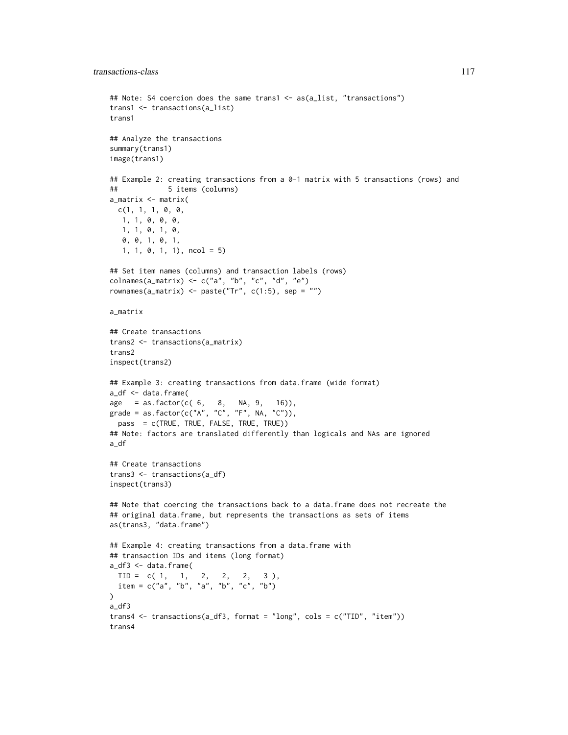```
## Note: S4 coercion does the same trans1 <- as(a_list, "transactions")
trans1 <- transactions(a_list)
trans1

## Analyze the transactions
summary(trans1)
image(trans1)

## Example 2: creating transactions from a 0-1 matrix with 5 transactions (rows) and
##            5 items (columns)
a_matrix <- matrix(
  c(1, 1, 1, 0, 0,
   1, 1, 0, 0, 0,
   1, 1, 0, 1, 0,
   0, 0, 1, 0, 1,
   1, 1, 0, 1, 1), ncol = 5)

## Set item names (columns) and transaction labels (rows)
colnames(a_matrix) <- c("a", "b", "c", "d", "e")
rownames(a_matrix) <- paste("Tr", c(1:5), sep = "")

a_matrix

## Create transactions
trans2 <- transactions(a_matrix)
trans2
inspect(trans2)

## Example 3: creating transactions from data.frame (wide format)
a_df <- data.frame(
age   = as.factor(c( 6,   8,   NA, 9,   16)),
grade = as.factor(c("A", "C", "F", NA, "C")),
  pass  = c(TRUE, TRUE, FALSE, TRUE, TRUE))
## Note: factors are translated differently than logicals and NAs are ignored
a_df

## Create transactions
trans3 <- transactions(a_df)
inspect(trans3)

## Note that coercing the transactions back to a data.frame does not recreate the
## original data.frame, but represents the transactions as sets of items
as(trans3, "data.frame")

## Example 4: creating transactions from a data.frame with
## transaction IDs and items (long format)
a_df3 <- data.frame(
  TID =  c( 1,   1,   2,   2,   2,   3 ),
  item = c("a", "b", "a", "b", "c", "b")
)
a_df3
trans4 <- transactions(a_df3, format = "long", cols = c("TID", "item"))
trans4
```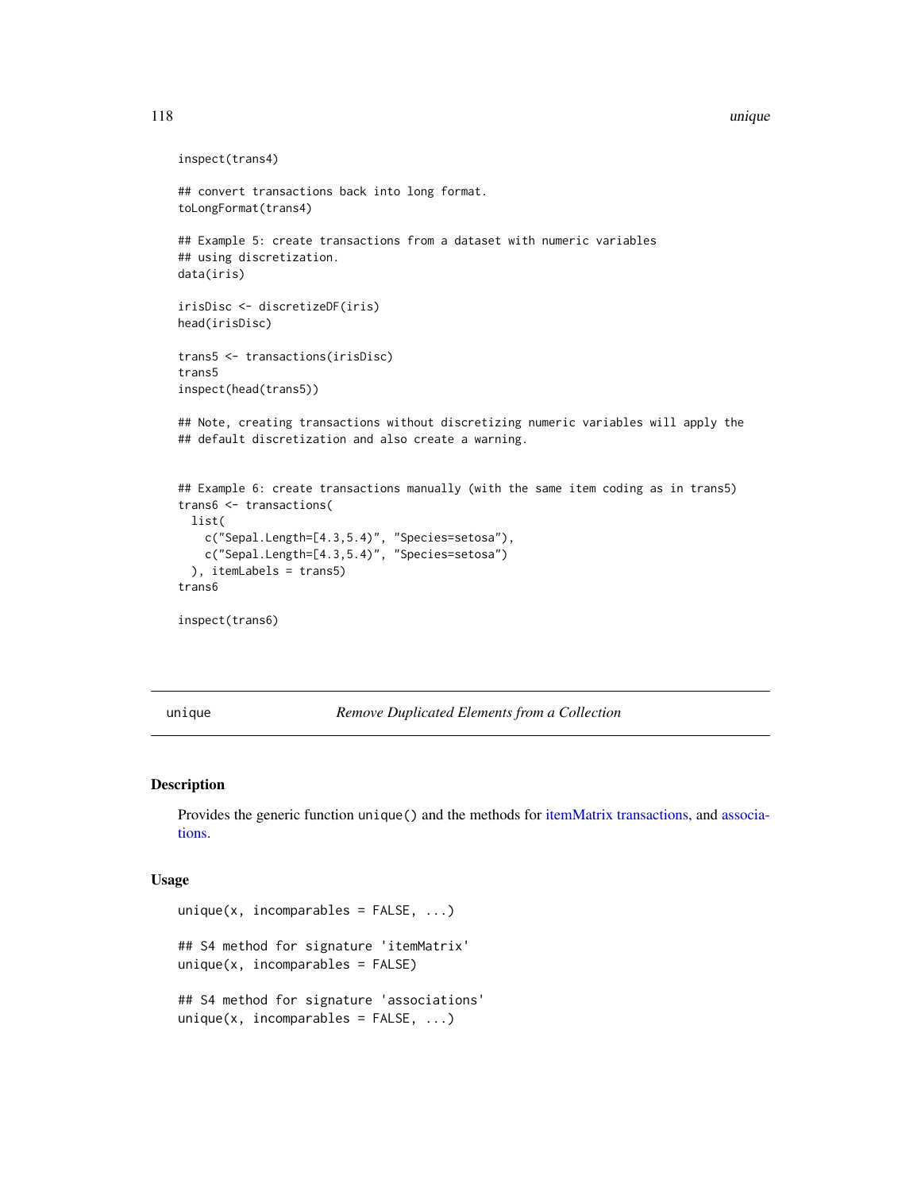```
inspect(trans4)

## convert transactions back into long format.
toLongFormat(trans4)

## Example 5: create transactions from a dataset with numeric variables
## using discretization.
data(iris)

irisDisc <- discretizeDF(iris)
head(irisDisc)

trans5 <- transactions(irisDisc)
trans5
inspect(head(trans5))

## Note, creating transactions without discretizing numeric variables will apply the
## default discretization and also create a warning.


## Example 6: create transactions manually (with the same item coding as in trans5)
trans6 <- transactions(
  list(
    c("Sepal.Length=[4.3,5.4)", "Species=setosa"),
    c("Sepal.Length=[4.3,5.4)", "Species=setosa")
  ), itemLabels = trans5)
trans6

inspect(trans6)
```

---

unique — *Remove Duplicated Elements from a Collection*

---

## Description

Provides the generic function `unique()` and the methods for itemMatrix transactions, and associations.

## Usage

```
unique(x, incomparables = FALSE, ...)

## S4 method for signature 'itemMatrix'
unique(x, incomparables = FALSE)

## S4 method for signature 'associations'
unique(x, incomparables = FALSE, ...)
```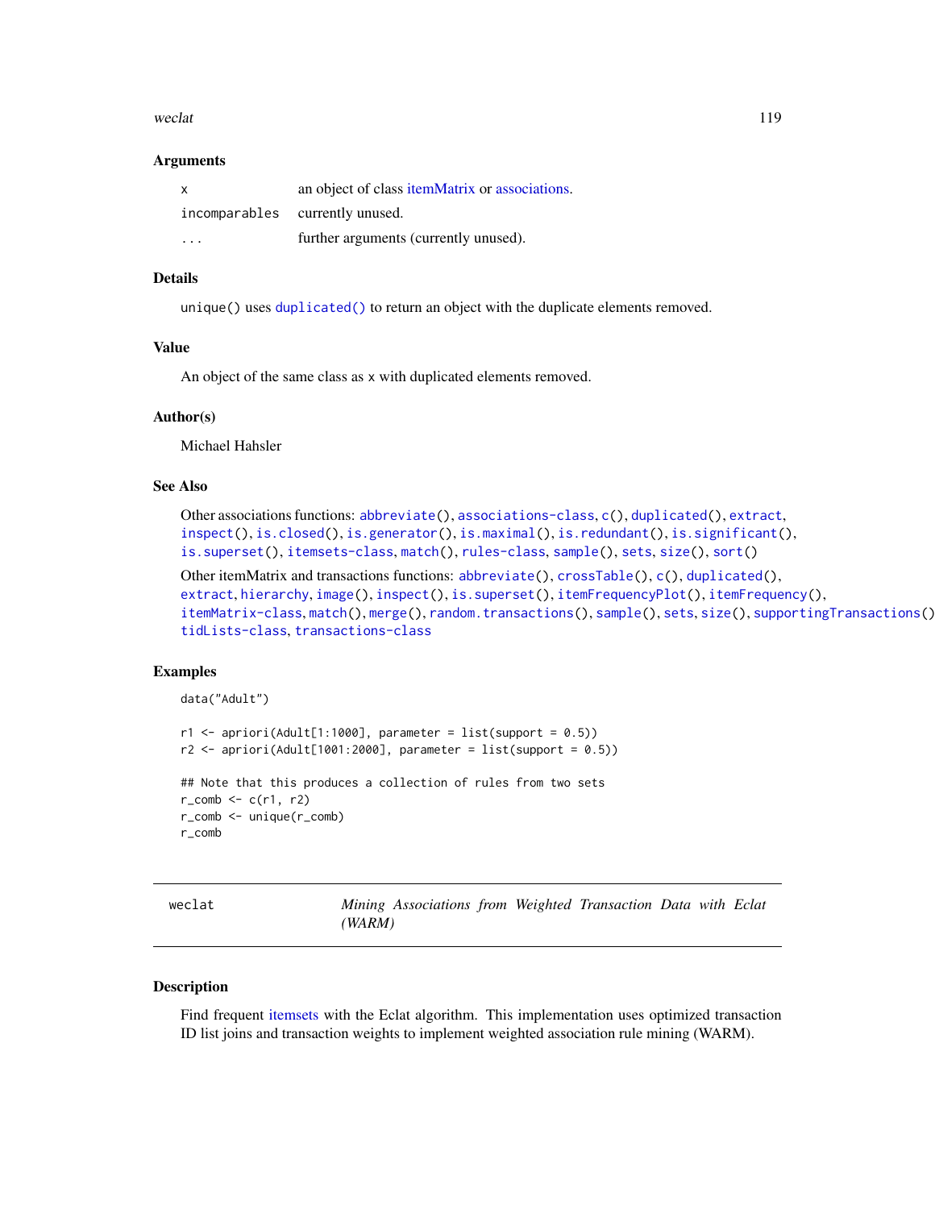### Arguments

| | |
|---|---|
| x | an object of class itemMatrix or associations. |
| incomparables | currently unused. |
| ... | further arguments (currently unused). |

### Details

unique() uses duplicated() to return an object with the duplicate elements removed.

### Value

An object of the same class as x with duplicated elements removed.

### Author(s)

Michael Hahsler

### See Also

Other associations functions: abbreviate(), associations-class, c(), duplicated(), extract, inspect(), is.closed(), is.generator(), is.maximal(), is.redundant(), is.significant(), is.superset(), itemsets-class, match(), rules-class, sample(), sets, size(), sort()

Other itemMatrix and transactions functions: abbreviate(), crossTable(), c(), duplicated(), extract, hierarchy, image(), inspect(), is.superset(), itemFrequencyPlot(), itemFrequency(), itemMatrix-class, match(), merge(), random.transactions(), sample(), sets, size(), supportingTransactions(), tidLists-class, transactions-class

### Examples

```
data("Adult")

r1 <- apriori(Adult[1:1000], parameter = list(support = 0.5))
r2 <- apriori(Adult[1001:2000], parameter = list(support = 0.5))

## Note that this produces a collection of rules from two sets
r_comb <- c(r1, r2)
r_comb <- unique(r_comb)
r_comb
```

---

## weclat — *Mining Associations from Weighted Transaction Data with Eclat (WARM)*

### Description

Find frequent itemsets with the Eclat algorithm. This implementation uses optimized transaction ID list joins and transaction weights to implement weighted association rule mining (WARM).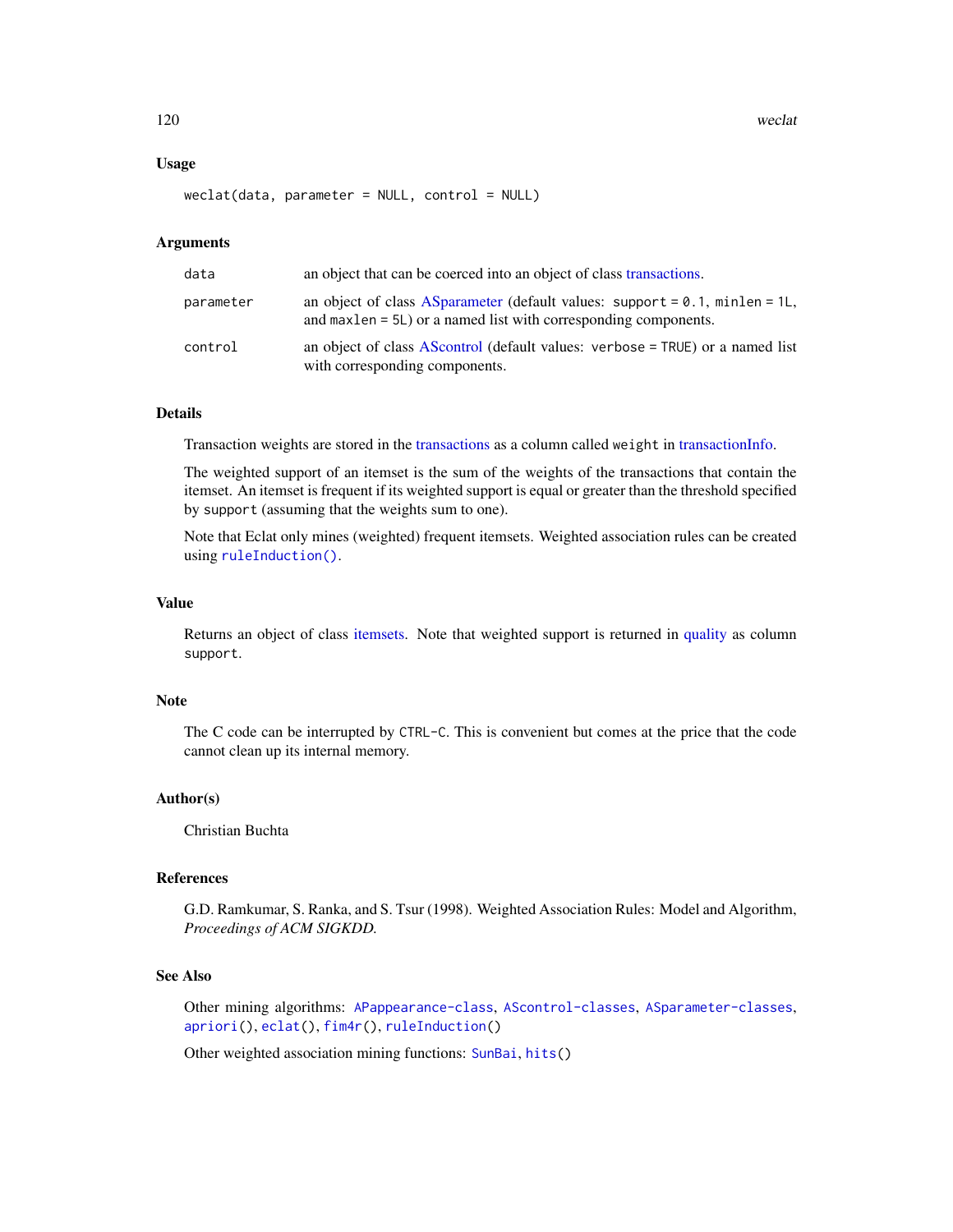### Usage

```
weclat(data, parameter = NULL, control = NULL)
```

### Arguments

| | |
|---|---|
| data | an object that can be coerced into an object of class transactions. |
| parameter | an object of class ASparameter (default values: `support = 0.1`, `minlen = 1L`, and `maxlen = 5L`) or a named list with corresponding components. |
| control | an object of class AScontrol (default values: `verbose = TRUE`) or a named list with corresponding components. |

### Details

Transaction weights are stored in the transactions as a column called `weight` in transactionInfo.

The weighted support of an itemset is the sum of the weights of the transactions that contain the itemset. An itemset is frequent if its weighted support is equal or greater than the threshold specified by `support` (assuming that the weights sum to one).

Note that Eclat only mines (weighted) frequent itemsets. Weighted association rules can be created using `ruleInduction()`.

### Value

Returns an object of class itemsets. Note that weighted support is returned in quality as column `support`.

### Note

The C code can be interrupted by `CTRL-C`. This is convenient but comes at the price that the code cannot clean up its internal memory.

### Author(s)

Christian Buchta

### References

G.D. Ramkumar, S. Ranka, and S. Tsur (1998). Weighted Association Rules: Model and Algorithm, *Proceedings of ACM SIGKDD.*

### See Also

Other mining algorithms: `APappearance-class`, `AScontrol-classes`, `ASparameter-classes`, `apriori()`, `eclat()`, `fim4r()`, `ruleInduction()`

Other weighted association mining functions: `SunBai`, `hits()`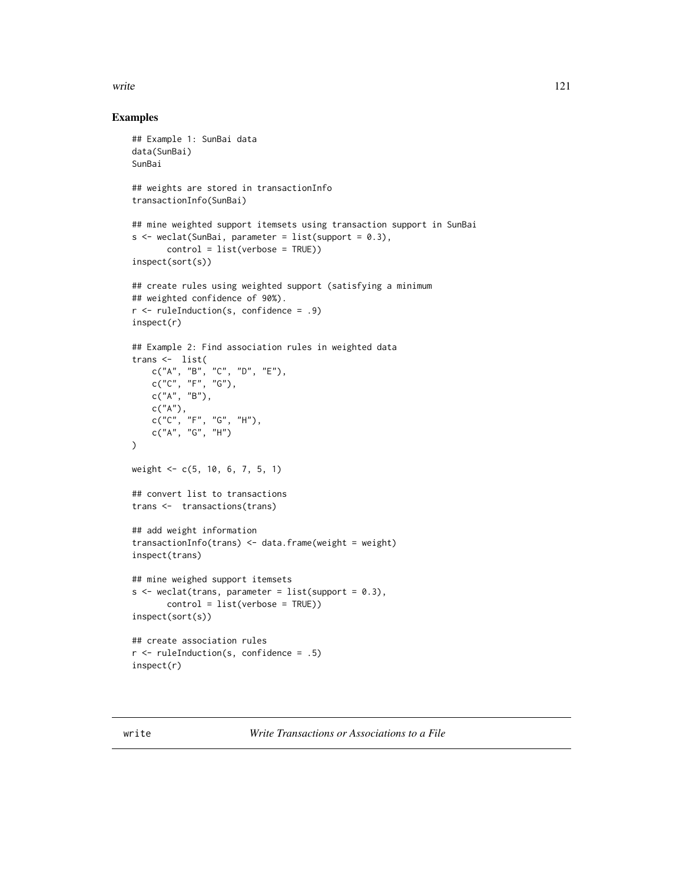## Examples

```
## Example 1: SunBai data
data(SunBai)
SunBai

## weights are stored in transactionInfo
transactionInfo(SunBai)

## mine weighted support itemsets using transaction support in SunBai
s <- weclat(SunBai, parameter = list(support = 0.3),
       control = list(verbose = TRUE))
inspect(sort(s))

## create rules using weighted support (satisfying a minimum
## weighted confidence of 90%).
r <- ruleInduction(s, confidence = .9)
inspect(r)

## Example 2: Find association rules in weighted data
trans <-  list(
    c("A", "B", "C", "D", "E"),
    c("C", "F", "G"),
    c("A", "B"),
    c("A"),
    c("C", "F", "G", "H"),
    c("A", "G", "H")
)

weight <- c(5, 10, 6, 7, 5, 1)

## convert list to transactions
trans <-  transactions(trans)

## add weight information
transactionInfo(trans) <- data.frame(weight = weight)
inspect(trans)

## mine weighed support itemsets
s <- weclat(trans, parameter = list(support = 0.3),
       control = list(verbose = TRUE))
inspect(sort(s))

## create association rules
r <- ruleInduction(s, confidence = .5)
inspect(r)
```

---

## write — *Write Transactions or Associations to a File*

---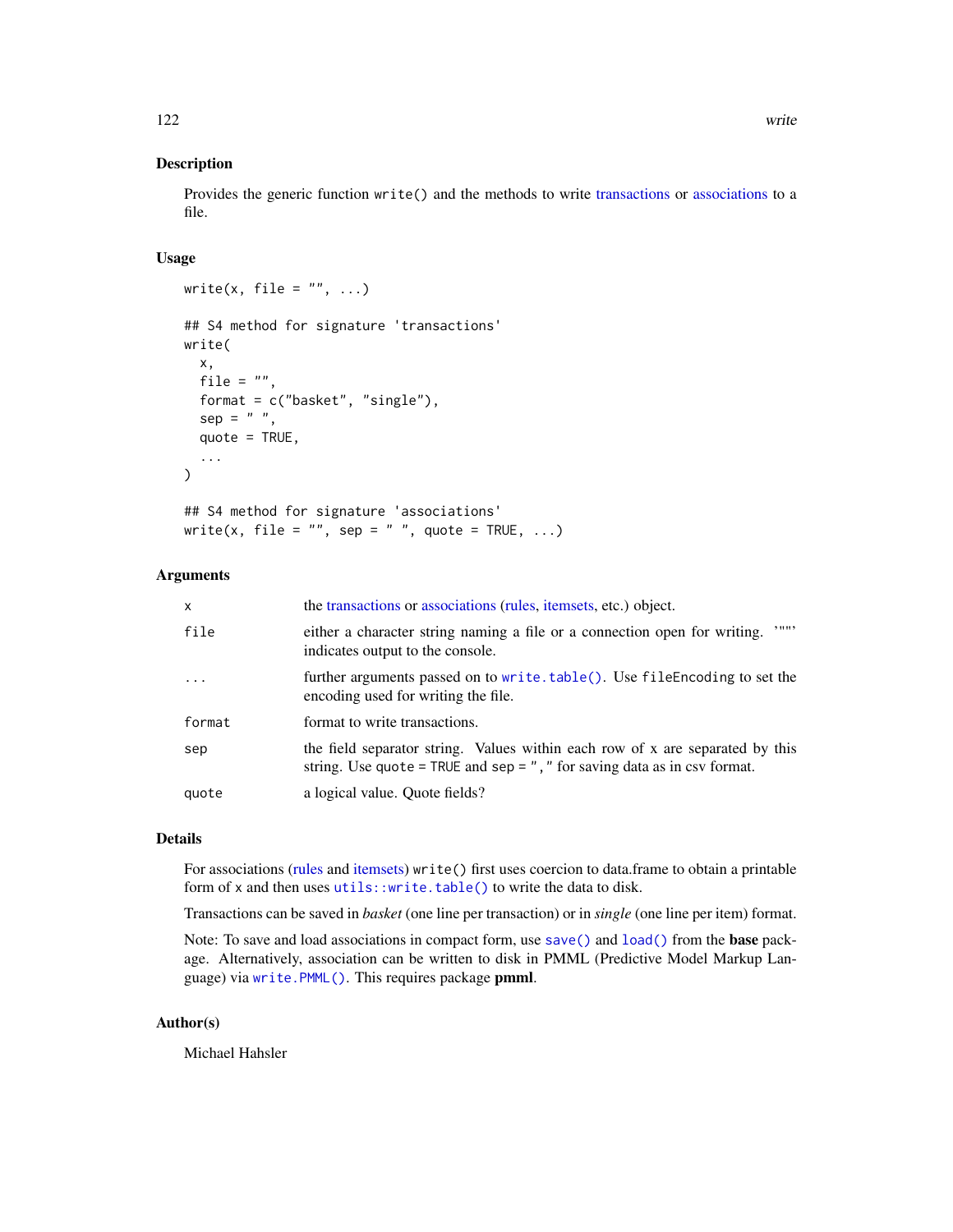## Description

Provides the generic function write() and the methods to write transactions or associations to a file.

## Usage

```
write(x, file = "", ...)

## S4 method for signature 'transactions'
write(
  x,
  file = "",
  format = c("basket", "single"),
  sep = " ",
  quote = TRUE,
  ...
)

## S4 method for signature 'associations'
write(x, file = "", sep = " ", quote = TRUE, ...)
```

## Arguments

| | |
|---|---|
| x | the transactions or associations (rules, itemsets, etc.) object. |
| file | either a character string naming a file or a connection open for writing. '""' indicates output to the console. |
| ... | further arguments passed on to write.table(). Use fileEncoding to set the encoding used for writing the file. |
| format | format to write transactions. |
| sep | the field separator string. Values within each row of x are separated by this string. Use quote = TRUE and sep = "," for saving data as in csv format. |
| quote | a logical value. Quote fields? |

## Details

For associations (rules and itemsets) write() first uses coercion to data.frame to obtain a printable form of x and then uses utils::write.table() to write the data to disk.

Transactions can be saved in *basket* (one line per transaction) or in *single* (one line per item) format.

Note: To save and load associations in compact form, use save() and load() from the **base** package. Alternatively, association can be written to disk in PMML (Predictive Model Markup Language) via write.PMML(). This requires package **pmml**.

## Author(s)

Michael Hahsler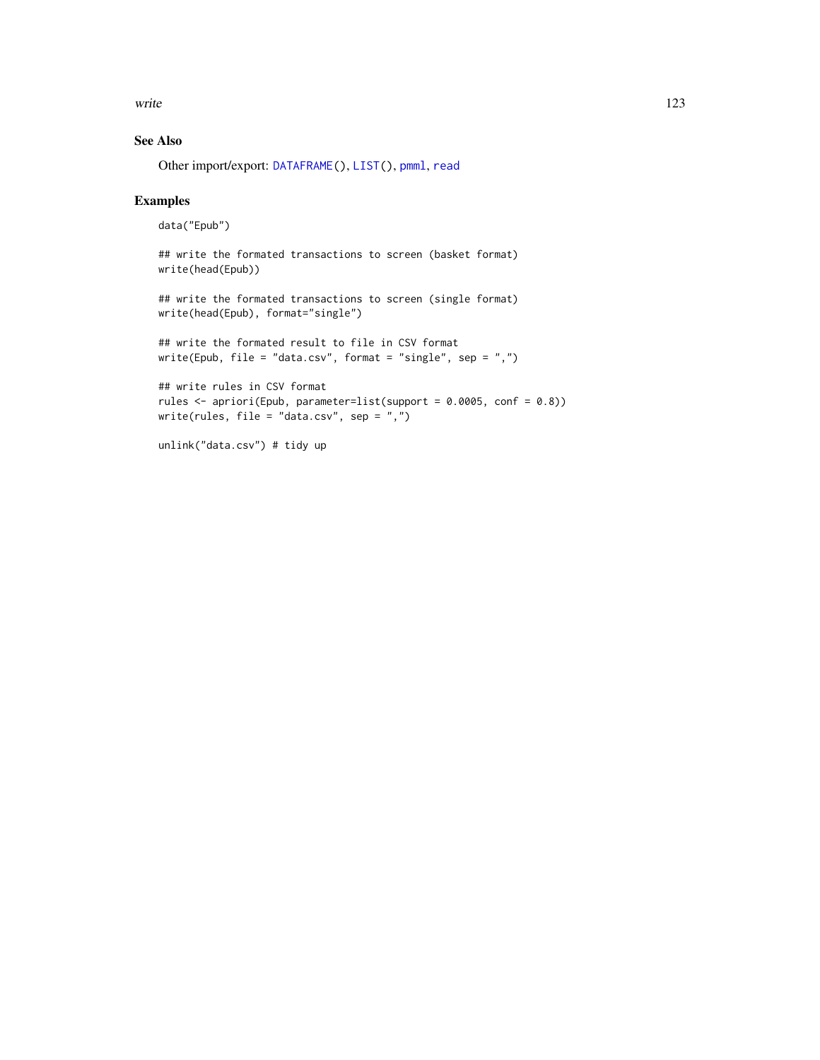## See Also

Other import/export: `DATAFRAME()`, `LIST()`, `pmml`, `read`

## Examples

```
data("Epub")

## write the formated transactions to screen (basket format)
write(head(Epub))

## write the formated transactions to screen (single format)
write(head(Epub), format="single")

## write the formated result to file in CSV format
write(Epub, file = "data.csv", format = "single", sep = ",")

## write rules in CSV format
rules <- apriori(Epub, parameter=list(support = 0.0005, conf = 0.8))
write(rules, file = "data.csv", sep = ",")

unlink("data.csv") # tidy up
```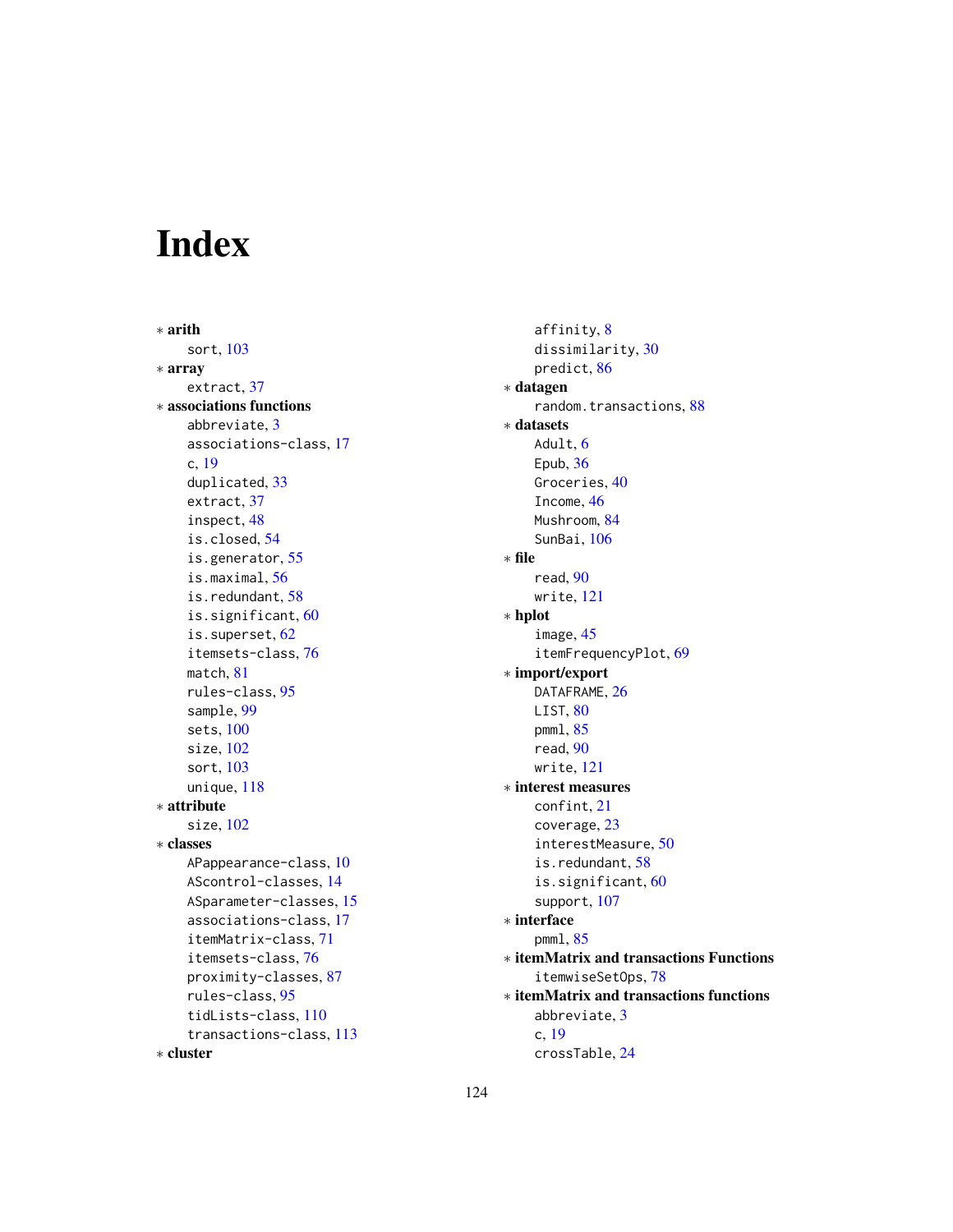# Index

* **arith**
  - sort, 103
* **array**
  - extract, 37
* **associations functions**
  - abbreviate, 3
  - associations-class, 17
  - c, 19
  - duplicated, 33
  - extract, 37
  - inspect, 48
  - is.closed, 54
  - is.generator, 55
  - is.maximal, 56
  - is.redundant, 58
  - is.significant, 60
  - is.superset, 62
  - itemsets-class, 76
  - match, 81
  - rules-class, 95
  - sample, 99
  - sets, 100
  - size, 102
  - sort, 103
  - unique, 118
* **attribute**
  - size, 102
* **classes**
  - APappearance-class, 10
  - AScontrol-classes, 14
  - ASparameter-classes, 15
  - associations-class, 17
  - itemMatrix-class, 71
  - itemsets-class, 76
  - proximity-classes, 87
  - rules-class, 95
  - tidLists-class, 110
  - transactions-class, 113
* **cluster**
  - affinity, 8
  - dissimilarity, 30
  - predict, 86
* **datagen**
  - random.transactions, 88
* **datasets**
  - Adult, 6
  - Epub, 36
  - Groceries, 40
  - Income, 46
  - Mushroom, 84
  - SunBai, 106
* **file**
  - read, 90
  - write, 121
* **hplot**
  - image, 45
  - itemFrequencyPlot, 69
* **import/export**
  - DATAFRAME, 26
  - LIST, 80
  - pmml, 85
  - read, 90
  - write, 121
* **interest measures**
  - confint, 21
  - coverage, 23
  - interestMeasure, 50
  - is.redundant, 58
  - is.significant, 60
  - support, 107
* **interface**
  - pmml, 85
* **itemMatrix and transactions Functions**
  - itemwiseSetOps, 78
* **itemMatrix and transactions functions**
  - abbreviate, 3
  - c, 19
  - crossTable, 24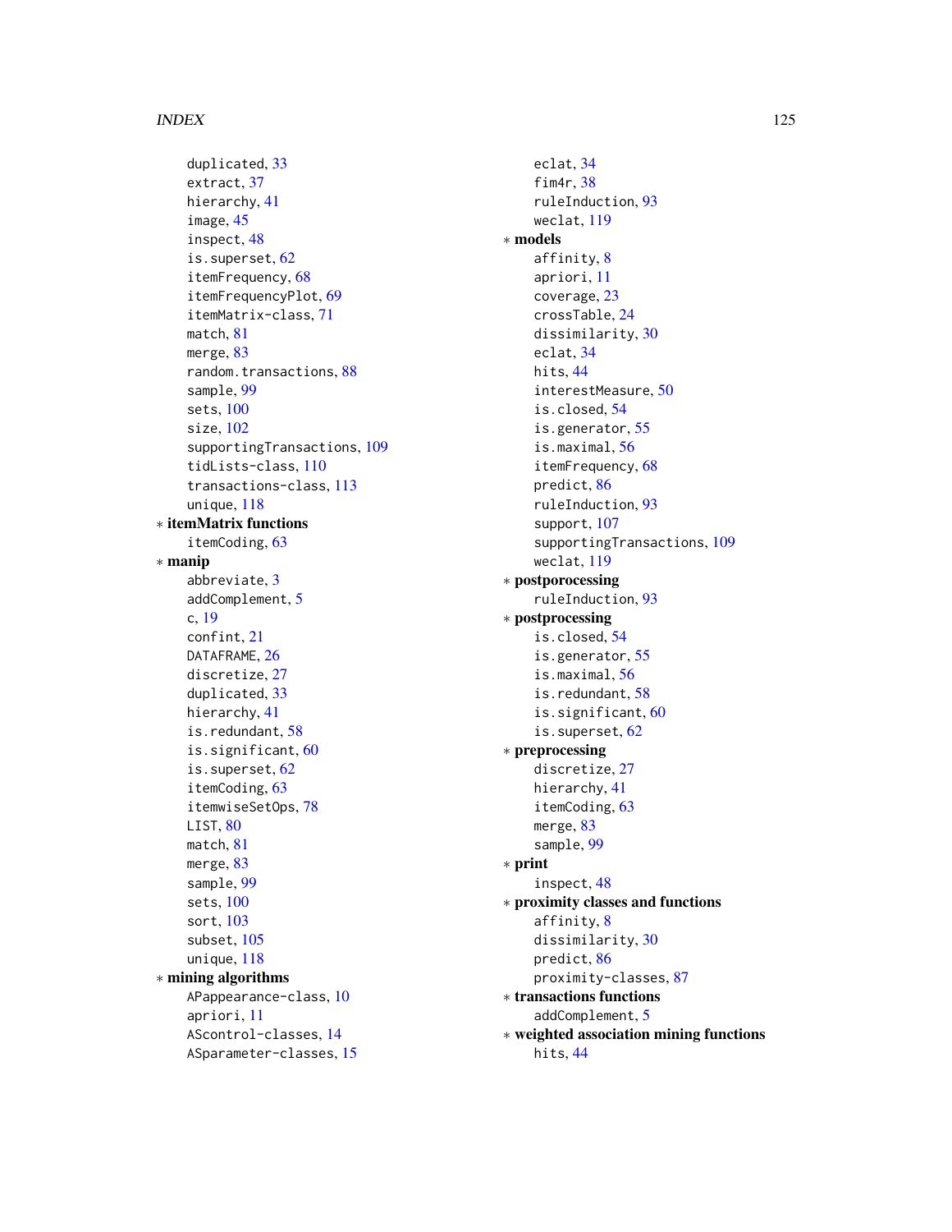duplicated, 33
extract, 37
hierarchy, 41
image, 45
inspect, 48
is.superset, 62
itemFrequency, 68
itemFrequencyPlot, 69
itemMatrix-class, 71
match, 81
merge, 83
random.transactions, 88
sample, 99
sets, 100
size, 102
supportingTransactions, 109
tidLists-class, 110
transactions-class, 113
unique, 118

* **itemMatrix functions**
  itemCoding, 63

* **manip**
  abbreviate, 3
  addComplement, 5
  c, 19
  confint, 21
  DATAFRAME, 26
  discretize, 27
  duplicated, 33
  hierarchy, 41
  is.redundant, 58
  is.significant, 60
  is.superset, 62
  itemCoding, 63
  itemwiseSetOps, 78
  LIST, 80
  match, 81
  merge, 83
  sample, 99
  sets, 100
  sort, 103
  subset, 105
  unique, 118

* **mining algorithms**
  APappearance-class, 10
  apriori, 11
  AScontrol-classes, 14
  ASparameter-classes, 15
  eclat, 34
  fim4r, 38
  ruleInduction, 93
  weclat, 119

* **models**
  affinity, 8
  apriori, 11
  coverage, 23
  crossTable, 24
  dissimilarity, 30
  eclat, 34
  hits, 44
  interestMeasure, 50
  is.closed, 54
  is.generator, 55
  is.maximal, 56
  itemFrequency, 68
  predict, 86
  ruleInduction, 93
  support, 107
  supportingTransactions, 109
  weclat, 119

* **postporocessing**
  ruleInduction, 93

* **postprocessing**
  is.closed, 54
  is.generator, 55
  is.maximal, 56
  is.redundant, 58
  is.significant, 60
  is.superset, 62

* **preprocessing**
  discretize, 27
  hierarchy, 41
  itemCoding, 63
  merge, 83
  sample, 99

* **print**
  inspect, 48

* **proximity classes and functions**
  affinity, 8
  dissimilarity, 30
  predict, 86
  proximity-classes, 87

* **transactions functions**
  addComplement, 5

* **weighted association mining functions**
  hits, 44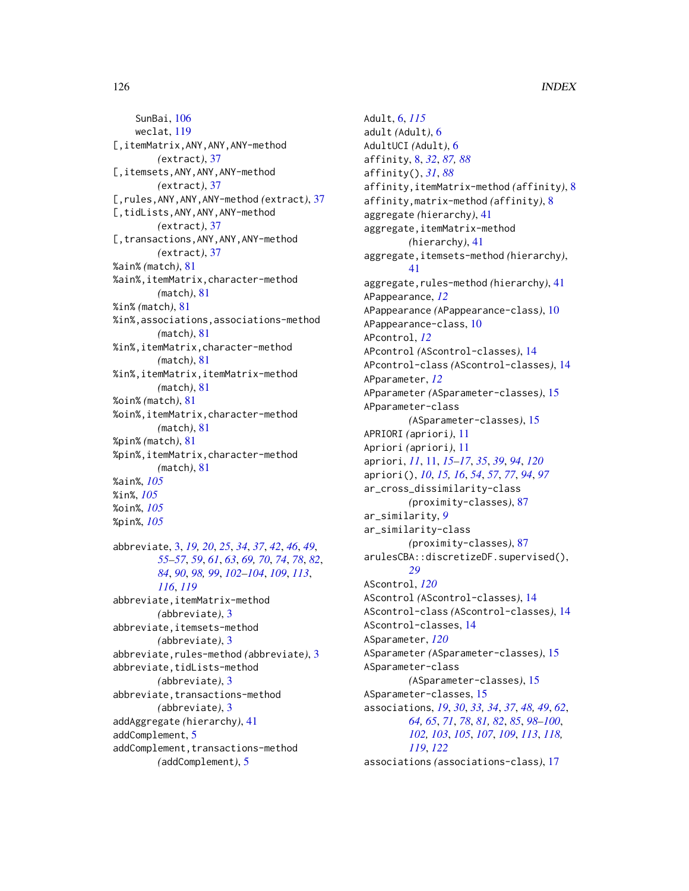SunBai, 106
weclat, 119

[,itemMatrix,ANY,ANY,ANY-method *(extract)*, 37
[,itemsets,ANY,ANY,ANY-method *(extract)*, 37
[,rules,ANY,ANY,ANY-method *(extract)*, 37
[,tidLists,ANY,ANY,ANY-method *(extract)*, 37
[,transactions,ANY,ANY,ANY-method *(extract)*, 37
%ain% *(match)*, 81
%ain%,itemMatrix,character-method *(match)*, 81
%in% *(match)*, 81
%in%,associations,associations-method *(match)*, 81
%in%,itemMatrix,character-method *(match)*, 81
%in%,itemMatrix,itemMatrix-method *(match)*, 81
%oin% *(match)*, 81
%oin%,itemMatrix,character-method *(match)*, 81
%pin% *(match)*, 81
%pin%,itemMatrix,character-method *(match)*, 81
%ain%, *105*
%in%, *105*
%oin%, *105*
%pin%, *105*

abbreviate, 3, *19, 20*, *25*, *34*, *37*, *42*, *46*, *49*, *55–57*, *59*, *61*, *63*, *69, 70*, *74*, *78*, *82*, *84*, *90*, *98, 99*, *102–104*, *109*, *113*, *116*, *119*
abbreviate,itemMatrix-method *(abbreviate)*, 3
abbreviate,itemsets-method *(abbreviate)*, 3
abbreviate,rules-method *(abbreviate)*, 3
abbreviate,tidLists-method *(abbreviate)*, 3
abbreviate,transactions-method *(abbreviate)*, 3
addAggregate *(hierarchy)*, 41
addComplement, 5
addComplement,transactions-method *(addComplement)*, 5
Adult, 6, *115*
adult *(Adult)*, 6
AdultUCI *(Adult)*, 6
affinity, 8, *32*, *87, 88*
affinity(), *31*, *88*
affinity,itemMatrix-method *(affinity)*, 8
affinity,matrix-method *(affinity)*, 8
aggregate *(hierarchy)*, 41
aggregate,itemMatrix-method *(hierarchy)*, 41
aggregate,itemsets-method *(hierarchy)*, 41
aggregate,rules-method *(hierarchy)*, 41
APappearance, *12*
APappearance *(APappearance-class)*, 10
APappearance-class, 10
APcontrol, *12*
APcontrol *(AScontrol-classes)*, 14
APcontrol-class *(AScontrol-classes)*, 14
APparameter, *12*
APparameter *(ASparameter-classes)*, 15
APparameter-class *(ASparameter-classes)*, 15
APRIORI *(apriori)*, 11
Apriori *(apriori)*, 11
apriori, *11*, 11, *15–17*, *35*, *39*, *94*, *120*
apriori(), *10*, *15, 16*, *54*, *57*, *77*, *94*, *97*
ar_cross_dissimilarity-class *(proximity-classes)*, 87
ar_similarity, *9*
ar_similarity-class *(proximity-classes)*, 87
arulesCBA::discretizeDF.supervised(), *29*
AScontrol, *120*
AScontrol *(AScontrol-classes)*, 14
AScontrol-class *(AScontrol-classes)*, 14
AScontrol-classes, 14
ASparameter, *120*
ASparameter *(ASparameter-classes)*, 15
ASparameter-class *(ASparameter-classes)*, 15
ASparameter-classes, 15
associations, *19*, *30*, *33, 34*, *37*, *48, 49*, *62*, *64, 65*, *71*, *78*, *81, 82*, *85*, *98–100*, *102, 103*, *105*, *107*, *109*, *113*, *118*, *119*, *122*
associations *(associations-class)*, 17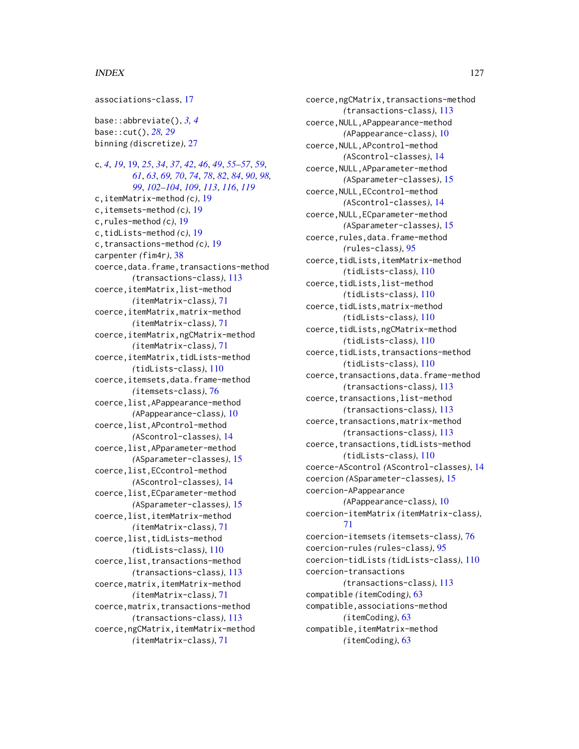associations-class, 17

base::abbreviate(), *3, 4*
base::cut(), *28, 29*
binning *(discretize)*, 27

c, *4*, *19*, 19, *25*, *34*, *37*, *42*, *46*, *49*, *55–57*, *59*, *61*, *63*, *69, 70*, *74*, *78*, *82*, *84*, *90*, *98, 99*, *102–104*, *109*, *113*, *116*, *119*
c,itemMatrix-method *(c)*, 19
c,itemsets-method *(c)*, 19
c,rules-method *(c)*, 19
c,tidLists-method *(c)*, 19
c,transactions-method *(c)*, 19
carpenter *(fim4r)*, 38
coerce,data.frame,transactions-method *(transactions-class)*, 113
coerce,itemMatrix,list-method *(itemMatrix-class)*, 71
coerce,itemMatrix,matrix-method *(itemMatrix-class)*, 71
coerce,itemMatrix,ngCMatrix-method *(itemMatrix-class)*, 71
coerce,itemMatrix,tidLists-method *(tidLists-class)*, 110
coerce,itemsets,data.frame-method *(itemsets-class)*, 76
coerce,list,APappearance-method *(APappearance-class)*, 10
coerce,list,APcontrol-method *(AScontrol-classes)*, 14
coerce,list,APparameter-method *(ASparameter-classes)*, 15
coerce,list,ECcontrol-method *(AScontrol-classes)*, 14
coerce,list,ECparameter-method *(ASparameter-classes)*, 15
coerce,list,itemMatrix-method *(itemMatrix-class)*, 71
coerce,list,tidLists-method *(tidLists-class)*, 110
coerce,list,transactions-method *(transactions-class)*, 113
coerce,matrix,itemMatrix-method *(itemMatrix-class)*, 71
coerce,matrix,transactions-method *(transactions-class)*, 113
coerce,ngCMatrix,itemMatrix-method *(itemMatrix-class)*, 71
coerce,ngCMatrix,transactions-method *(transactions-class)*, 113
coerce,NULL,APappearance-method *(APappearance-class)*, 10
coerce,NULL,APcontrol-method *(AScontrol-classes)*, 14
coerce,NULL,APparameter-method *(ASparameter-classes)*, 15
coerce,NULL,ECcontrol-method *(AScontrol-classes)*, 14
coerce,NULL,ECparameter-method *(ASparameter-classes)*, 15
coerce,rules,data.frame-method *(rules-class)*, 95
coerce,tidLists,itemMatrix-method *(tidLists-class)*, 110
coerce,tidLists,list-method *(tidLists-class)*, 110
coerce,tidLists,matrix-method *(tidLists-class)*, 110
coerce,tidLists,ngCMatrix-method *(tidLists-class)*, 110
coerce,tidLists,transactions-method *(tidLists-class)*, 110
coerce,transactions,data.frame-method *(transactions-class)*, 113
coerce,transactions,list-method *(transactions-class)*, 113
coerce,transactions,matrix-method *(transactions-class)*, 113
coerce,transactions,tidLists-method *(tidLists-class)*, 110
coerce-AScontrol *(AScontrol-classes)*, 14
coercion *(ASparameter-classes)*, 15
coercion-APappearance *(APappearance-class)*, 10
coercion-itemMatrix *(itemMatrix-class)*, 71
coercion-itemsets *(itemsets-class)*, 76
coercion-rules *(rules-class)*, 95
coercion-tidLists *(tidLists-class)*, 110
coercion-transactions *(transactions-class)*, 113
compatible *(itemCoding)*, 63
compatible,associations-method *(itemCoding)*, 63
compatible,itemMatrix-method *(itemCoding)*, 63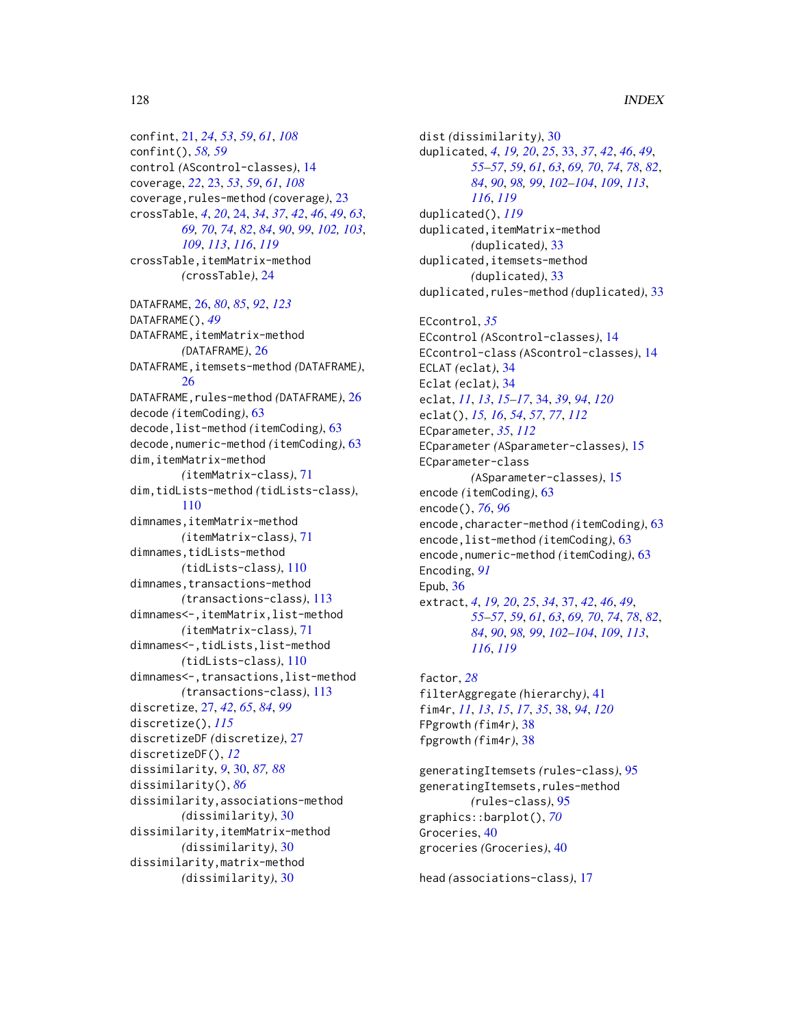confint, 21, *24*, *53*, *59*, *61*, *108*
confint(), *58, 59*
control (AScontrol-classes), 14
coverage, *22*, 23, *53*, *59*, *61*, *108*
coverage,rules-method (coverage), 23
crossTable, *4*, *20*, 24, *34*, *37*, *42*, *46*, *49*, *63*, *69, 70*, *74*, *82*, *84*, *90*, *99*, *102, 103*, *109*, *113*, *116*, *119*
crossTable,itemMatrix-method (crossTable), 24

DATAFRAME, 26, *80*, *85*, *92*, *123*
DATAFRAME(), *49*
DATAFRAME,itemMatrix-method (DATAFRAME), 26
DATAFRAME,itemsets-method (DATAFRAME), 26
DATAFRAME,rules-method (DATAFRAME), 26
decode (itemCoding), 63
decode,list-method (itemCoding), 63
decode,numeric-method (itemCoding), 63
dim,itemMatrix-method (itemMatrix-class), 71
dim,tidLists-method (tidLists-class), 110
dimnames,itemMatrix-method (itemMatrix-class), 71
dimnames,tidLists-method (tidLists-class), 110
dimnames,transactions-method (transactions-class), 113
dimnames<-,itemMatrix,list-method (itemMatrix-class), 71
dimnames<-,tidLists,list-method (tidLists-class), 110
dimnames<-,transactions,list-method (transactions-class), 113
discretize, 27, *42*, *65*, *84*, *99*
discretize(), *115*
discretizeDF (discretize), 27
discretizeDF(), *12*
dissimilarity, *9*, 30, *87, 88*
dissimilarity(), *86*
dissimilarity,associations-method (dissimilarity), 30
dissimilarity,itemMatrix-method (dissimilarity), 30
dissimilarity,matrix-method (dissimilarity), 30
dist (dissimilarity), 30
duplicated, *4*, *19, 20*, *25*, 33, *37*, *42*, *46*, *49*, *55–57*, *59*, *61*, *63*, *69, 70*, *74*, *78*, *82*, *84*, *90*, *98, 99*, *102–104*, *109*, *113*, *116*, *119*
duplicated(), *119*
duplicated,itemMatrix-method (duplicated), 33
duplicated,itemsets-method (duplicated), 33
duplicated,rules-method (duplicated), 33

ECcontrol, *35*
ECcontrol (AScontrol-classes), 14
ECcontrol-class (AScontrol-classes), 14
ECLAT (eclat), 34
Eclat (eclat), 34
eclat, *11*, *13*, *15–17*, 34, *39*, *94*, *120*
eclat(), *15, 16*, *54*, *57*, *77*, *112*
ECparameter, *35*, *112*
ECparameter (ASparameter-classes), 15
ECparameter-class (ASparameter-classes), 15
encode (itemCoding), 63
encode(), *76*, *96*
encode,character-method (itemCoding), 63
encode,list-method (itemCoding), 63
encode,numeric-method (itemCoding), 63
Encoding, *91*
Epub, 36
extract, *4*, *19, 20*, *25*, *34*, 37, *42*, *46*, *49*, *55–57*, *59*, *61*, *63*, *69, 70*, *74*, *78*, *82*, *84*, *90*, *98, 99*, *102–104*, *109*, *113*, *116*, *119*

factor, *28*
filterAggregate (hierarchy), 41
fim4r, *11*, *13*, *15*, *17*, *35*, 38, *94*, *120*
FPgrowth (fim4r), 38
fpgrowth (fim4r), 38

generatingItemsets (rules-class), 95
generatingItemsets,rules-method (rules-class), 95
graphics::barplot(), *70*
Groceries, 40
groceries (Groceries), 40

head (associations-class), 17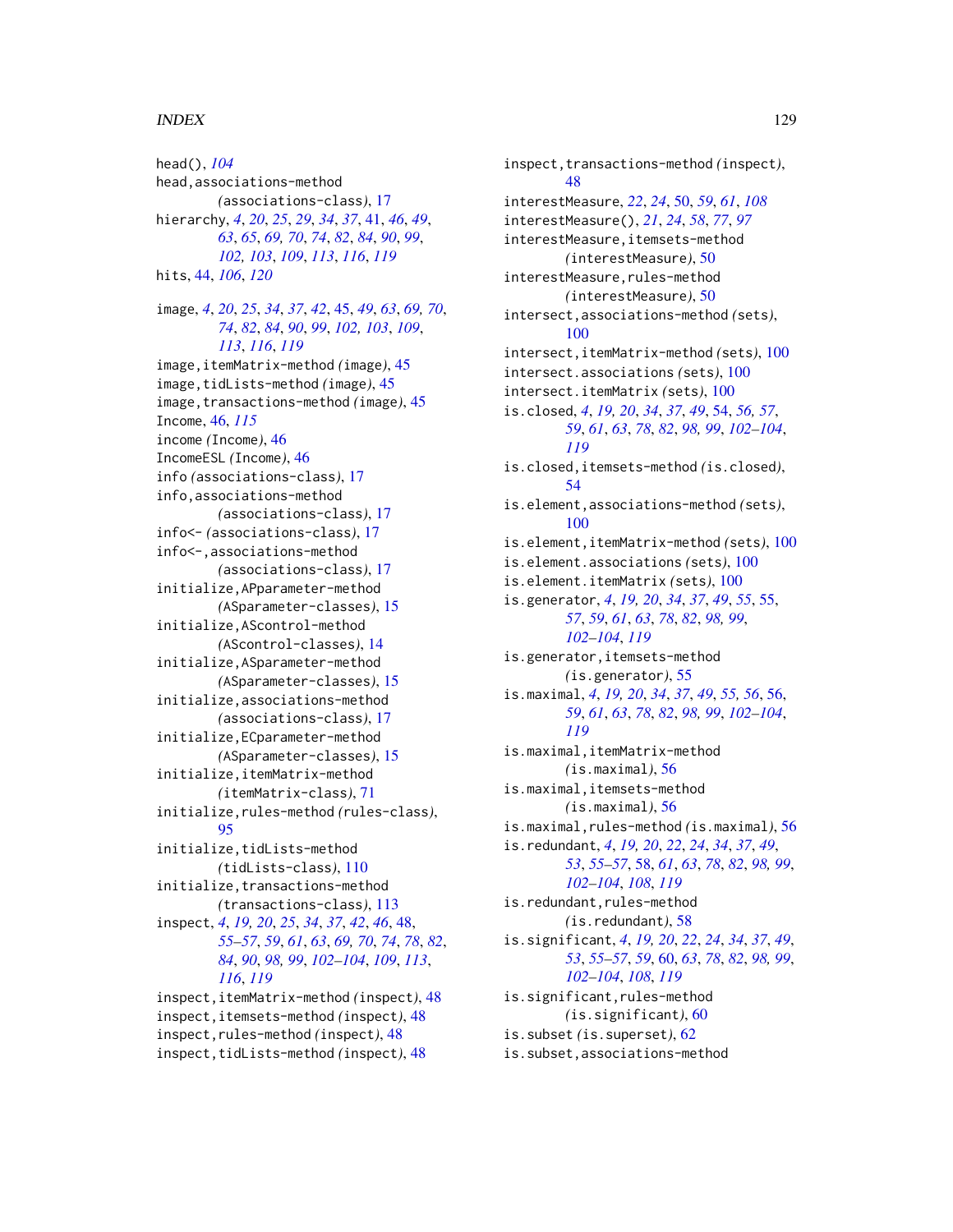head(), *104*
head,associations-method (associations-class), 17
hierarchy, *4*, *20*, *25*, *29*, *34*, *37*, 41, *46*, *49*, *63*, *65*, *69, 70*, *74*, *82*, *84*, *90*, *99*, *102, 103*, *109*, *113*, *116*, *119*
hits, 44, *106*, *120*

image, *4*, *20*, *25*, *34*, *37*, *42*, 45, *49*, *63*, *69, 70*, *74*, *82*, *84*, *90*, *99*, *102, 103*, *109*, *113*, *116*, *119*
image,itemMatrix-method *(*image*)*, 45
image,tidLists-method *(*image*)*, 45
image,transactions-method *(*image*)*, 45
Income, 46, *115*
income *(*Income*)*, 46
IncomeESL *(*Income*)*, 46
info *(*associations-class*)*, 17
info,associations-method *(*associations-class*)*, 17
info<- *(*associations-class*)*, 17
info<-,associations-method *(*associations-class*)*, 17
initialize,APparameter-method *(*ASparameter-classes*)*, 15
initialize,AScontrol-method *(*AScontrol-classes*)*, 14
initialize,ASparameter-method *(*ASparameter-classes*)*, 15
initialize,associations-method *(*associations-class*)*, 17
initialize,ECparameter-method *(*ASparameter-classes*)*, 15
initialize,itemMatrix-method *(*itemMatrix-class*)*, 71
initialize,rules-method *(*rules-class*)*, 95
initialize,tidLists-method *(*tidLists-class*)*, 110
initialize,transactions-method *(*transactions-class*)*, 113
inspect, *4*, *19, 20*, *25*, *34*, *37*, *42*, *46*, 48, *55–57*, *59*, *61*, *63*, *69, 70*, *74*, *78*, *82*, *84*, *90*, *98, 99*, *102–104*, *109*, *113*, *116*, *119*
inspect,itemMatrix-method *(*inspect*)*, 48
inspect,itemsets-method *(*inspect*)*, 48
inspect,rules-method *(*inspect*)*, 48
inspect,tidLists-method *(*inspect*)*, 48
inspect,transactions-method *(*inspect*)*, 48
interestMeasure, *22*, *24*, 50, *59*, *61*, *108*
interestMeasure(), *21*, *24*, *58*, *77*, *97*
interestMeasure,itemsets-method *(*interestMeasure*)*, 50
interestMeasure,rules-method *(*interestMeasure*)*, 50
intersect,associations-method *(*sets*)*, 100
intersect,itemMatrix-method *(*sets*)*, 100
intersect.associations *(*sets*)*, 100
intersect.itemMatrix *(*sets*)*, 100
is.closed, *4*, *19, 20*, *34*, *37*, *49*, 54, *56, 57*, *59*, *61*, *63*, *78*, *82*, *98, 99*, *102–104*, *119*
is.closed,itemsets-method *(*is.closed*)*, 54
is.element,associations-method *(*sets*)*, 100
is.element,itemMatrix-method *(*sets*)*, 100
is.element.associations *(*sets*)*, 100
is.element.itemMatrix *(*sets*)*, 100
is.generator, *4*, *19, 20*, *34*, *37*, *49*, *55*, 55, *57*, *59*, *61*, *63*, *78*, *82*, *98, 99*, *102–104*, *119*
is.generator,itemsets-method *(*is.generator*)*, 55
is.maximal, *4*, *19, 20*, *34*, *37*, *49*, *55, 56*, 56, *59*, *61*, *63*, *78*, *82*, *98, 99*, *102–104*, *119*
is.maximal,itemMatrix-method *(*is.maximal*)*, 56
is.maximal,itemsets-method *(*is.maximal*)*, 56
is.maximal,rules-method *(*is.maximal*)*, 56
is.redundant, *4*, *19, 20*, *22*, *24*, *34*, *37*, *49*, *53*, *55–57*, 58, *61*, *63*, *78*, *82*, *98, 99*, *102–104*, *108*, *119*
is.redundant,rules-method *(*is.redundant*)*, 58
is.significant, *4*, *19, 20*, *22*, *24*, *34*, *37*, *49*, *53*, *55–57*, *59*, 60, *63*, *78*, *82*, *98, 99*, *102–104*, *108*, *119*
is.significant,rules-method *(*is.significant*)*, 60
is.subset *(*is.superset*)*, 62
is.subset,associations-method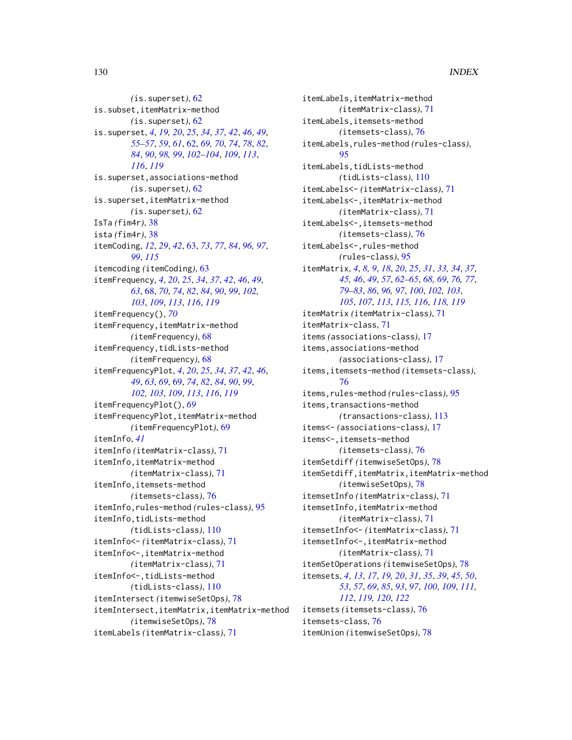*(*is.superset*)*, 62
is.subset,itemMatrix-method *(*is.superset*)*, 62
is.superset, *4*, *19, 20*, *25*, *34*, *37*, *42*, *46*, *49*, *55–57*, *59*, *61*, 62, *69, 70*, *74*, *78*, *82*, *84*, *90*, *98, 99*, *102–104*, *109*, *113*, *116*, *119*
is.superset,associations-method *(*is.superset*)*, 62
is.superset,itemMatrix-method *(*is.superset*)*, 62
IsTa *(*fim4r*)*, 38
ista *(*fim4r*)*, 38
itemCoding, *12*, *29*, *42*, 63, *73*, *77*, *84*, *96, 97*, *99*, *115*
itemcoding *(*itemCoding*)*, 63
itemFrequency, *4*, *20*, *25*, *34*, *37*, *42*, *46*, *49*, *63*, 68, *70*, *74*, *82*, *84*, *90*, *99*, *102, 103*, *109*, *113*, *116*, *119*
itemFrequency(), *70*
itemFrequency,itemMatrix-method *(*itemFrequency*)*, 68
itemFrequency,tidLists-method *(*itemFrequency*)*, 68
itemFrequencyPlot, *4*, *20*, *25*, *34*, *37*, *42*, *46*, *49*, *63*, *69*, 69, *74*, *82*, *84*, *90*, *99*, *102, 103*, *109*, *113*, *116*, *119*
itemFrequencyPlot(), *69*
itemFrequencyPlot,itemMatrix-method *(*itemFrequencyPlot*)*, 69
itemInfo, *41*
itemInfo *(*itemMatrix-class*)*, 71
itemInfo,itemMatrix-method *(*itemMatrix-class*)*, 71
itemInfo,itemsets-method *(*itemsets-class*)*, 76
itemInfo,rules-method *(*rules-class*)*, 95
itemInfo,tidLists-method *(*tidLists-class*)*, 110
itemInfo<- *(*itemMatrix-class*)*, 71
itemInfo<-,itemMatrix-method *(*itemMatrix-class*)*, 71
itemInfo<-,tidLists-method *(*tidLists-class*)*, 110
itemIntersect *(*itemwiseSetOps*)*, 78
itemIntersect,itemMatrix,itemMatrix-method *(*itemwiseSetOps*)*, 78
itemLabels *(*itemMatrix-class*)*, 71
itemLabels,itemMatrix-method *(*itemMatrix-class*)*, 71
itemLabels,itemsets-method *(*itemsets-class*)*, 76
itemLabels,rules-method *(*rules-class*)*, 95
itemLabels,tidLists-method *(*tidLists-class*)*, 110
itemLabels<- *(*itemMatrix-class*)*, 71
itemLabels<-,itemMatrix-method *(*itemMatrix-class*)*, 71
itemLabels<-,itemsets-method *(*itemsets-class*)*, 76
itemLabels<-,rules-method *(*rules-class*)*, 95
itemMatrix, *4*, *8, 9*, *18*, *20*, *25*, *31*, *33, 34*, *37*, *45, 46*, *49*, *57*, *62–65*, *68, 69*, *76, 77*, *79–83*, *86*, *96, 97*, *100*, *102, 103*, *105*, *107*, *113*, *115, 116*, *118, 119*
itemMatrix *(*itemMatrix-class*)*, 71
itemMatrix-class, 71
items *(*associations-class*)*, 17
items,associations-method *(*associations-class*)*, 17
items,itemsets-method *(*itemsets-class*)*, 76
items,rules-method *(*rules-class*)*, 95
items,transactions-method *(*transactions-class*)*, 113
items<- *(*associations-class*)*, 17
items<-,itemsets-method *(*itemsets-class*)*, 76
itemSetdiff *(*itemwiseSetOps*)*, 78
itemSetdiff,itemMatrix,itemMatrix-method *(*itemwiseSetOps*)*, 78
itemsetInfo *(*itemMatrix-class*)*, 71
itemsetInfo,itemMatrix-method *(*itemMatrix-class*)*, 71
itemsetInfo<- *(*itemMatrix-class*)*, 71
itemsetInfo<-,itemMatrix-method *(*itemMatrix-class*)*, 71
itemSetOperations *(*itemwiseSetOps*)*, 78
itemsets, *4*, *13*, *17*, *19, 20*, *31*, *35*, *39*, *45*, *50*, *53*, *57*, *69*, *85*, *93*, *97*, *100*, *109*, *111, 112*, *119, 120*, *122*
itemsets *(*itemsets-class*)*, 76
itemsets-class, 76
itemUnion *(*itemwiseSetOps*)*, 78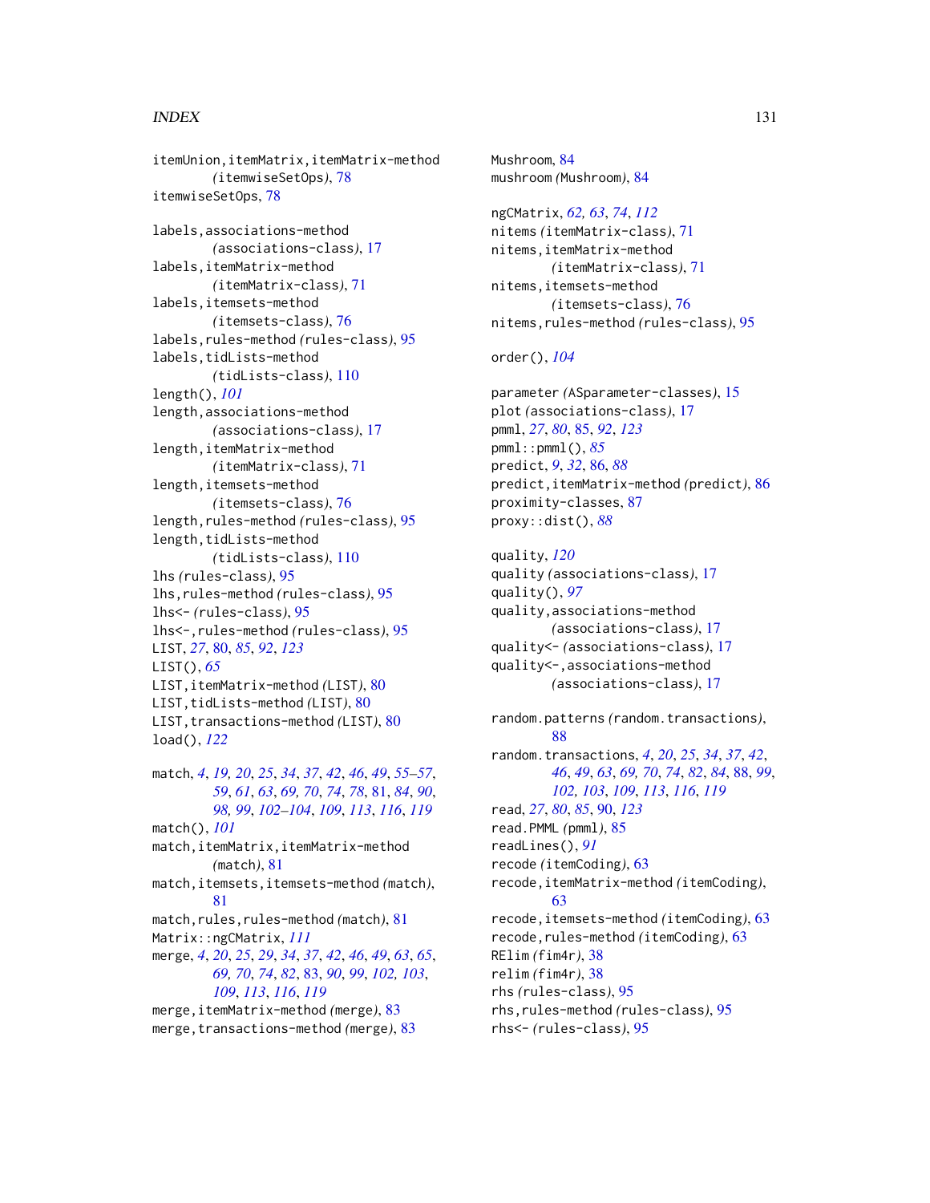itemUnion,itemMatrix,itemMatrix-method
*(itemwiseSetOps)*, 78
itemwiseSetOps, 78

labels,associations-method
*(associations-class)*, 17
labels,itemMatrix-method
*(itemMatrix-class)*, 71
labels,itemsets-method
*(itemsets-class)*, 76
labels,rules-method *(rules-class)*, 95
labels,tidLists-method
*(tidLists-class)*, 110
length(), *101*
length,associations-method
*(associations-class)*, 17
length,itemMatrix-method
*(itemMatrix-class)*, 71
length,itemsets-method
*(itemsets-class)*, 76
length,rules-method *(rules-class)*, 95
length,tidLists-method
*(tidLists-class)*, 110
lhs *(rules-class)*, 95
lhs,rules-method *(rules-class)*, 95
lhs<- *(rules-class)*, 95
lhs<-,rules-method *(rules-class)*, 95
LIST, *27*, 80, *85*, *92*, *123*
LIST(), *65*
LIST,itemMatrix-method *(LIST)*, 80
LIST,tidLists-method *(LIST)*, 80
LIST,transactions-method *(LIST)*, 80
load(), *122*

match, *4*, *19, 20*, *25*, *34*, *37*, *42*, *46*, *49*, *55–57*, *59*, *61*, *63*, *69, 70*, *74*, *78*, 81, *84*, *90*, *98, 99*, *102–104*, *109*, *113*, *116*, *119*
match(), *101*
match,itemMatrix,itemMatrix-method
*(match)*, 81
match,itemsets,itemsets-method *(match)*, 81
match,rules,rules-method *(match)*, 81
Matrix::ngCMatrix, *111*
merge, *4*, *20*, *25*, *29*, *34*, *37*, *42*, *46*, *49*, *63*, *65*, *69, 70*, *74*, *82*, 83, *90*, *99*, *102, 103*, *109*, *113*, *116*, *119*
merge,itemMatrix-method *(merge)*, 83
merge,transactions-method *(merge)*, 83

Mushroom, 84
mushroom *(Mushroom)*, 84

ngCMatrix, *62, 63*, *74*, *112*
nitems *(itemMatrix-class)*, 71
nitems,itemMatrix-method
*(itemMatrix-class)*, 71
nitems,itemsets-method
*(itemsets-class)*, 76
nitems,rules-method *(rules-class)*, 95

order(), *104*

parameter *(ASparameter-classes)*, 15
plot *(associations-class)*, 17
pmml, *27*, *80*, 85, *92*, *123*
pmml::pmml(), *85*
predict, *9*, *32*, 86, *88*
predict,itemMatrix-method *(predict)*, 86
proximity-classes, 87
proxy::dist(), *88*

quality, *120*
quality *(associations-class)*, 17
quality(), *97*
quality,associations-method
*(associations-class)*, 17
quality<- *(associations-class)*, 17
quality<-,associations-method
*(associations-class)*, 17

random.patterns *(random.transactions)*, 88
random.transactions, *4*, *20*, *25*, *34*, *37*, *42*, *46*, *49*, *63*, *69, 70*, *74*, *82*, *84*, 88, *99*, *102, 103*, *109*, *113*, *116*, *119*
read, *27*, *80*, *85*, 90, *123*
read.PMML *(pmml)*, 85
readLines(), *91*
recode *(itemCoding)*, 63
recode,itemMatrix-method *(itemCoding)*, 63
recode,itemsets-method *(itemCoding)*, 63
recode,rules-method *(itemCoding)*, 63
RElim *(fim4r)*, 38
relim *(fim4r)*, 38
rhs *(rules-class)*, 95
rhs,rules-method *(rules-class)*, 95
rhs<- *(rules-class)*, 95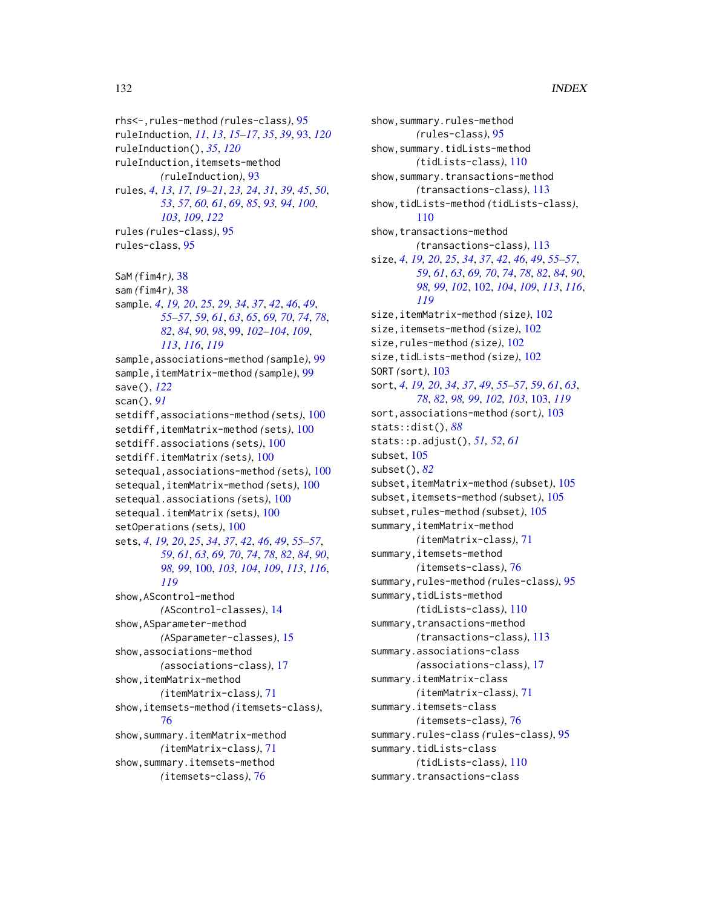rhs<-,rules-method *(*rules-class*)*, 95
ruleInduction, *11*, *13*, *15–17*, *35*, *39*, 93, *120*
ruleInduction(), *35*, *120*
ruleInduction,itemsets-method
 *(*ruleInduction*)*, 93
rules, *4*, *13*, *17*, *19–21*, *23*, *24*, *31*, *39*, *45*, *50*, *53*, *57*, *60, 61*, *69*, *85*, *93, 94*, *100*, *103*, *109*, *122*
rules *(*rules-class*)*, 95
rules-class, 95

SaM *(*fim4r*)*, 38
sam *(*fim4r*)*, 38
sample, *4*, *19, 20*, *25*, *29*, *34*, *37*, *42*, *46*, *49*, *55–57*, *59*, *61*, *63*, *65*, *69, 70*, *74*, *78*, *82*, *84*, *90*, *98*, 99, *102–104*, *109*, *113*, *116*, *119*
sample,associations-method *(*sample*)*, 99
sample,itemMatrix-method *(*sample*)*, 99
save(), *122*
scan(), *91*
setdiff,associations-method *(*sets*)*, 100
setdiff,itemMatrix-method *(*sets*)*, 100
setdiff.associations *(*sets*)*, 100
setdiff.itemMatrix *(*sets*)*, 100
setequal,associations-method *(*sets*)*, 100
setequal,itemMatrix-method *(*sets*)*, 100
setequal.associations *(*sets*)*, 100
setequal.itemMatrix *(*sets*)*, 100
setOperations *(*sets*)*, 100
sets, *4*, *19, 20*, *25*, *34*, *37*, *42*, *46*, *49*, *55–57*, *59*, *61*, *63*, *69, 70*, *74*, *78*, *82*, *84*, *90*, *98, 99*, 100, *103, 104*, *109*, *113*, *116*, *119*
show,AScontrol-method
 *(*AScontrol-classes*)*, 14
show,ASparameter-method
 *(*ASparameter-classes*)*, 15
show,associations-method
 *(*associations-class*)*, 17
show,itemMatrix-method
 *(*itemMatrix-class*)*, 71
show,itemsets-method *(*itemsets-class*)*, 76
show,summary.itemMatrix-method
 *(*itemMatrix-class*)*, 71
show,summary.itemsets-method
 *(*itemsets-class*)*, 76
show,summary.rules-method
 *(*rules-class*)*, 95
show,summary.tidLists-method
 *(*tidLists-class*)*, 110
show,summary.transactions-method
 *(*transactions-class*)*, 113
show,tidLists-method *(*tidLists-class*)*, 110
show,transactions-method
 *(*transactions-class*)*, 113
size, *4*, *19, 20*, *25*, *34*, *37*, *42*, *46*, *49*, *55–57*, *59*, *61*, *63*, *69, 70*, *74*, *78*, *82*, *84*, *90*, *98, 99*, *102*, 102, *104*, *109*, *113*, *116*, *119*
size,itemMatrix-method *(*size*)*, 102
size,itemsets-method *(*size*)*, 102
size,rules-method *(*size*)*, 102
size,tidLists-method *(*size*)*, 102
SORT *(*sort*)*, 103
sort, *4*, *19, 20*, *34*, *37*, *49*, *55–57*, *59*, *61*, *63*, *78*, *82*, *98, 99*, *102, 103*, 103, *119*
sort,associations-method *(*sort*)*, 103
stats::dist(), *88*
stats::p.adjust(), *51, 52*, *61*
subset, 105
subset(), *82*
subset,itemMatrix-method *(*subset*)*, 105
subset,itemsets-method *(*subset*)*, 105
subset,rules-method *(*subset*)*, 105
summary,itemMatrix-method
 *(*itemMatrix-class*)*, 71
summary,itemsets-method
 *(*itemsets-class*)*, 76
summary,rules-method *(*rules-class*)*, 95
summary,tidLists-method
 *(*tidLists-class*)*, 110
summary,transactions-method
 *(*transactions-class*)*, 113
summary.associations-class
 *(*associations-class*)*, 17
summary.itemMatrix-class
 *(*itemMatrix-class*)*, 71
summary.itemsets-class
 *(*itemsets-class*)*, 76
summary.rules-class *(*rules-class*)*, 95
summary.tidLists-class
 *(*tidLists-class*)*, 110
summary.transactions-class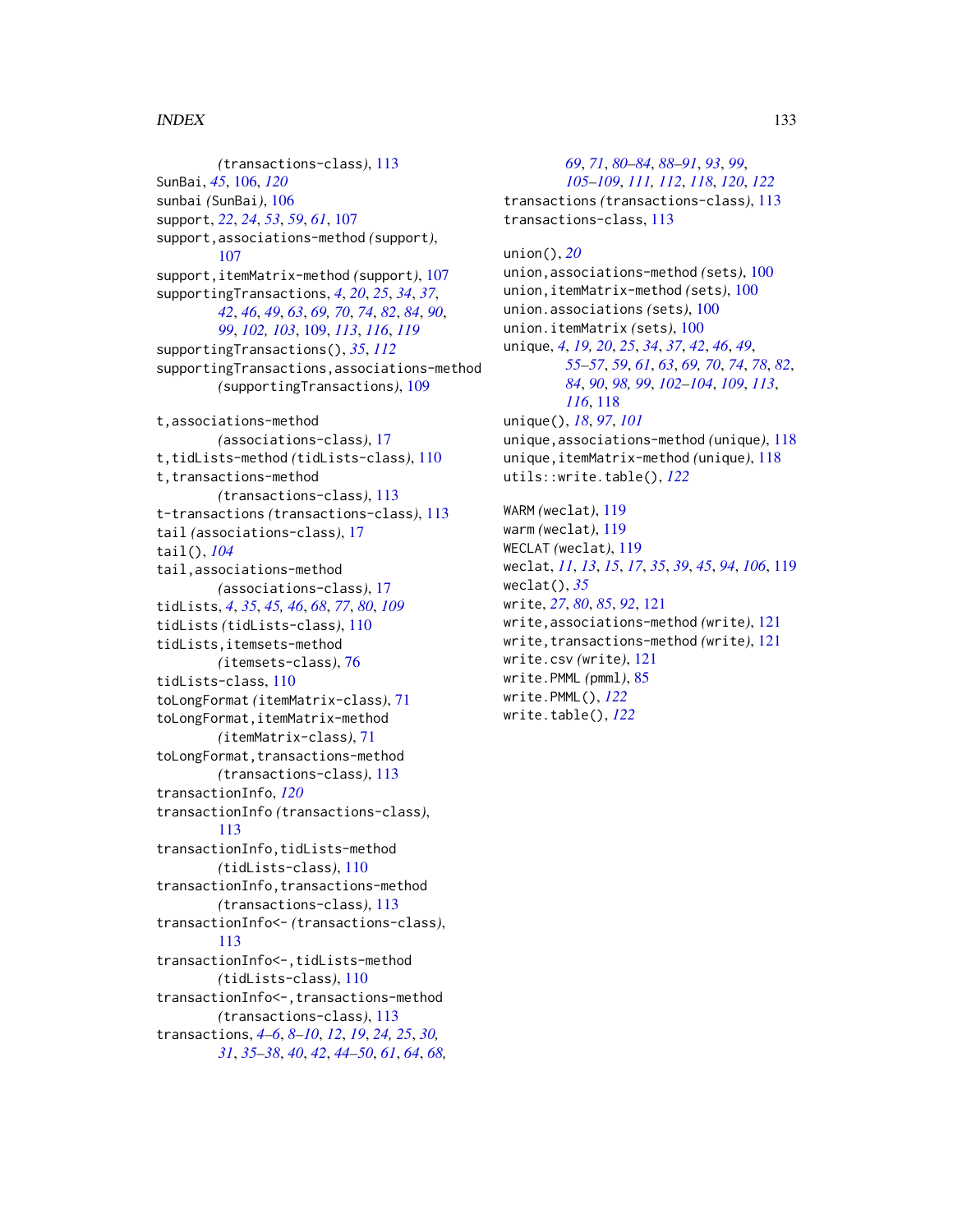(transactions-class), 113
SunBai, *45*, 106, *120*
sunbai (SunBai), 106
support, *22*, *24*, *53*, *59*, *61*, 107
support,associations-method (support), 107
support,itemMatrix-method (support), 107
supportingTransactions, *4*, *20*, *25*, *34*, *37*, *42*, *46*, *49*, *63*, *69, 70*, *74*, *82*, *84*, *90*, *99*, *102, 103*, 109, *113*, *116*, *119*
supportingTransactions(), *35*, *112*
supportingTransactions,associations-method (supportingTransactions), 109

t,associations-method (associations-class), 17
t,tidLists-method (tidLists-class), 110
t,transactions-method (transactions-class), 113
t-transactions (transactions-class), 113
tail (associations-class), 17
tail(), *104*
tail,associations-method (associations-class), 17
tidLists, *4*, *35*, *45, 46*, *68*, *77*, *80*, *109*
tidLists (tidLists-class), 110
tidLists,itemsets-method (itemsets-class), 76
tidLists-class, 110
toLongFormat (itemMatrix-class), 71
toLongFormat,itemMatrix-method (itemMatrix-class), 71
toLongFormat,transactions-method (transactions-class), 113
transactionInfo, *120*
transactionInfo (transactions-class), 113
transactionInfo,tidLists-method (tidLists-class), 110
transactionInfo,transactions-method (transactions-class), 113
transactionInfo<- (transactions-class), 113
transactionInfo<-,tidLists-method (tidLists-class), 110
transactionInfo<-,transactions-method (transactions-class), 113
transactions, *4–6*, *8–10*, *12*, *19*, *24, 25*, *30, 31*, *35–38*, *40*, *42*, *44–50*, *61*, *64*, *68, 69*, *71*, *80–84*, *88–91*, *93*, *99*, *105–109*, *111, 112*, *118*, *120*, *122*
transactions (transactions-class), 113
transactions-class, 113

union(), *20*
union,associations-method (sets), 100
union,itemMatrix-method (sets), 100
union.associations (sets), 100
union.itemMatrix (sets), 100
unique, *4*, *19, 20*, *25*, *34*, *37*, *42*, *46*, *49*, *55–57*, *59*, *61*, *63*, *69, 70*, *74*, *78*, *82*, *84*, *90*, *98, 99*, *102–104*, *109*, *113*, *116*, 118
unique(), *18*, *97*, *101*
unique,associations-method (unique), 118
unique,itemMatrix-method (unique), 118
utils::write.table(), *122*

WARM (weclat), 119
warm (weclat), 119
WECLAT (weclat), 119
weclat, *11*, *13*, *15*, *17*, *35*, *39*, *45*, *94*, *106*, 119
weclat(), *35*
write, *27*, *80*, *85*, *92*, 121
write,associations-method (write), 121
write,transactions-method (write), 121
write.csv (write), 121
write.PMML (pmml), 85
write.PMML(), *122*
write.table(), *122*